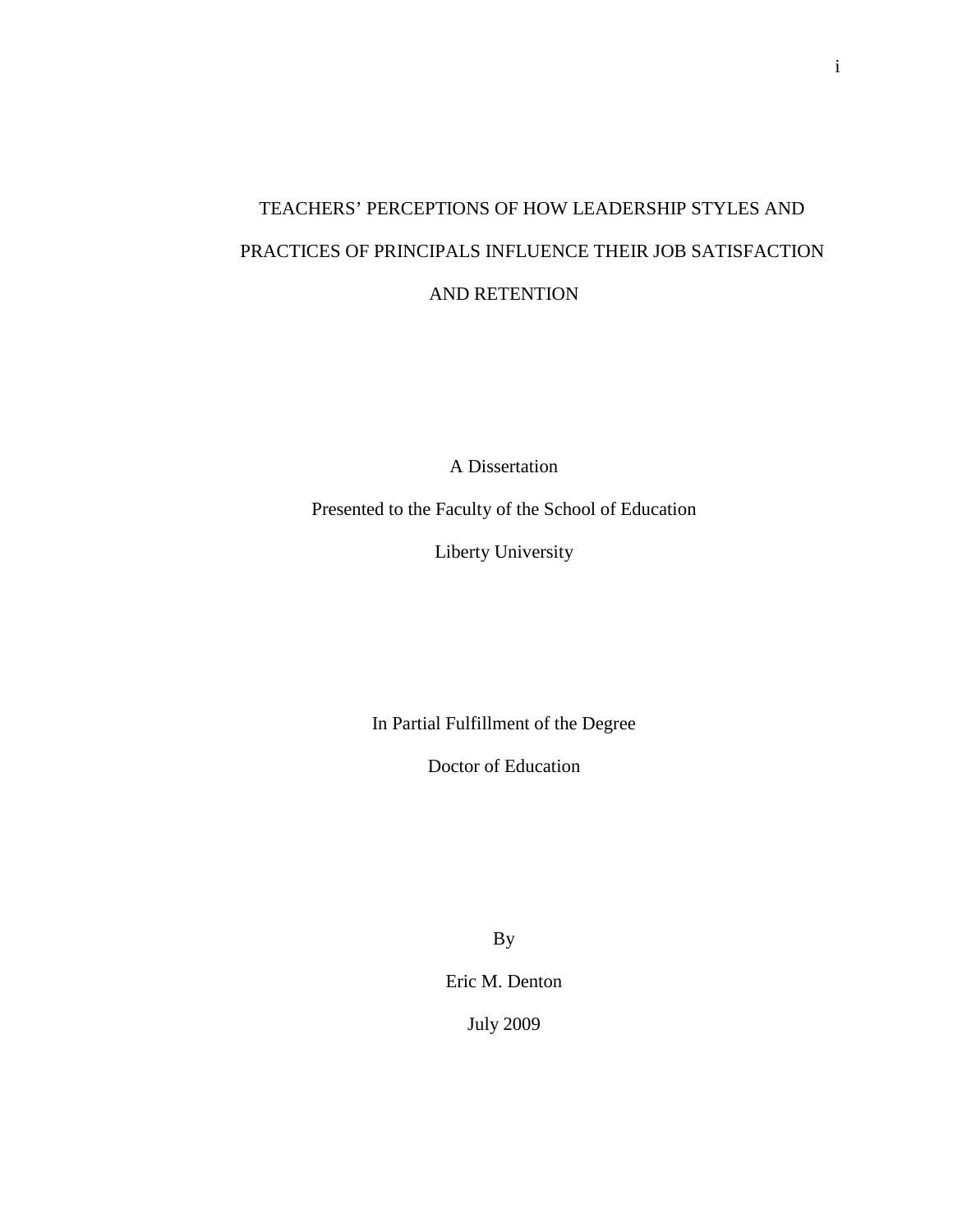# TEACHERS' PERCEPTIONS OF HOW LEADERSHIP STYLES AND PRACTICES OF PRINCIPALS INFLUENCE THEIR JOB SATISFACTION AND RETENTION

A Dissertation

Presented to the Faculty of the School of Education

Liberty University

In Partial Fulfillment of the Degree

Doctor of Education

By

Eric M. Denton

July 2009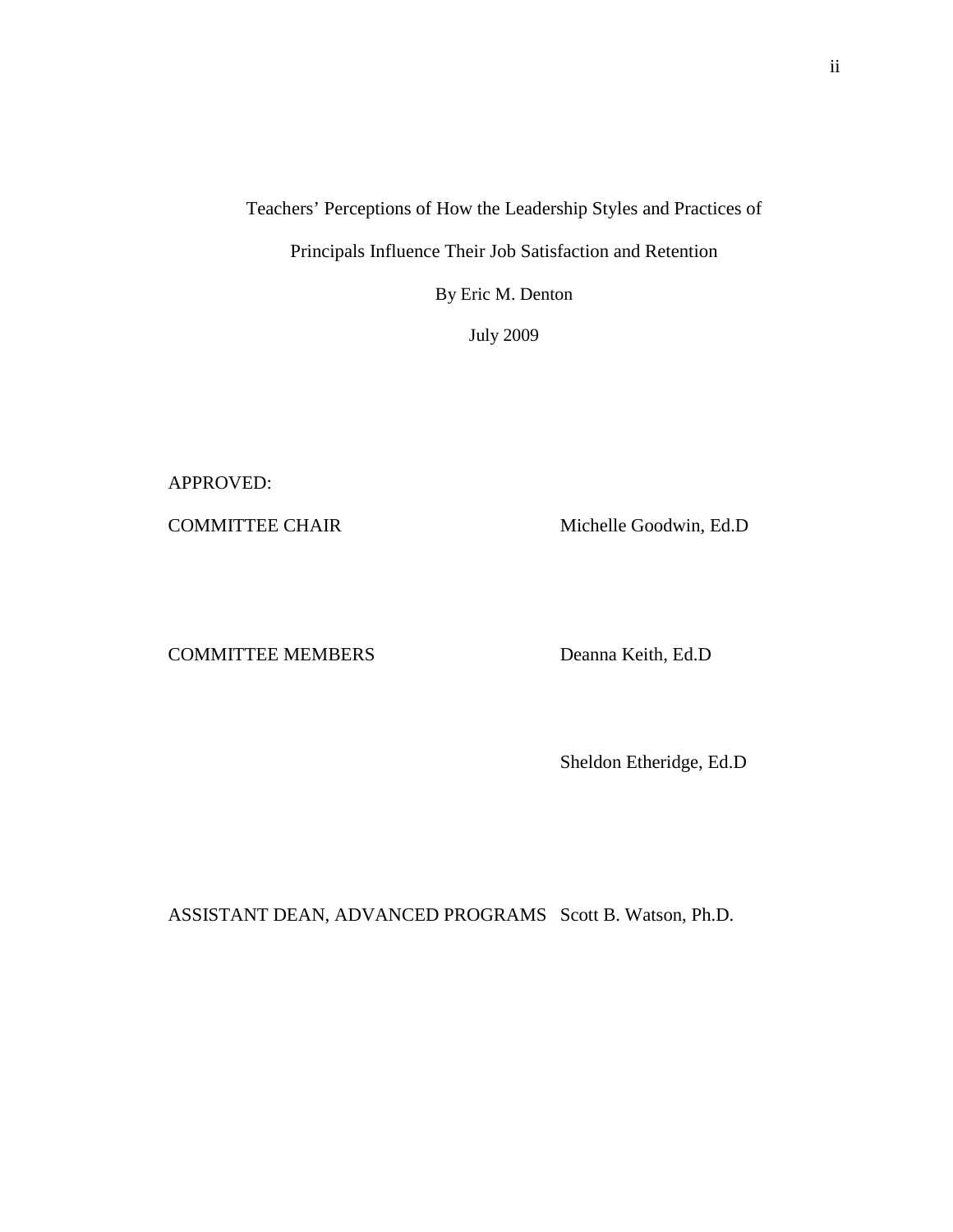Teachers' Perceptions of How the Leadership Styles and Practices of

Principals Influence Their Job Satisfaction and Retention

By Eric M. Denton

July 2009

APPROVED:

COMMITTEE CHAIR Michelle Goodwin, Ed.D

COMMITTEE MEMBERS Deanna Keith, Ed.D

Sheldon Etheridge, Ed.D

ASSISTANT DEAN, ADVANCED PROGRAMS Scott B. Watson, Ph.D.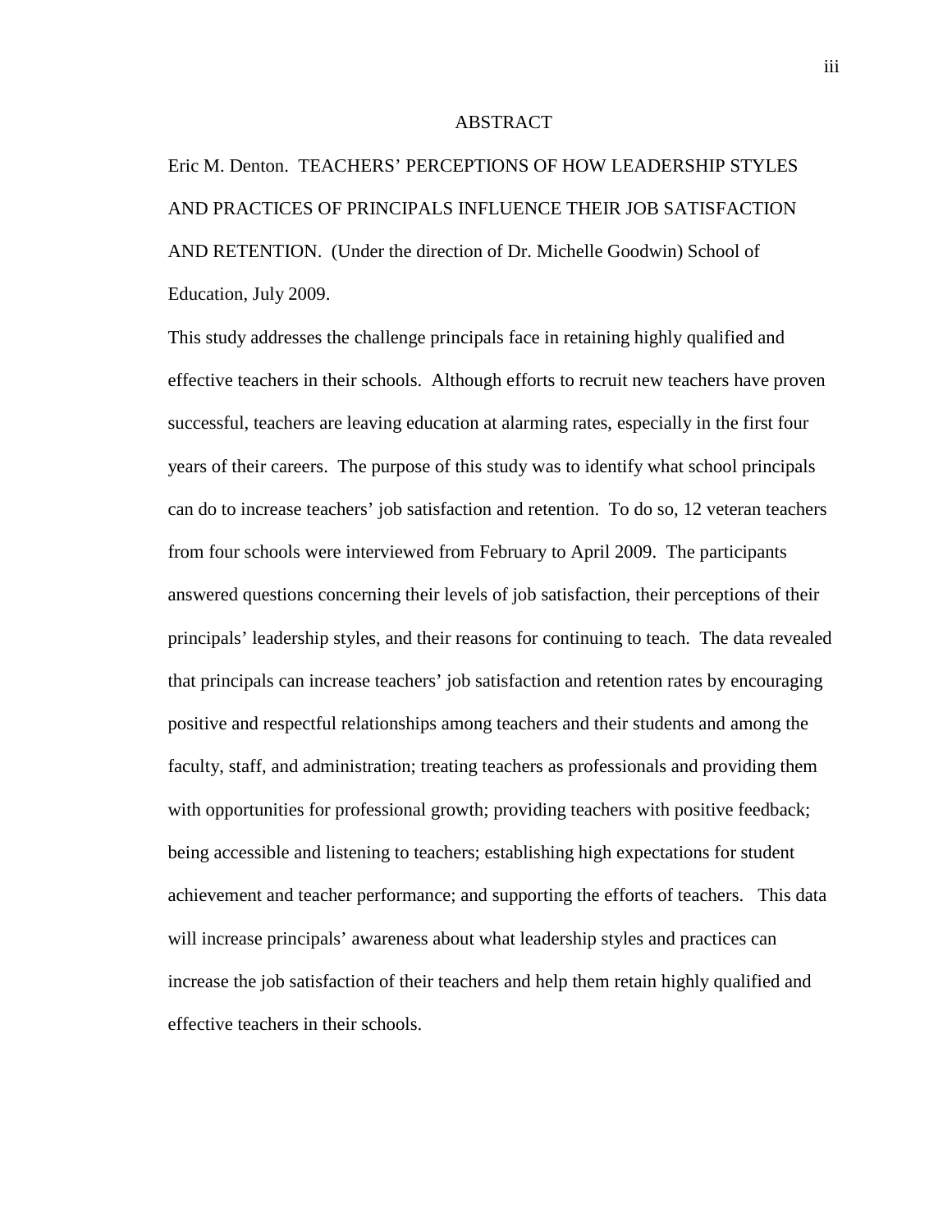# ABSTRACT

Eric M. Denton. TEACHERS' PERCEPTIONS OF HOW LEADERSHIP STYLES AND PRACTICES OF PRINCIPALS INFLUENCE THEIR JOB SATISFACTION AND RETENTION. (Under the direction of Dr. Michelle Goodwin) School of Education, July 2009.

This study addresses the challenge principals face in retaining highly qualified and effective teachers in their schools. Although efforts to recruit new teachers have proven successful, teachers are leaving education at alarming rates, especially in the first four years of their careers. The purpose of this study was to identify what school principals can do to increase teachers' job satisfaction and retention. To do so, 12 veteran teachers from four schools were interviewed from February to April 2009. The participants answered questions concerning their levels of job satisfaction, their perceptions of their principals' leadership styles, and their reasons for continuing to teach. The data revealed that principals can increase teachers' job satisfaction and retention rates by encouraging positive and respectful relationships among teachers and their students and among the faculty, staff, and administration; treating teachers as professionals and providing them with opportunities for professional growth; providing teachers with positive feedback; being accessible and listening to teachers; establishing high expectations for student achievement and teacher performance; and supporting the efforts of teachers. This data will increase principals' awareness about what leadership styles and practices can increase the job satisfaction of their teachers and help them retain highly qualified and effective teachers in their schools.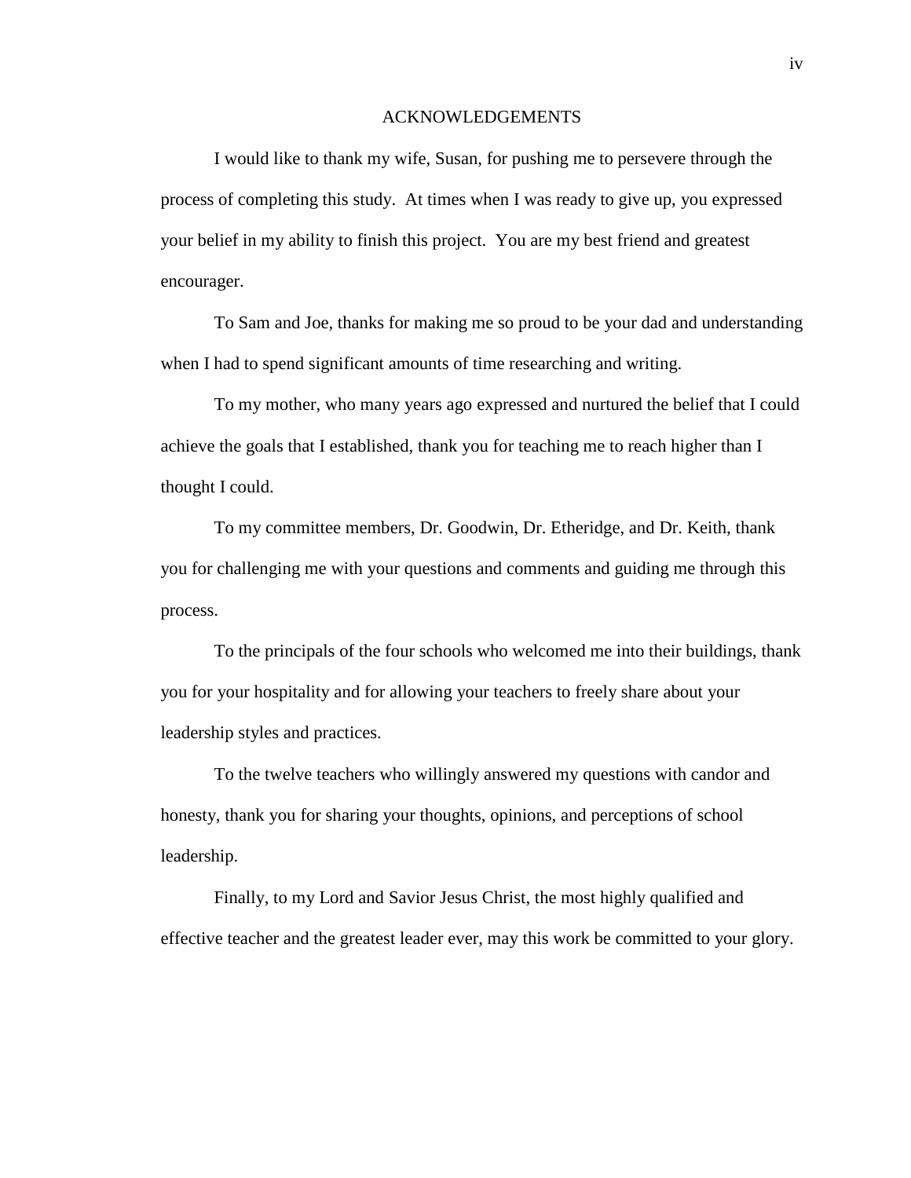# ACKNOWLEDGEMENTS

I would like to thank my wife, Susan, for pushing me to persevere through the process of completing this study. At times when I was ready to give up, you expressed your belief in my ability to finish this project. You are my best friend and greatest encourager.

To Sam and Joe, thanks for making me so proud to be your dad and understanding when I had to spend significant amounts of time researching and writing.

To my mother, who many years ago expressed and nurtured the belief that I could achieve the goals that I established, thank you for teaching me to reach higher than I thought I could.

To my committee members, Dr. Goodwin, Dr. Etheridge, and Dr. Keith, thank you for challenging me with your questions and comments and guiding me through this process.

To the principals of the four schools who welcomed me into their buildings, thank you for your hospitality and for allowing your teachers to freely share about your leadership styles and practices.

To the twelve teachers who willingly answered my questions with candor and honesty, thank you for sharing your thoughts, opinions, and perceptions of school leadership.

Finally, to my Lord and Savior Jesus Christ, the most highly qualified and effective teacher and the greatest leader ever, may this work be committed to your glory.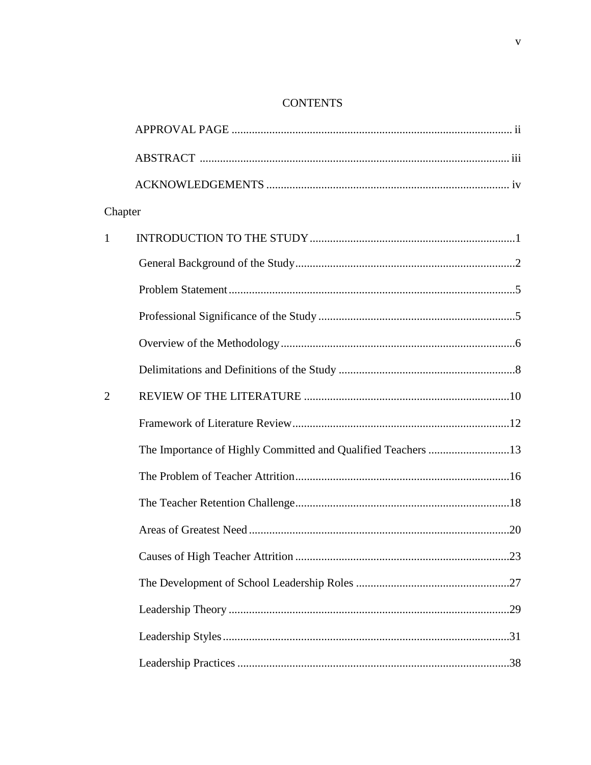# CONTENTS

APPROVAL PAGE ........................................................................................ ii

ABSTRACT ................................................................................................ iii

ACKNOWLEDGEMENTS .......................................................................... iv

Chapter

1 INTRODUCTION TO THE STUDY ..............................................................1

General Background of the Study ......................................................................2

Problem Statement ..........................................................................................5

Professional Significance of the Study ...............................................................5

Overview of the Methodology ..........................................................................6

Delimitations and Definitions of the Study .........................................................8

2 REVIEW OF THE LITERATURE ..............................................................10

Framework of Literature Review .....................................................................12

The Importance of Highly Committed and Qualified Teachers ..........................13

The Problem of Teacher Attrition ....................................................................16

The Teacher Retention Challenge ....................................................................18

Areas of Greatest Need ...................................................................................20

Causes of High Teacher Attrition ....................................................................23

The Development of School Leadership Roles ..................................................27

Leadership Theory .........................................................................................29

Leadership Styles ...........................................................................................31

Leadership Practices .......................................................................................38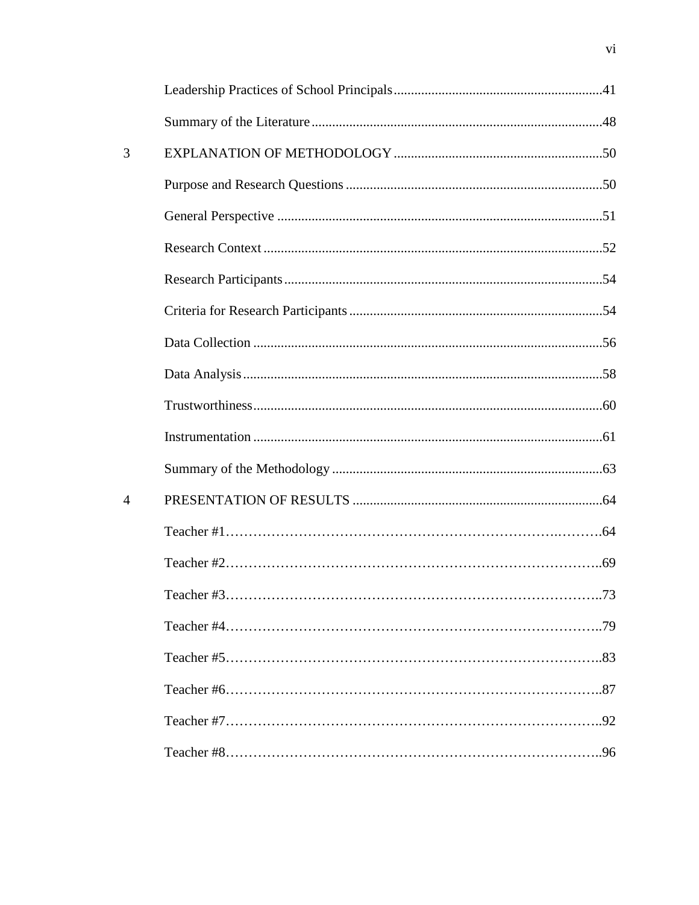| | | |
|---|---|---|
| | Leadership Practices of School Principals | 41 |
| | Summary of the Literature | 48 |
| 3 | EXPLANATION OF METHODOLOGY | 50 |
| | Purpose and Research Questions | 50 |
| | General Perspective | 51 |
| | Research Context | 52 |
| | Research Participants | 54 |
| | Criteria for Research Participants | 54 |
| | Data Collection | 56 |
| | Data Analysis | 58 |
| | Trustworthiness | 60 |
| | Instrumentation | 61 |
| | Summary of the Methodology | 63 |
| 4 | PRESENTATION OF RESULTS | 64 |
| | Teacher #1 | 64 |
| | Teacher #2 | 69 |
| | Teacher #3 | 73 |
| | Teacher #4 | 79 |
| | Teacher #5 | 83 |
| | Teacher #6 | 87 |
| | Teacher #7 | 92 |
| | Teacher #8 | 96 |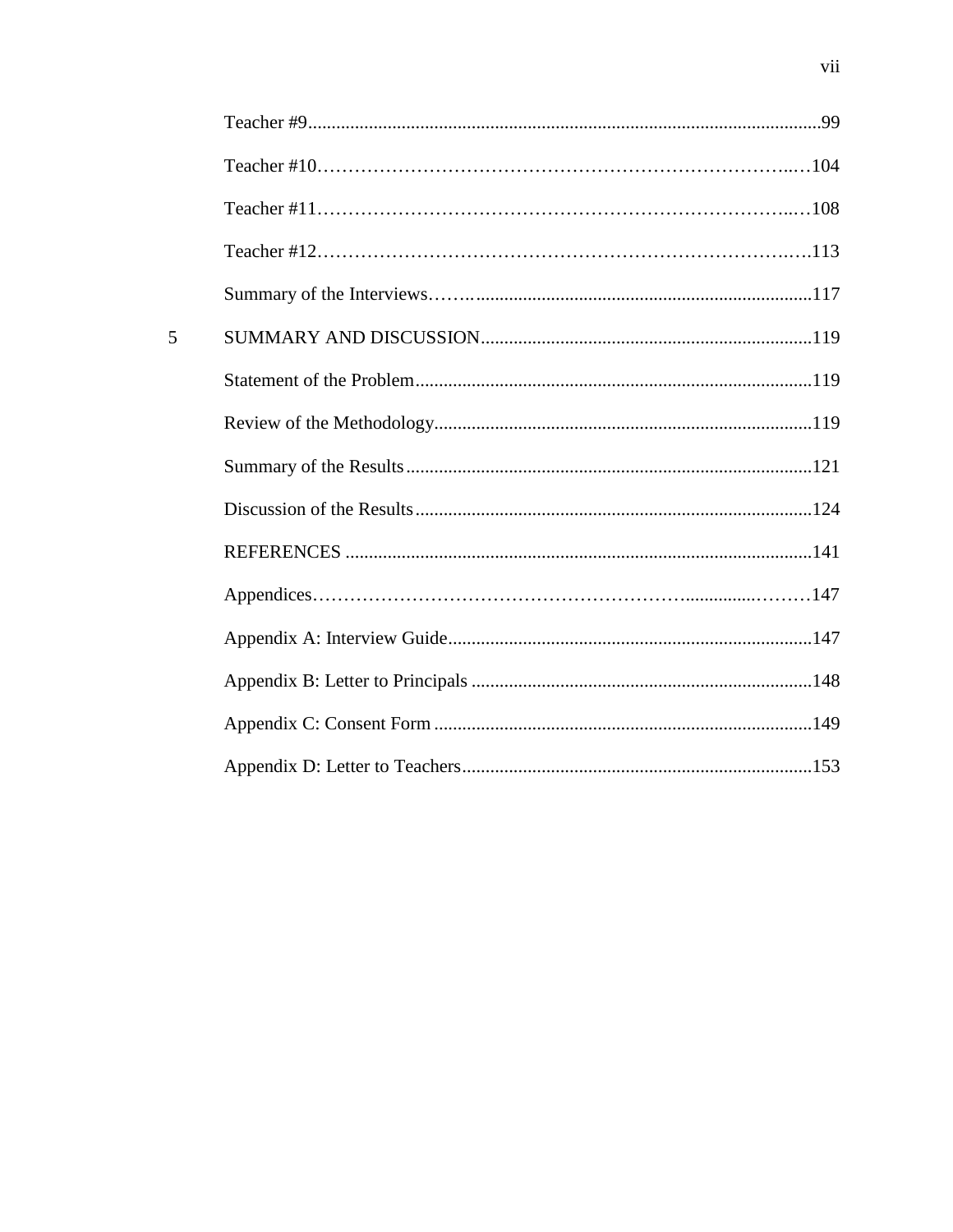Teacher #9 .......... 99

Teacher #10 .......... 104

Teacher #11 .......... 108

Teacher #12 .......... 113

Summary of the Interviews .......... 117

5 SUMMARY AND DISCUSSION .......... 119

Statement of the Problem .......... 119

Review of the Methodology .......... 119

Summary of the Results .......... 121

Discussion of the Results .......... 124

REFERENCES .......... 141

Appendices .......... 147

Appendix A: Interview Guide .......... 147

Appendix B: Letter to Principals .......... 148

Appendix C: Consent Form .......... 149

Appendix D: Letter to Teachers .......... 153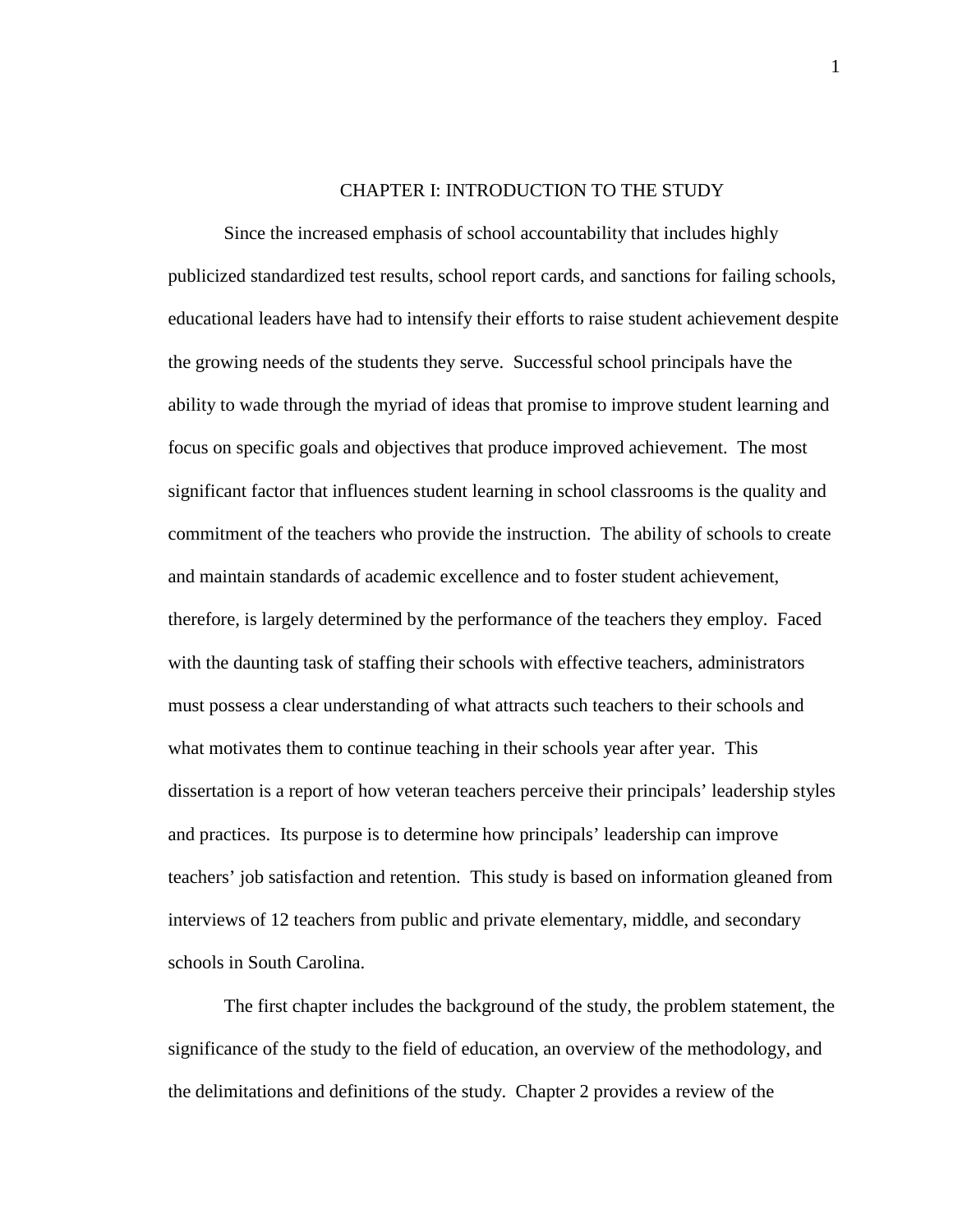# CHAPTER I: INTRODUCTION TO THE STUDY

Since the increased emphasis of school accountability that includes highly publicized standardized test results, school report cards, and sanctions for failing schools, educational leaders have had to intensify their efforts to raise student achievement despite the growing needs of the students they serve. Successful school principals have the ability to wade through the myriad of ideas that promise to improve student learning and focus on specific goals and objectives that produce improved achievement. The most significant factor that influences student learning in school classrooms is the quality and commitment of the teachers who provide the instruction. The ability of schools to create and maintain standards of academic excellence and to foster student achievement, therefore, is largely determined by the performance of the teachers they employ. Faced with the daunting task of staffing their schools with effective teachers, administrators must possess a clear understanding of what attracts such teachers to their schools and what motivates them to continue teaching in their schools year after year. This dissertation is a report of how veteran teachers perceive their principals' leadership styles and practices. Its purpose is to determine how principals' leadership can improve teachers' job satisfaction and retention. This study is based on information gleaned from interviews of 12 teachers from public and private elementary, middle, and secondary schools in South Carolina.

The first chapter includes the background of the study, the problem statement, the significance of the study to the field of education, an overview of the methodology, and the delimitations and definitions of the study. Chapter 2 provides a review of the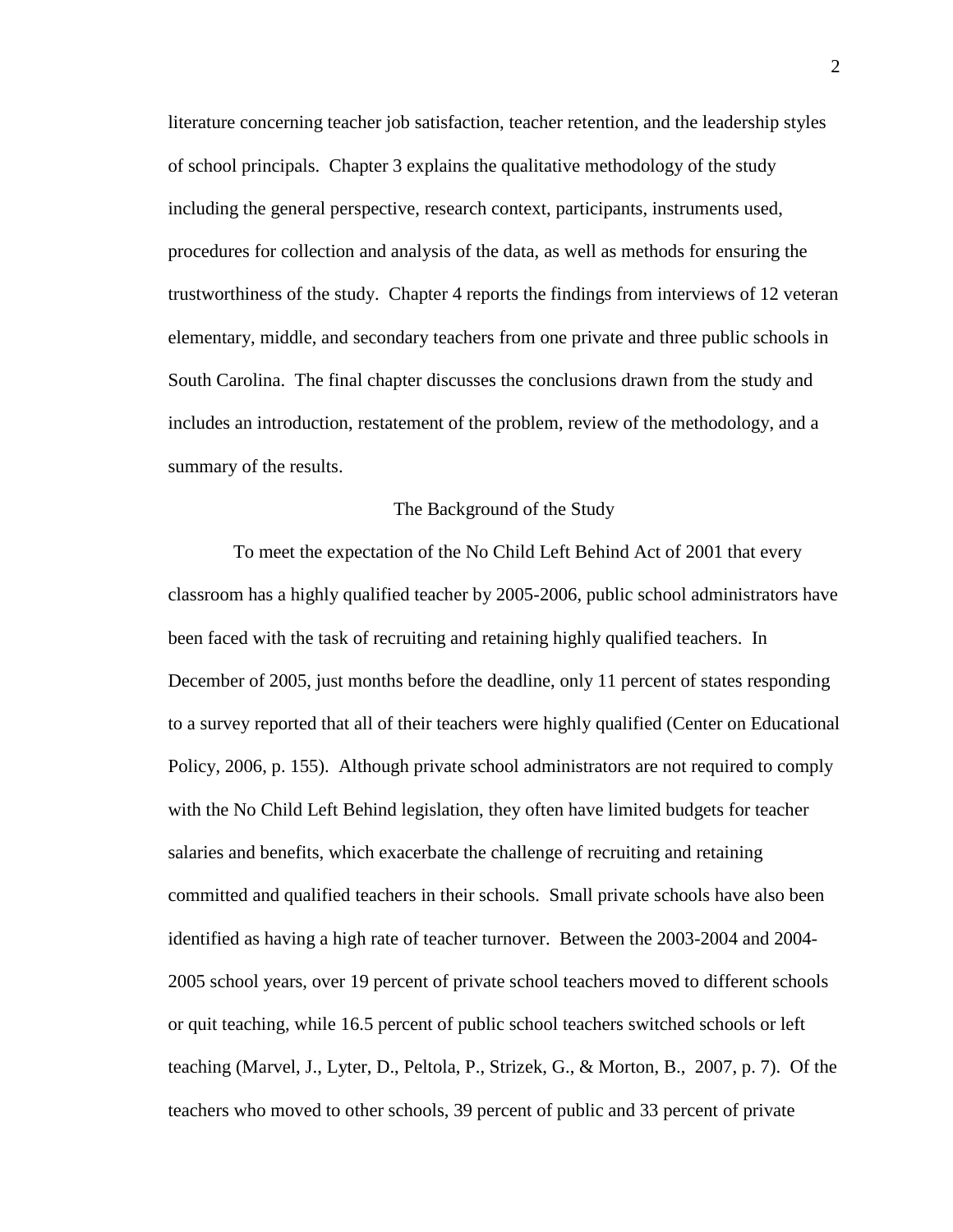literature concerning teacher job satisfaction, teacher retention, and the leadership styles of school principals. Chapter 3 explains the qualitative methodology of the study including the general perspective, research context, participants, instruments used, procedures for collection and analysis of the data, as well as methods for ensuring the trustworthiness of the study. Chapter 4 reports the findings from interviews of 12 veteran elementary, middle, and secondary teachers from one private and three public schools in South Carolina. The final chapter discusses the conclusions drawn from the study and includes an introduction, restatement of the problem, review of the methodology, and a summary of the results.

## The Background of the Study

To meet the expectation of the No Child Left Behind Act of 2001 that every classroom has a highly qualified teacher by 2005-2006, public school administrators have been faced with the task of recruiting and retaining highly qualified teachers. In December of 2005, just months before the deadline, only 11 percent of states responding to a survey reported that all of their teachers were highly qualified (Center on Educational Policy, 2006, p. 155). Although private school administrators are not required to comply with the No Child Left Behind legislation, they often have limited budgets for teacher salaries and benefits, which exacerbate the challenge of recruiting and retaining committed and qualified teachers in their schools. Small private schools have also been identified as having a high rate of teacher turnover. Between the 2003-2004 and 2004-2005 school years, over 19 percent of private school teachers moved to different schools or quit teaching, while 16.5 percent of public school teachers switched schools or left teaching (Marvel, J., Lyter, D., Peltola, P., Strizek, G., & Morton, B., 2007, p. 7). Of the teachers who moved to other schools, 39 percent of public and 33 percent of private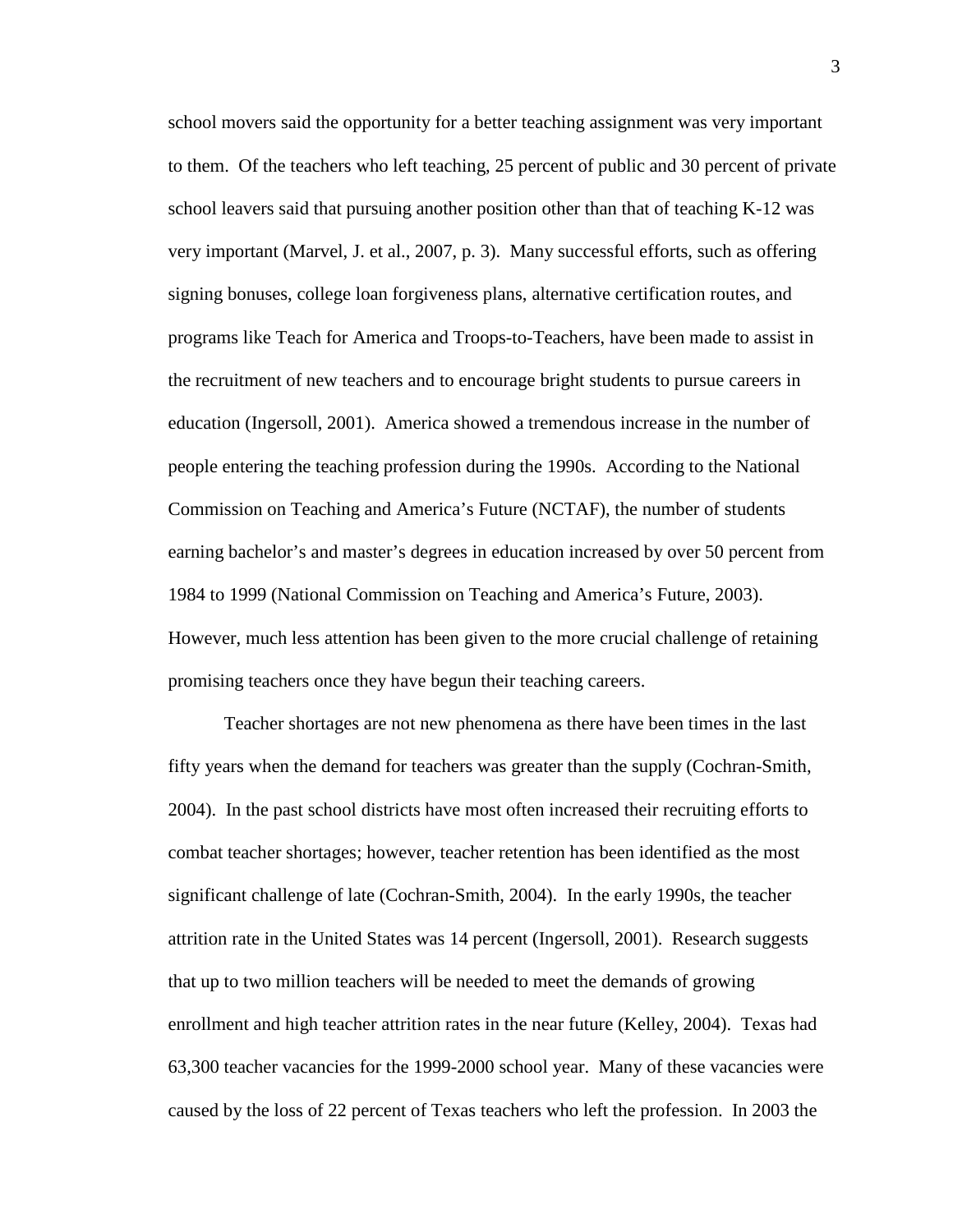school movers said the opportunity for a better teaching assignment was very important to them. Of the teachers who left teaching, 25 percent of public and 30 percent of private school leavers said that pursuing another position other than that of teaching K-12 was very important (Marvel, J. et al., 2007, p. 3). Many successful efforts, such as offering signing bonuses, college loan forgiveness plans, alternative certification routes, and programs like Teach for America and Troops-to-Teachers, have been made to assist in the recruitment of new teachers and to encourage bright students to pursue careers in education (Ingersoll, 2001). America showed a tremendous increase in the number of people entering the teaching profession during the 1990s. According to the National Commission on Teaching and America's Future (NCTAF), the number of students earning bachelor's and master's degrees in education increased by over 50 percent from 1984 to 1999 (National Commission on Teaching and America's Future, 2003). However, much less attention has been given to the more crucial challenge of retaining promising teachers once they have begun their teaching careers.

Teacher shortages are not new phenomena as there have been times in the last fifty years when the demand for teachers was greater than the supply (Cochran-Smith, 2004). In the past school districts have most often increased their recruiting efforts to combat teacher shortages; however, teacher retention has been identified as the most significant challenge of late (Cochran-Smith, 2004). In the early 1990s, the teacher attrition rate in the United States was 14 percent (Ingersoll, 2001). Research suggests that up to two million teachers will be needed to meet the demands of growing enrollment and high teacher attrition rates in the near future (Kelley, 2004). Texas had 63,300 teacher vacancies for the 1999-2000 school year. Many of these vacancies were caused by the loss of 22 percent of Texas teachers who left the profession. In 2003 the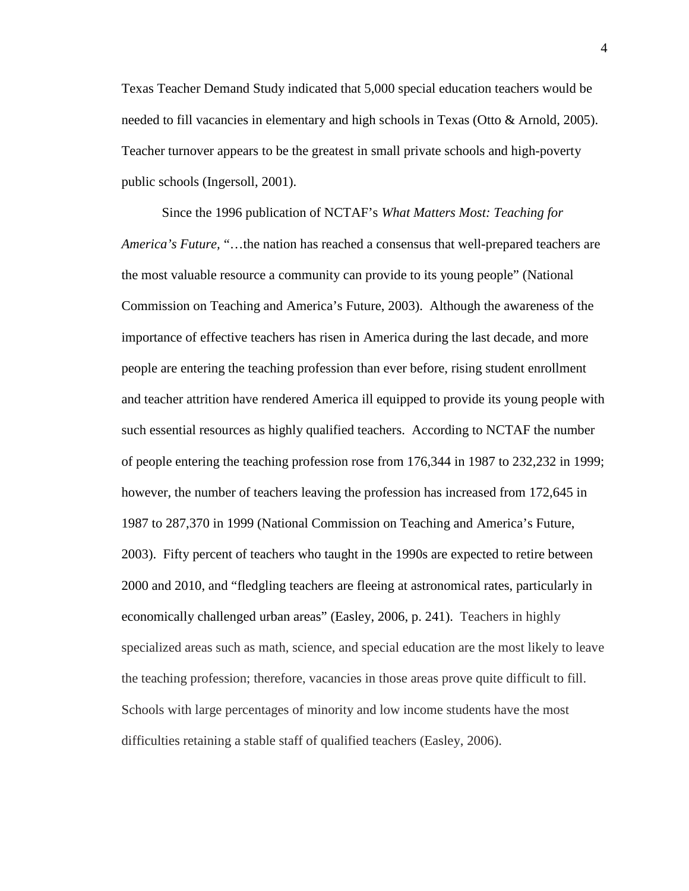Texas Teacher Demand Study indicated that 5,000 special education teachers would be needed to fill vacancies in elementary and high schools in Texas (Otto & Arnold, 2005). Teacher turnover appears to be the greatest in small private schools and high-poverty public schools (Ingersoll, 2001).

Since the 1996 publication of NCTAF's *What Matters Most: Teaching for America's Future,* "…the nation has reached a consensus that well-prepared teachers are the most valuable resource a community can provide to its young people" (National Commission on Teaching and America's Future, 2003). Although the awareness of the importance of effective teachers has risen in America during the last decade, and more people are entering the teaching profession than ever before, rising student enrollment and teacher attrition have rendered America ill equipped to provide its young people with such essential resources as highly qualified teachers. According to NCTAF the number of people entering the teaching profession rose from 176,344 in 1987 to 232,232 in 1999; however, the number of teachers leaving the profession has increased from 172,645 in 1987 to 287,370 in 1999 (National Commission on Teaching and America's Future, 2003). Fifty percent of teachers who taught in the 1990s are expected to retire between 2000 and 2010, and "fledgling teachers are fleeing at astronomical rates, particularly in economically challenged urban areas" (Easley, 2006, p. 241). Teachers in highly specialized areas such as math, science, and special education are the most likely to leave the teaching profession; therefore, vacancies in those areas prove quite difficult to fill. Schools with large percentages of minority and low income students have the most difficulties retaining a stable staff of qualified teachers (Easley, 2006).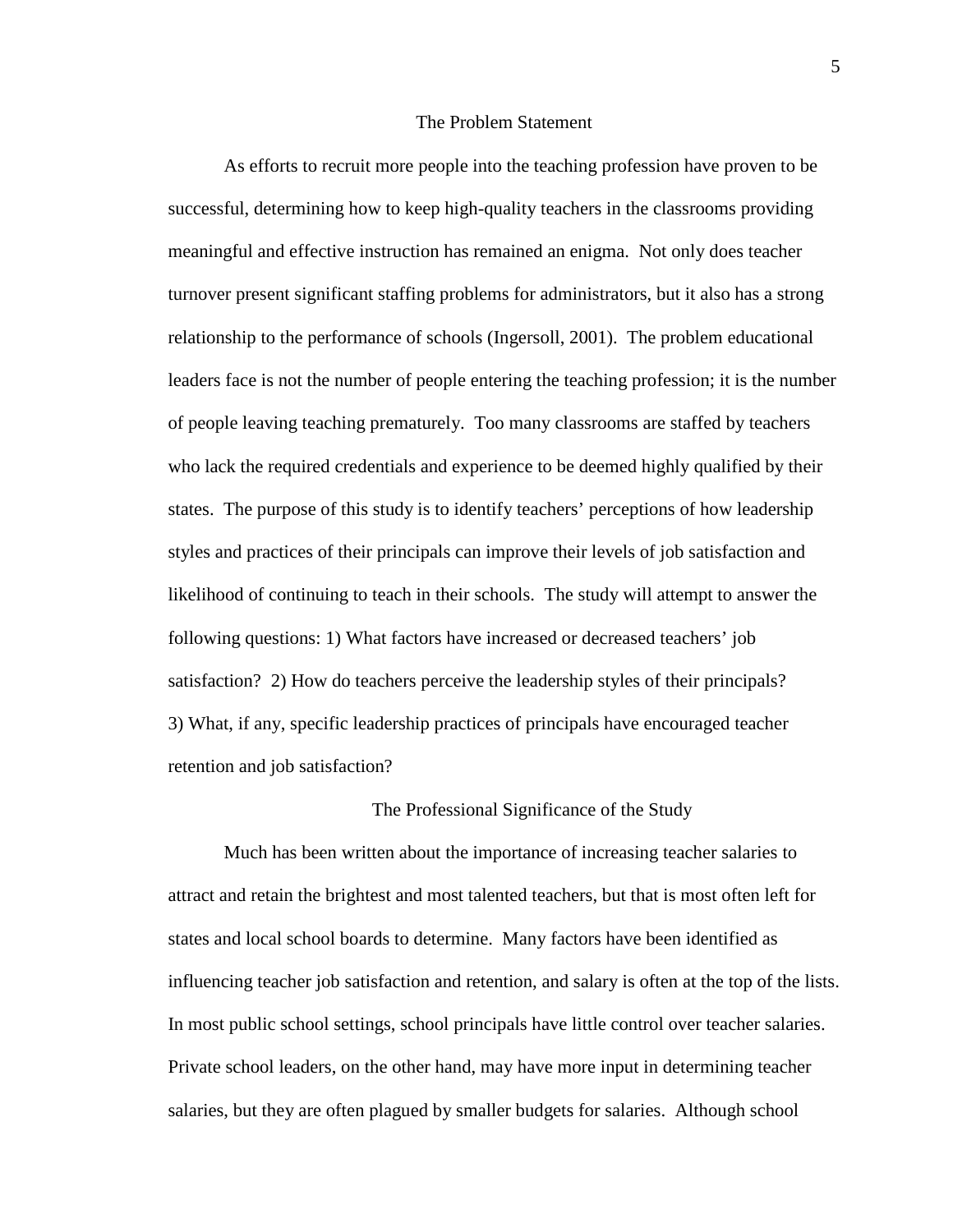## The Problem Statement

As efforts to recruit more people into the teaching profession have proven to be successful, determining how to keep high-quality teachers in the classrooms providing meaningful and effective instruction has remained an enigma. Not only does teacher turnover present significant staffing problems for administrators, but it also has a strong relationship to the performance of schools (Ingersoll, 2001). The problem educational leaders face is not the number of people entering the teaching profession; it is the number of people leaving teaching prematurely. Too many classrooms are staffed by teachers who lack the required credentials and experience to be deemed highly qualified by their states. The purpose of this study is to identify teachers' perceptions of how leadership styles and practices of their principals can improve their levels of job satisfaction and likelihood of continuing to teach in their schools. The study will attempt to answer the following questions: 1) What factors have increased or decreased teachers' job satisfaction? 2) How do teachers perceive the leadership styles of their principals? 3) What, if any, specific leadership practices of principals have encouraged teacher retention and job satisfaction?

## The Professional Significance of the Study

Much has been written about the importance of increasing teacher salaries to attract and retain the brightest and most talented teachers, but that is most often left for states and local school boards to determine. Many factors have been identified as influencing teacher job satisfaction and retention, and salary is often at the top of the lists. In most public school settings, school principals have little control over teacher salaries. Private school leaders, on the other hand, may have more input in determining teacher salaries, but they are often plagued by smaller budgets for salaries. Although school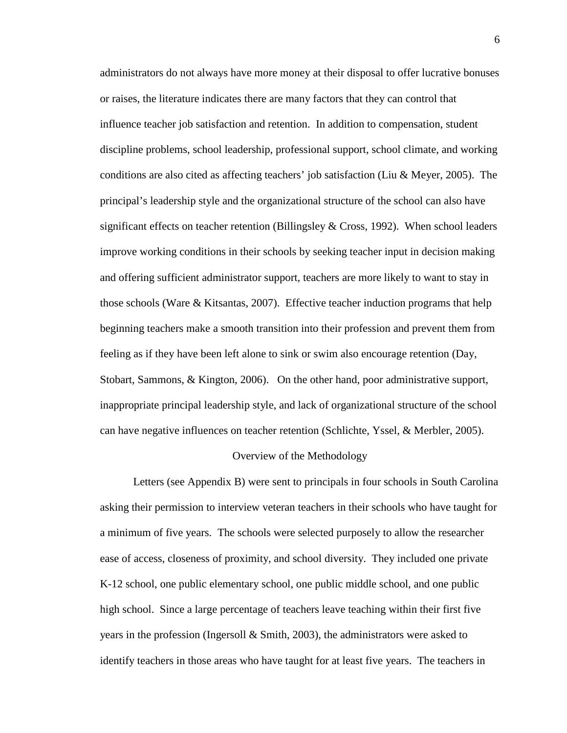administrators do not always have more money at their disposal to offer lucrative bonuses or raises, the literature indicates there are many factors that they can control that influence teacher job satisfaction and retention. In addition to compensation, student discipline problems, school leadership, professional support, school climate, and working conditions are also cited as affecting teachers' job satisfaction (Liu & Meyer, 2005). The principal's leadership style and the organizational structure of the school can also have significant effects on teacher retention (Billingsley & Cross, 1992). When school leaders improve working conditions in their schools by seeking teacher input in decision making and offering sufficient administrator support, teachers are more likely to want to stay in those schools (Ware & Kitsantas, 2007). Effective teacher induction programs that help beginning teachers make a smooth transition into their profession and prevent them from feeling as if they have been left alone to sink or swim also encourage retention (Day, Stobart, Sammons, & Kington, 2006). On the other hand, poor administrative support, inappropriate principal leadership style, and lack of organizational structure of the school can have negative influences on teacher retention (Schlichte, Yssel, & Merbler, 2005).

## Overview of the Methodology

Letters (see Appendix B) were sent to principals in four schools in South Carolina asking their permission to interview veteran teachers in their schools who have taught for a minimum of five years. The schools were selected purposely to allow the researcher ease of access, closeness of proximity, and school diversity. They included one private K-12 school, one public elementary school, one public middle school, and one public high school. Since a large percentage of teachers leave teaching within their first five years in the profession (Ingersoll & Smith, 2003), the administrators were asked to identify teachers in those areas who have taught for at least five years. The teachers in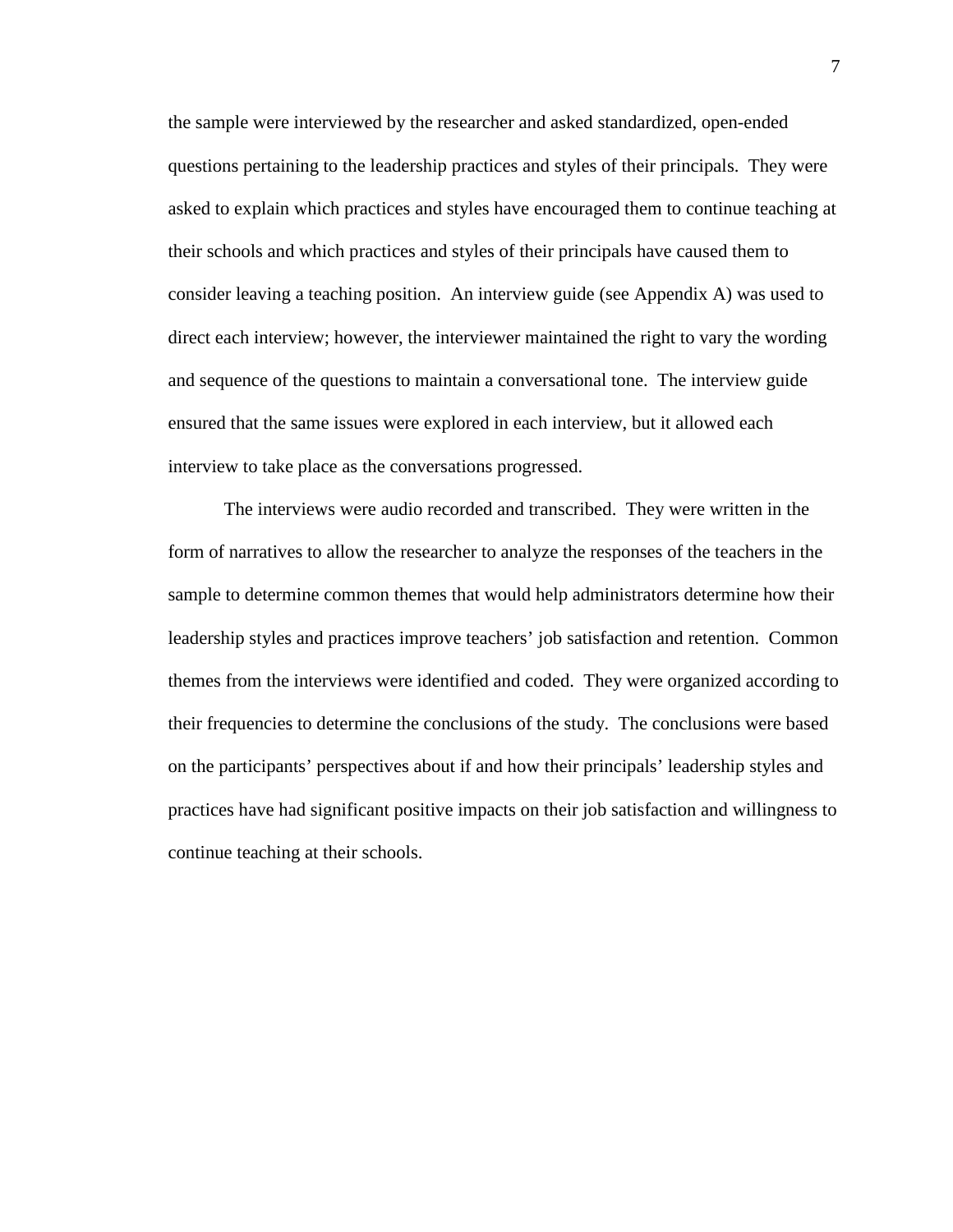the sample were interviewed by the researcher and asked standardized, open-ended questions pertaining to the leadership practices and styles of their principals. They were asked to explain which practices and styles have encouraged them to continue teaching at their schools and which practices and styles of their principals have caused them to consider leaving a teaching position. An interview guide (see Appendix A) was used to direct each interview; however, the interviewer maintained the right to vary the wording and sequence of the questions to maintain a conversational tone. The interview guide ensured that the same issues were explored in each interview, but it allowed each interview to take place as the conversations progressed.

The interviews were audio recorded and transcribed. They were written in the form of narratives to allow the researcher to analyze the responses of the teachers in the sample to determine common themes that would help administrators determine how their leadership styles and practices improve teachers' job satisfaction and retention. Common themes from the interviews were identified and coded. They were organized according to their frequencies to determine the conclusions of the study. The conclusions were based on the participants' perspectives about if and how their principals' leadership styles and practices have had significant positive impacts on their job satisfaction and willingness to continue teaching at their schools.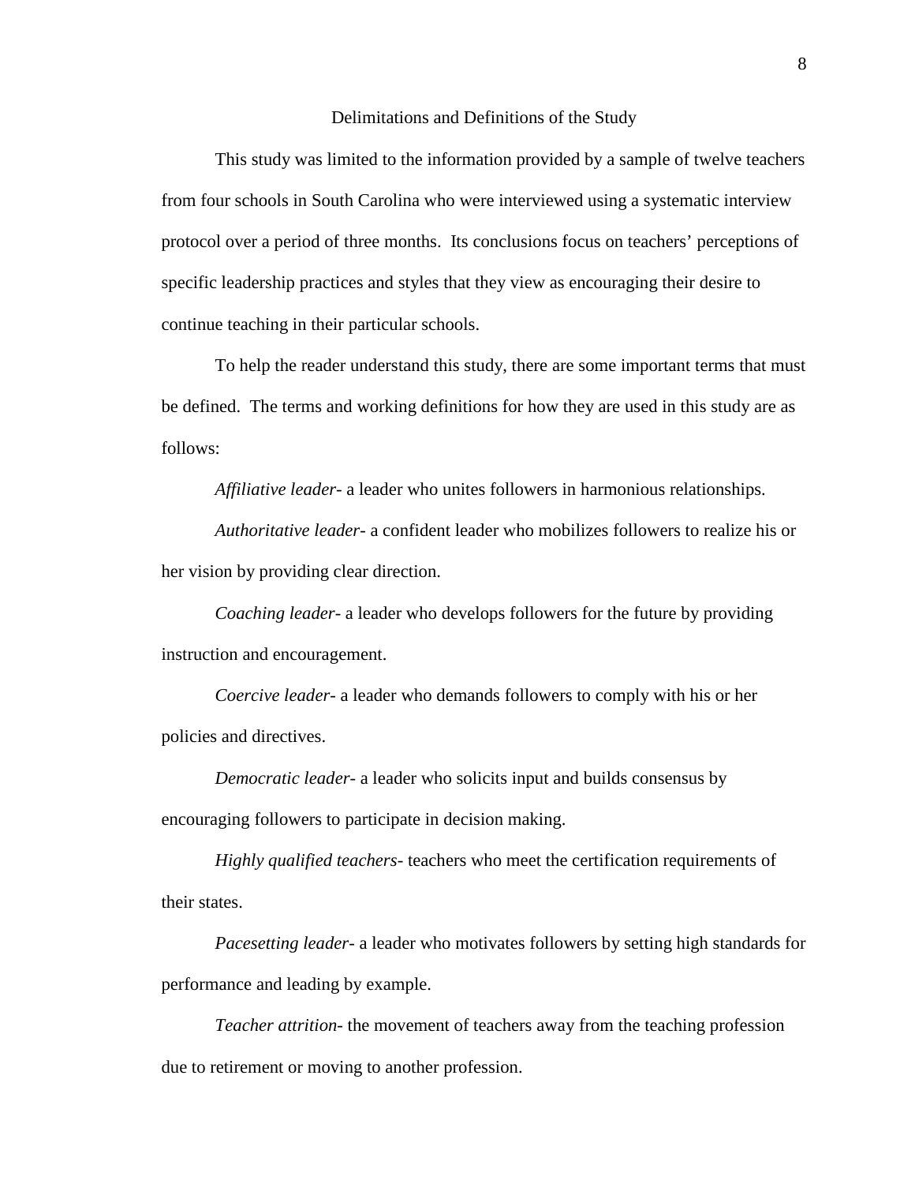## Delimitations and Definitions of the Study

This study was limited to the information provided by a sample of twelve teachers from four schools in South Carolina who were interviewed using a systematic interview protocol over a period of three months. Its conclusions focus on teachers' perceptions of specific leadership practices and styles that they view as encouraging their desire to continue teaching in their particular schools.

To help the reader understand this study, there are some important terms that must be defined. The terms and working definitions for how they are used in this study are as follows:

*Affiliative leader*- a leader who unites followers in harmonious relationships.

*Authoritative leader*- a confident leader who mobilizes followers to realize his or her vision by providing clear direction.

*Coaching leader*- a leader who develops followers for the future by providing instruction and encouragement.

*Coercive leader*- a leader who demands followers to comply with his or her policies and directives.

*Democratic leader*- a leader who solicits input and builds consensus by encouraging followers to participate in decision making.

*Highly qualified teachers*- teachers who meet the certification requirements of their states.

*Pacesetting leader*- a leader who motivates followers by setting high standards for performance and leading by example.

*Teacher attrition*- the movement of teachers away from the teaching profession due to retirement or moving to another profession.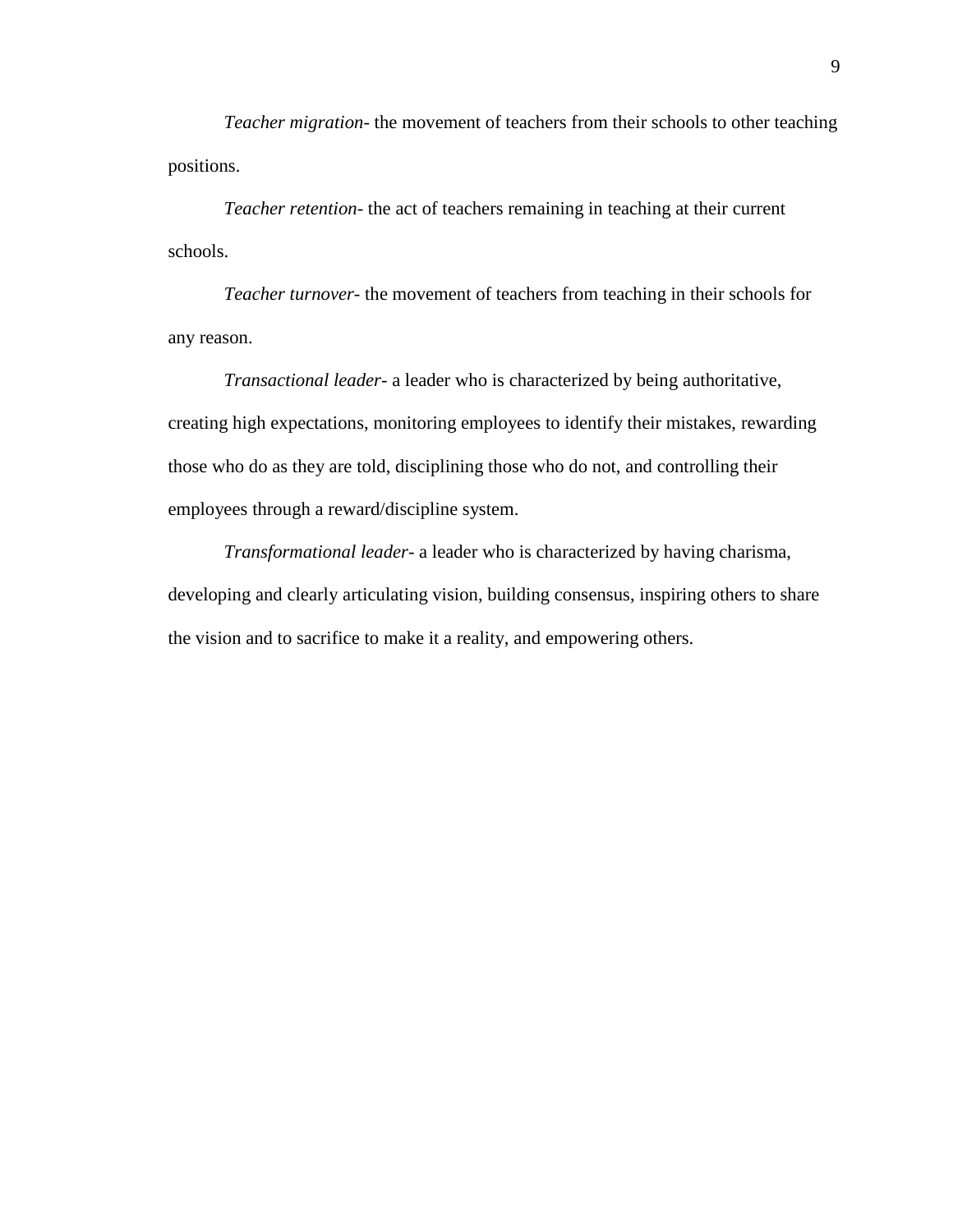*Teacher migration*- the movement of teachers from their schools to other teaching positions.

*Teacher retention*- the act of teachers remaining in teaching at their current schools.

*Teacher turnover*- the movement of teachers from teaching in their schools for any reason.

*Transactional leader*- a leader who is characterized by being authoritative, creating high expectations, monitoring employees to identify their mistakes, rewarding those who do as they are told, disciplining those who do not, and controlling their employees through a reward/discipline system.

*Transformational leader*- a leader who is characterized by having charisma, developing and clearly articulating vision, building consensus, inspiring others to share the vision and to sacrifice to make it a reality, and empowering others.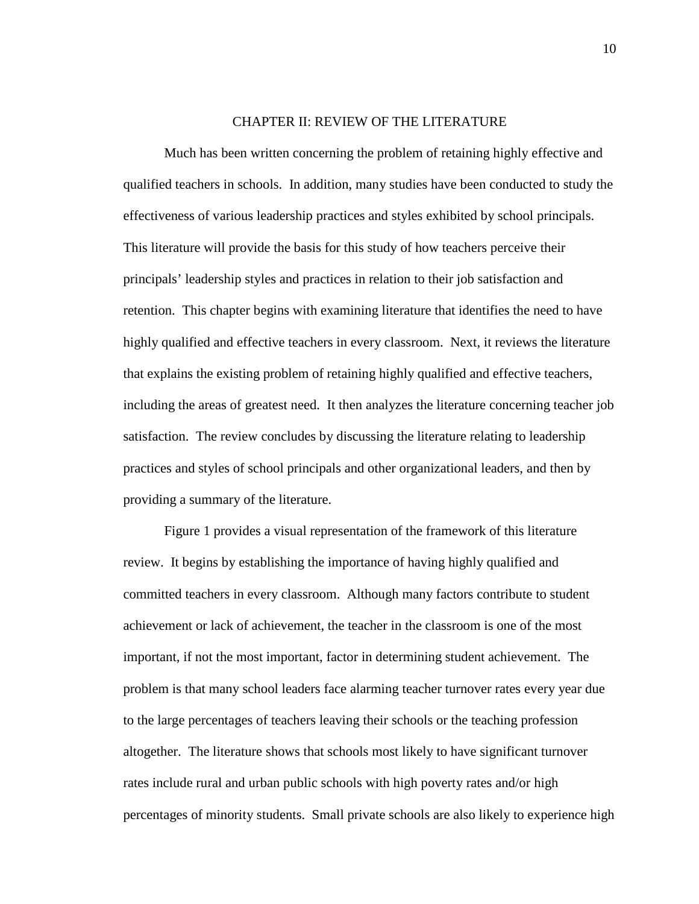# CHAPTER II: REVIEW OF THE LITERATURE

Much has been written concerning the problem of retaining highly effective and qualified teachers in schools. In addition, many studies have been conducted to study the effectiveness of various leadership practices and styles exhibited by school principals. This literature will provide the basis for this study of how teachers perceive their principals' leadership styles and practices in relation to their job satisfaction and retention. This chapter begins with examining literature that identifies the need to have highly qualified and effective teachers in every classroom. Next, it reviews the literature that explains the existing problem of retaining highly qualified and effective teachers, including the areas of greatest need. It then analyzes the literature concerning teacher job satisfaction. The review concludes by discussing the literature relating to leadership practices and styles of school principals and other organizational leaders, and then by providing a summary of the literature.

Figure 1 provides a visual representation of the framework of this literature review. It begins by establishing the importance of having highly qualified and committed teachers in every classroom. Although many factors contribute to student achievement or lack of achievement, the teacher in the classroom is one of the most important, if not the most important, factor in determining student achievement. The problem is that many school leaders face alarming teacher turnover rates every year due to the large percentages of teachers leaving their schools or the teaching profession altogether. The literature shows that schools most likely to have significant turnover rates include rural and urban public schools with high poverty rates and/or high percentages of minority students. Small private schools are also likely to experience high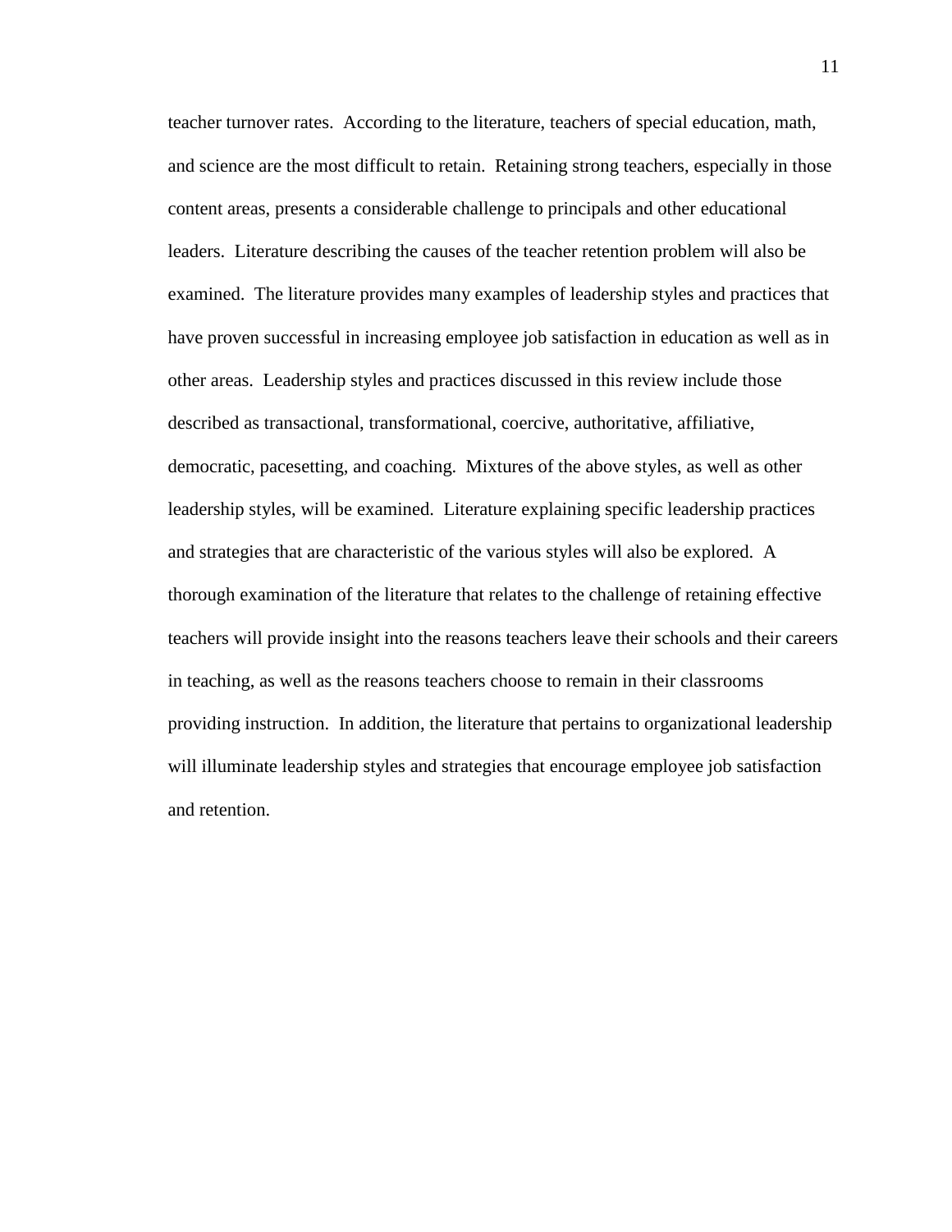teacher turnover rates. According to the literature, teachers of special education, math, and science are the most difficult to retain. Retaining strong teachers, especially in those content areas, presents a considerable challenge to principals and other educational leaders. Literature describing the causes of the teacher retention problem will also be examined. The literature provides many examples of leadership styles and practices that have proven successful in increasing employee job satisfaction in education as well as in other areas. Leadership styles and practices discussed in this review include those described as transactional, transformational, coercive, authoritative, affiliative, democratic, pacesetting, and coaching. Mixtures of the above styles, as well as other leadership styles, will be examined. Literature explaining specific leadership practices and strategies that are characteristic of the various styles will also be explored. A thorough examination of the literature that relates to the challenge of retaining effective teachers will provide insight into the reasons teachers leave their schools and their careers in teaching, as well as the reasons teachers choose to remain in their classrooms providing instruction. In addition, the literature that pertains to organizational leadership will illuminate leadership styles and strategies that encourage employee job satisfaction and retention.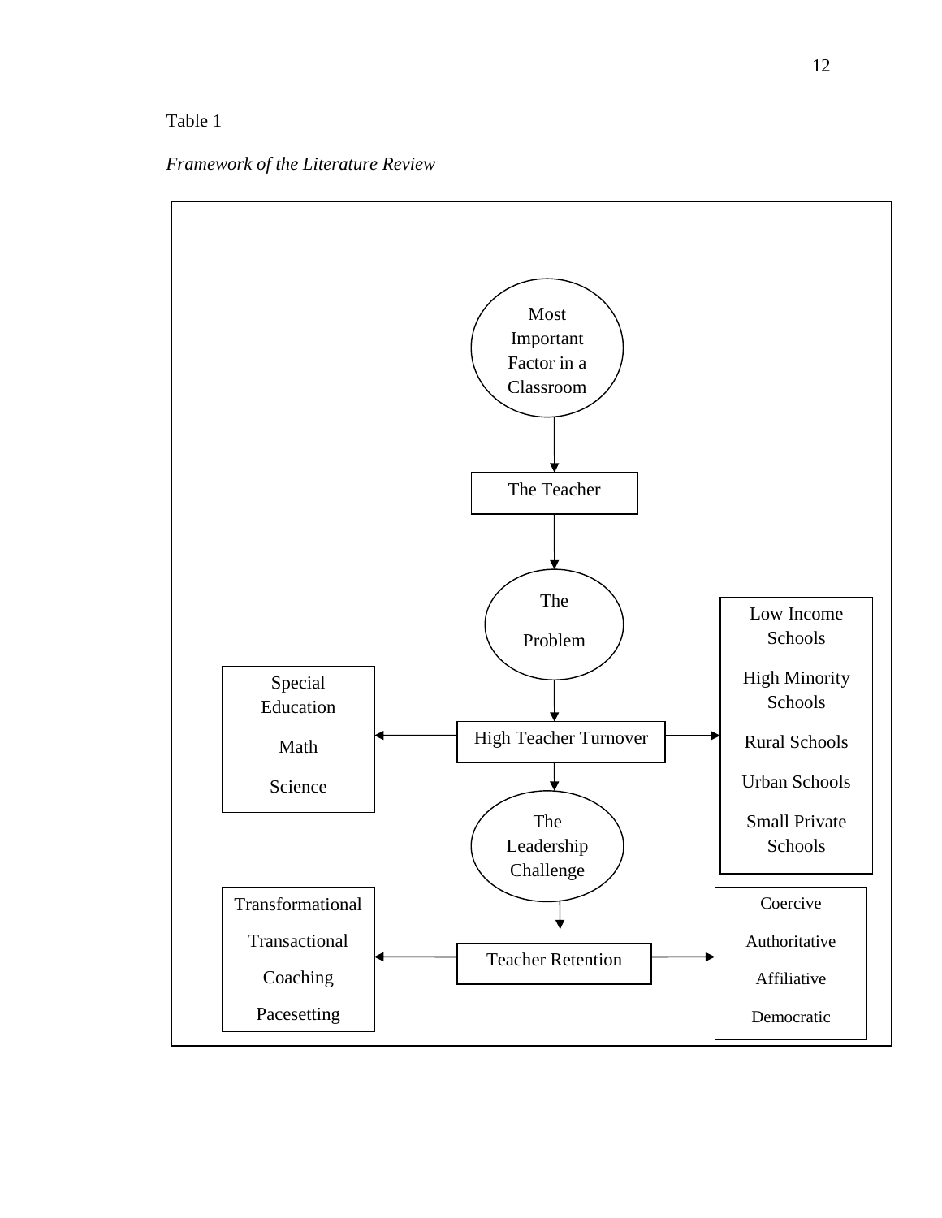Table 1

*Framework of the Literature Review*

Most Important Factor in a Classroom

The Teacher

The Problem

High Teacher Turnover

Special Education

Math

Science

Low Income Schools

High Minority Schools

Rural Schools

Urban Schools

Small Private Schools

The Leadership Challenge

Teacher Retention

Transformational

Transactional

Coaching

Pacesetting

Coercive

Authoritative

Affiliative

Democratic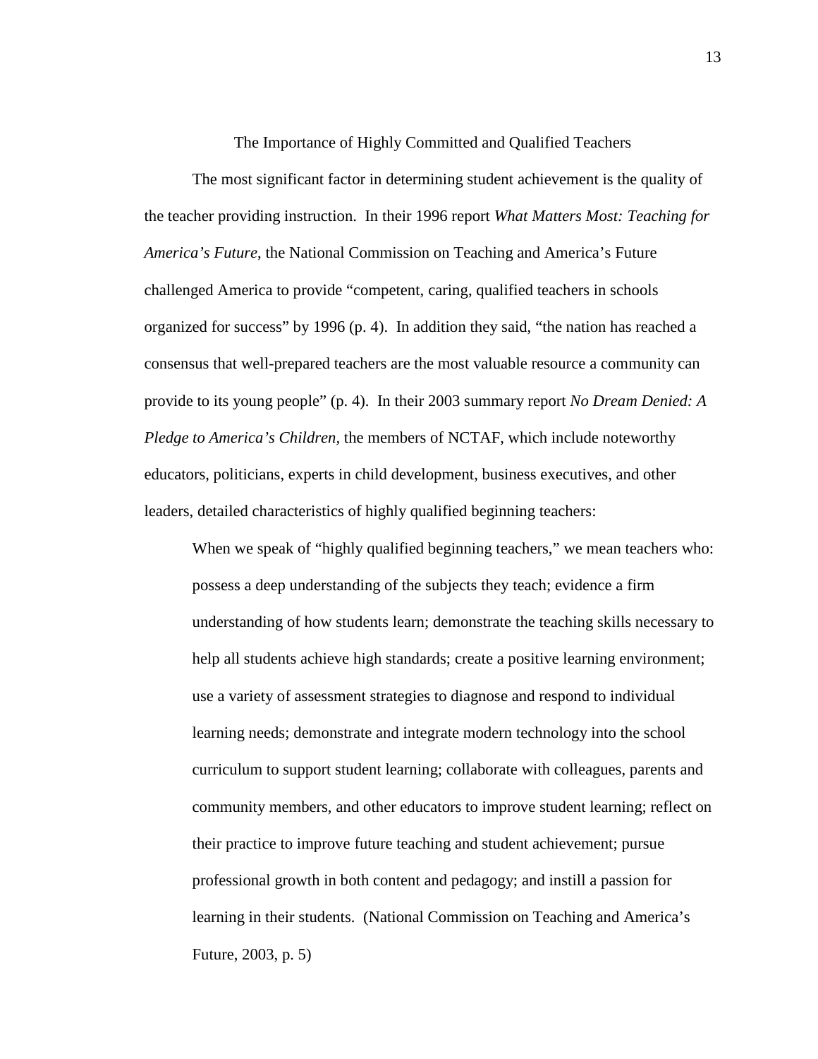## The Importance of Highly Committed and Qualified Teachers

The most significant factor in determining student achievement is the quality of the teacher providing instruction. In their 1996 report *What Matters Most: Teaching for America's Future*, the National Commission on Teaching and America's Future challenged America to provide "competent, caring, qualified teachers in schools organized for success" by 1996 (p. 4). In addition they said, "the nation has reached a consensus that well-prepared teachers are the most valuable resource a community can provide to its young people" (p. 4). In their 2003 summary report *No Dream Denied: A Pledge to America's Children*, the members of NCTAF, which include noteworthy educators, politicians, experts in child development, business executives, and other leaders, detailed characteristics of highly qualified beginning teachers:

> When we speak of "highly qualified beginning teachers," we mean teachers who: possess a deep understanding of the subjects they teach; evidence a firm understanding of how students learn; demonstrate the teaching skills necessary to help all students achieve high standards; create a positive learning environment; use a variety of assessment strategies to diagnose and respond to individual learning needs; demonstrate and integrate modern technology into the school curriculum to support student learning; collaborate with colleagues, parents and community members, and other educators to improve student learning; reflect on their practice to improve future teaching and student achievement; pursue professional growth in both content and pedagogy; and instill a passion for learning in their students. (National Commission on Teaching and America's Future, 2003, p. 5)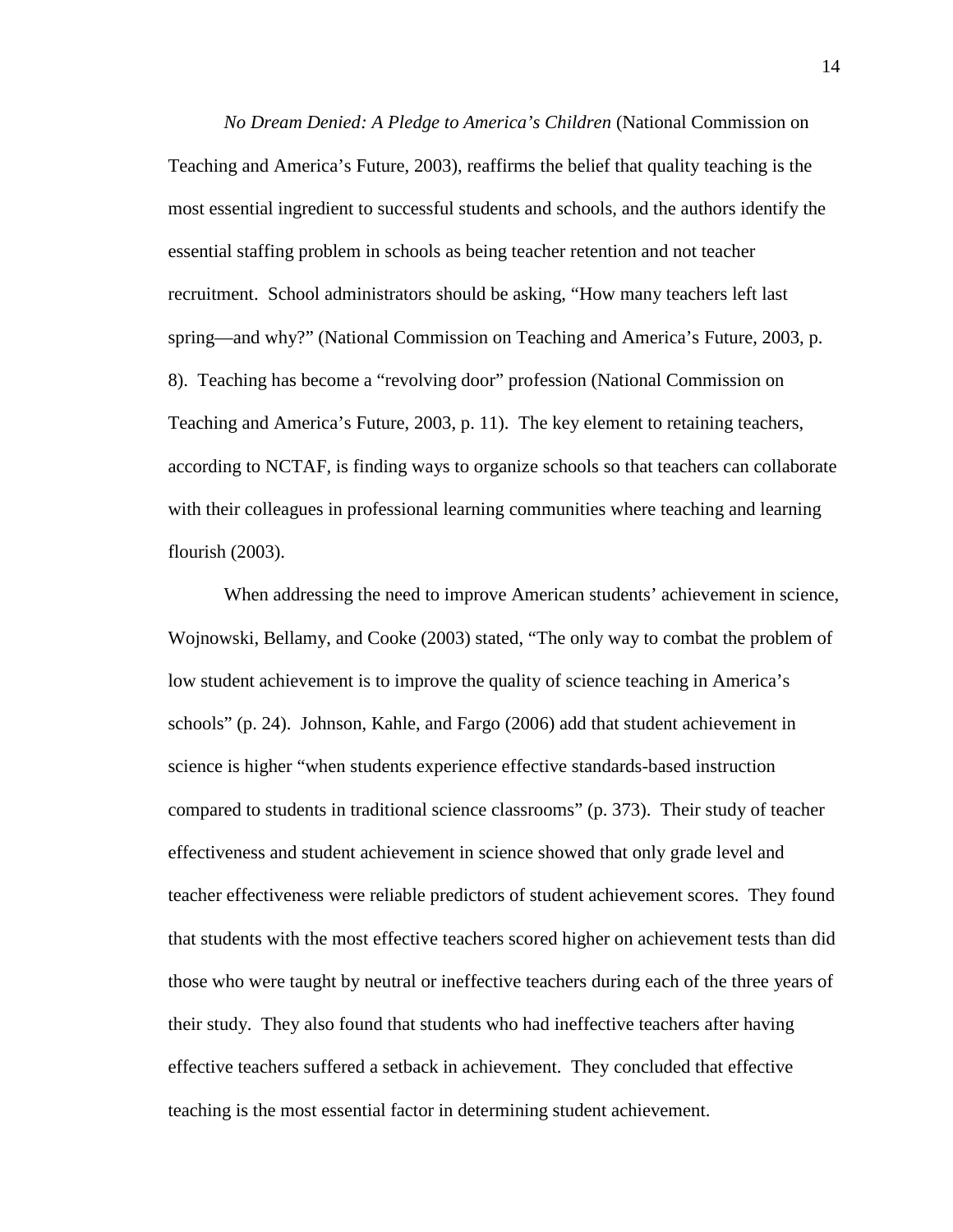*No Dream Denied: A Pledge to America's Children* (National Commission on Teaching and America's Future, 2003), reaffirms the belief that quality teaching is the most essential ingredient to successful students and schools, and the authors identify the essential staffing problem in schools as being teacher retention and not teacher recruitment. School administrators should be asking, "How many teachers left last spring—and why?" (National Commission on Teaching and America's Future, 2003, p. 8). Teaching has become a "revolving door" profession (National Commission on Teaching and America's Future, 2003, p. 11). The key element to retaining teachers, according to NCTAF, is finding ways to organize schools so that teachers can collaborate with their colleagues in professional learning communities where teaching and learning flourish (2003).

When addressing the need to improve American students' achievement in science, Wojnowski, Bellamy, and Cooke (2003) stated, "The only way to combat the problem of low student achievement is to improve the quality of science teaching in America's schools" (p. 24). Johnson, Kahle, and Fargo (2006) add that student achievement in science is higher "when students experience effective standards-based instruction compared to students in traditional science classrooms" (p. 373). Their study of teacher effectiveness and student achievement in science showed that only grade level and teacher effectiveness were reliable predictors of student achievement scores. They found that students with the most effective teachers scored higher on achievement tests than did those who were taught by neutral or ineffective teachers during each of the three years of their study. They also found that students who had ineffective teachers after having effective teachers suffered a setback in achievement. They concluded that effective teaching is the most essential factor in determining student achievement.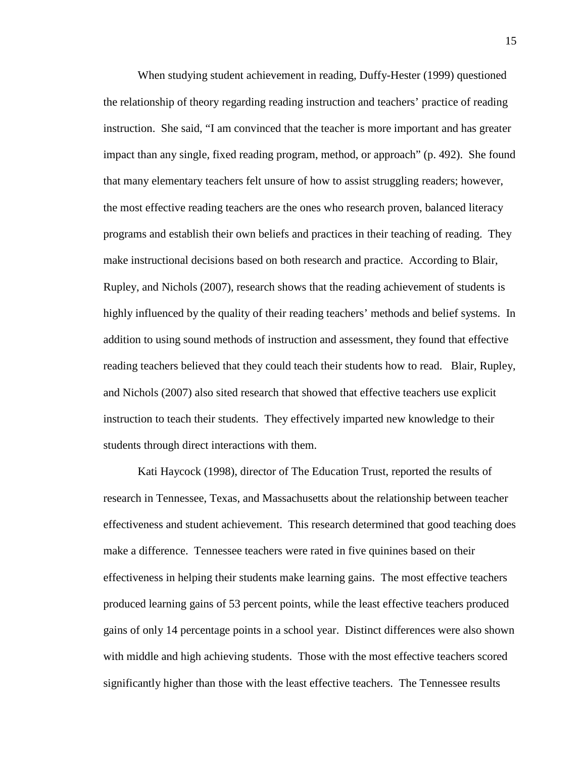When studying student achievement in reading, Duffy-Hester (1999) questioned the relationship of theory regarding reading instruction and teachers' practice of reading instruction. She said, "I am convinced that the teacher is more important and has greater impact than any single, fixed reading program, method, or approach" (p. 492). She found that many elementary teachers felt unsure of how to assist struggling readers; however, the most effective reading teachers are the ones who research proven, balanced literacy programs and establish their own beliefs and practices in their teaching of reading. They make instructional decisions based on both research and practice. According to Blair, Rupley, and Nichols (2007), research shows that the reading achievement of students is highly influenced by the quality of their reading teachers' methods and belief systems. In addition to using sound methods of instruction and assessment, they found that effective reading teachers believed that they could teach their students how to read. Blair, Rupley, and Nichols (2007) also sited research that showed that effective teachers use explicit instruction to teach their students. They effectively imparted new knowledge to their students through direct interactions with them.

Kati Haycock (1998), director of The Education Trust, reported the results of research in Tennessee, Texas, and Massachusetts about the relationship between teacher effectiveness and student achievement. This research determined that good teaching does make a difference. Tennessee teachers were rated in five quinines based on their effectiveness in helping their students make learning gains. The most effective teachers produced learning gains of 53 percent points, while the least effective teachers produced gains of only 14 percentage points in a school year. Distinct differences were also shown with middle and high achieving students. Those with the most effective teachers scored significantly higher than those with the least effective teachers. The Tennessee results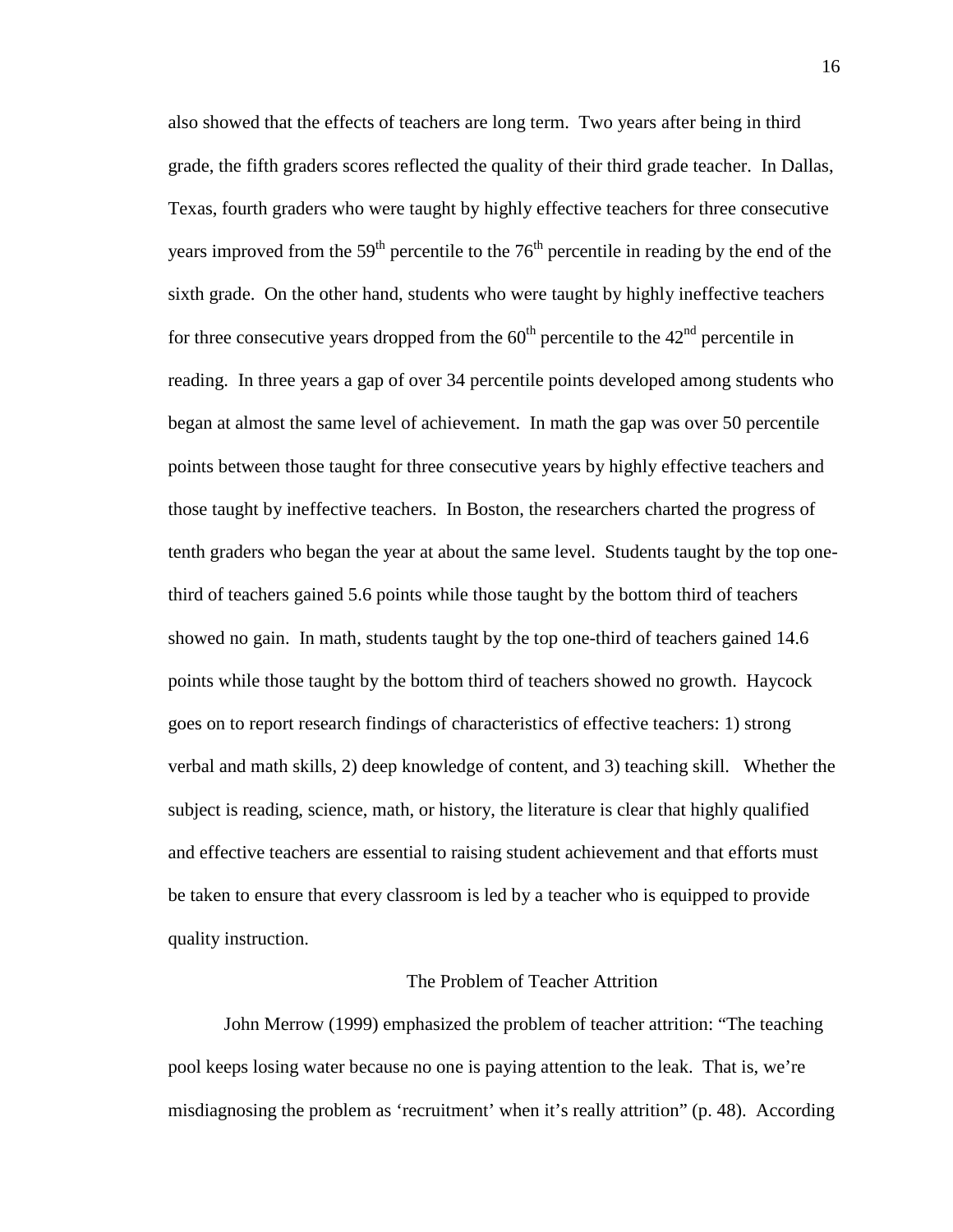also showed that the effects of teachers are long term. Two years after being in third grade, the fifth graders scores reflected the quality of their third grade teacher. In Dallas, Texas, fourth graders who were taught by highly effective teachers for three consecutive years improved from the 59th percentile to the 76th percentile in reading by the end of the sixth grade. On the other hand, students who were taught by highly ineffective teachers for three consecutive years dropped from the 60th percentile to the 42nd percentile in reading. In three years a gap of over 34 percentile points developed among students who began at almost the same level of achievement. In math the gap was over 50 percentile points between those taught for three consecutive years by highly effective teachers and those taught by ineffective teachers. In Boston, the researchers charted the progress of tenth graders who began the year at about the same level. Students taught by the top one-third of teachers gained 5.6 points while those taught by the bottom third of teachers showed no gain. In math, students taught by the top one-third of teachers gained 14.6 points while those taught by the bottom third of teachers showed no growth. Haycock goes on to report research findings of characteristics of effective teachers: 1) strong verbal and math skills, 2) deep knowledge of content, and 3) teaching skill. Whether the subject is reading, science, math, or history, the literature is clear that highly qualified and effective teachers are essential to raising student achievement and that efforts must be taken to ensure that every classroom is led by a teacher who is equipped to provide quality instruction.

## The Problem of Teacher Attrition

John Merrow (1999) emphasized the problem of teacher attrition: "The teaching pool keeps losing water because no one is paying attention to the leak. That is, we're misdiagnosing the problem as 'recruitment' when it's really attrition" (p. 48). According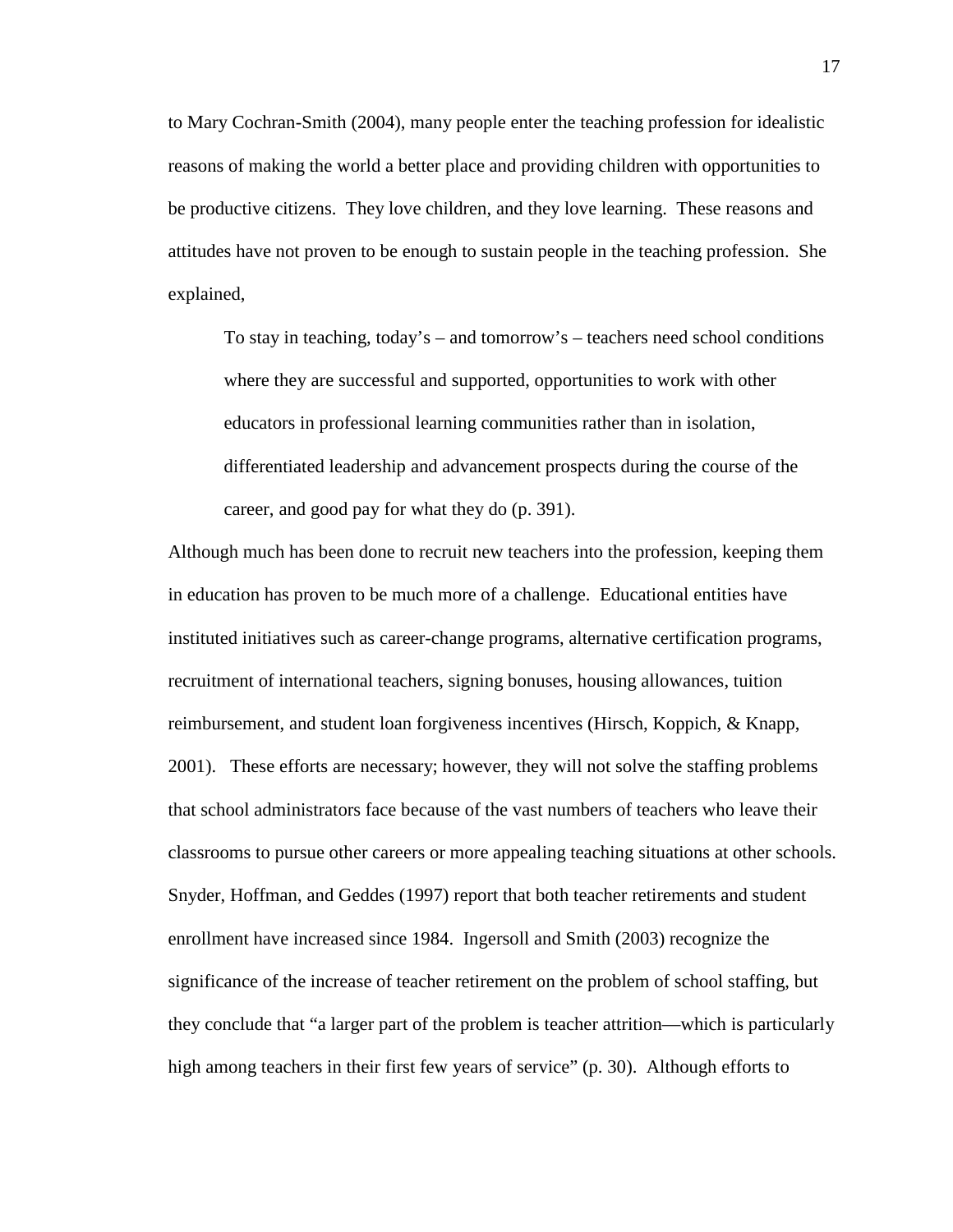to Mary Cochran-Smith (2004), many people enter the teaching profession for idealistic reasons of making the world a better place and providing children with opportunities to be productive citizens. They love children, and they love learning. These reasons and attitudes have not proven to be enough to sustain people in the teaching profession. She explained,

> To stay in teaching, today's – and tomorrow's – teachers need school conditions where they are successful and supported, opportunities to work with other educators in professional learning communities rather than in isolation, differentiated leadership and advancement prospects during the course of the career, and good pay for what they do (p. 391).

Although much has been done to recruit new teachers into the profession, keeping them in education has proven to be much more of a challenge. Educational entities have instituted initiatives such as career-change programs, alternative certification programs, recruitment of international teachers, signing bonuses, housing allowances, tuition reimbursement, and student loan forgiveness incentives (Hirsch, Koppich, & Knapp, 2001). These efforts are necessary; however, they will not solve the staffing problems that school administrators face because of the vast numbers of teachers who leave their classrooms to pursue other careers or more appealing teaching situations at other schools. Snyder, Hoffman, and Geddes (1997) report that both teacher retirements and student enrollment have increased since 1984. Ingersoll and Smith (2003) recognize the significance of the increase of teacher retirement on the problem of school staffing, but they conclude that "a larger part of the problem is teacher attrition—which is particularly high among teachers in their first few years of service" (p. 30). Although efforts to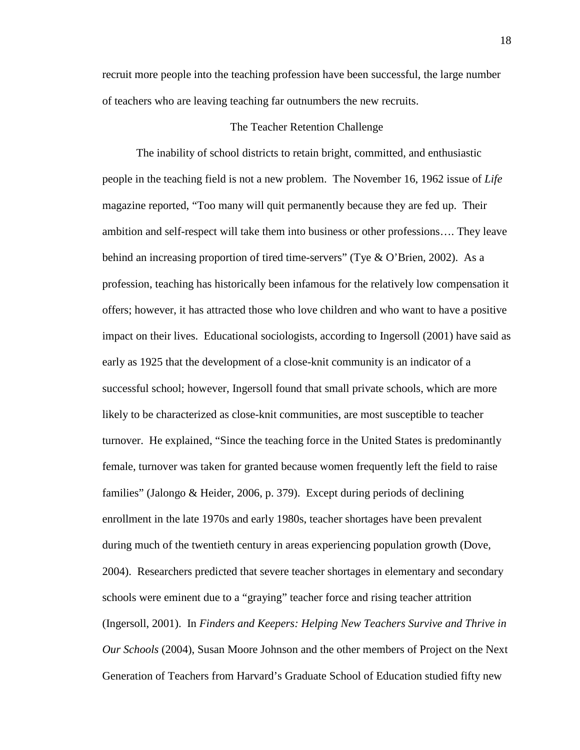recruit more people into the teaching profession have been successful, the large number of teachers who are leaving teaching far outnumbers the new recruits.

## The Teacher Retention Challenge

The inability of school districts to retain bright, committed, and enthusiastic people in the teaching field is not a new problem. The November 16, 1962 issue of *Life* magazine reported, "Too many will quit permanently because they are fed up. Their ambition and self-respect will take them into business or other professions…. They leave behind an increasing proportion of tired time-servers" (Tye & O'Brien, 2002). As a profession, teaching has historically been infamous for the relatively low compensation it offers; however, it has attracted those who love children and who want to have a positive impact on their lives. Educational sociologists, according to Ingersoll (2001) have said as early as 1925 that the development of a close-knit community is an indicator of a successful school; however, Ingersoll found that small private schools, which are more likely to be characterized as close-knit communities, are most susceptible to teacher turnover. He explained, "Since the teaching force in the United States is predominantly female, turnover was taken for granted because women frequently left the field to raise families" (Jalongo & Heider, 2006, p. 379). Except during periods of declining enrollment in the late 1970s and early 1980s, teacher shortages have been prevalent during much of the twentieth century in areas experiencing population growth (Dove, 2004). Researchers predicted that severe teacher shortages in elementary and secondary schools were eminent due to a "graying" teacher force and rising teacher attrition (Ingersoll, 2001). In *Finders and Keepers: Helping New Teachers Survive and Thrive in Our Schools* (2004), Susan Moore Johnson and the other members of Project on the Next Generation of Teachers from Harvard's Graduate School of Education studied fifty new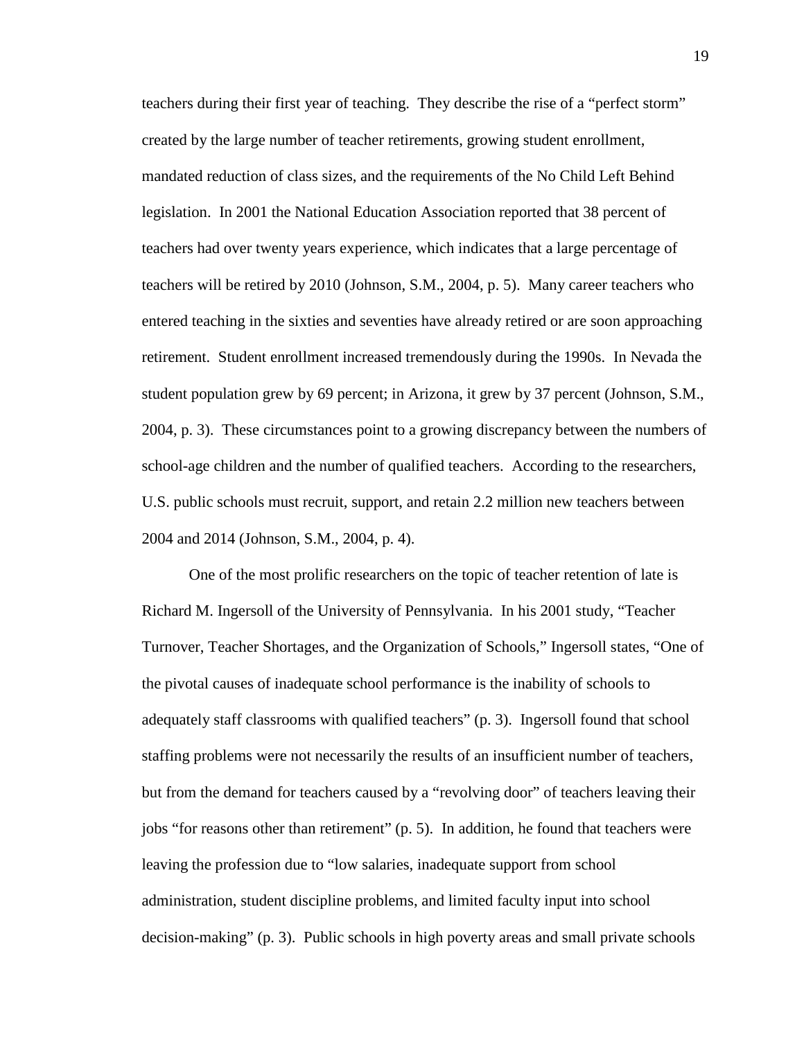teachers during their first year of teaching. They describe the rise of a "perfect storm" created by the large number of teacher retirements, growing student enrollment, mandated reduction of class sizes, and the requirements of the No Child Left Behind legislation. In 2001 the National Education Association reported that 38 percent of teachers had over twenty years experience, which indicates that a large percentage of teachers will be retired by 2010 (Johnson, S.M., 2004, p. 5). Many career teachers who entered teaching in the sixties and seventies have already retired or are soon approaching retirement. Student enrollment increased tremendously during the 1990s. In Nevada the student population grew by 69 percent; in Arizona, it grew by 37 percent (Johnson, S.M., 2004, p. 3). These circumstances point to a growing discrepancy between the numbers of school-age children and the number of qualified teachers. According to the researchers, U.S. public schools must recruit, support, and retain 2.2 million new teachers between 2004 and 2014 (Johnson, S.M., 2004, p. 4).

One of the most prolific researchers on the topic of teacher retention of late is Richard M. Ingersoll of the University of Pennsylvania. In his 2001 study, "Teacher Turnover, Teacher Shortages, and the Organization of Schools," Ingersoll states, "One of the pivotal causes of inadequate school performance is the inability of schools to adequately staff classrooms with qualified teachers" (p. 3). Ingersoll found that school staffing problems were not necessarily the results of an insufficient number of teachers, but from the demand for teachers caused by a "revolving door" of teachers leaving their jobs "for reasons other than retirement" (p. 5). In addition, he found that teachers were leaving the profession due to "low salaries, inadequate support from school administration, student discipline problems, and limited faculty input into school decision-making" (p. 3). Public schools in high poverty areas and small private schools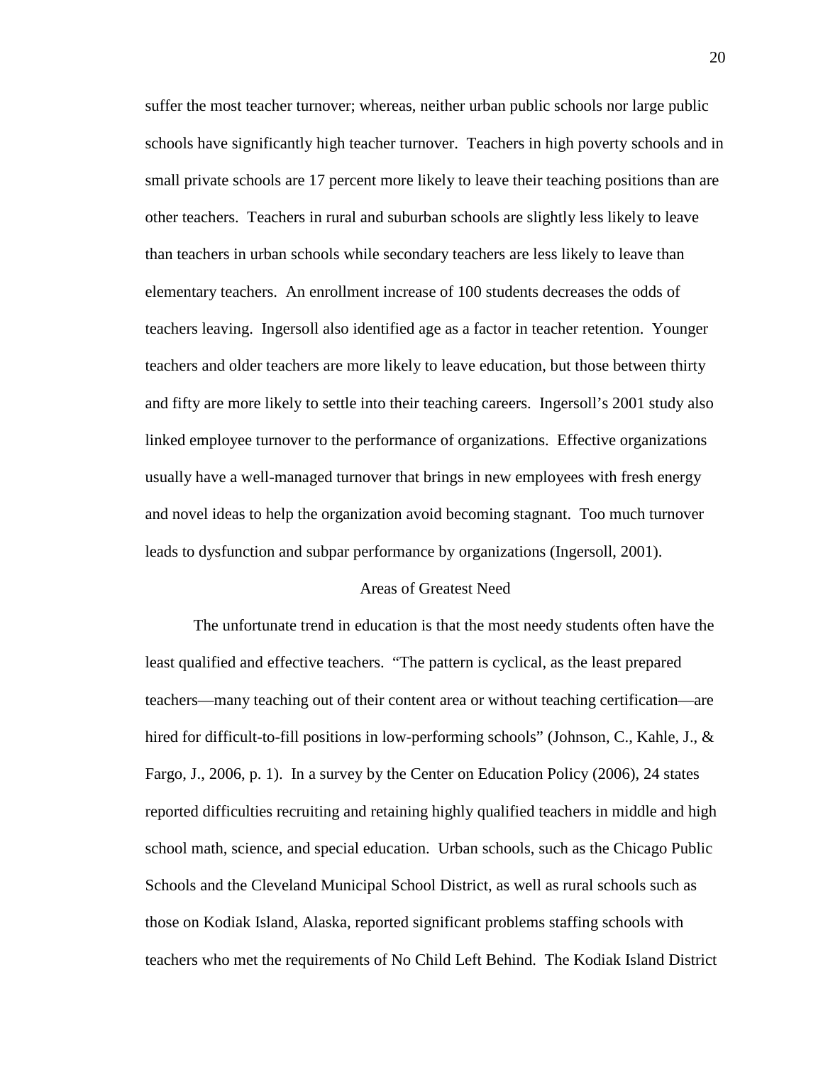suffer the most teacher turnover; whereas, neither urban public schools nor large public schools have significantly high teacher turnover. Teachers in high poverty schools and in small private schools are 17 percent more likely to leave their teaching positions than are other teachers. Teachers in rural and suburban schools are slightly less likely to leave than teachers in urban schools while secondary teachers are less likely to leave than elementary teachers. An enrollment increase of 100 students decreases the odds of teachers leaving. Ingersoll also identified age as a factor in teacher retention. Younger teachers and older teachers are more likely to leave education, but those between thirty and fifty are more likely to settle into their teaching careers. Ingersoll's 2001 study also linked employee turnover to the performance of organizations. Effective organizations usually have a well-managed turnover that brings in new employees with fresh energy and novel ideas to help the organization avoid becoming stagnant. Too much turnover leads to dysfunction and subpar performance by organizations (Ingersoll, 2001).

## Areas of Greatest Need

The unfortunate trend in education is that the most needy students often have the least qualified and effective teachers. "The pattern is cyclical, as the least prepared teachers—many teaching out of their content area or without teaching certification—are hired for difficult-to-fill positions in low-performing schools" (Johnson, C., Kahle, J., & Fargo, J., 2006, p. 1). In a survey by the Center on Education Policy (2006), 24 states reported difficulties recruiting and retaining highly qualified teachers in middle and high school math, science, and special education. Urban schools, such as the Chicago Public Schools and the Cleveland Municipal School District, as well as rural schools such as those on Kodiak Island, Alaska, reported significant problems staffing schools with teachers who met the requirements of No Child Left Behind. The Kodiak Island District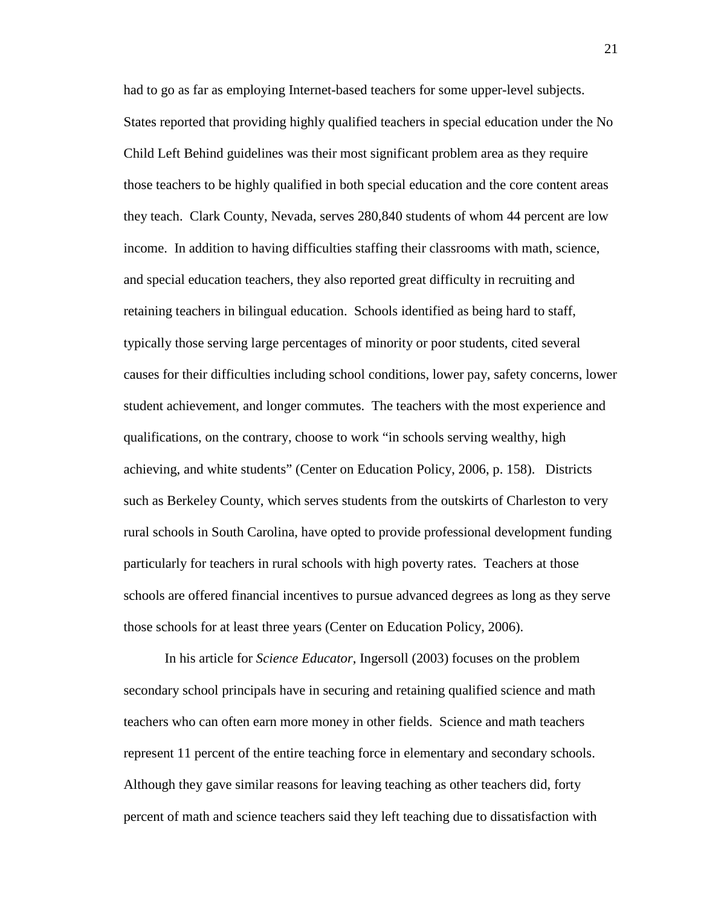had to go as far as employing Internet-based teachers for some upper-level subjects. States reported that providing highly qualified teachers in special education under the No Child Left Behind guidelines was their most significant problem area as they require those teachers to be highly qualified in both special education and the core content areas they teach. Clark County, Nevada, serves 280,840 students of whom 44 percent are low income. In addition to having difficulties staffing their classrooms with math, science, and special education teachers, they also reported great difficulty in recruiting and retaining teachers in bilingual education. Schools identified as being hard to staff, typically those serving large percentages of minority or poor students, cited several causes for their difficulties including school conditions, lower pay, safety concerns, lower student achievement, and longer commutes. The teachers with the most experience and qualifications, on the contrary, choose to work "in schools serving wealthy, high achieving, and white students" (Center on Education Policy, 2006, p. 158). Districts such as Berkeley County, which serves students from the outskirts of Charleston to very rural schools in South Carolina, have opted to provide professional development funding particularly for teachers in rural schools with high poverty rates. Teachers at those schools are offered financial incentives to pursue advanced degrees as long as they serve those schools for at least three years (Center on Education Policy, 2006).

In his article for *Science Educator*, Ingersoll (2003) focuses on the problem secondary school principals have in securing and retaining qualified science and math teachers who can often earn more money in other fields. Science and math teachers represent 11 percent of the entire teaching force in elementary and secondary schools. Although they gave similar reasons for leaving teaching as other teachers did, forty percent of math and science teachers said they left teaching due to dissatisfaction with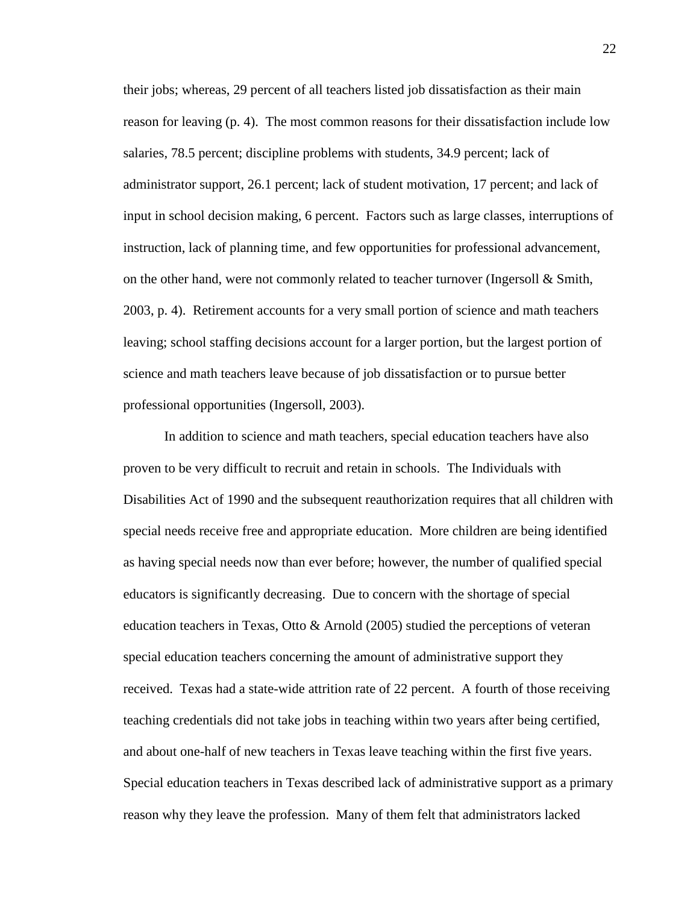their jobs; whereas, 29 percent of all teachers listed job dissatisfaction as their main reason for leaving (p. 4). The most common reasons for their dissatisfaction include low salaries, 78.5 percent; discipline problems with students, 34.9 percent; lack of administrator support, 26.1 percent; lack of student motivation, 17 percent; and lack of input in school decision making, 6 percent. Factors such as large classes, interruptions of instruction, lack of planning time, and few opportunities for professional advancement, on the other hand, were not commonly related to teacher turnover (Ingersoll & Smith, 2003, p. 4). Retirement accounts for a very small portion of science and math teachers leaving; school staffing decisions account for a larger portion, but the largest portion of science and math teachers leave because of job dissatisfaction or to pursue better professional opportunities (Ingersoll, 2003).

In addition to science and math teachers, special education teachers have also proven to be very difficult to recruit and retain in schools. The Individuals with Disabilities Act of 1990 and the subsequent reauthorization requires that all children with special needs receive free and appropriate education. More children are being identified as having special needs now than ever before; however, the number of qualified special educators is significantly decreasing. Due to concern with the shortage of special education teachers in Texas, Otto & Arnold (2005) studied the perceptions of veteran special education teachers concerning the amount of administrative support they received. Texas had a state-wide attrition rate of 22 percent. A fourth of those receiving teaching credentials did not take jobs in teaching within two years after being certified, and about one-half of new teachers in Texas leave teaching within the first five years. Special education teachers in Texas described lack of administrative support as a primary reason why they leave the profession. Many of them felt that administrators lacked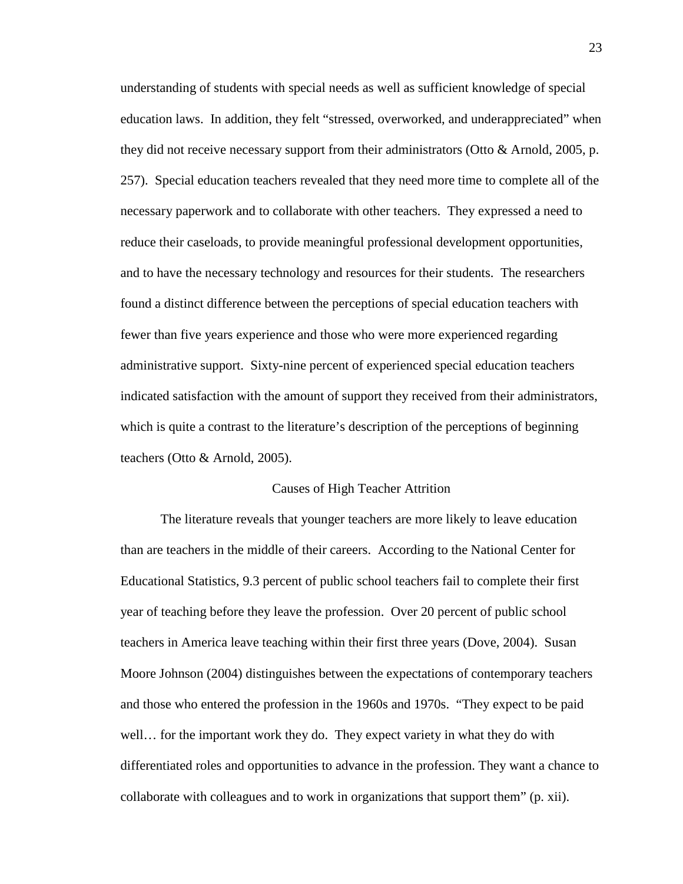understanding of students with special needs as well as sufficient knowledge of special education laws. In addition, they felt "stressed, overworked, and underappreciated" when they did not receive necessary support from their administrators (Otto & Arnold, 2005, p. 257). Special education teachers revealed that they need more time to complete all of the necessary paperwork and to collaborate with other teachers. They expressed a need to reduce their caseloads, to provide meaningful professional development opportunities, and to have the necessary technology and resources for their students. The researchers found a distinct difference between the perceptions of special education teachers with fewer than five years experience and those who were more experienced regarding administrative support. Sixty-nine percent of experienced special education teachers indicated satisfaction with the amount of support they received from their administrators, which is quite a contrast to the literature's description of the perceptions of beginning teachers (Otto & Arnold, 2005).

## Causes of High Teacher Attrition

The literature reveals that younger teachers are more likely to leave education than are teachers in the middle of their careers. According to the National Center for Educational Statistics, 9.3 percent of public school teachers fail to complete their first year of teaching before they leave the profession. Over 20 percent of public school teachers in America leave teaching within their first three years (Dove, 2004). Susan Moore Johnson (2004) distinguishes between the expectations of contemporary teachers and those who entered the profession in the 1960s and 1970s. "They expect to be paid well… for the important work they do. They expect variety in what they do with differentiated roles and opportunities to advance in the profession. They want a chance to collaborate with colleagues and to work in organizations that support them" (p. xii).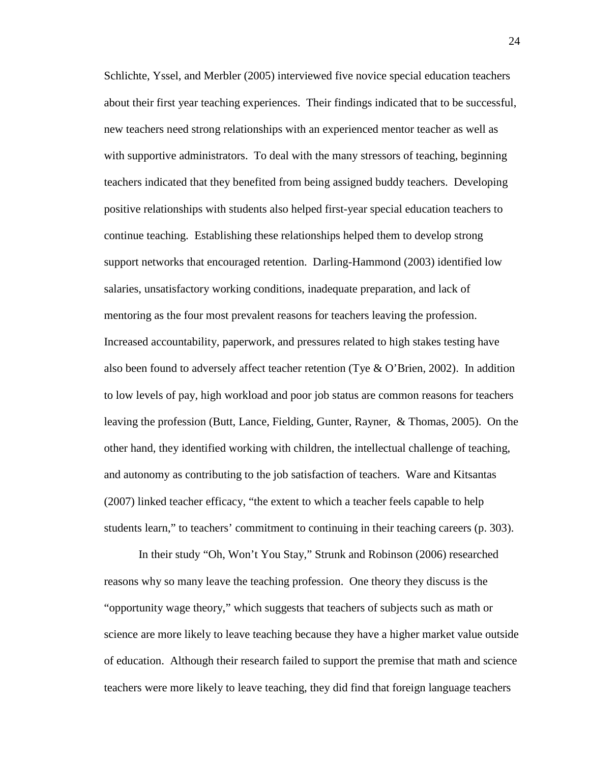Schlichte, Yssel, and Merbler (2005) interviewed five novice special education teachers about their first year teaching experiences. Their findings indicated that to be successful, new teachers need strong relationships with an experienced mentor teacher as well as with supportive administrators. To deal with the many stressors of teaching, beginning teachers indicated that they benefited from being assigned buddy teachers. Developing positive relationships with students also helped first-year special education teachers to continue teaching. Establishing these relationships helped them to develop strong support networks that encouraged retention. Darling-Hammond (2003) identified low salaries, unsatisfactory working conditions, inadequate preparation, and lack of mentoring as the four most prevalent reasons for teachers leaving the profession. Increased accountability, paperwork, and pressures related to high stakes testing have also been found to adversely affect teacher retention (Tye & O'Brien, 2002). In addition to low levels of pay, high workload and poor job status are common reasons for teachers leaving the profession (Butt, Lance, Fielding, Gunter, Rayner, & Thomas, 2005). On the other hand, they identified working with children, the intellectual challenge of teaching, and autonomy as contributing to the job satisfaction of teachers. Ware and Kitsantas (2007) linked teacher efficacy, "the extent to which a teacher feels capable to help students learn," to teachers' commitment to continuing in their teaching careers (p. 303).

In their study "Oh, Won't You Stay," Strunk and Robinson (2006) researched reasons why so many leave the teaching profession. One theory they discuss is the "opportunity wage theory," which suggests that teachers of subjects such as math or science are more likely to leave teaching because they have a higher market value outside of education. Although their research failed to support the premise that math and science teachers were more likely to leave teaching, they did find that foreign language teachers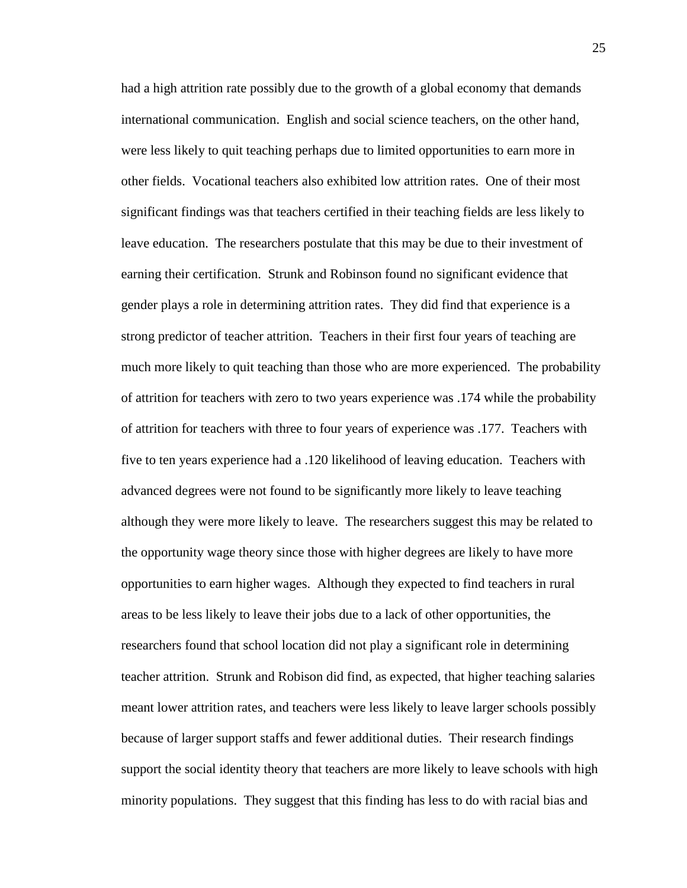had a high attrition rate possibly due to the growth of a global economy that demands international communication. English and social science teachers, on the other hand, were less likely to quit teaching perhaps due to limited opportunities to earn more in other fields. Vocational teachers also exhibited low attrition rates. One of their most significant findings was that teachers certified in their teaching fields are less likely to leave education. The researchers postulate that this may be due to their investment of earning their certification. Strunk and Robinson found no significant evidence that gender plays a role in determining attrition rates. They did find that experience is a strong predictor of teacher attrition. Teachers in their first four years of teaching are much more likely to quit teaching than those who are more experienced. The probability of attrition for teachers with zero to two years experience was .174 while the probability of attrition for teachers with three to four years of experience was .177. Teachers with five to ten years experience had a .120 likelihood of leaving education. Teachers with advanced degrees were not found to be significantly more likely to leave teaching although they were more likely to leave. The researchers suggest this may be related to the opportunity wage theory since those with higher degrees are likely to have more opportunities to earn higher wages. Although they expected to find teachers in rural areas to be less likely to leave their jobs due to a lack of other opportunities, the researchers found that school location did not play a significant role in determining teacher attrition. Strunk and Robison did find, as expected, that higher teaching salaries meant lower attrition rates, and teachers were less likely to leave larger schools possibly because of larger support staffs and fewer additional duties. Their research findings support the social identity theory that teachers are more likely to leave schools with high minority populations. They suggest that this finding has less to do with racial bias and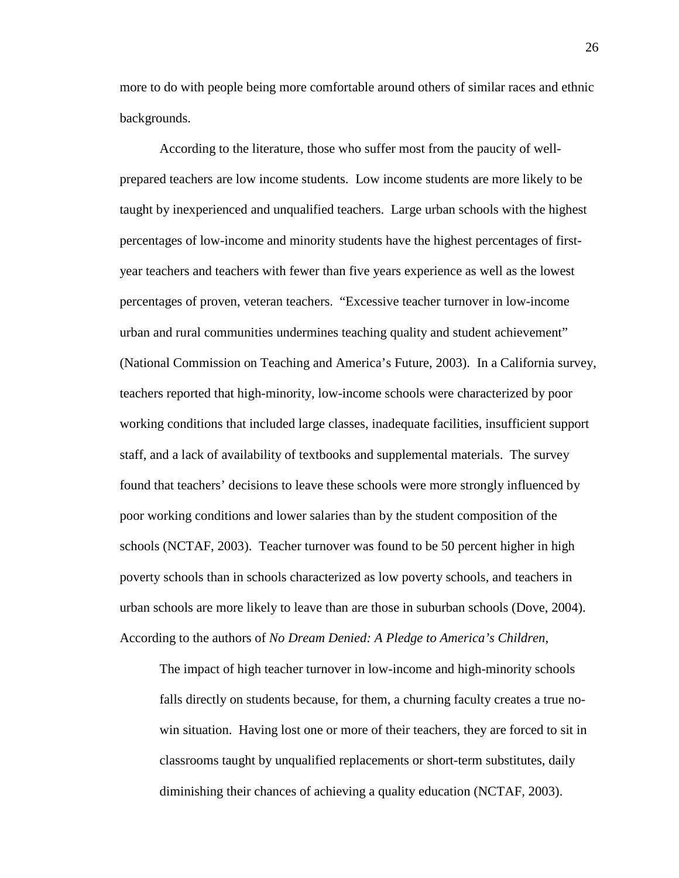more to do with people being more comfortable around others of similar races and ethnic backgrounds.

According to the literature, those who suffer most from the paucity of well-prepared teachers are low income students. Low income students are more likely to be taught by inexperienced and unqualified teachers. Large urban schools with the highest percentages of low-income and minority students have the highest percentages of first-year teachers and teachers with fewer than five years experience as well as the lowest percentages of proven, veteran teachers. "Excessive teacher turnover in low-income urban and rural communities undermines teaching quality and student achievement" (National Commission on Teaching and America's Future, 2003). In a California survey, teachers reported that high-minority, low-income schools were characterized by poor working conditions that included large classes, inadequate facilities, insufficient support staff, and a lack of availability of textbooks and supplemental materials. The survey found that teachers' decisions to leave these schools were more strongly influenced by poor working conditions and lower salaries than by the student composition of the schools (NCTAF, 2003). Teacher turnover was found to be 50 percent higher in high poverty schools than in schools characterized as low poverty schools, and teachers in urban schools are more likely to leave than are those in suburban schools (Dove, 2004). According to the authors of *No Dream Denied: A Pledge to America's Children*,

> The impact of high teacher turnover in low-income and high-minority schools falls directly on students because, for them, a churning faculty creates a true no-win situation. Having lost one or more of their teachers, they are forced to sit in classrooms taught by unqualified replacements or short-term substitutes, daily diminishing their chances of achieving a quality education (NCTAF, 2003).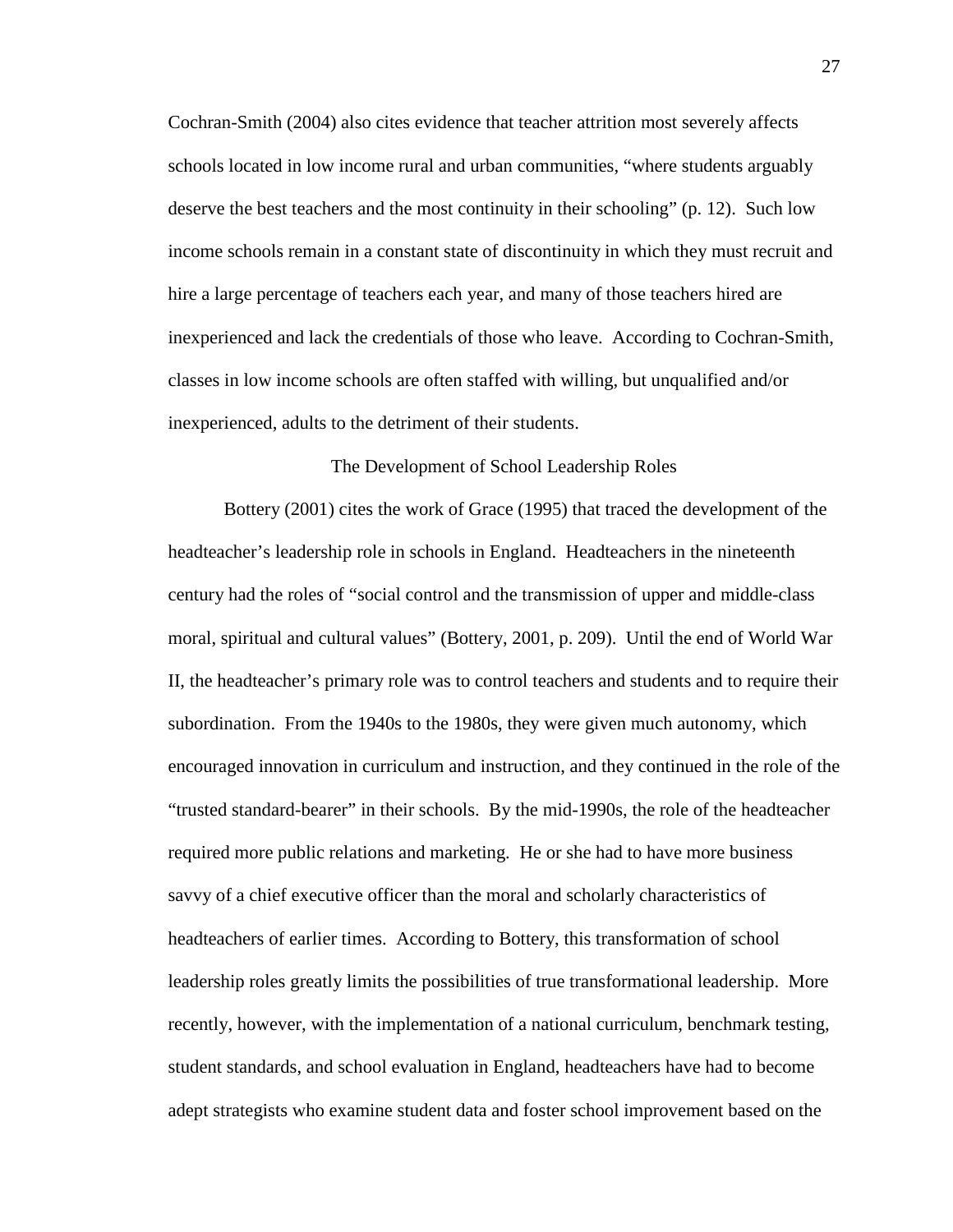Cochran-Smith (2004) also cites evidence that teacher attrition most severely affects schools located in low income rural and urban communities, "where students arguably deserve the best teachers and the most continuity in their schooling" (p. 12). Such low income schools remain in a constant state of discontinuity in which they must recruit and hire a large percentage of teachers each year, and many of those teachers hired are inexperienced and lack the credentials of those who leave. According to Cochran-Smith, classes in low income schools are often staffed with willing, but unqualified and/or inexperienced, adults to the detriment of their students.

## The Development of School Leadership Roles

Bottery (2001) cites the work of Grace (1995) that traced the development of the headteacher's leadership role in schools in England. Headteachers in the nineteenth century had the roles of "social control and the transmission of upper and middle-class moral, spiritual and cultural values" (Bottery, 2001, p. 209). Until the end of World War II, the headteacher's primary role was to control teachers and students and to require their subordination. From the 1940s to the 1980s, they were given much autonomy, which encouraged innovation in curriculum and instruction, and they continued in the role of the "trusted standard-bearer" in their schools. By the mid-1990s, the role of the headteacher required more public relations and marketing. He or she had to have more business savvy of a chief executive officer than the moral and scholarly characteristics of headteachers of earlier times. According to Bottery, this transformation of school leadership roles greatly limits the possibilities of true transformational leadership. More recently, however, with the implementation of a national curriculum, benchmark testing, student standards, and school evaluation in England, headteachers have had to become adept strategists who examine student data and foster school improvement based on the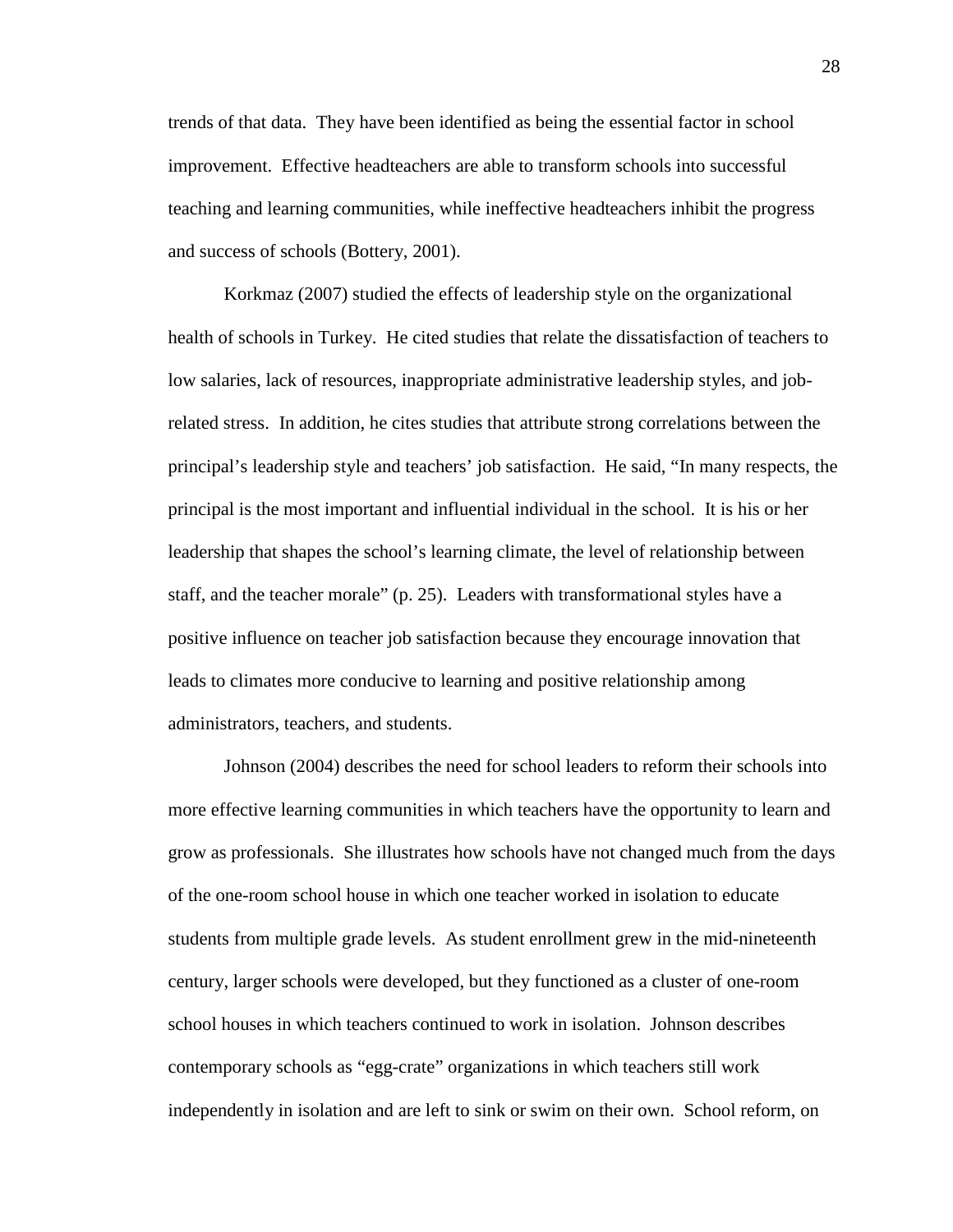trends of that data. They have been identified as being the essential factor in school improvement. Effective headteachers are able to transform schools into successful teaching and learning communities, while ineffective headteachers inhibit the progress and success of schools (Bottery, 2001).

Korkmaz (2007) studied the effects of leadership style on the organizational health of schools in Turkey. He cited studies that relate the dissatisfaction of teachers to low salaries, lack of resources, inappropriate administrative leadership styles, and job-related stress. In addition, he cites studies that attribute strong correlations between the principal's leadership style and teachers' job satisfaction. He said, "In many respects, the principal is the most important and influential individual in the school. It is his or her leadership that shapes the school's learning climate, the level of relationship between staff, and the teacher morale" (p. 25). Leaders with transformational styles have a positive influence on teacher job satisfaction because they encourage innovation that leads to climates more conducive to learning and positive relationship among administrators, teachers, and students.

Johnson (2004) describes the need for school leaders to reform their schools into more effective learning communities in which teachers have the opportunity to learn and grow as professionals. She illustrates how schools have not changed much from the days of the one-room school house in which one teacher worked in isolation to educate students from multiple grade levels. As student enrollment grew in the mid-nineteenth century, larger schools were developed, but they functioned as a cluster of one-room school houses in which teachers continued to work in isolation. Johnson describes contemporary schools as "egg-crate" organizations in which teachers still work independently in isolation and are left to sink or swim on their own. School reform, on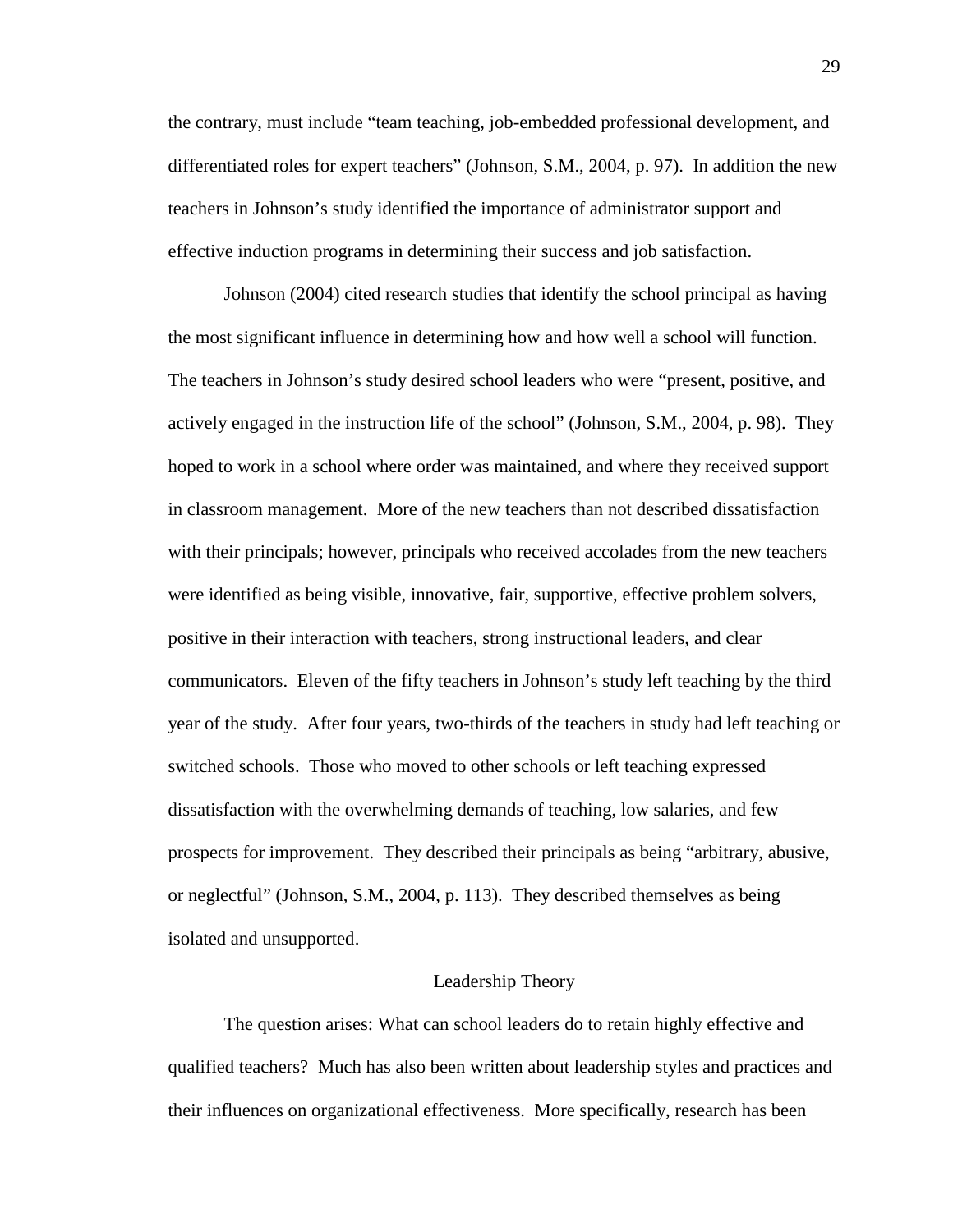the contrary, must include "team teaching, job-embedded professional development, and differentiated roles for expert teachers" (Johnson, S.M., 2004, p. 97). In addition the new teachers in Johnson's study identified the importance of administrator support and effective induction programs in determining their success and job satisfaction.

Johnson (2004) cited research studies that identify the school principal as having the most significant influence in determining how and how well a school will function. The teachers in Johnson's study desired school leaders who were "present, positive, and actively engaged in the instruction life of the school" (Johnson, S.M., 2004, p. 98). They hoped to work in a school where order was maintained, and where they received support in classroom management. More of the new teachers than not described dissatisfaction with their principals; however, principals who received accolades from the new teachers were identified as being visible, innovative, fair, supportive, effective problem solvers, positive in their interaction with teachers, strong instructional leaders, and clear communicators. Eleven of the fifty teachers in Johnson's study left teaching by the third year of the study. After four years, two-thirds of the teachers in study had left teaching or switched schools. Those who moved to other schools or left teaching expressed dissatisfaction with the overwhelming demands of teaching, low salaries, and few prospects for improvement. They described their principals as being "arbitrary, abusive, or neglectful" (Johnson, S.M., 2004, p. 113). They described themselves as being isolated and unsupported.

## Leadership Theory

The question arises: What can school leaders do to retain highly effective and qualified teachers? Much has also been written about leadership styles and practices and their influences on organizational effectiveness. More specifically, research has been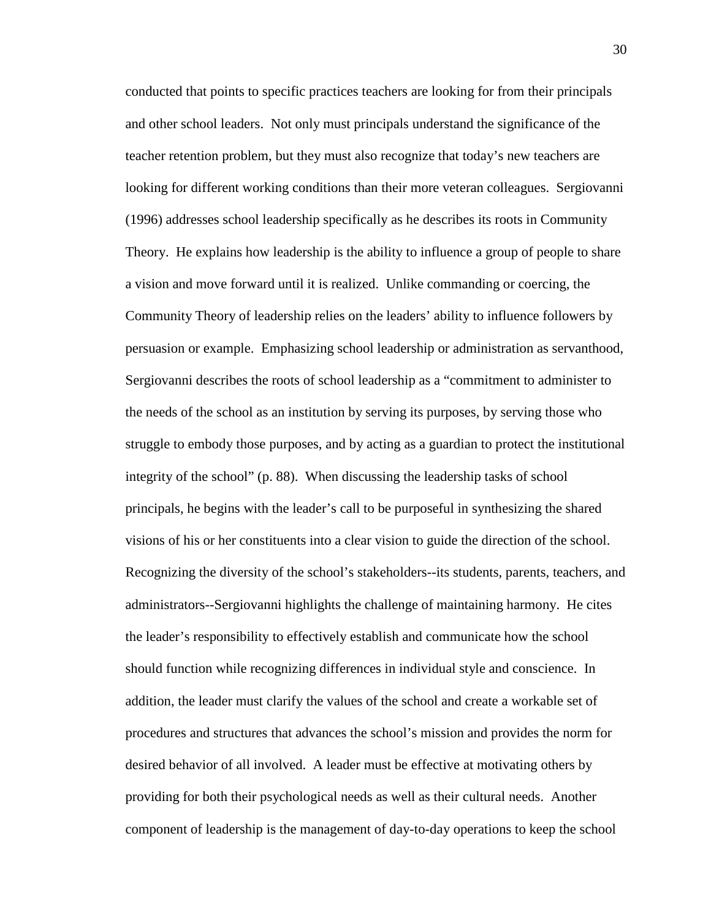conducted that points to specific practices teachers are looking for from their principals and other school leaders. Not only must principals understand the significance of the teacher retention problem, but they must also recognize that today's new teachers are looking for different working conditions than their more veteran colleagues. Sergiovanni (1996) addresses school leadership specifically as he describes its roots in Community Theory. He explains how leadership is the ability to influence a group of people to share a vision and move forward until it is realized. Unlike commanding or coercing, the Community Theory of leadership relies on the leaders' ability to influence followers by persuasion or example. Emphasizing school leadership or administration as servanthood, Sergiovanni describes the roots of school leadership as a "commitment to administer to the needs of the school as an institution by serving its purposes, by serving those who struggle to embody those purposes, and by acting as a guardian to protect the institutional integrity of the school" (p. 88). When discussing the leadership tasks of school principals, he begins with the leader's call to be purposeful in synthesizing the shared visions of his or her constituents into a clear vision to guide the direction of the school. Recognizing the diversity of the school's stakeholders--its students, parents, teachers, and administrators--Sergiovanni highlights the challenge of maintaining harmony. He cites the leader's responsibility to effectively establish and communicate how the school should function while recognizing differences in individual style and conscience. In addition, the leader must clarify the values of the school and create a workable set of procedures and structures that advances the school's mission and provides the norm for desired behavior of all involved. A leader must be effective at motivating others by providing for both their psychological needs as well as their cultural needs. Another component of leadership is the management of day-to-day operations to keep the school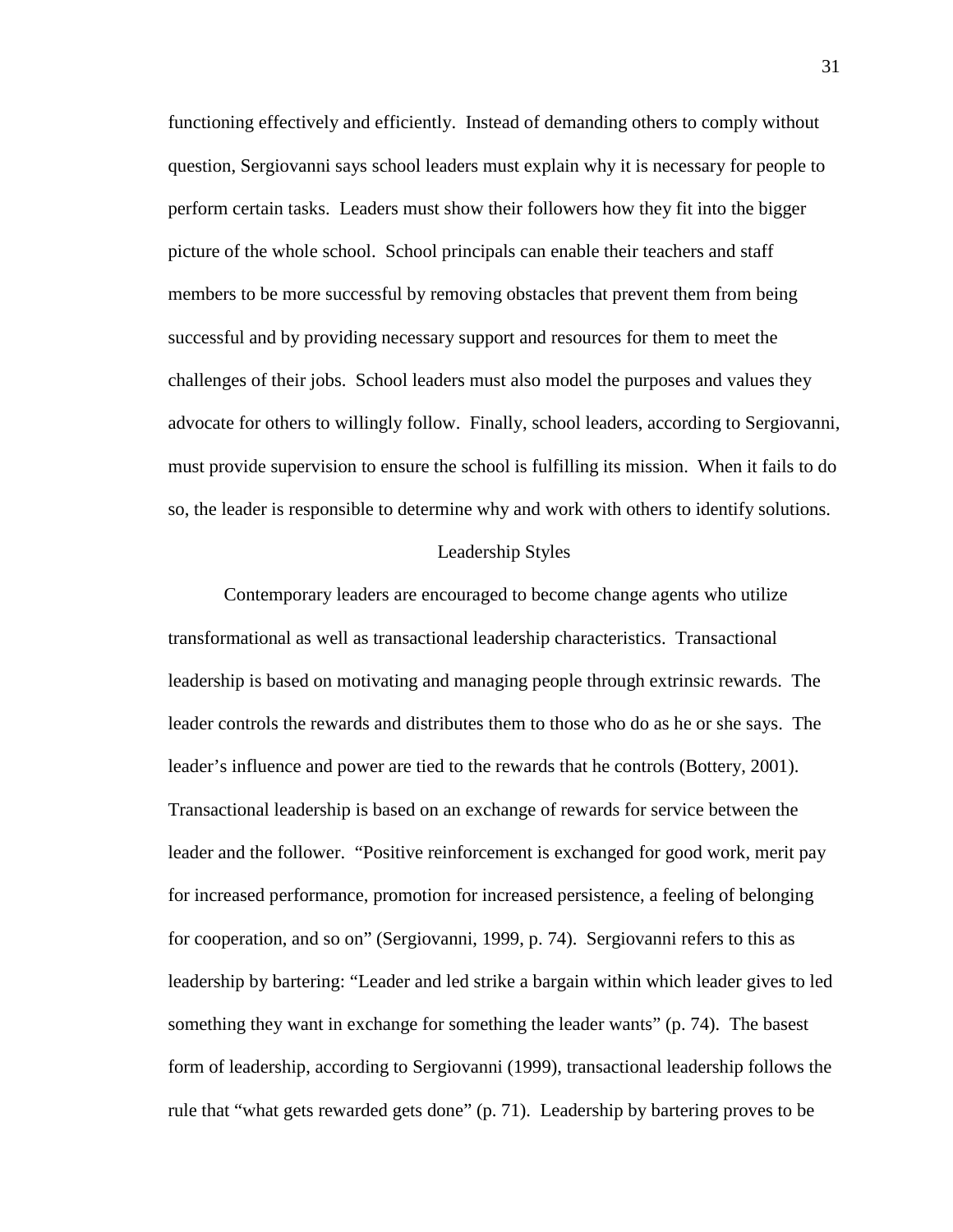functioning effectively and efficiently. Instead of demanding others to comply without question, Sergiovanni says school leaders must explain why it is necessary for people to perform certain tasks. Leaders must show their followers how they fit into the bigger picture of the whole school. School principals can enable their teachers and staff members to be more successful by removing obstacles that prevent them from being successful and by providing necessary support and resources for them to meet the challenges of their jobs. School leaders must also model the purposes and values they advocate for others to willingly follow. Finally, school leaders, according to Sergiovanni, must provide supervision to ensure the school is fulfilling its mission. When it fails to do so, the leader is responsible to determine why and work with others to identify solutions.

## Leadership Styles

Contemporary leaders are encouraged to become change agents who utilize transformational as well as transactional leadership characteristics. Transactional leadership is based on motivating and managing people through extrinsic rewards. The leader controls the rewards and distributes them to those who do as he or she says. The leader's influence and power are tied to the rewards that he controls (Bottery, 2001). Transactional leadership is based on an exchange of rewards for service between the leader and the follower. "Positive reinforcement is exchanged for good work, merit pay for increased performance, promotion for increased persistence, a feeling of belonging for cooperation, and so on" (Sergiovanni, 1999, p. 74). Sergiovanni refers to this as leadership by bartering: "Leader and led strike a bargain within which leader gives to led something they want in exchange for something the leader wants" (p. 74). The basest form of leadership, according to Sergiovanni (1999), transactional leadership follows the rule that "what gets rewarded gets done" (p. 71). Leadership by bartering proves to be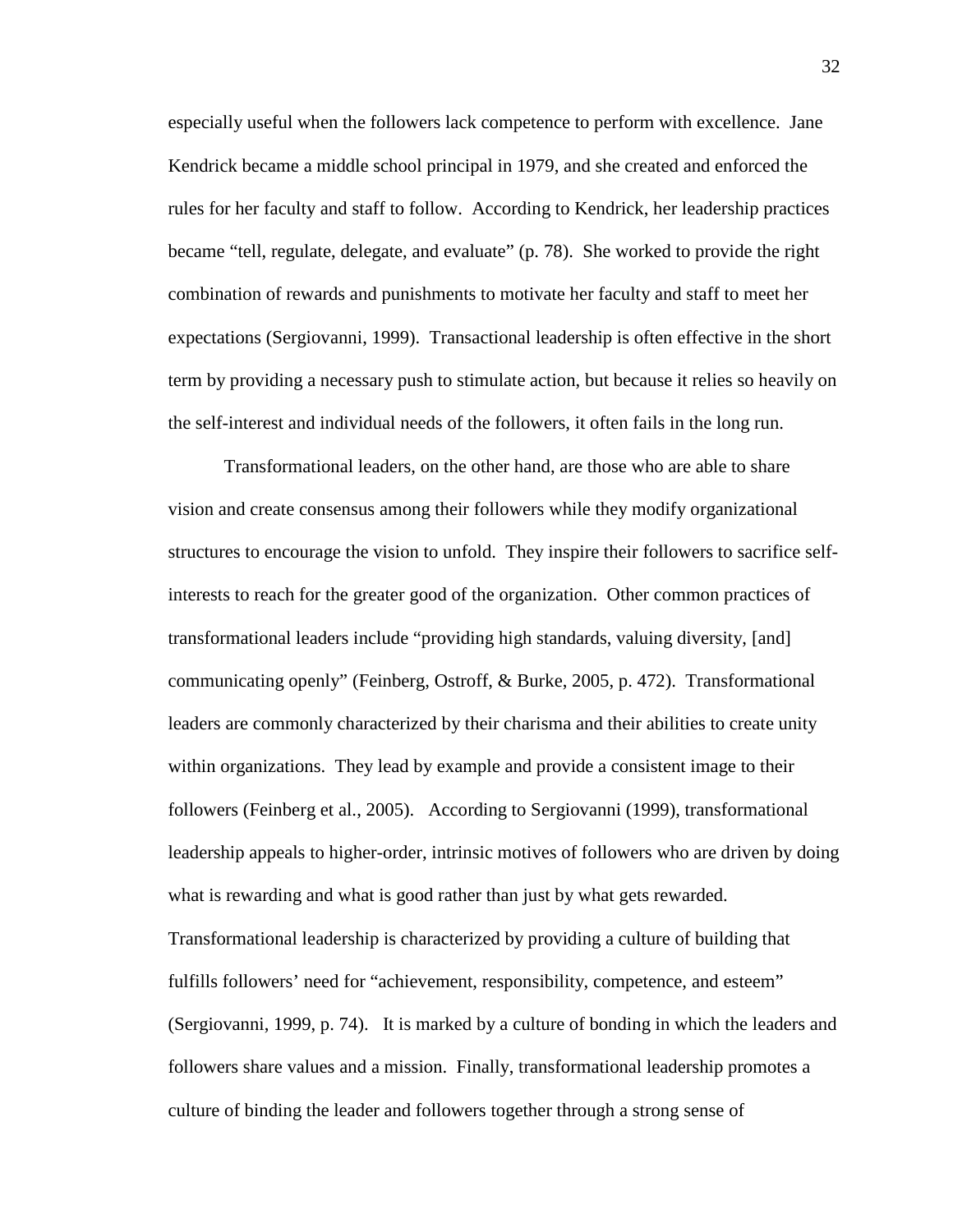especially useful when the followers lack competence to perform with excellence. Jane Kendrick became a middle school principal in 1979, and she created and enforced the rules for her faculty and staff to follow. According to Kendrick, her leadership practices became "tell, regulate, delegate, and evaluate" (p. 78). She worked to provide the right combination of rewards and punishments to motivate her faculty and staff to meet her expectations (Sergiovanni, 1999). Transactional leadership is often effective in the short term by providing a necessary push to stimulate action, but because it relies so heavily on the self-interest and individual needs of the followers, it often fails in the long run.

Transformational leaders, on the other hand, are those who are able to share vision and create consensus among their followers while they modify organizational structures to encourage the vision to unfold. They inspire their followers to sacrifice self-interests to reach for the greater good of the organization. Other common practices of transformational leaders include "providing high standards, valuing diversity, [and] communicating openly" (Feinberg, Ostroff, & Burke, 2005, p. 472). Transformational leaders are commonly characterized by their charisma and their abilities to create unity within organizations. They lead by example and provide a consistent image to their followers (Feinberg et al., 2005). According to Sergiovanni (1999), transformational leadership appeals to higher-order, intrinsic motives of followers who are driven by doing what is rewarding and what is good rather than just by what gets rewarded. Transformational leadership is characterized by providing a culture of building that fulfills followers' need for "achievement, responsibility, competence, and esteem" (Sergiovanni, 1999, p. 74). It is marked by a culture of bonding in which the leaders and followers share values and a mission. Finally, transformational leadership promotes a culture of binding the leader and followers together through a strong sense of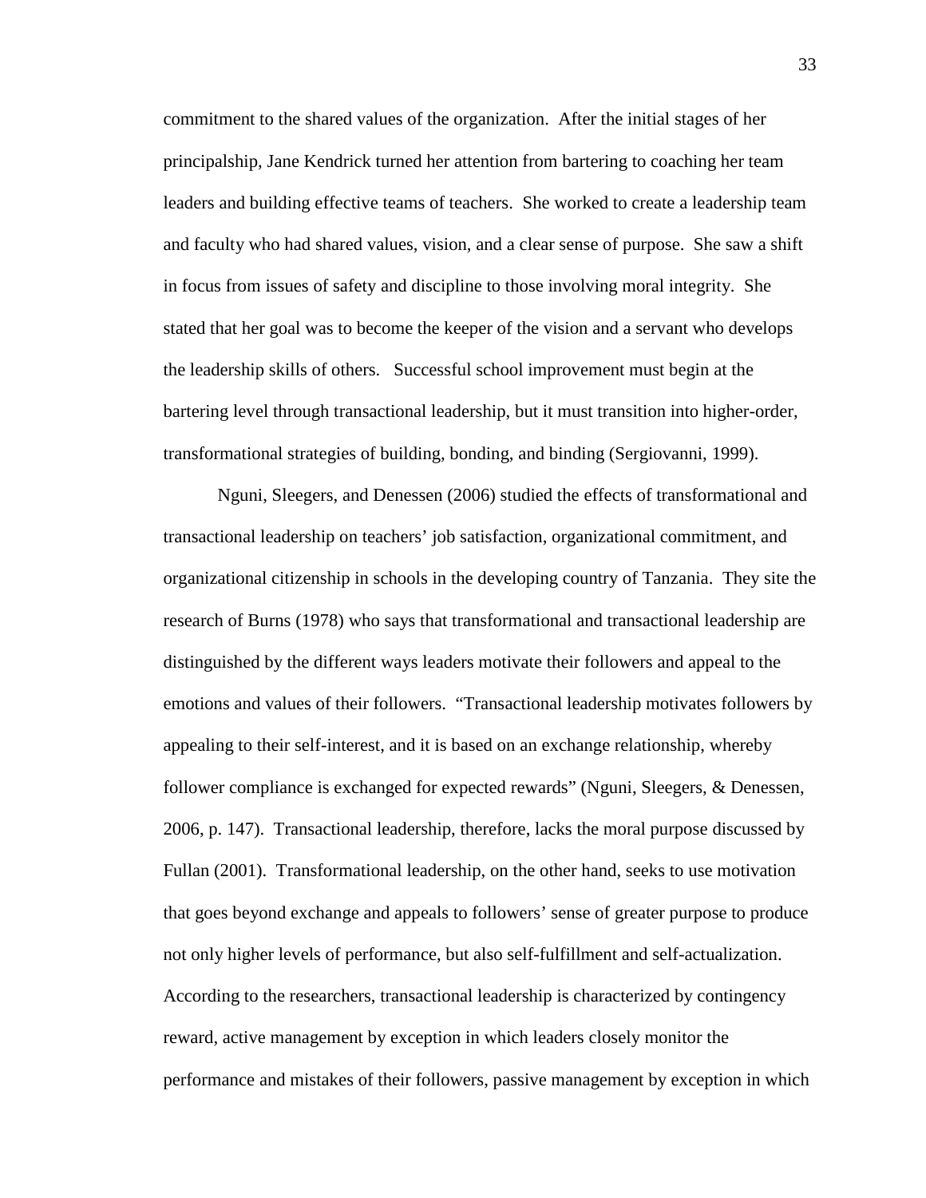commitment to the shared values of the organization. After the initial stages of her principalship, Jane Kendrick turned her attention from bartering to coaching her team leaders and building effective teams of teachers. She worked to create a leadership team and faculty who had shared values, vision, and a clear sense of purpose. She saw a shift in focus from issues of safety and discipline to those involving moral integrity. She stated that her goal was to become the keeper of the vision and a servant who develops the leadership skills of others. Successful school improvement must begin at the bartering level through transactional leadership, but it must transition into higher-order, transformational strategies of building, bonding, and binding (Sergiovanni, 1999).

Nguni, Sleegers, and Denessen (2006) studied the effects of transformational and transactional leadership on teachers' job satisfaction, organizational commitment, and organizational citizenship in schools in the developing country of Tanzania. They site the research of Burns (1978) who says that transformational and transactional leadership are distinguished by the different ways leaders motivate their followers and appeal to the emotions and values of their followers. "Transactional leadership motivates followers by appealing to their self-interest, and it is based on an exchange relationship, whereby follower compliance is exchanged for expected rewards" (Nguni, Sleegers, & Denessen, 2006, p. 147). Transactional leadership, therefore, lacks the moral purpose discussed by Fullan (2001). Transformational leadership, on the other hand, seeks to use motivation that goes beyond exchange and appeals to followers' sense of greater purpose to produce not only higher levels of performance, but also self-fulfillment and self-actualization. According to the researchers, transactional leadership is characterized by contingency reward, active management by exception in which leaders closely monitor the performance and mistakes of their followers, passive management by exception in which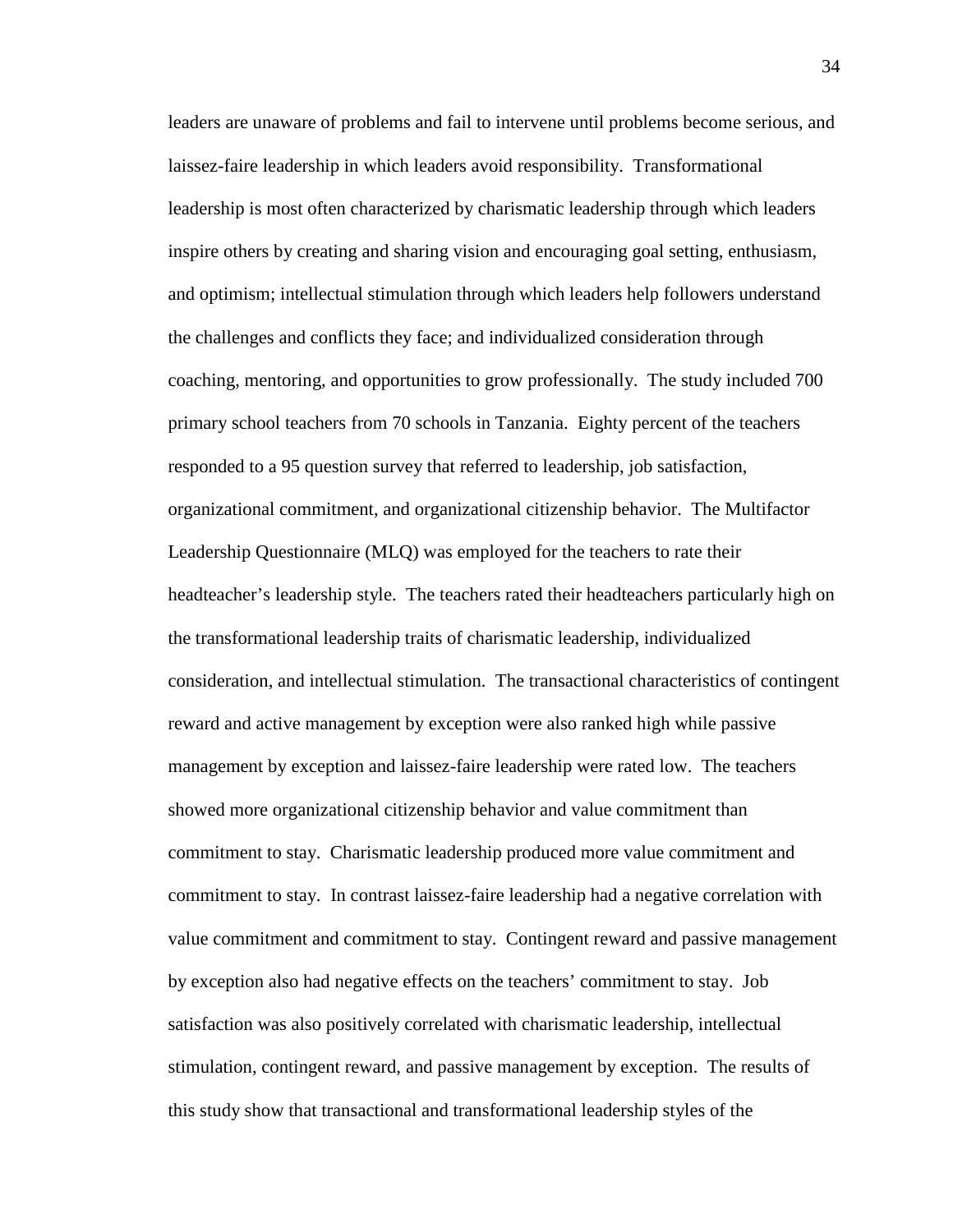leaders are unaware of problems and fail to intervene until problems become serious, and laissez-faire leadership in which leaders avoid responsibility. Transformational leadership is most often characterized by charismatic leadership through which leaders inspire others by creating and sharing vision and encouraging goal setting, enthusiasm, and optimism; intellectual stimulation through which leaders help followers understand the challenges and conflicts they face; and individualized consideration through coaching, mentoring, and opportunities to grow professionally. The study included 700 primary school teachers from 70 schools in Tanzania. Eighty percent of the teachers responded to a 95 question survey that referred to leadership, job satisfaction, organizational commitment, and organizational citizenship behavior. The Multifactor Leadership Questionnaire (MLQ) was employed for the teachers to rate their headteacher's leadership style. The teachers rated their headteachers particularly high on the transformational leadership traits of charismatic leadership, individualized consideration, and intellectual stimulation. The transactional characteristics of contingent reward and active management by exception were also ranked high while passive management by exception and laissez-faire leadership were rated low. The teachers showed more organizational citizenship behavior and value commitment than commitment to stay. Charismatic leadership produced more value commitment and commitment to stay. In contrast laissez-faire leadership had a negative correlation with value commitment and commitment to stay. Contingent reward and passive management by exception also had negative effects on the teachers' commitment to stay. Job satisfaction was also positively correlated with charismatic leadership, intellectual stimulation, contingent reward, and passive management by exception. The results of this study show that transactional and transformational leadership styles of the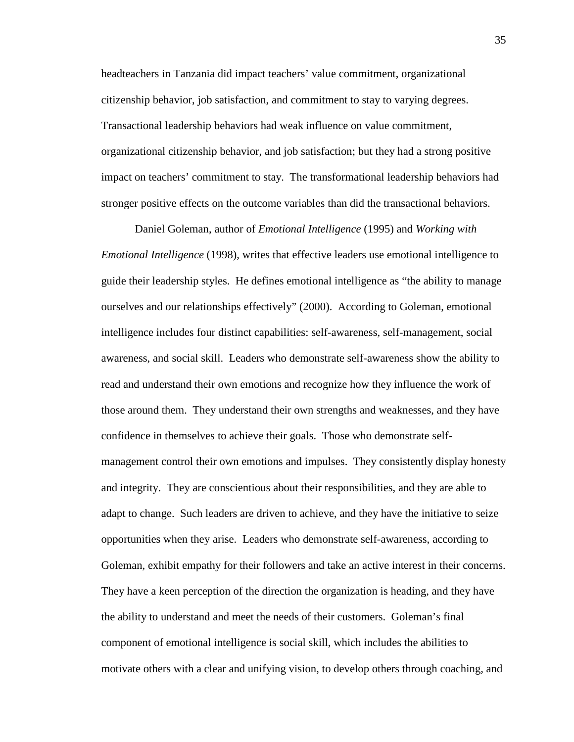headteachers in Tanzania did impact teachers' value commitment, organizational citizenship behavior, job satisfaction, and commitment to stay to varying degrees. Transactional leadership behaviors had weak influence on value commitment, organizational citizenship behavior, and job satisfaction; but they had a strong positive impact on teachers' commitment to stay. The transformational leadership behaviors had stronger positive effects on the outcome variables than did the transactional behaviors.

Daniel Goleman, author of *Emotional Intelligence* (1995) and *Working with Emotional Intelligence* (1998), writes that effective leaders use emotional intelligence to guide their leadership styles. He defines emotional intelligence as "the ability to manage ourselves and our relationships effectively" (2000). According to Goleman, emotional intelligence includes four distinct capabilities: self-awareness, self-management, social awareness, and social skill. Leaders who demonstrate self-awareness show the ability to read and understand their own emotions and recognize how they influence the work of those around them. They understand their own strengths and weaknesses, and they have confidence in themselves to achieve their goals. Those who demonstrate self-management control their own emotions and impulses. They consistently display honesty and integrity. They are conscientious about their responsibilities, and they are able to adapt to change. Such leaders are driven to achieve, and they have the initiative to seize opportunities when they arise. Leaders who demonstrate self-awareness, according to Goleman, exhibit empathy for their followers and take an active interest in their concerns. They have a keen perception of the direction the organization is heading, and they have the ability to understand and meet the needs of their customers. Goleman's final component of emotional intelligence is social skill, which includes the abilities to motivate others with a clear and unifying vision, to develop others through coaching, and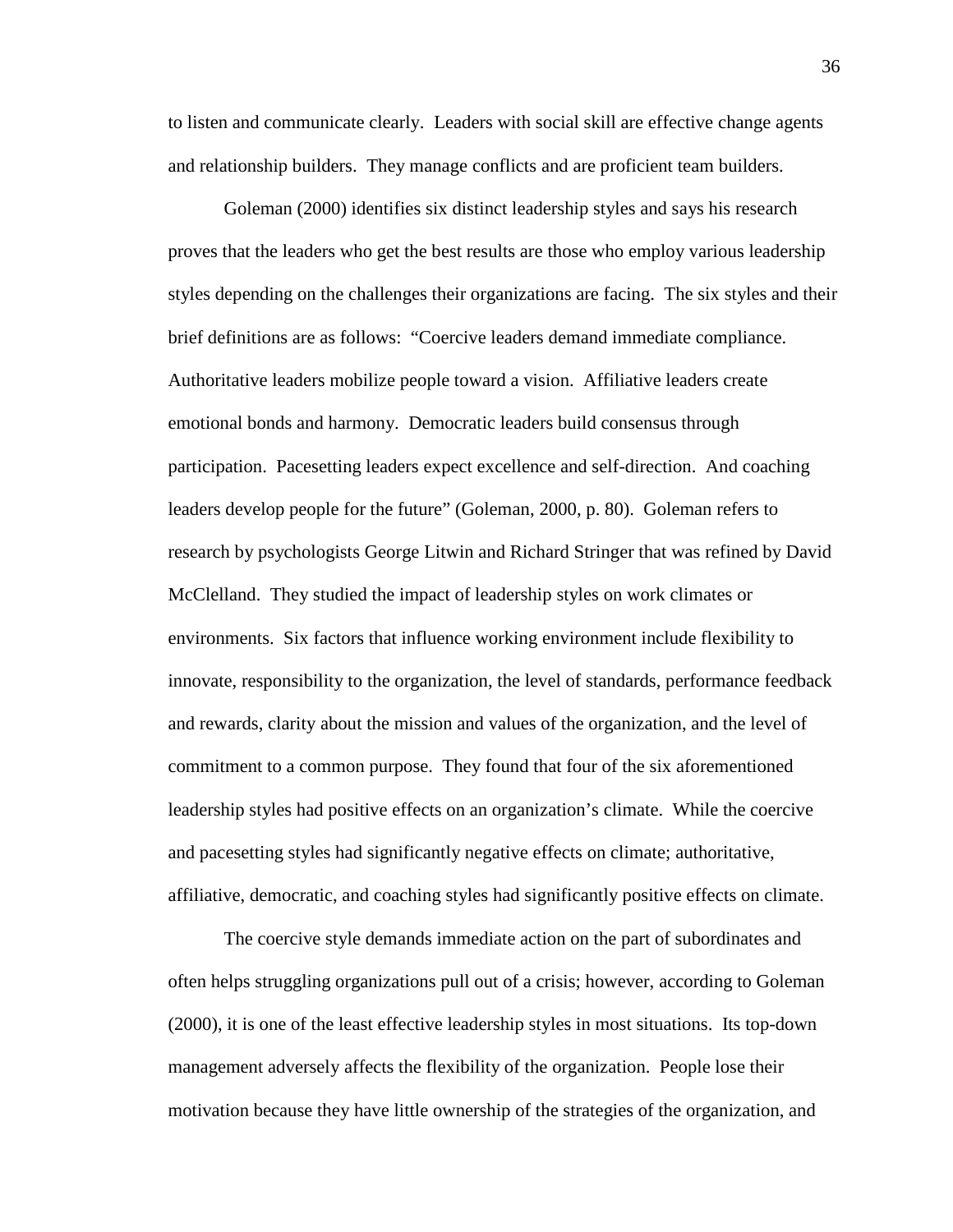to listen and communicate clearly. Leaders with social skill are effective change agents and relationship builders. They manage conflicts and are proficient team builders.

Goleman (2000) identifies six distinct leadership styles and says his research proves that the leaders who get the best results are those who employ various leadership styles depending on the challenges their organizations are facing. The six styles and their brief definitions are as follows: "Coercive leaders demand immediate compliance. Authoritative leaders mobilize people toward a vision. Affiliative leaders create emotional bonds and harmony. Democratic leaders build consensus through participation. Pacesetting leaders expect excellence and self-direction. And coaching leaders develop people for the future" (Goleman, 2000, p. 80). Goleman refers to research by psychologists George Litwin and Richard Stringer that was refined by David McClelland. They studied the impact of leadership styles on work climates or environments. Six factors that influence working environment include flexibility to innovate, responsibility to the organization, the level of standards, performance feedback and rewards, clarity about the mission and values of the organization, and the level of commitment to a common purpose. They found that four of the six aforementioned leadership styles had positive effects on an organization's climate. While the coercive and pacesetting styles had significantly negative effects on climate; authoritative, affiliative, democratic, and coaching styles had significantly positive effects on climate.

The coercive style demands immediate action on the part of subordinates and often helps struggling organizations pull out of a crisis; however, according to Goleman (2000), it is one of the least effective leadership styles in most situations. Its top-down management adversely affects the flexibility of the organization. People lose their motivation because they have little ownership of the strategies of the organization, and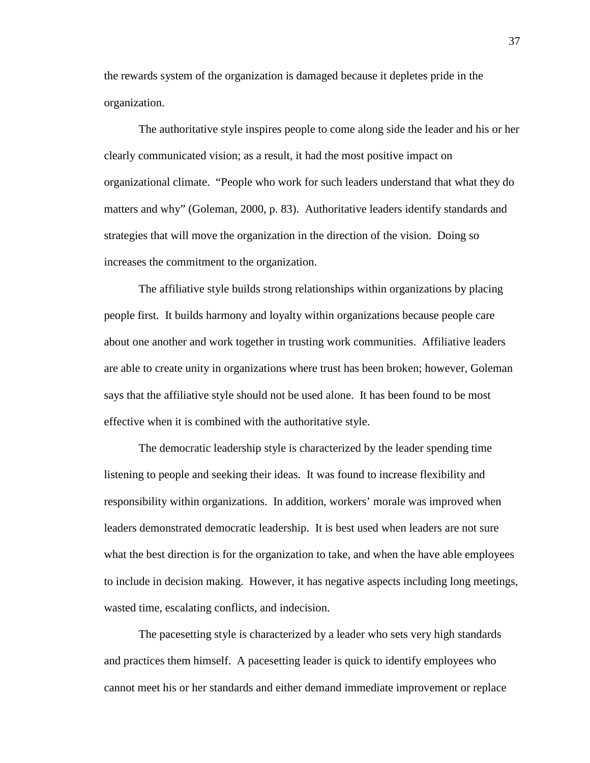the rewards system of the organization is damaged because it depletes pride in the organization.

The authoritative style inspires people to come along side the leader and his or her clearly communicated vision; as a result, it had the most positive impact on organizational climate. "People who work for such leaders understand that what they do matters and why" (Goleman, 2000, p. 83). Authoritative leaders identify standards and strategies that will move the organization in the direction of the vision. Doing so increases the commitment to the organization.

The affiliative style builds strong relationships within organizations by placing people first. It builds harmony and loyalty within organizations because people care about one another and work together in trusting work communities. Affiliative leaders are able to create unity in organizations where trust has been broken; however, Goleman says that the affiliative style should not be used alone. It has been found to be most effective when it is combined with the authoritative style.

The democratic leadership style is characterized by the leader spending time listening to people and seeking their ideas. It was found to increase flexibility and responsibility within organizations. In addition, workers' morale was improved when leaders demonstrated democratic leadership. It is best used when leaders are not sure what the best direction is for the organization to take, and when the have able employees to include in decision making. However, it has negative aspects including long meetings, wasted time, escalating conflicts, and indecision.

The pacesetting style is characterized by a leader who sets very high standards and practices them himself. A pacesetting leader is quick to identify employees who cannot meet his or her standards and either demand immediate improvement or replace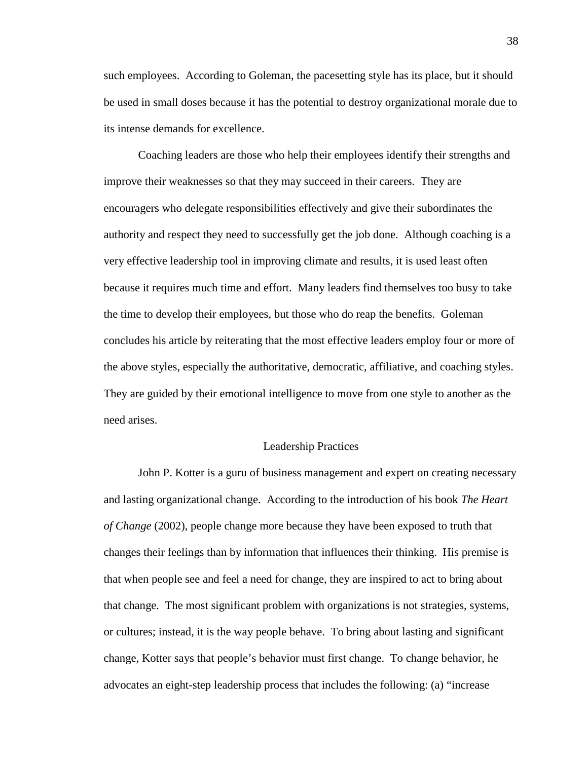such employees. According to Goleman, the pacesetting style has its place, but it should be used in small doses because it has the potential to destroy organizational morale due to its intense demands for excellence.

Coaching leaders are those who help their employees identify their strengths and improve their weaknesses so that they may succeed in their careers. They are encouragers who delegate responsibilities effectively and give their subordinates the authority and respect they need to successfully get the job done. Although coaching is a very effective leadership tool in improving climate and results, it is used least often because it requires much time and effort. Many leaders find themselves too busy to take the time to develop their employees, but those who do reap the benefits. Goleman concludes his article by reiterating that the most effective leaders employ four or more of the above styles, especially the authoritative, democratic, affiliative, and coaching styles. They are guided by their emotional intelligence to move from one style to another as the need arises.

## Leadership Practices

John P. Kotter is a guru of business management and expert on creating necessary and lasting organizational change. According to the introduction of his book *The Heart of Change* (2002), people change more because they have been exposed to truth that changes their feelings than by information that influences their thinking. His premise is that when people see and feel a need for change, they are inspired to act to bring about that change. The most significant problem with organizations is not strategies, systems, or cultures; instead, it is the way people behave. To bring about lasting and significant change, Kotter says that people's behavior must first change. To change behavior, he advocates an eight-step leadership process that includes the following: (a) "increase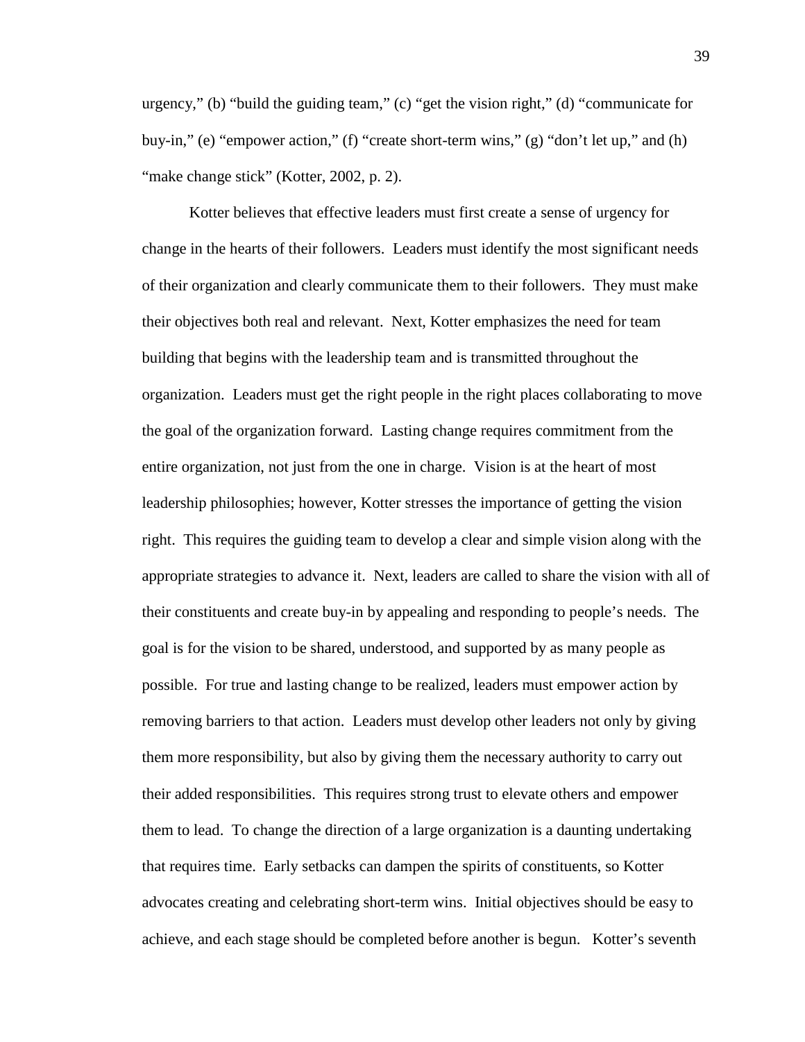urgency," (b) "build the guiding team," (c) "get the vision right," (d) "communicate for buy-in," (e) "empower action," (f) "create short-term wins," (g) "don't let up," and (h) "make change stick" (Kotter, 2002, p. 2).

Kotter believes that effective leaders must first create a sense of urgency for change in the hearts of their followers. Leaders must identify the most significant needs of their organization and clearly communicate them to their followers. They must make their objectives both real and relevant. Next, Kotter emphasizes the need for team building that begins with the leadership team and is transmitted throughout the organization. Leaders must get the right people in the right places collaborating to move the goal of the organization forward. Lasting change requires commitment from the entire organization, not just from the one in charge. Vision is at the heart of most leadership philosophies; however, Kotter stresses the importance of getting the vision right. This requires the guiding team to develop a clear and simple vision along with the appropriate strategies to advance it. Next, leaders are called to share the vision with all of their constituents and create buy-in by appealing and responding to people's needs. The goal is for the vision to be shared, understood, and supported by as many people as possible. For true and lasting change to be realized, leaders must empower action by removing barriers to that action. Leaders must develop other leaders not only by giving them more responsibility, but also by giving them the necessary authority to carry out their added responsibilities. This requires strong trust to elevate others and empower them to lead. To change the direction of a large organization is a daunting undertaking that requires time. Early setbacks can dampen the spirits of constituents, so Kotter advocates creating and celebrating short-term wins. Initial objectives should be easy to achieve, and each stage should be completed before another is begun. Kotter's seventh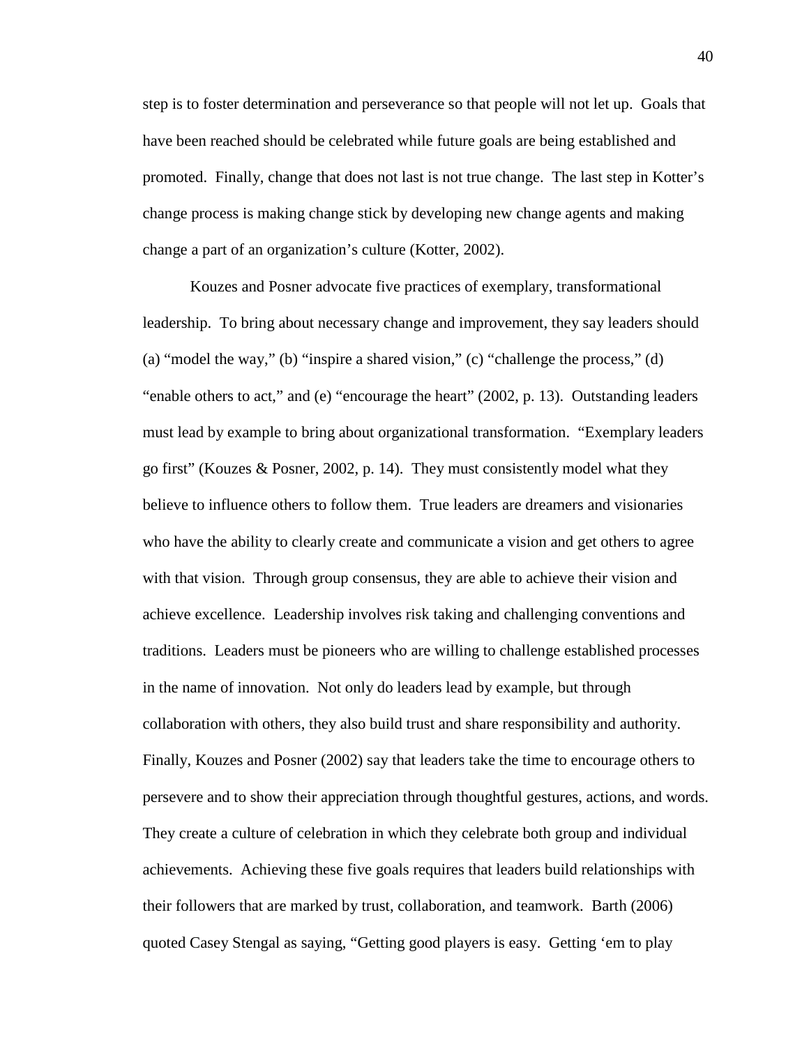step is to foster determination and perseverance so that people will not let up. Goals that have been reached should be celebrated while future goals are being established and promoted. Finally, change that does not last is not true change. The last step in Kotter's change process is making change stick by developing new change agents and making change a part of an organization's culture (Kotter, 2002).

Kouzes and Posner advocate five practices of exemplary, transformational leadership. To bring about necessary change and improvement, they say leaders should (a) "model the way," (b) "inspire a shared vision," (c) "challenge the process," (d) "enable others to act," and (e) "encourage the heart" (2002, p. 13). Outstanding leaders must lead by example to bring about organizational transformation. "Exemplary leaders go first" (Kouzes & Posner, 2002, p. 14). They must consistently model what they believe to influence others to follow them. True leaders are dreamers and visionaries who have the ability to clearly create and communicate a vision and get others to agree with that vision. Through group consensus, they are able to achieve their vision and achieve excellence. Leadership involves risk taking and challenging conventions and traditions. Leaders must be pioneers who are willing to challenge established processes in the name of innovation. Not only do leaders lead by example, but through collaboration with others, they also build trust and share responsibility and authority. Finally, Kouzes and Posner (2002) say that leaders take the time to encourage others to persevere and to show their appreciation through thoughtful gestures, actions, and words. They create a culture of celebration in which they celebrate both group and individual achievements. Achieving these five goals requires that leaders build relationships with their followers that are marked by trust, collaboration, and teamwork. Barth (2006) quoted Casey Stengal as saying, "Getting good players is easy. Getting 'em to play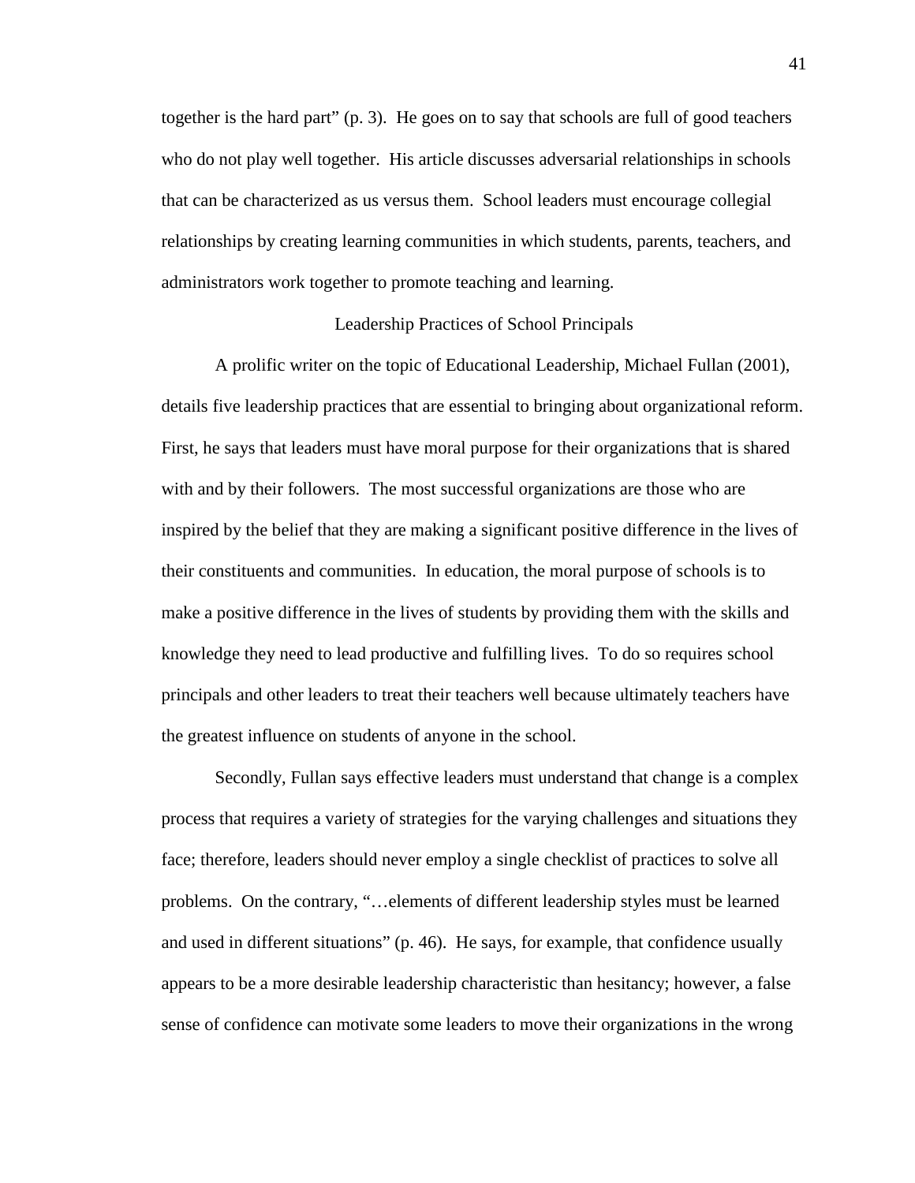together is the hard part" (p. 3). He goes on to say that schools are full of good teachers who do not play well together. His article discusses adversarial relationships in schools that can be characterized as us versus them. School leaders must encourage collegial relationships by creating learning communities in which students, parents, teachers, and administrators work together to promote teaching and learning.

## Leadership Practices of School Principals

A prolific writer on the topic of Educational Leadership, Michael Fullan (2001), details five leadership practices that are essential to bringing about organizational reform. First, he says that leaders must have moral purpose for their organizations that is shared with and by their followers. The most successful organizations are those who are inspired by the belief that they are making a significant positive difference in the lives of their constituents and communities. In education, the moral purpose of schools is to make a positive difference in the lives of students by providing them with the skills and knowledge they need to lead productive and fulfilling lives. To do so requires school principals and other leaders to treat their teachers well because ultimately teachers have the greatest influence on students of anyone in the school.

Secondly, Fullan says effective leaders must understand that change is a complex process that requires a variety of strategies for the varying challenges and situations they face; therefore, leaders should never employ a single checklist of practices to solve all problems. On the contrary, "…elements of different leadership styles must be learned and used in different situations" (p. 46). He says, for example, that confidence usually appears to be a more desirable leadership characteristic than hesitancy; however, a false sense of confidence can motivate some leaders to move their organizations in the wrong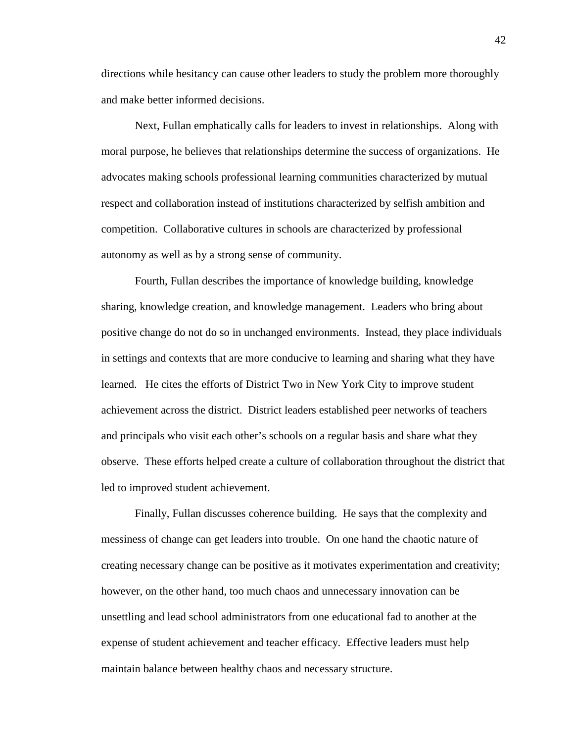directions while hesitancy can cause other leaders to study the problem more thoroughly and make better informed decisions.

Next, Fullan emphatically calls for leaders to invest in relationships. Along with moral purpose, he believes that relationships determine the success of organizations. He advocates making schools professional learning communities characterized by mutual respect and collaboration instead of institutions characterized by selfish ambition and competition. Collaborative cultures in schools are characterized by professional autonomy as well as by a strong sense of community.

Fourth, Fullan describes the importance of knowledge building, knowledge sharing, knowledge creation, and knowledge management. Leaders who bring about positive change do not do so in unchanged environments. Instead, they place individuals in settings and contexts that are more conducive to learning and sharing what they have learned. He cites the efforts of District Two in New York City to improve student achievement across the district. District leaders established peer networks of teachers and principals who visit each other's schools on a regular basis and share what they observe. These efforts helped create a culture of collaboration throughout the district that led to improved student achievement.

Finally, Fullan discusses coherence building. He says that the complexity and messiness of change can get leaders into trouble. On one hand the chaotic nature of creating necessary change can be positive as it motivates experimentation and creativity; however, on the other hand, too much chaos and unnecessary innovation can be unsettling and lead school administrators from one educational fad to another at the expense of student achievement and teacher efficacy. Effective leaders must help maintain balance between healthy chaos and necessary structure.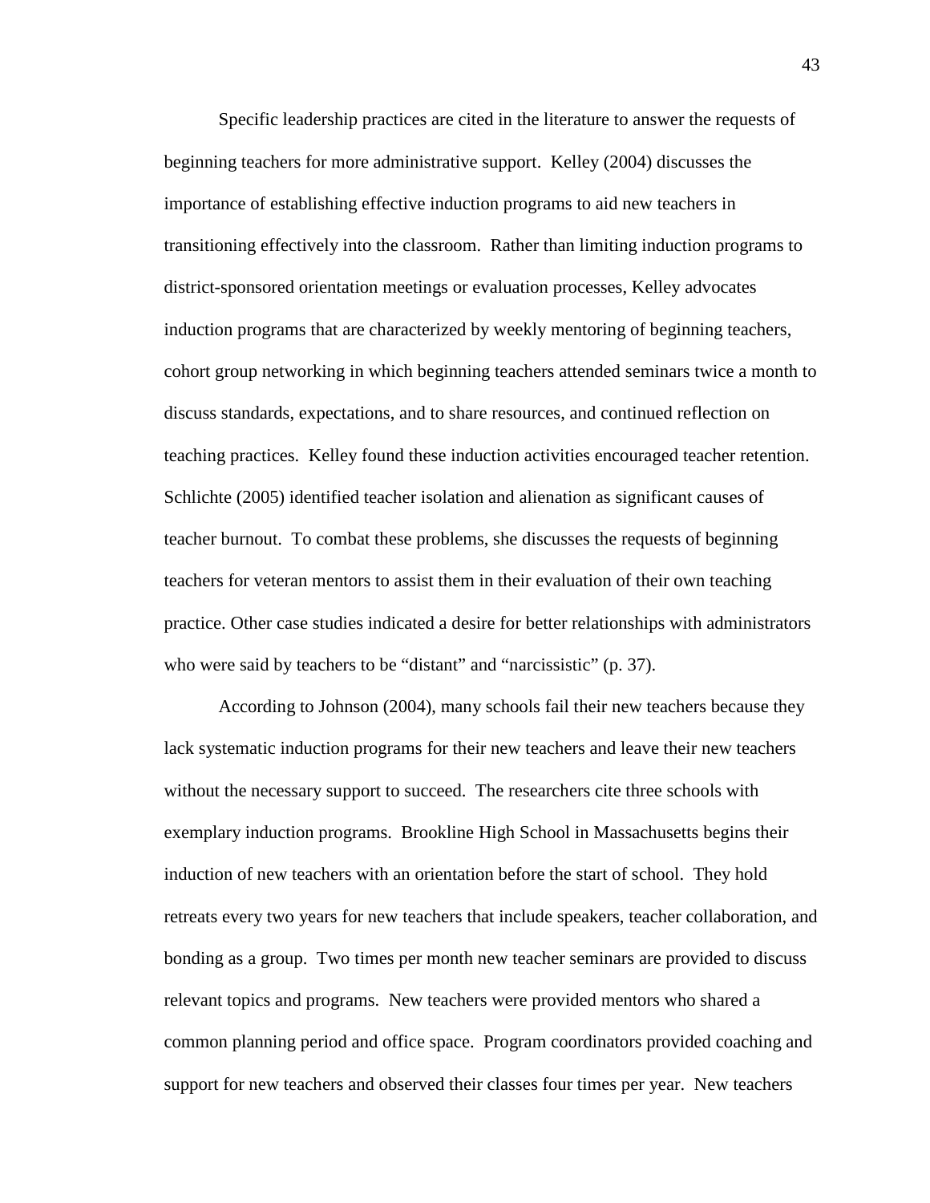Specific leadership practices are cited in the literature to answer the requests of beginning teachers for more administrative support. Kelley (2004) discusses the importance of establishing effective induction programs to aid new teachers in transitioning effectively into the classroom. Rather than limiting induction programs to district-sponsored orientation meetings or evaluation processes, Kelley advocates induction programs that are characterized by weekly mentoring of beginning teachers, cohort group networking in which beginning teachers attended seminars twice a month to discuss standards, expectations, and to share resources, and continued reflection on teaching practices. Kelley found these induction activities encouraged teacher retention. Schlichte (2005) identified teacher isolation and alienation as significant causes of teacher burnout. To combat these problems, she discusses the requests of beginning teachers for veteran mentors to assist them in their evaluation of their own teaching practice. Other case studies indicated a desire for better relationships with administrators who were said by teachers to be "distant" and "narcissistic" (p. 37).

According to Johnson (2004), many schools fail their new teachers because they lack systematic induction programs for their new teachers and leave their new teachers without the necessary support to succeed. The researchers cite three schools with exemplary induction programs. Brookline High School in Massachusetts begins their induction of new teachers with an orientation before the start of school. They hold retreats every two years for new teachers that include speakers, teacher collaboration, and bonding as a group. Two times per month new teacher seminars are provided to discuss relevant topics and programs. New teachers were provided mentors who shared a common planning period and office space. Program coordinators provided coaching and support for new teachers and observed their classes four times per year. New teachers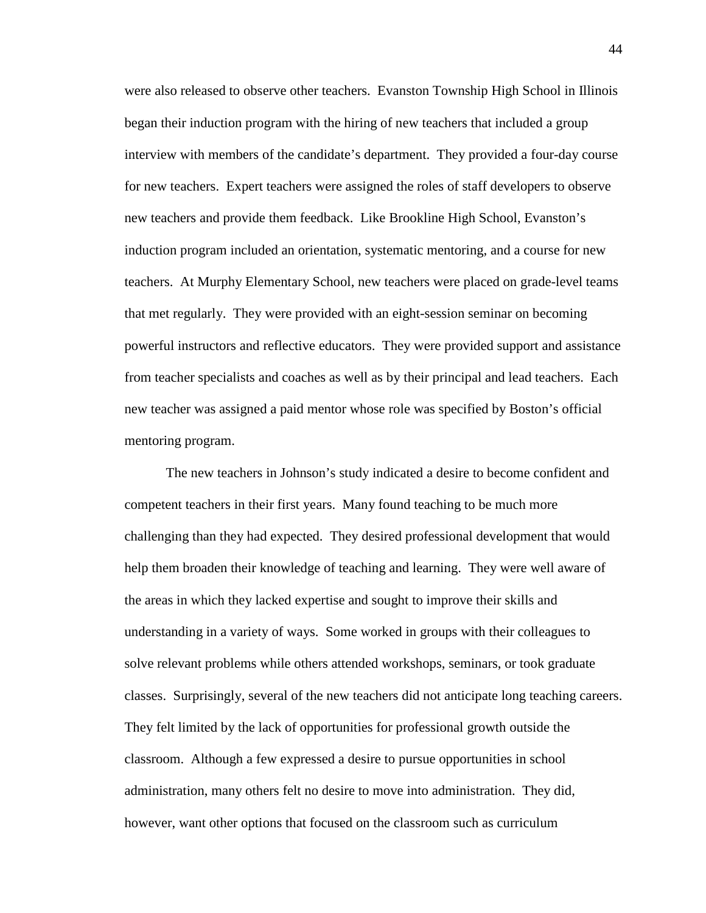were also released to observe other teachers. Evanston Township High School in Illinois began their induction program with the hiring of new teachers that included a group interview with members of the candidate's department. They provided a four-day course for new teachers. Expert teachers were assigned the roles of staff developers to observe new teachers and provide them feedback. Like Brookline High School, Evanston's induction program included an orientation, systematic mentoring, and a course for new teachers. At Murphy Elementary School, new teachers were placed on grade-level teams that met regularly. They were provided with an eight-session seminar on becoming powerful instructors and reflective educators. They were provided support and assistance from teacher specialists and coaches as well as by their principal and lead teachers. Each new teacher was assigned a paid mentor whose role was specified by Boston's official mentoring program.

The new teachers in Johnson's study indicated a desire to become confident and competent teachers in their first years. Many found teaching to be much more challenging than they had expected. They desired professional development that would help them broaden their knowledge of teaching and learning. They were well aware of the areas in which they lacked expertise and sought to improve their skills and understanding in a variety of ways. Some worked in groups with their colleagues to solve relevant problems while others attended workshops, seminars, or took graduate classes. Surprisingly, several of the new teachers did not anticipate long teaching careers. They felt limited by the lack of opportunities for professional growth outside the classroom. Although a few expressed a desire to pursue opportunities in school administration, many others felt no desire to move into administration. They did, however, want other options that focused on the classroom such as curriculum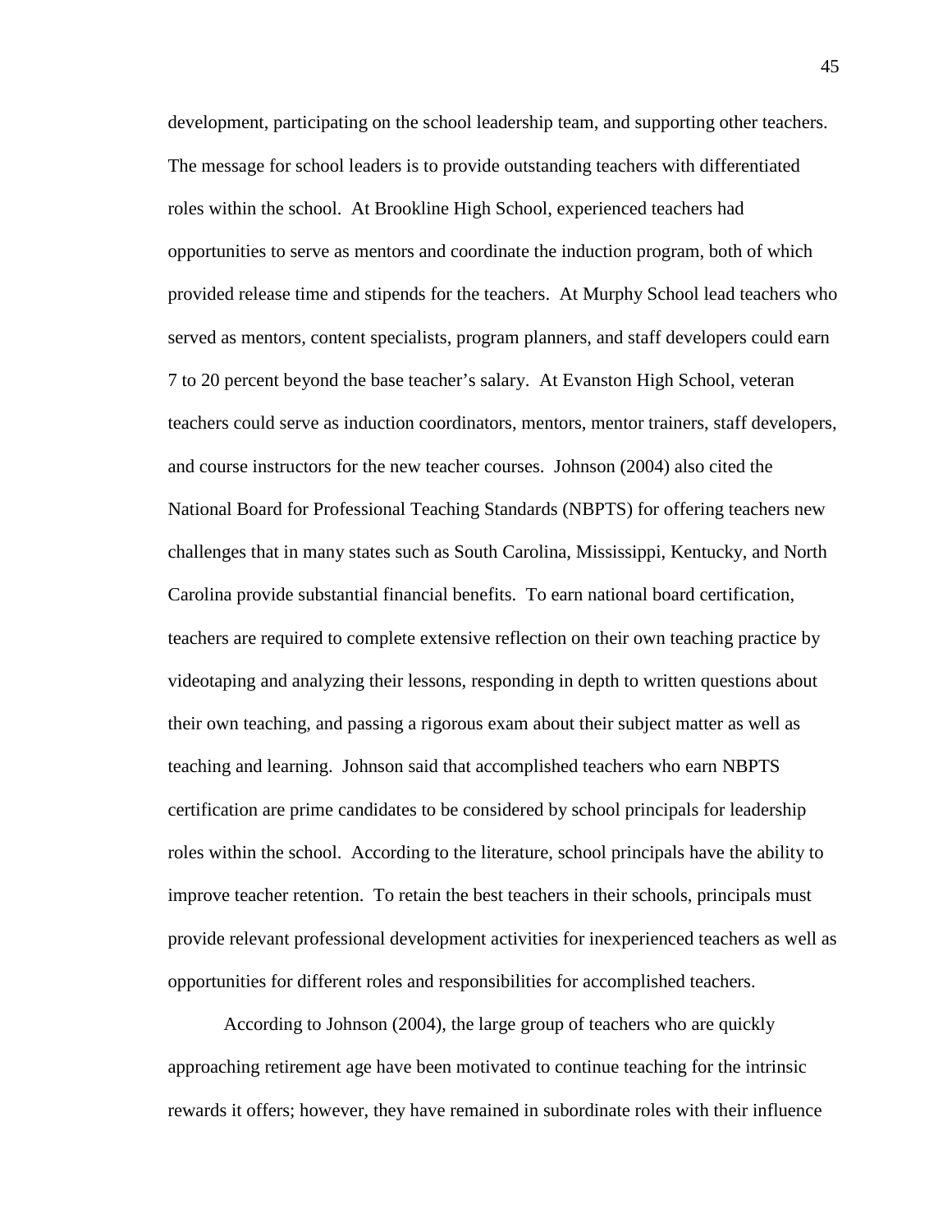development, participating on the school leadership team, and supporting other teachers. The message for school leaders is to provide outstanding teachers with differentiated roles within the school. At Brookline High School, experienced teachers had opportunities to serve as mentors and coordinate the induction program, both of which provided release time and stipends for the teachers. At Murphy School lead teachers who served as mentors, content specialists, program planners, and staff developers could earn 7 to 20 percent beyond the base teacher's salary. At Evanston High School, veteran teachers could serve as induction coordinators, mentors, mentor trainers, staff developers, and course instructors for the new teacher courses. Johnson (2004) also cited the National Board for Professional Teaching Standards (NBPTS) for offering teachers new challenges that in many states such as South Carolina, Mississippi, Kentucky, and North Carolina provide substantial financial benefits. To earn national board certification, teachers are required to complete extensive reflection on their own teaching practice by videotaping and analyzing their lessons, responding in depth to written questions about their own teaching, and passing a rigorous exam about their subject matter as well as teaching and learning. Johnson said that accomplished teachers who earn NBPTS certification are prime candidates to be considered by school principals for leadership roles within the school. According to the literature, school principals have the ability to improve teacher retention. To retain the best teachers in their schools, principals must provide relevant professional development activities for inexperienced teachers as well as opportunities for different roles and responsibilities for accomplished teachers.

According to Johnson (2004), the large group of teachers who are quickly approaching retirement age have been motivated to continue teaching for the intrinsic rewards it offers; however, they have remained in subordinate roles with their influence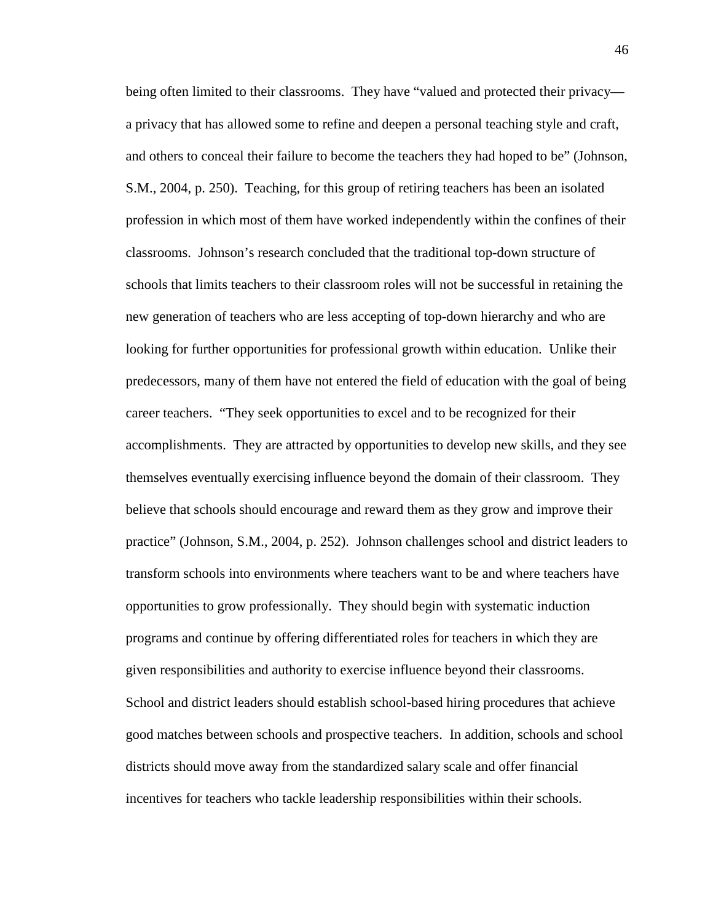being often limited to their classrooms. They have "valued and protected their privacy—a privacy that has allowed some to refine and deepen a personal teaching style and craft, and others to conceal their failure to become the teachers they had hoped to be" (Johnson, S.M., 2004, p. 250). Teaching, for this group of retiring teachers has been an isolated profession in which most of them have worked independently within the confines of their classrooms. Johnson's research concluded that the traditional top-down structure of schools that limits teachers to their classroom roles will not be successful in retaining the new generation of teachers who are less accepting of top-down hierarchy and who are looking for further opportunities for professional growth within education. Unlike their predecessors, many of them have not entered the field of education with the goal of being career teachers. "They seek opportunities to excel and to be recognized for their accomplishments. They are attracted by opportunities to develop new skills, and they see themselves eventually exercising influence beyond the domain of their classroom. They believe that schools should encourage and reward them as they grow and improve their practice" (Johnson, S.M., 2004, p. 252). Johnson challenges school and district leaders to transform schools into environments where teachers want to be and where teachers have opportunities to grow professionally. They should begin with systematic induction programs and continue by offering differentiated roles for teachers in which they are given responsibilities and authority to exercise influence beyond their classrooms. School and district leaders should establish school-based hiring procedures that achieve good matches between schools and prospective teachers. In addition, schools and school districts should move away from the standardized salary scale and offer financial incentives for teachers who tackle leadership responsibilities within their schools.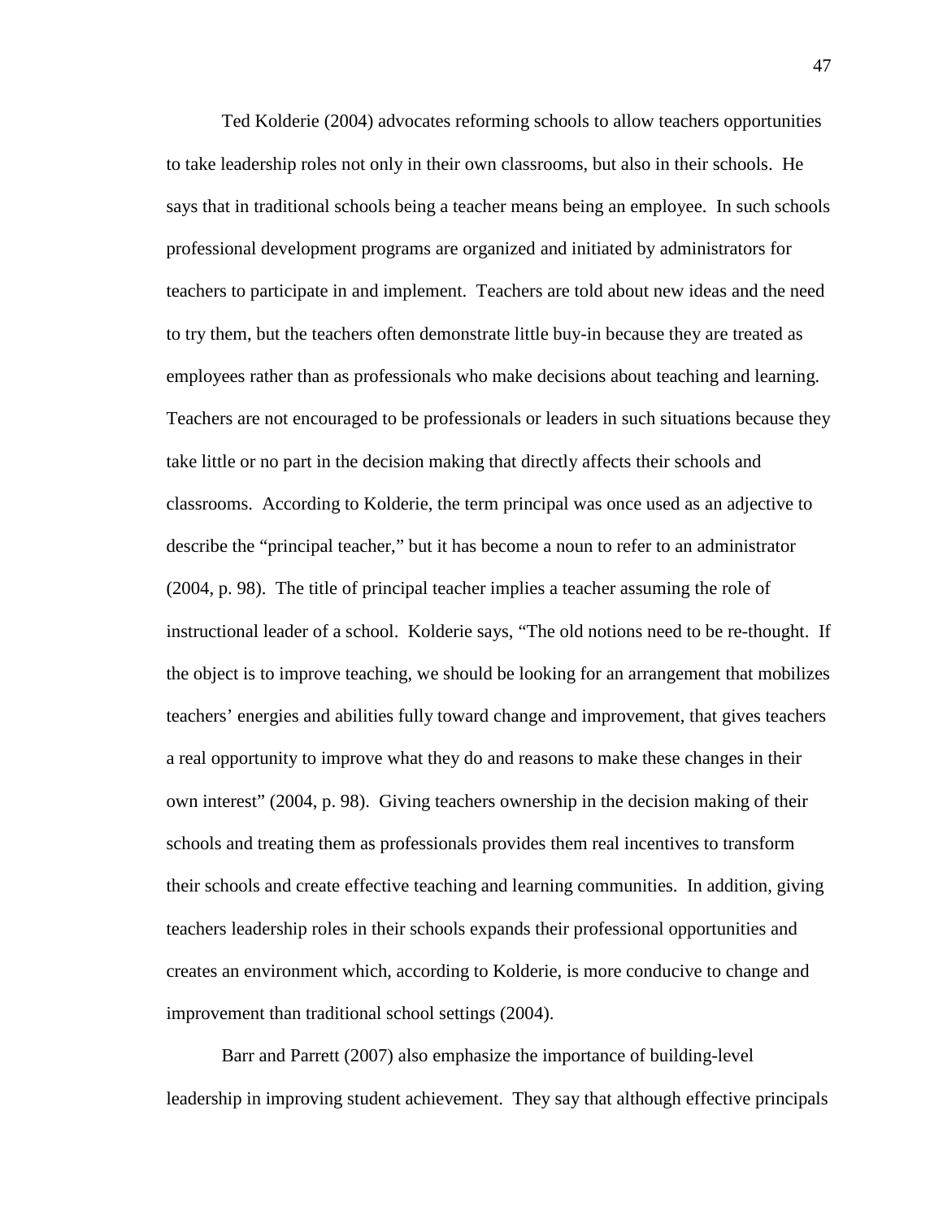Ted Kolderie (2004) advocates reforming schools to allow teachers opportunities to take leadership roles not only in their own classrooms, but also in their schools. He says that in traditional schools being a teacher means being an employee. In such schools professional development programs are organized and initiated by administrators for teachers to participate in and implement. Teachers are told about new ideas and the need to try them, but the teachers often demonstrate little buy-in because they are treated as employees rather than as professionals who make decisions about teaching and learning. Teachers are not encouraged to be professionals or leaders in such situations because they take little or no part in the decision making that directly affects their schools and classrooms. According to Kolderie, the term principal was once used as an adjective to describe the "principal teacher," but it has become a noun to refer to an administrator (2004, p. 98). The title of principal teacher implies a teacher assuming the role of instructional leader of a school. Kolderie says, "The old notions need to be re-thought. If the object is to improve teaching, we should be looking for an arrangement that mobilizes teachers' energies and abilities fully toward change and improvement, that gives teachers a real opportunity to improve what they do and reasons to make these changes in their own interest" (2004, p. 98). Giving teachers ownership in the decision making of their schools and treating them as professionals provides them real incentives to transform their schools and create effective teaching and learning communities. In addition, giving teachers leadership roles in their schools expands their professional opportunities and creates an environment which, according to Kolderie, is more conducive to change and improvement than traditional school settings (2004).

Barr and Parrett (2007) also emphasize the importance of building-level leadership in improving student achievement. They say that although effective principals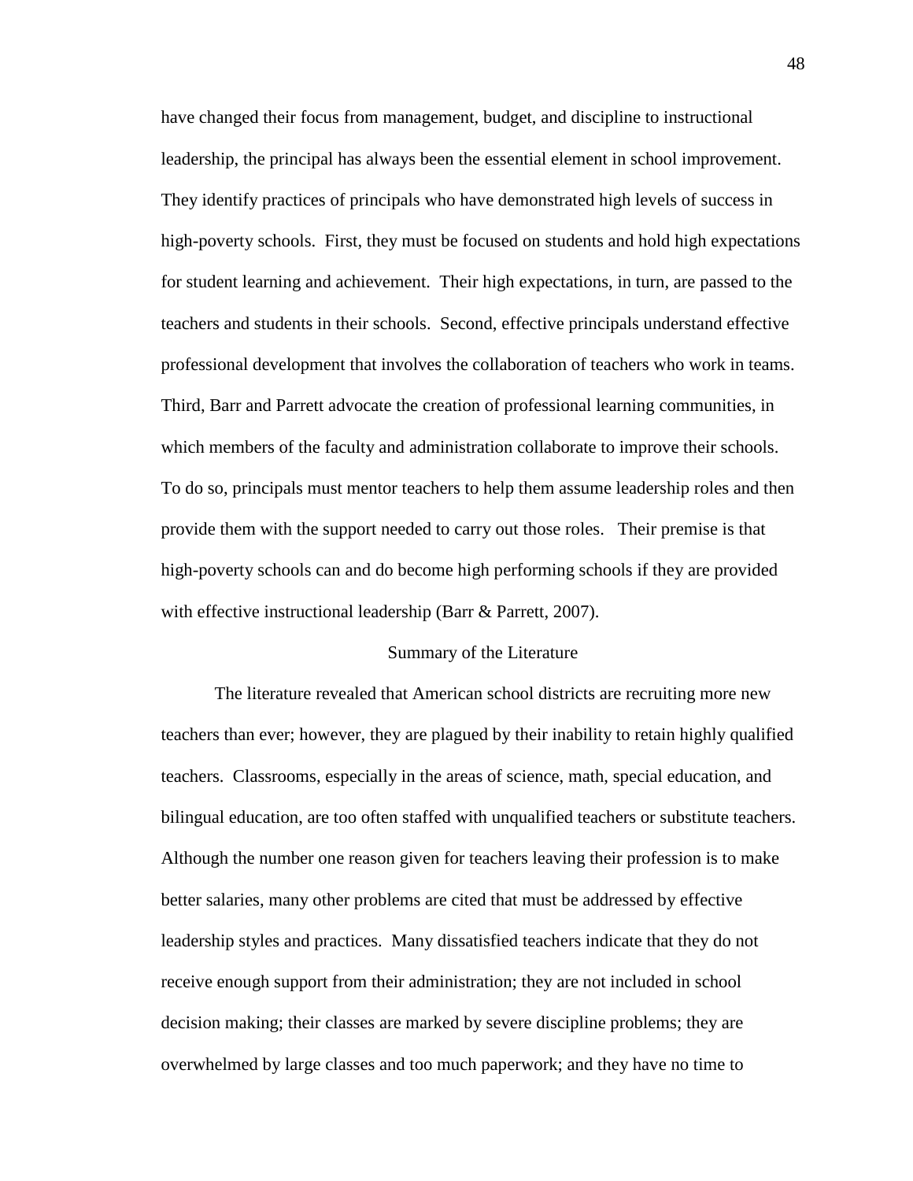have changed their focus from management, budget, and discipline to instructional leadership, the principal has always been the essential element in school improvement. They identify practices of principals who have demonstrated high levels of success in high-poverty schools. First, they must be focused on students and hold high expectations for student learning and achievement. Their high expectations, in turn, are passed to the teachers and students in their schools. Second, effective principals understand effective professional development that involves the collaboration of teachers who work in teams. Third, Barr and Parrett advocate the creation of professional learning communities, in which members of the faculty and administration collaborate to improve their schools. To do so, principals must mentor teachers to help them assume leadership roles and then provide them with the support needed to carry out those roles. Their premise is that high-poverty schools can and do become high performing schools if they are provided with effective instructional leadership (Barr & Parrett, 2007).

## Summary of the Literature

The literature revealed that American school districts are recruiting more new teachers than ever; however, they are plagued by their inability to retain highly qualified teachers. Classrooms, especially in the areas of science, math, special education, and bilingual education, are too often staffed with unqualified teachers or substitute teachers. Although the number one reason given for teachers leaving their profession is to make better salaries, many other problems are cited that must be addressed by effective leadership styles and practices. Many dissatisfied teachers indicate that they do not receive enough support from their administration; they are not included in school decision making; their classes are marked by severe discipline problems; they are overwhelmed by large classes and too much paperwork; and they have no time to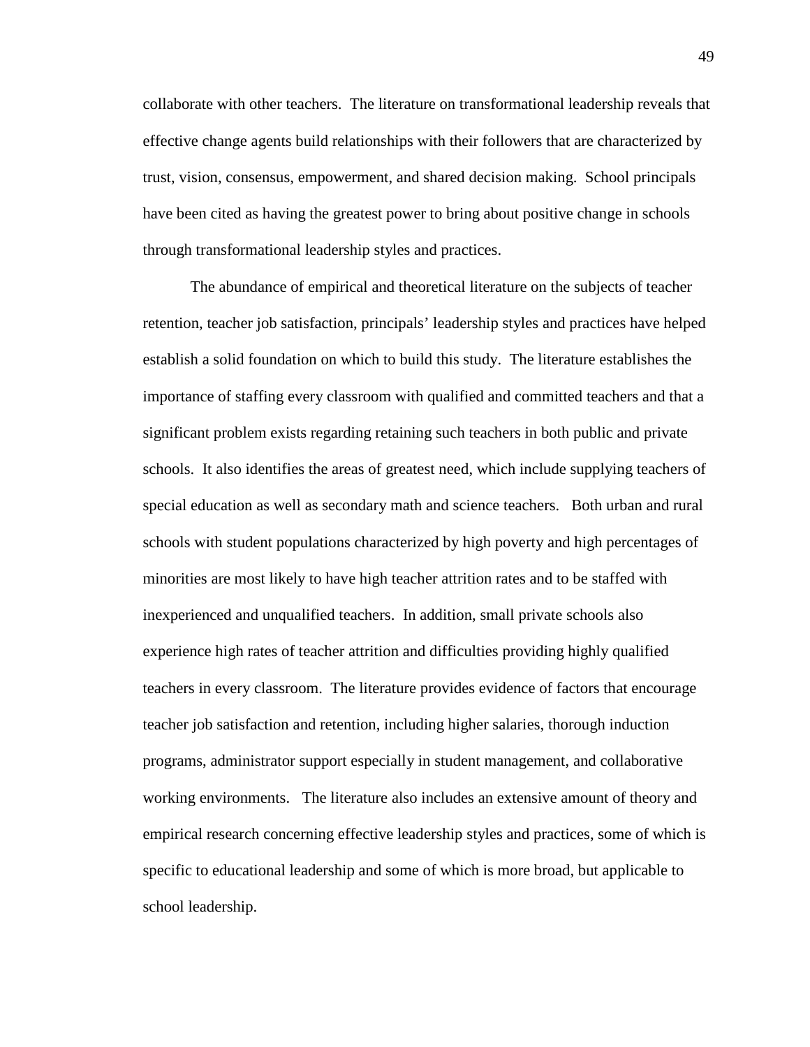collaborate with other teachers. The literature on transformational leadership reveals that effective change agents build relationships with their followers that are characterized by trust, vision, consensus, empowerment, and shared decision making. School principals have been cited as having the greatest power to bring about positive change in schools through transformational leadership styles and practices.

The abundance of empirical and theoretical literature on the subjects of teacher retention, teacher job satisfaction, principals' leadership styles and practices have helped establish a solid foundation on which to build this study. The literature establishes the importance of staffing every classroom with qualified and committed teachers and that a significant problem exists regarding retaining such teachers in both public and private schools. It also identifies the areas of greatest need, which include supplying teachers of special education as well as secondary math and science teachers. Both urban and rural schools with student populations characterized by high poverty and high percentages of minorities are most likely to have high teacher attrition rates and to be staffed with inexperienced and unqualified teachers. In addition, small private schools also experience high rates of teacher attrition and difficulties providing highly qualified teachers in every classroom. The literature provides evidence of factors that encourage teacher job satisfaction and retention, including higher salaries, thorough induction programs, administrator support especially in student management, and collaborative working environments. The literature also includes an extensive amount of theory and empirical research concerning effective leadership styles and practices, some of which is specific to educational leadership and some of which is more broad, but applicable to school leadership.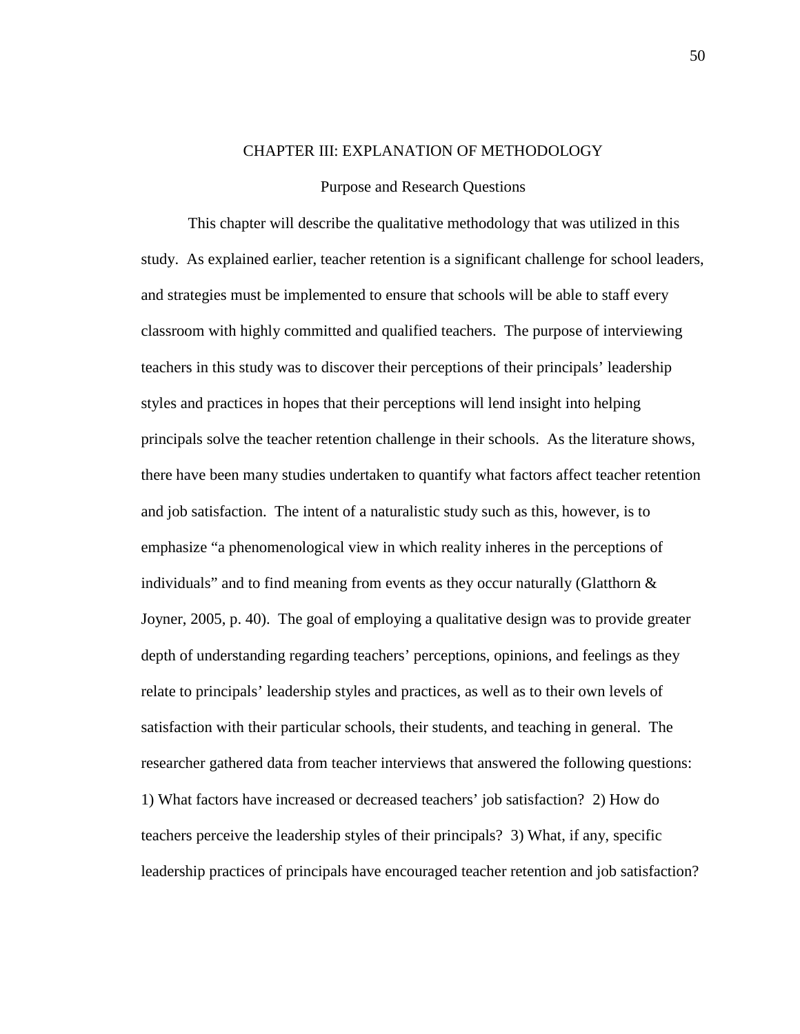# CHAPTER III: EXPLANATION OF METHODOLOGY

## Purpose and Research Questions

This chapter will describe the qualitative methodology that was utilized in this study. As explained earlier, teacher retention is a significant challenge for school leaders, and strategies must be implemented to ensure that schools will be able to staff every classroom with highly committed and qualified teachers. The purpose of interviewing teachers in this study was to discover their perceptions of their principals' leadership styles and practices in hopes that their perceptions will lend insight into helping principals solve the teacher retention challenge in their schools. As the literature shows, there have been many studies undertaken to quantify what factors affect teacher retention and job satisfaction. The intent of a naturalistic study such as this, however, is to emphasize "a phenomenological view in which reality inheres in the perceptions of individuals" and to find meaning from events as they occur naturally (Glatthorn & Joyner, 2005, p. 40). The goal of employing a qualitative design was to provide greater depth of understanding regarding teachers' perceptions, opinions, and feelings as they relate to principals' leadership styles and practices, as well as to their own levels of satisfaction with their particular schools, their students, and teaching in general. The researcher gathered data from teacher interviews that answered the following questions: 1) What factors have increased or decreased teachers' job satisfaction? 2) How do teachers perceive the leadership styles of their principals? 3) What, if any, specific leadership practices of principals have encouraged teacher retention and job satisfaction?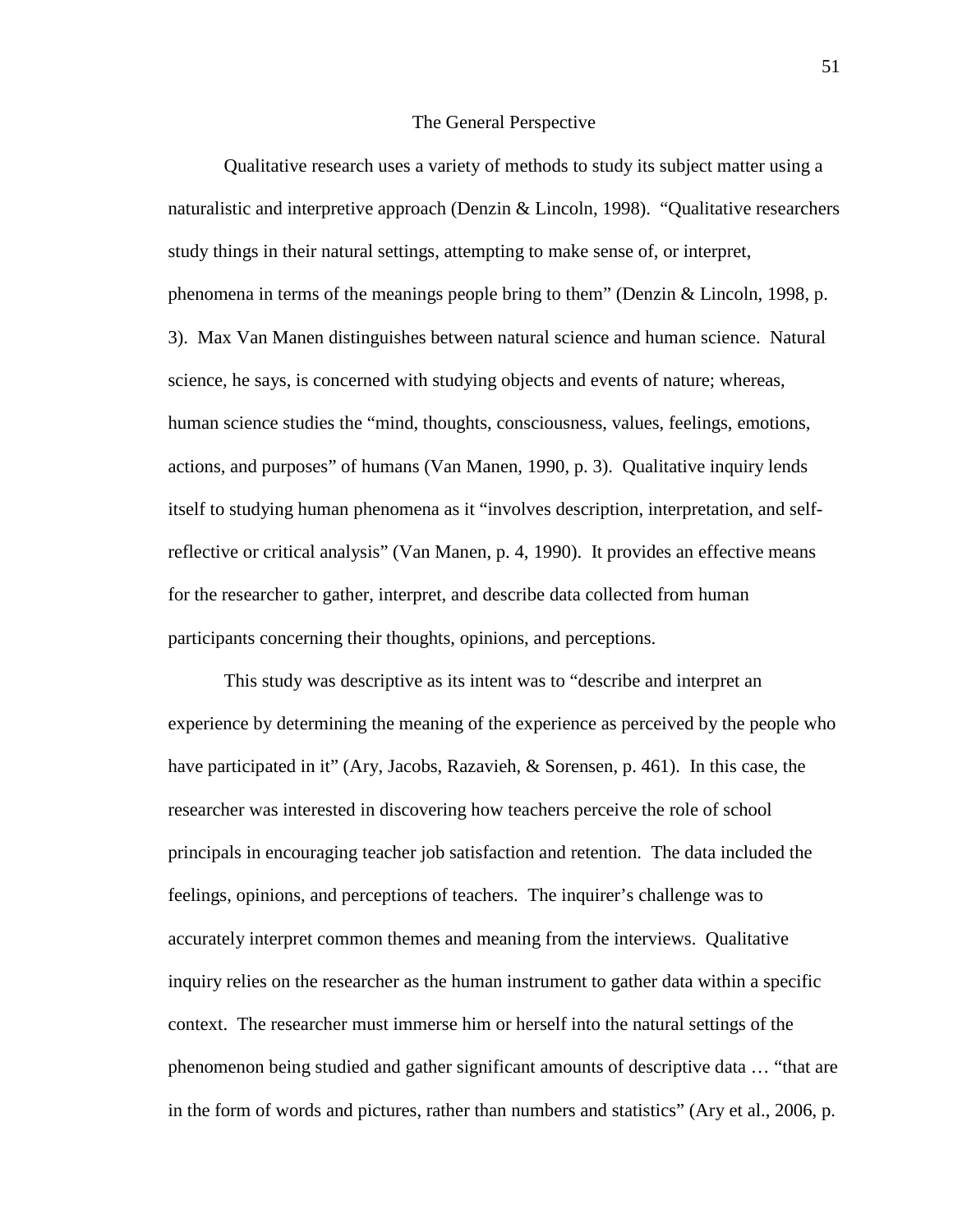## The General Perspective

Qualitative research uses a variety of methods to study its subject matter using a naturalistic and interpretive approach (Denzin & Lincoln, 1998). "Qualitative researchers study things in their natural settings, attempting to make sense of, or interpret, phenomena in terms of the meanings people bring to them" (Denzin & Lincoln, 1998, p. 3). Max Van Manen distinguishes between natural science and human science. Natural science, he says, is concerned with studying objects and events of nature; whereas, human science studies the "mind, thoughts, consciousness, values, feelings, emotions, actions, and purposes" of humans (Van Manen, 1990, p. 3). Qualitative inquiry lends itself to studying human phenomena as it "involves description, interpretation, and self-reflective or critical analysis" (Van Manen, p. 4, 1990). It provides an effective means for the researcher to gather, interpret, and describe data collected from human participants concerning their thoughts, opinions, and perceptions.

This study was descriptive as its intent was to "describe and interpret an experience by determining the meaning of the experience as perceived by the people who have participated in it" (Ary, Jacobs, Razavieh, & Sorensen, p. 461). In this case, the researcher was interested in discovering how teachers perceive the role of school principals in encouraging teacher job satisfaction and retention. The data included the feelings, opinions, and perceptions of teachers. The inquirer's challenge was to accurately interpret common themes and meaning from the interviews. Qualitative inquiry relies on the researcher as the human instrument to gather data within a specific context. The researcher must immerse him or herself into the natural settings of the phenomenon being studied and gather significant amounts of descriptive data … "that are in the form of words and pictures, rather than numbers and statistics" (Ary et al., 2006, p.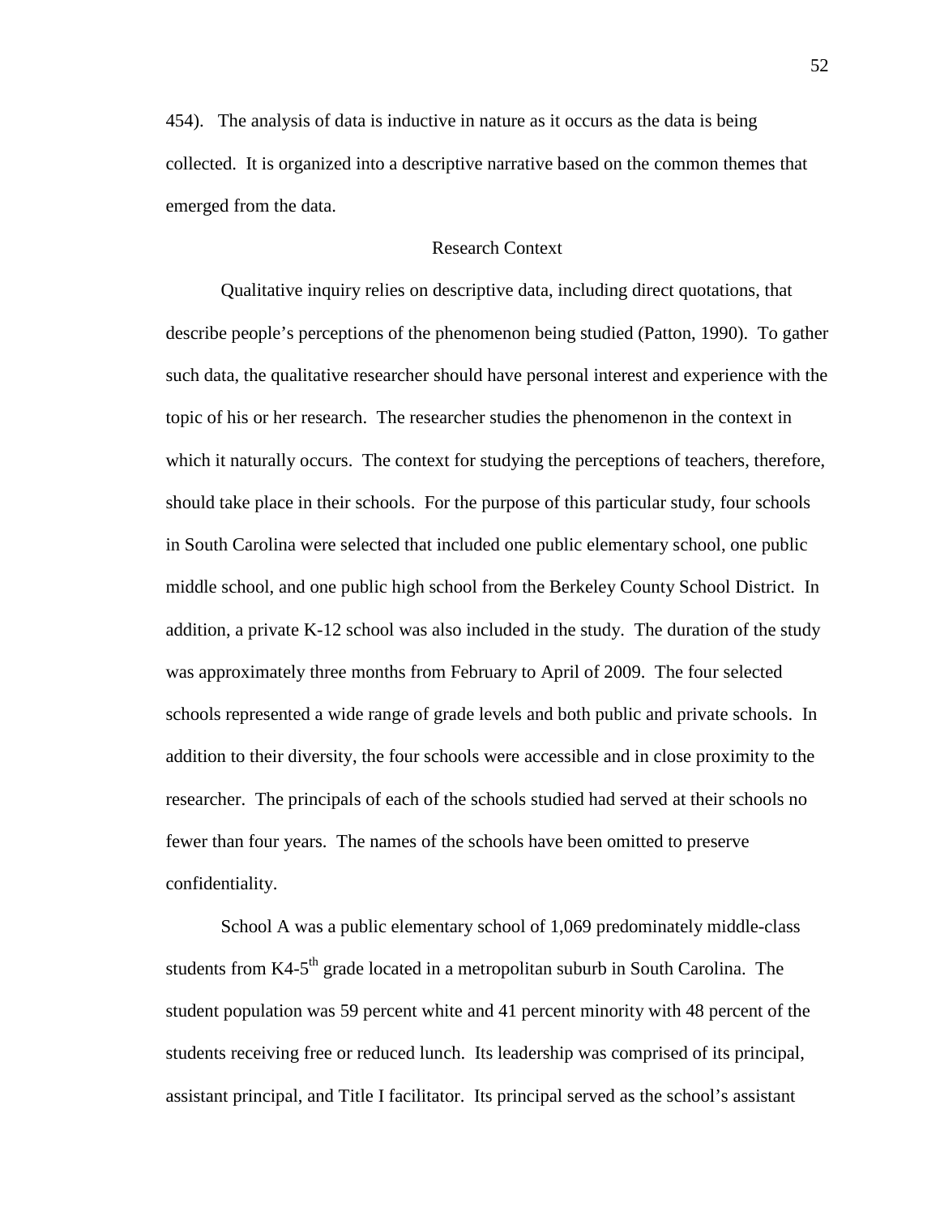454). The analysis of data is inductive in nature as it occurs as the data is being collected. It is organized into a descriptive narrative based on the common themes that emerged from the data.

## Research Context

Qualitative inquiry relies on descriptive data, including direct quotations, that describe people's perceptions of the phenomenon being studied (Patton, 1990). To gather such data, the qualitative researcher should have personal interest and experience with the topic of his or her research. The researcher studies the phenomenon in the context in which it naturally occurs. The context for studying the perceptions of teachers, therefore, should take place in their schools. For the purpose of this particular study, four schools in South Carolina were selected that included one public elementary school, one public middle school, and one public high school from the Berkeley County School District. In addition, a private K-12 school was also included in the study. The duration of the study was approximately three months from February to April of 2009. The four selected schools represented a wide range of grade levels and both public and private schools. In addition to their diversity, the four schools were accessible and in close proximity to the researcher. The principals of each of the schools studied had served at their schools no fewer than four years. The names of the schools have been omitted to preserve confidentiality.

School A was a public elementary school of 1,069 predominately middle-class students from K4-5th grade located in a metropolitan suburb in South Carolina. The student population was 59 percent white and 41 percent minority with 48 percent of the students receiving free or reduced lunch. Its leadership was comprised of its principal, assistant principal, and Title I facilitator. Its principal served as the school's assistant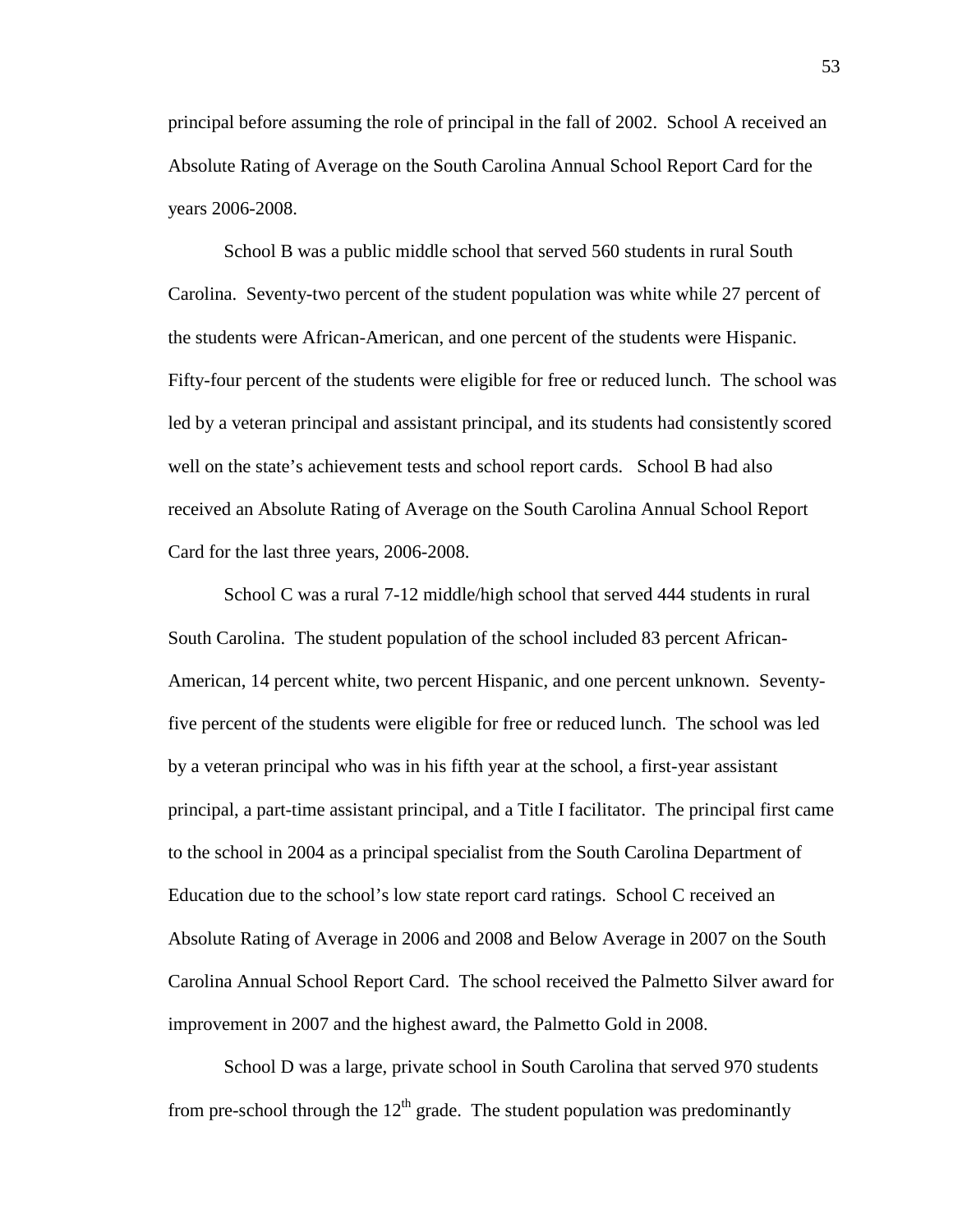principal before assuming the role of principal in the fall of 2002. School A received an Absolute Rating of Average on the South Carolina Annual School Report Card for the years 2006-2008.

School B was a public middle school that served 560 students in rural South Carolina. Seventy-two percent of the student population was white while 27 percent of the students were African-American, and one percent of the students were Hispanic. Fifty-four percent of the students were eligible for free or reduced lunch. The school was led by a veteran principal and assistant principal, and its students had consistently scored well on the state's achievement tests and school report cards. School B had also received an Absolute Rating of Average on the South Carolina Annual School Report Card for the last three years, 2006-2008.

School C was a rural 7-12 middle/high school that served 444 students in rural South Carolina. The student population of the school included 83 percent African-American, 14 percent white, two percent Hispanic, and one percent unknown. Seventy-five percent of the students were eligible for free or reduced lunch. The school was led by a veteran principal who was in his fifth year at the school, a first-year assistant principal, a part-time assistant principal, and a Title I facilitator. The principal first came to the school in 2004 as a principal specialist from the South Carolina Department of Education due to the school's low state report card ratings. School C received an Absolute Rating of Average in 2006 and 2008 and Below Average in 2007 on the South Carolina Annual School Report Card. The school received the Palmetto Silver award for improvement in 2007 and the highest award, the Palmetto Gold in 2008.

School D was a large, private school in South Carolina that served 970 students from pre-school through the 12th grade. The student population was predominantly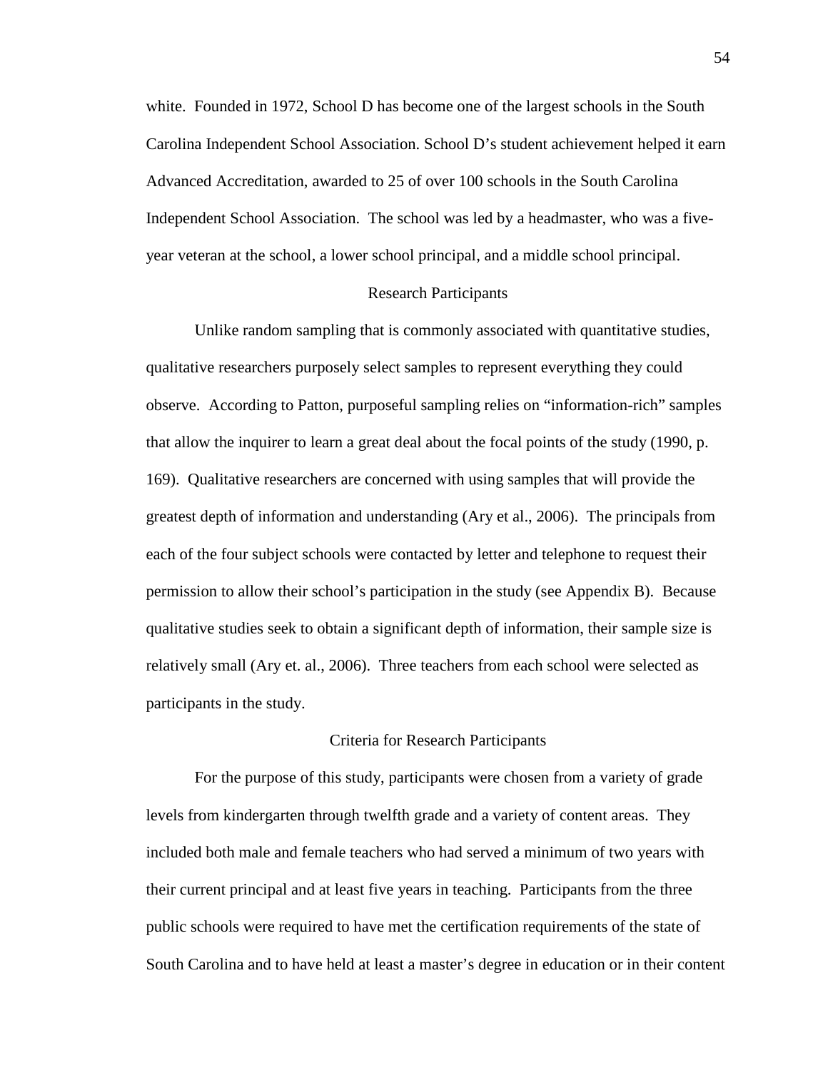white. Founded in 1972, School D has become one of the largest schools in the South Carolina Independent School Association. School D's student achievement helped it earn Advanced Accreditation, awarded to 25 of over 100 schools in the South Carolina Independent School Association. The school was led by a headmaster, who was a five-year veteran at the school, a lower school principal, and a middle school principal.

## Research Participants

Unlike random sampling that is commonly associated with quantitative studies, qualitative researchers purposely select samples to represent everything they could observe. According to Patton, purposeful sampling relies on "information-rich" samples that allow the inquirer to learn a great deal about the focal points of the study (1990, p. 169). Qualitative researchers are concerned with using samples that will provide the greatest depth of information and understanding (Ary et al., 2006). The principals from each of the four subject schools were contacted by letter and telephone to request their permission to allow their school's participation in the study (see Appendix B). Because qualitative studies seek to obtain a significant depth of information, their sample size is relatively small (Ary et. al., 2006). Three teachers from each school were selected as participants in the study.

## Criteria for Research Participants

For the purpose of this study, participants were chosen from a variety of grade levels from kindergarten through twelfth grade and a variety of content areas. They included both male and female teachers who had served a minimum of two years with their current principal and at least five years in teaching. Participants from the three public schools were required to have met the certification requirements of the state of South Carolina and to have held at least a master's degree in education or in their content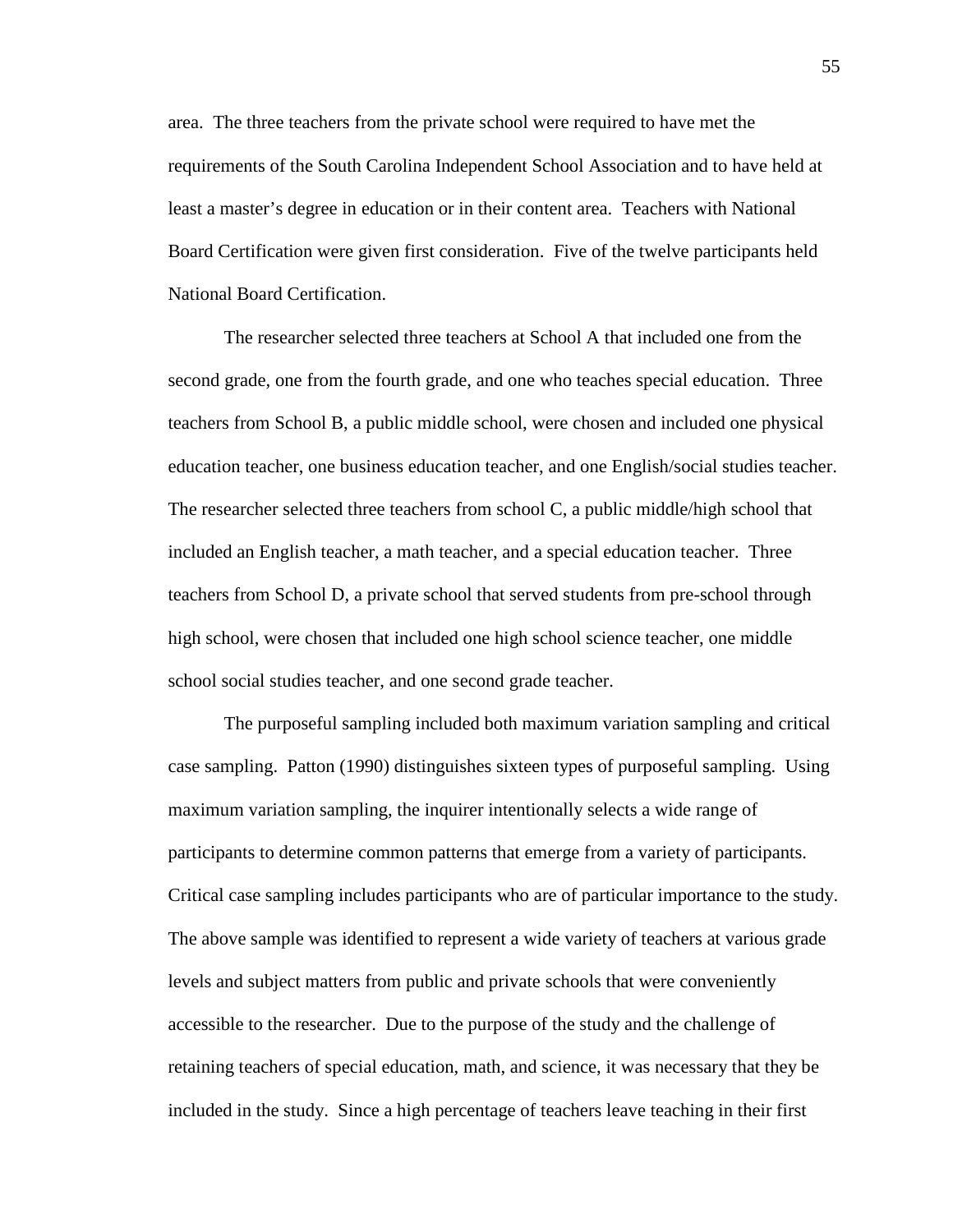area. The three teachers from the private school were required to have met the requirements of the South Carolina Independent School Association and to have held at least a master's degree in education or in their content area. Teachers with National Board Certification were given first consideration. Five of the twelve participants held National Board Certification.

The researcher selected three teachers at School A that included one from the second grade, one from the fourth grade, and one who teaches special education. Three teachers from School B, a public middle school, were chosen and included one physical education teacher, one business education teacher, and one English/social studies teacher. The researcher selected three teachers from school C, a public middle/high school that included an English teacher, a math teacher, and a special education teacher. Three teachers from School D, a private school that served students from pre-school through high school, were chosen that included one high school science teacher, one middle school social studies teacher, and one second grade teacher.

The purposeful sampling included both maximum variation sampling and critical case sampling. Patton (1990) distinguishes sixteen types of purposeful sampling. Using maximum variation sampling, the inquirer intentionally selects a wide range of participants to determine common patterns that emerge from a variety of participants. Critical case sampling includes participants who are of particular importance to the study. The above sample was identified to represent a wide variety of teachers at various grade levels and subject matters from public and private schools that were conveniently accessible to the researcher. Due to the purpose of the study and the challenge of retaining teachers of special education, math, and science, it was necessary that they be included in the study. Since a high percentage of teachers leave teaching in their first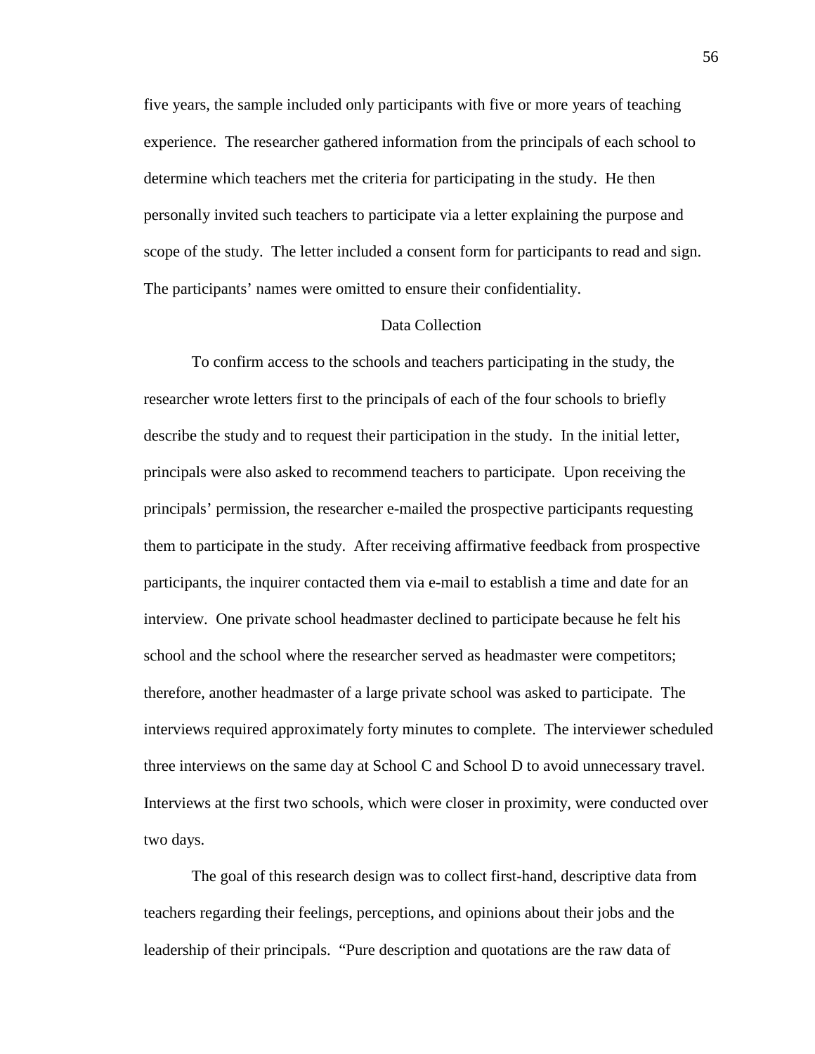five years, the sample included only participants with five or more years of teaching experience. The researcher gathered information from the principals of each school to determine which teachers met the criteria for participating in the study. He then personally invited such teachers to participate via a letter explaining the purpose and scope of the study. The letter included a consent form for participants to read and sign. The participants' names were omitted to ensure their confidentiality.

## Data Collection

To confirm access to the schools and teachers participating in the study, the researcher wrote letters first to the principals of each of the four schools to briefly describe the study and to request their participation in the study. In the initial letter, principals were also asked to recommend teachers to participate. Upon receiving the principals' permission, the researcher e-mailed the prospective participants requesting them to participate in the study. After receiving affirmative feedback from prospective participants, the inquirer contacted them via e-mail to establish a time and date for an interview. One private school headmaster declined to participate because he felt his school and the school where the researcher served as headmaster were competitors; therefore, another headmaster of a large private school was asked to participate. The interviews required approximately forty minutes to complete. The interviewer scheduled three interviews on the same day at School C and School D to avoid unnecessary travel. Interviews at the first two schools, which were closer in proximity, were conducted over two days.

The goal of this research design was to collect first-hand, descriptive data from teachers regarding their feelings, perceptions, and opinions about their jobs and the leadership of their principals. "Pure description and quotations are the raw data of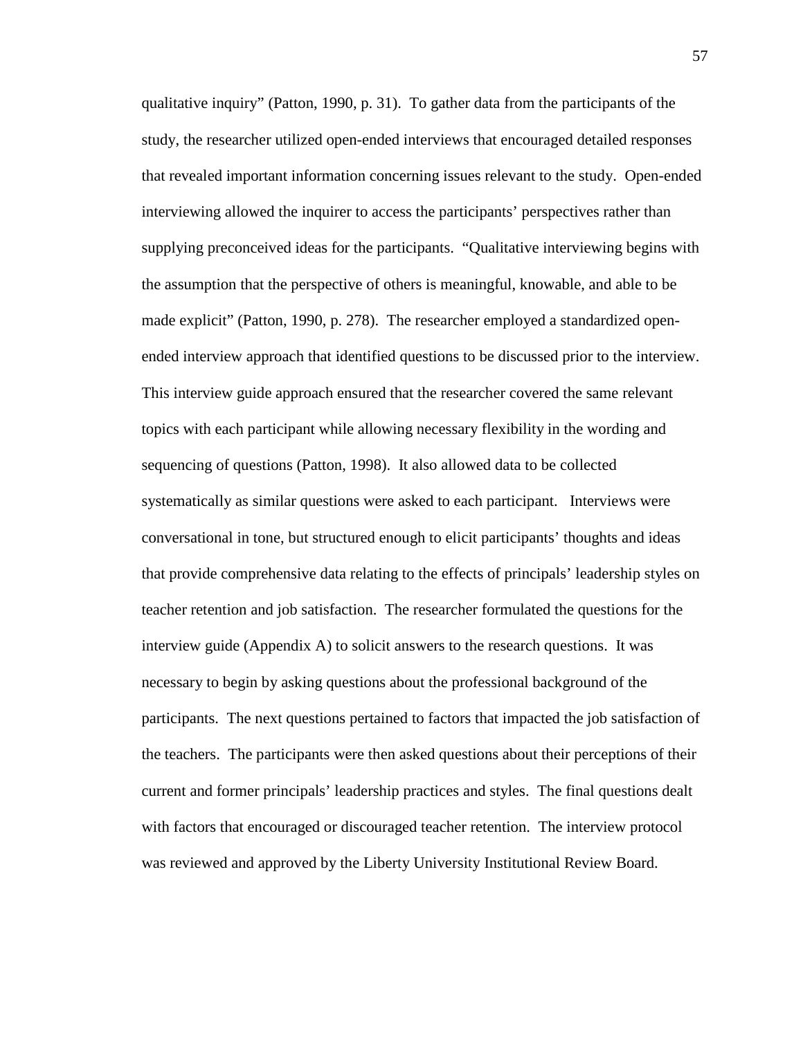qualitative inquiry" (Patton, 1990, p. 31). To gather data from the participants of the study, the researcher utilized open-ended interviews that encouraged detailed responses that revealed important information concerning issues relevant to the study. Open-ended interviewing allowed the inquirer to access the participants' perspectives rather than supplying preconceived ideas for the participants. "Qualitative interviewing begins with the assumption that the perspective of others is meaningful, knowable, and able to be made explicit" (Patton, 1990, p. 278). The researcher employed a standardized open-ended interview approach that identified questions to be discussed prior to the interview. This interview guide approach ensured that the researcher covered the same relevant topics with each participant while allowing necessary flexibility in the wording and sequencing of questions (Patton, 1998). It also allowed data to be collected systematically as similar questions were asked to each participant. Interviews were conversational in tone, but structured enough to elicit participants' thoughts and ideas that provide comprehensive data relating to the effects of principals' leadership styles on teacher retention and job satisfaction. The researcher formulated the questions for the interview guide (Appendix A) to solicit answers to the research questions. It was necessary to begin by asking questions about the professional background of the participants. The next questions pertained to factors that impacted the job satisfaction of the teachers. The participants were then asked questions about their perceptions of their current and former principals' leadership practices and styles. The final questions dealt with factors that encouraged or discouraged teacher retention. The interview protocol was reviewed and approved by the Liberty University Institutional Review Board.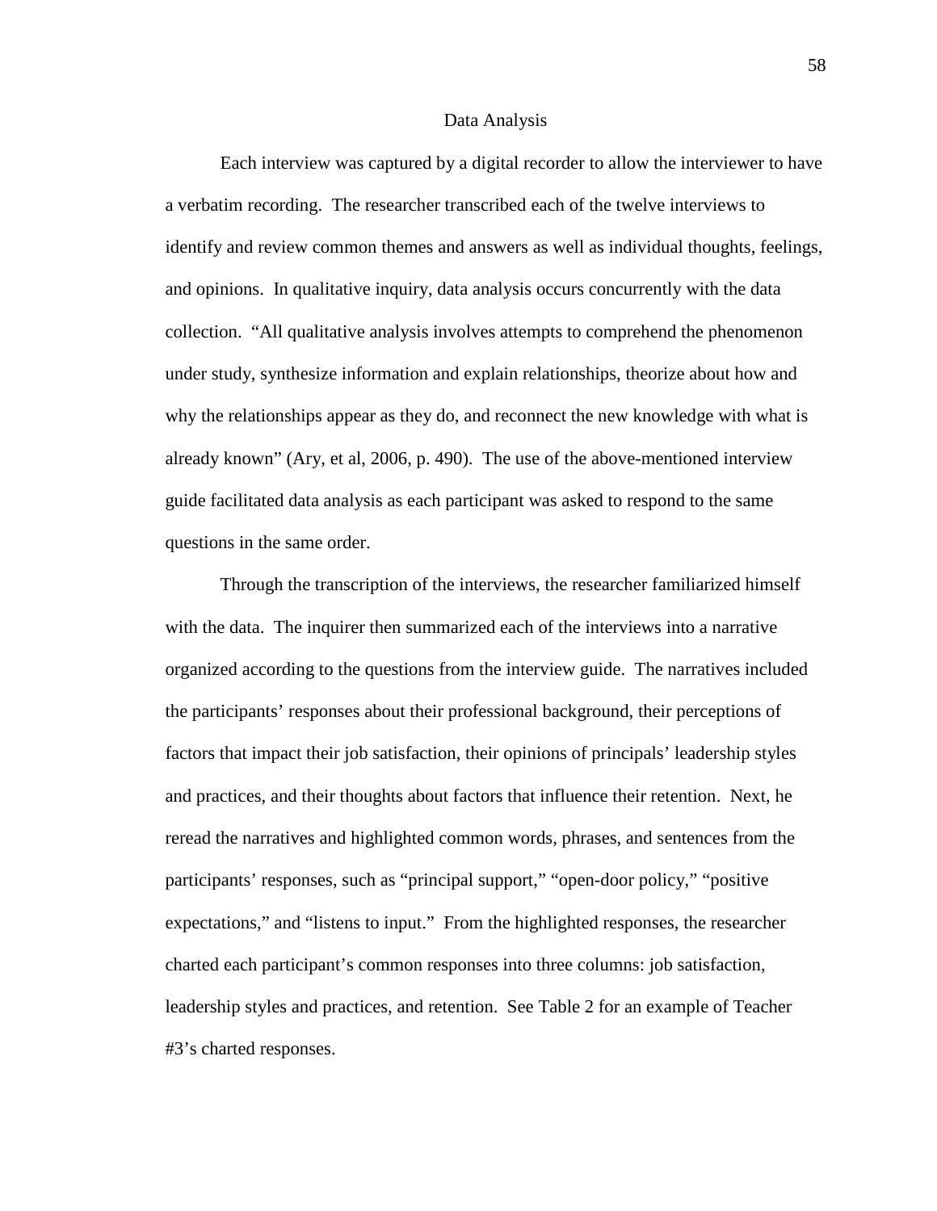## Data Analysis

Each interview was captured by a digital recorder to allow the interviewer to have a verbatim recording. The researcher transcribed each of the twelve interviews to identify and review common themes and answers as well as individual thoughts, feelings, and opinions. In qualitative inquiry, data analysis occurs concurrently with the data collection. "All qualitative analysis involves attempts to comprehend the phenomenon under study, synthesize information and explain relationships, theorize about how and why the relationships appear as they do, and reconnect the new knowledge with what is already known" (Ary, et al, 2006, p. 490). The use of the above-mentioned interview guide facilitated data analysis as each participant was asked to respond to the same questions in the same order.

Through the transcription of the interviews, the researcher familiarized himself with the data. The inquirer then summarized each of the interviews into a narrative organized according to the questions from the interview guide. The narratives included the participants' responses about their professional background, their perceptions of factors that impact their job satisfaction, their opinions of principals' leadership styles and practices, and their thoughts about factors that influence their retention. Next, he reread the narratives and highlighted common words, phrases, and sentences from the participants' responses, such as "principal support," "open-door policy," "positive expectations," and "listens to input." From the highlighted responses, the researcher charted each participant's common responses into three columns: job satisfaction, leadership styles and practices, and retention. See Table 2 for an example of Teacher #3's charted responses.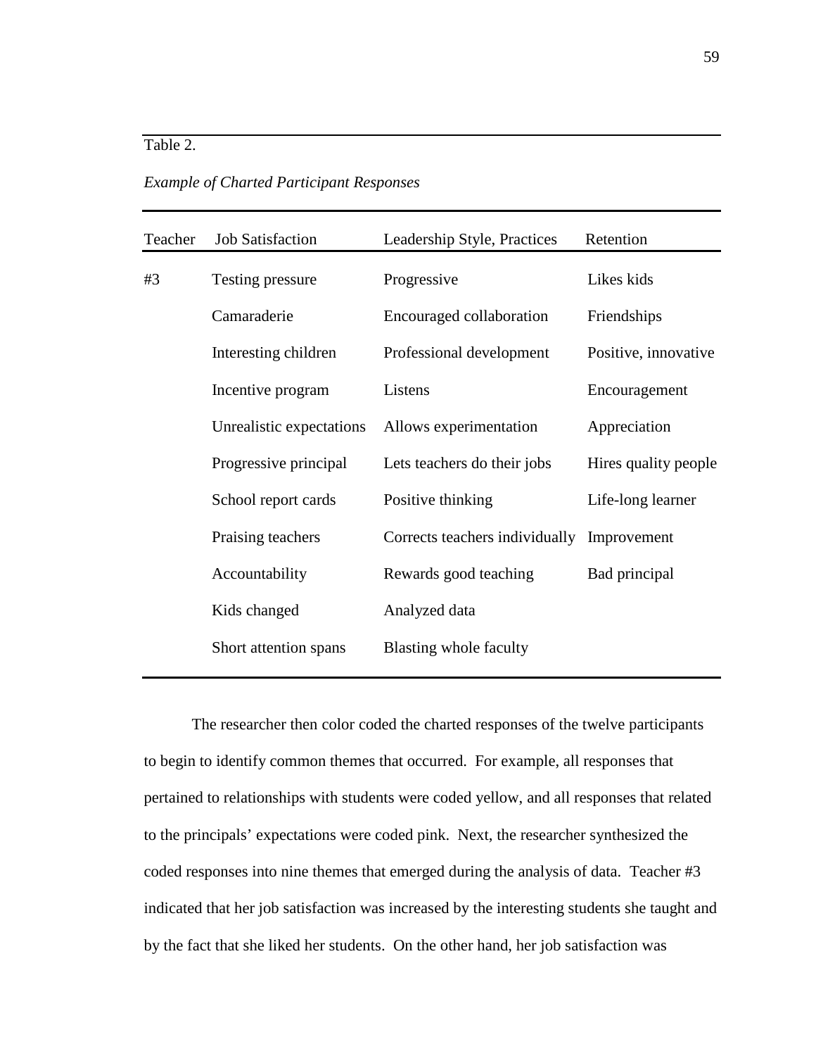Table 2.

*Example of Charted Participant Responses*

| Teacher | Job Satisfaction | Leadership Style, Practices | Retention |
|---|---|---|---|
| #3 | Testing pressure | Progressive | Likes kids |
| | Camaraderie | Encouraged collaboration | Friendships |
| | Interesting children | Professional development | Positive, innovative |
| | Incentive program | Listens | Encouragement |
| | Unrealistic expectations | Allows experimentation | Appreciation |
| | Progressive principal | Lets teachers do their jobs | Hires quality people |
| | School report cards | Positive thinking | Life-long learner |
| | Praising teachers | Corrects teachers individually | Improvement |
| | Accountability | Rewards good teaching | Bad principal |
| | Kids changed | Analyzed data | |
| | Short attention spans | Blasting whole faculty | |

The researcher then color coded the charted responses of the twelve participants to begin to identify common themes that occurred. For example, all responses that pertained to relationships with students were coded yellow, and all responses that related to the principals' expectations were coded pink. Next, the researcher synthesized the coded responses into nine themes that emerged during the analysis of data. Teacher #3 indicated that her job satisfaction was increased by the interesting students she taught and by the fact that she liked her students. On the other hand, her job satisfaction was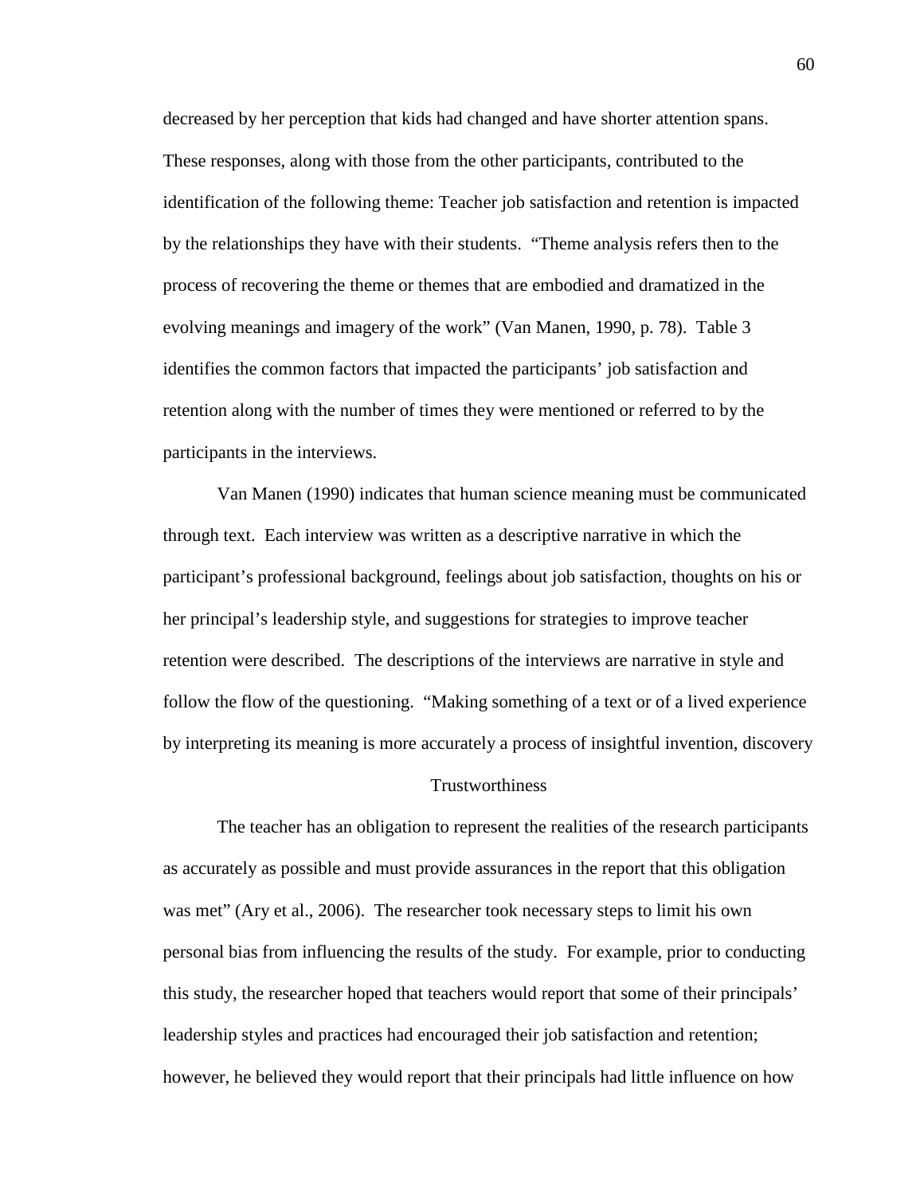decreased by her perception that kids had changed and have shorter attention spans. These responses, along with those from the other participants, contributed to the identification of the following theme: Teacher job satisfaction and retention is impacted by the relationships they have with their students. "Theme analysis refers then to the process of recovering the theme or themes that are embodied and dramatized in the evolving meanings and imagery of the work" (Van Manen, 1990, p. 78). Table 3 identifies the common factors that impacted the participants' job satisfaction and retention along with the number of times they were mentioned or referred to by the participants in the interviews.

Van Manen (1990) indicates that human science meaning must be communicated through text. Each interview was written as a descriptive narrative in which the participant's professional background, feelings about job satisfaction, thoughts on his or her principal's leadership style, and suggestions for strategies to improve teacher retention were described. The descriptions of the interviews are narrative in style and follow the flow of the questioning. "Making something of a text or of a lived experience by interpreting its meaning is more accurately a process of insightful invention, discovery

## Trustworthiness

The teacher has an obligation to represent the realities of the research participants as accurately as possible and must provide assurances in the report that this obligation was met" (Ary et al., 2006). The researcher took necessary steps to limit his own personal bias from influencing the results of the study. For example, prior to conducting this study, the researcher hoped that teachers would report that some of their principals' leadership styles and practices had encouraged their job satisfaction and retention; however, he believed they would report that their principals had little influence on how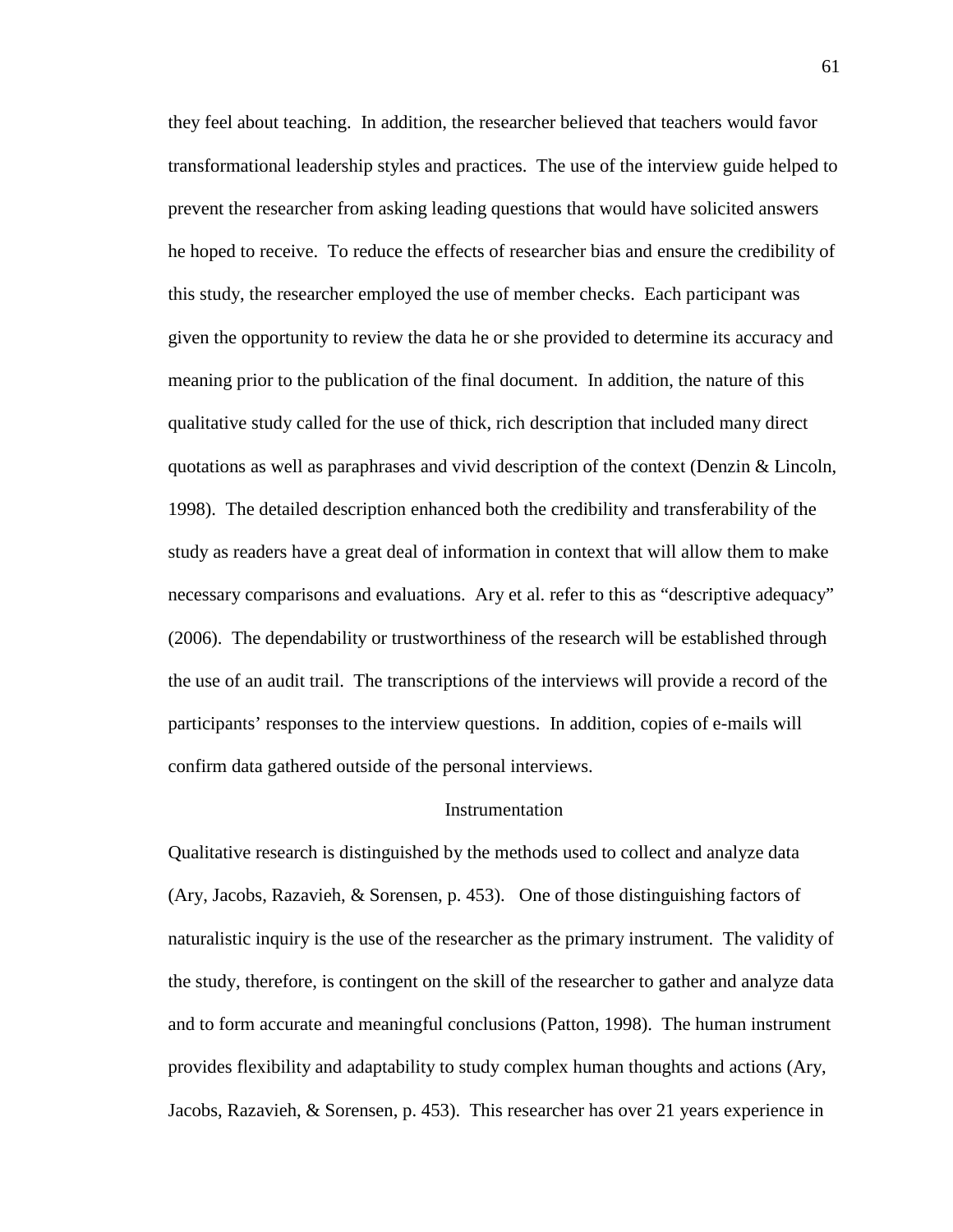they feel about teaching. In addition, the researcher believed that teachers would favor transformational leadership styles and practices. The use of the interview guide helped to prevent the researcher from asking leading questions that would have solicited answers he hoped to receive. To reduce the effects of researcher bias and ensure the credibility of this study, the researcher employed the use of member checks. Each participant was given the opportunity to review the data he or she provided to determine its accuracy and meaning prior to the publication of the final document. In addition, the nature of this qualitative study called for the use of thick, rich description that included many direct quotations as well as paraphrases and vivid description of the context (Denzin & Lincoln, 1998). The detailed description enhanced both the credibility and transferability of the study as readers have a great deal of information in context that will allow them to make necessary comparisons and evaluations. Ary et al. refer to this as "descriptive adequacy" (2006). The dependability or trustworthiness of the research will be established through the use of an audit trail. The transcriptions of the interviews will provide a record of the participants' responses to the interview questions. In addition, copies of e-mails will confirm data gathered outside of the personal interviews.

## Instrumentation

Qualitative research is distinguished by the methods used to collect and analyze data (Ary, Jacobs, Razavieh, & Sorensen, p. 453). One of those distinguishing factors of naturalistic inquiry is the use of the researcher as the primary instrument. The validity of the study, therefore, is contingent on the skill of the researcher to gather and analyze data and to form accurate and meaningful conclusions (Patton, 1998). The human instrument provides flexibility and adaptability to study complex human thoughts and actions (Ary, Jacobs, Razavieh, & Sorensen, p. 453). This researcher has over 21 years experience in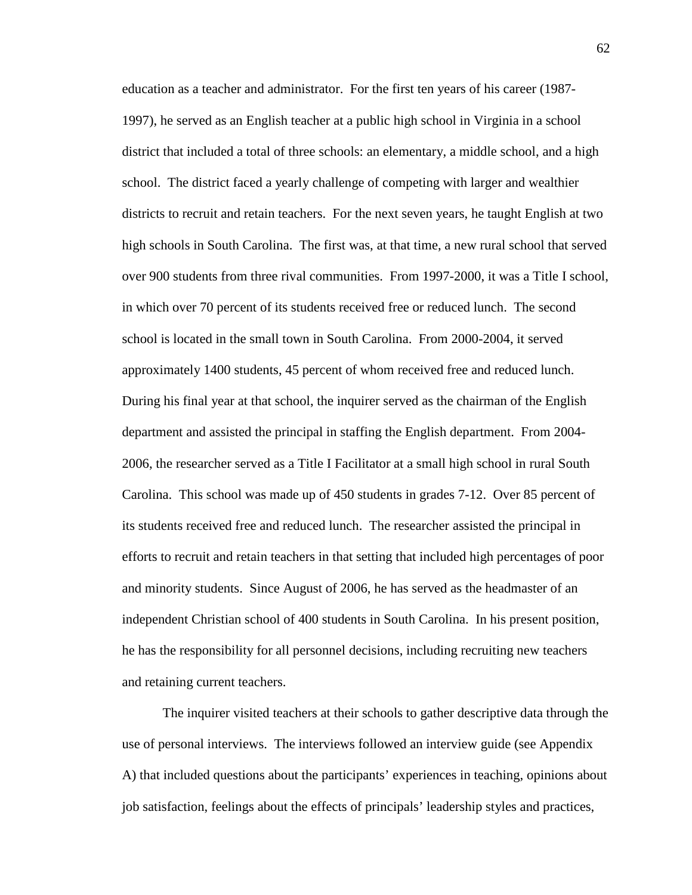education as a teacher and administrator. For the first ten years of his career (1987-1997), he served as an English teacher at a public high school in Virginia in a school district that included a total of three schools: an elementary, a middle school, and a high school. The district faced a yearly challenge of competing with larger and wealthier districts to recruit and retain teachers. For the next seven years, he taught English at two high schools in South Carolina. The first was, at that time, a new rural school that served over 900 students from three rival communities. From 1997-2000, it was a Title I school, in which over 70 percent of its students received free or reduced lunch. The second school is located in the small town in South Carolina. From 2000-2004, it served approximately 1400 students, 45 percent of whom received free and reduced lunch. During his final year at that school, the inquirer served as the chairman of the English department and assisted the principal in staffing the English department. From 2004-2006, the researcher served as a Title I Facilitator at a small high school in rural South Carolina. This school was made up of 450 students in grades 7-12. Over 85 percent of its students received free and reduced lunch. The researcher assisted the principal in efforts to recruit and retain teachers in that setting that included high percentages of poor and minority students. Since August of 2006, he has served as the headmaster of an independent Christian school of 400 students in South Carolina. In his present position, he has the responsibility for all personnel decisions, including recruiting new teachers and retaining current teachers.

The inquirer visited teachers at their schools to gather descriptive data through the use of personal interviews. The interviews followed an interview guide (see Appendix A) that included questions about the participants' experiences in teaching, opinions about job satisfaction, feelings about the effects of principals' leadership styles and practices,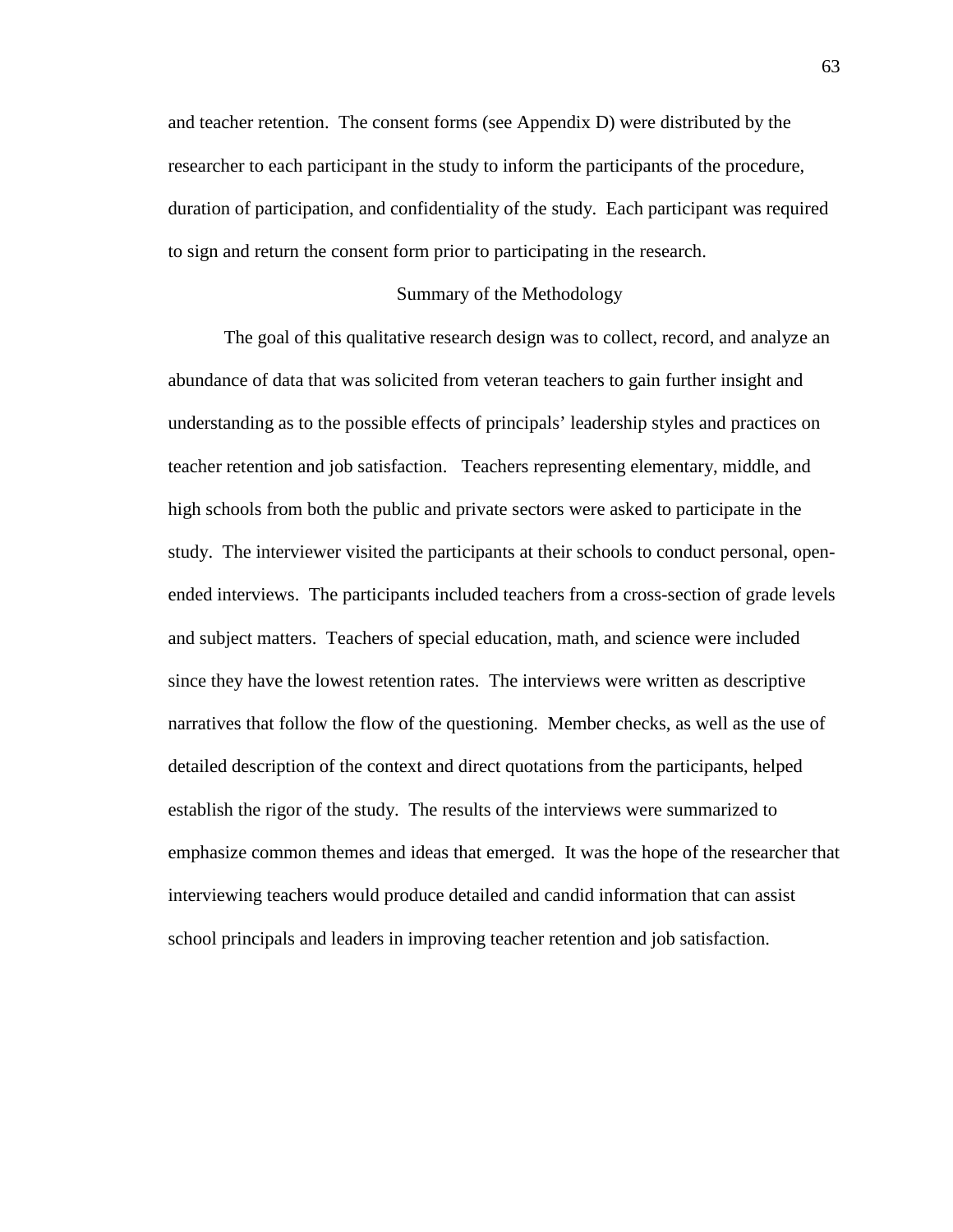and teacher retention. The consent forms (see Appendix D) were distributed by the researcher to each participant in the study to inform the participants of the procedure, duration of participation, and confidentiality of the study. Each participant was required to sign and return the consent form prior to participating in the research.

## Summary of the Methodology

The goal of this qualitative research design was to collect, record, and analyze an abundance of data that was solicited from veteran teachers to gain further insight and understanding as to the possible effects of principals' leadership styles and practices on teacher retention and job satisfaction. Teachers representing elementary, middle, and high schools from both the public and private sectors were asked to participate in the study. The interviewer visited the participants at their schools to conduct personal, open-ended interviews. The participants included teachers from a cross-section of grade levels and subject matters. Teachers of special education, math, and science were included since they have the lowest retention rates. The interviews were written as descriptive narratives that follow the flow of the questioning. Member checks, as well as the use of detailed description of the context and direct quotations from the participants, helped establish the rigor of the study. The results of the interviews were summarized to emphasize common themes and ideas that emerged. It was the hope of the researcher that interviewing teachers would produce detailed and candid information that can assist school principals and leaders in improving teacher retention and job satisfaction.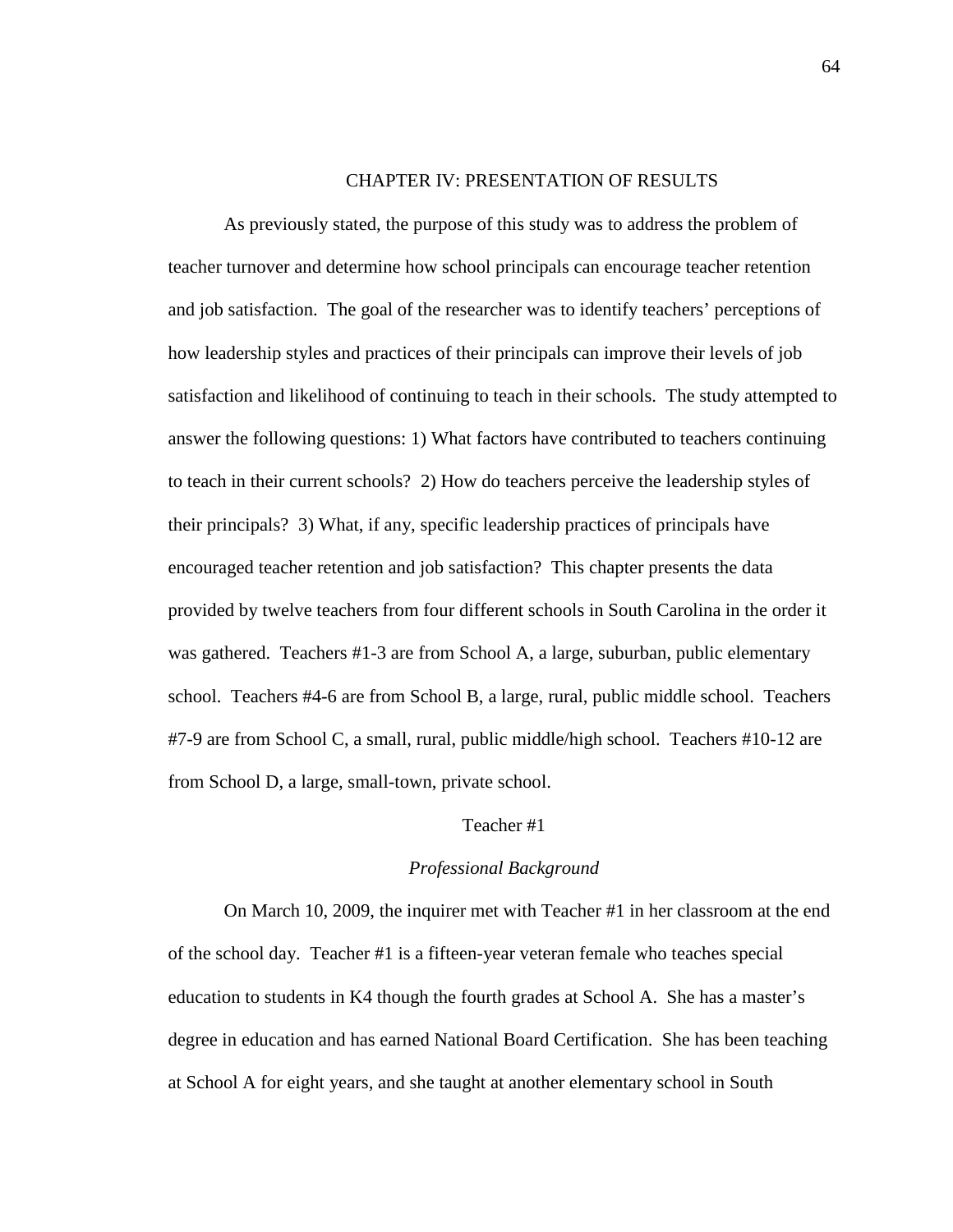# CHAPTER IV: PRESENTATION OF RESULTS

As previously stated, the purpose of this study was to address the problem of teacher turnover and determine how school principals can encourage teacher retention and job satisfaction. The goal of the researcher was to identify teachers' perceptions of how leadership styles and practices of their principals can improve their levels of job satisfaction and likelihood of continuing to teach in their schools. The study attempted to answer the following questions: 1) What factors have contributed to teachers continuing to teach in their current schools? 2) How do teachers perceive the leadership styles of their principals? 3) What, if any, specific leadership practices of principals have encouraged teacher retention and job satisfaction? This chapter presents the data provided by twelve teachers from four different schools in South Carolina in the order it was gathered. Teachers #1-3 are from School A, a large, suburban, public elementary school. Teachers #4-6 are from School B, a large, rural, public middle school. Teachers #7-9 are from School C, a small, rural, public middle/high school. Teachers #10-12 are from School D, a large, small-town, private school.

## Teacher #1

### *Professional Background*

On March 10, 2009, the inquirer met with Teacher #1 in her classroom at the end of the school day. Teacher #1 is a fifteen-year veteran female who teaches special education to students in K4 though the fourth grades at School A. She has a master's degree in education and has earned National Board Certification. She has been teaching at School A for eight years, and she taught at another elementary school in South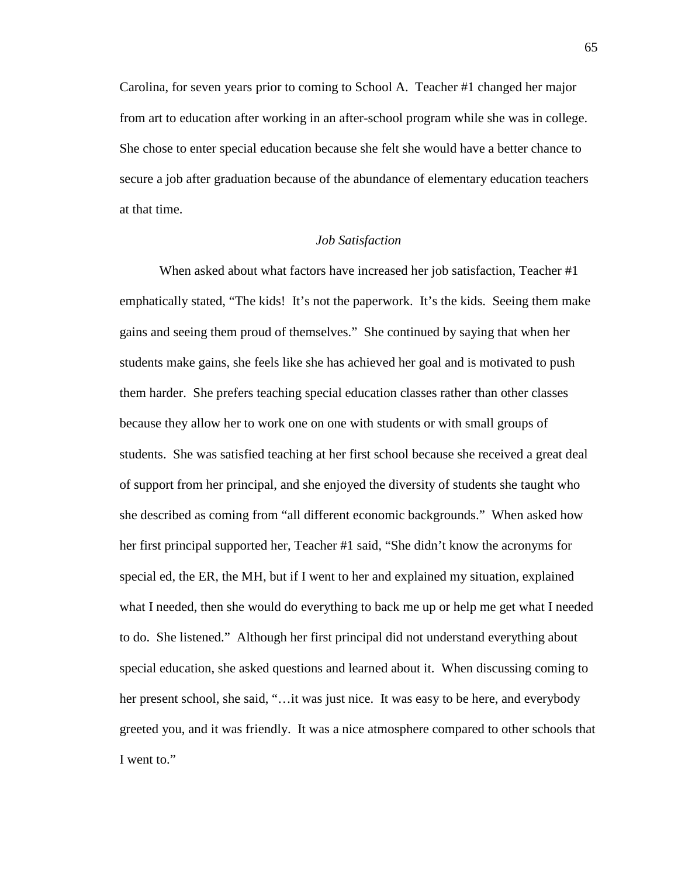Carolina, for seven years prior to coming to School A. Teacher #1 changed her major from art to education after working in an after-school program while she was in college. She chose to enter special education because she felt she would have a better chance to secure a job after graduation because of the abundance of elementary education teachers at that time.

### *Job Satisfaction*

When asked about what factors have increased her job satisfaction, Teacher #1 emphatically stated, "The kids! It's not the paperwork. It's the kids. Seeing them make gains and seeing them proud of themselves." She continued by saying that when her students make gains, she feels like she has achieved her goal and is motivated to push them harder. She prefers teaching special education classes rather than other classes because they allow her to work one on one with students or with small groups of students. She was satisfied teaching at her first school because she received a great deal of support from her principal, and she enjoyed the diversity of students she taught who she described as coming from "all different economic backgrounds." When asked how her first principal supported her, Teacher #1 said, "She didn't know the acronyms for special ed, the ER, the MH, but if I went to her and explained my situation, explained what I needed, then she would do everything to back me up or help me get what I needed to do. She listened." Although her first principal did not understand everything about special education, she asked questions and learned about it. When discussing coming to her present school, she said, "…it was just nice. It was easy to be here, and everybody greeted you, and it was friendly. It was a nice atmosphere compared to other schools that I went to."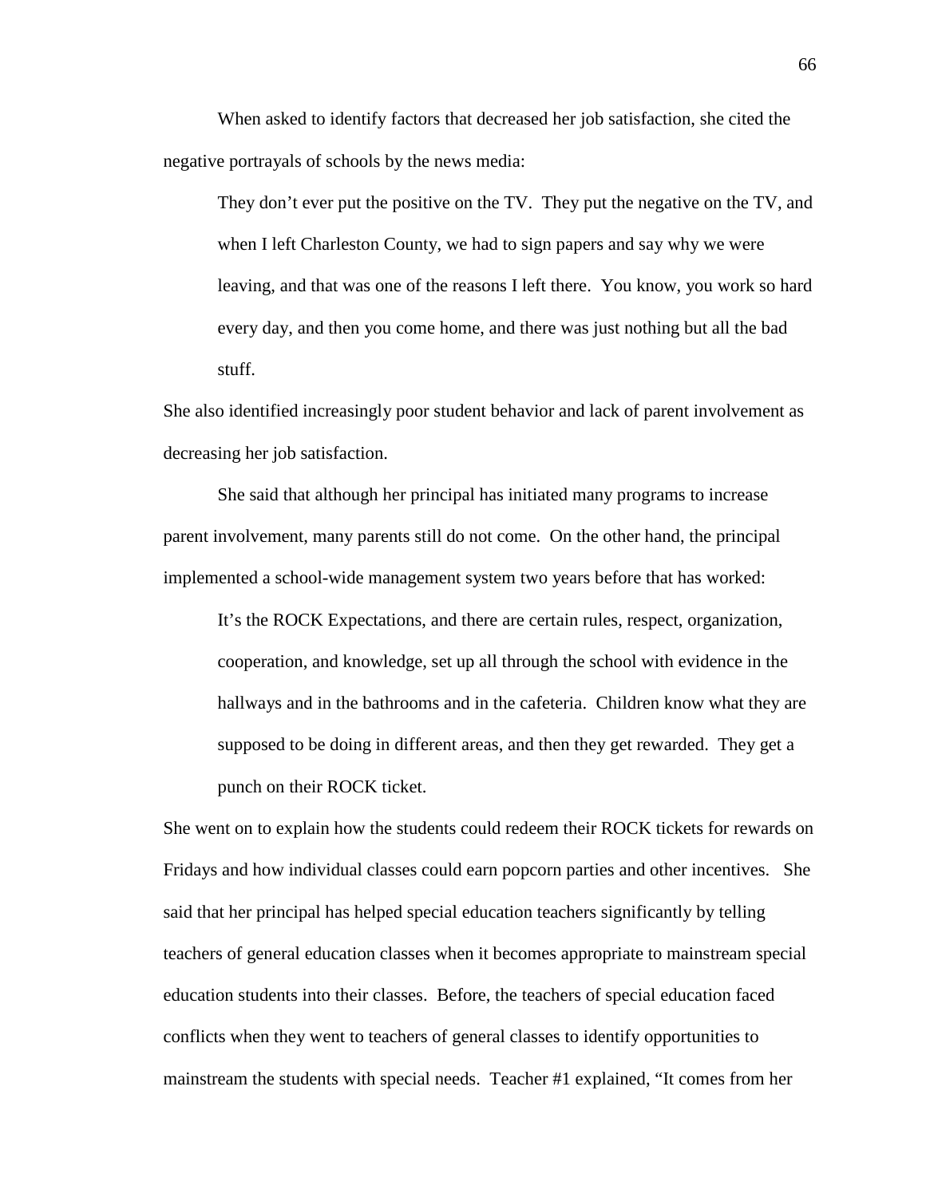When asked to identify factors that decreased her job satisfaction, she cited the negative portrayals of schools by the news media:

> They don't ever put the positive on the TV. They put the negative on the TV, and when I left Charleston County, we had to sign papers and say why we were leaving, and that was one of the reasons I left there. You know, you work so hard every day, and then you come home, and there was just nothing but all the bad stuff.

She also identified increasingly poor student behavior and lack of parent involvement as decreasing her job satisfaction.

She said that although her principal has initiated many programs to increase parent involvement, many parents still do not come. On the other hand, the principal implemented a school-wide management system two years before that has worked:

> It's the ROCK Expectations, and there are certain rules, respect, organization, cooperation, and knowledge, set up all through the school with evidence in the hallways and in the bathrooms and in the cafeteria. Children know what they are supposed to be doing in different areas, and then they get rewarded. They get a punch on their ROCK ticket.

She went on to explain how the students could redeem their ROCK tickets for rewards on Fridays and how individual classes could earn popcorn parties and other incentives. She said that her principal has helped special education teachers significantly by telling teachers of general education classes when it becomes appropriate to mainstream special education students into their classes. Before, the teachers of special education faced conflicts when they went to teachers of general classes to identify opportunities to mainstream the students with special needs. Teacher #1 explained, "It comes from her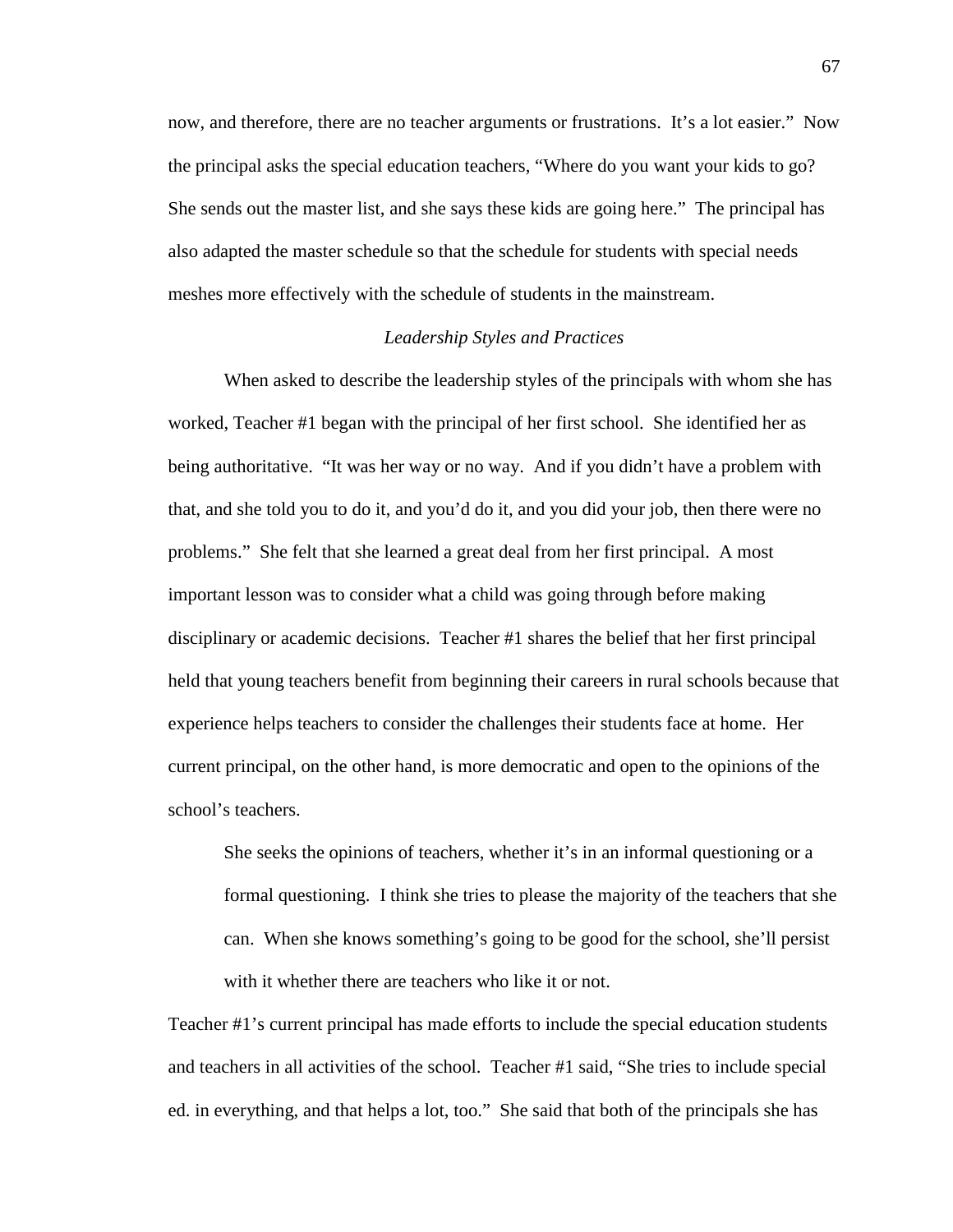now, and therefore, there are no teacher arguments or frustrations. It's a lot easier." Now the principal asks the special education teachers, "Where do you want your kids to go? She sends out the master list, and she says these kids are going here." The principal has also adapted the master schedule so that the schedule for students with special needs meshes more effectively with the schedule of students in the mainstream.

### *Leadership Styles and Practices*

When asked to describe the leadership styles of the principals with whom she has worked, Teacher #1 began with the principal of her first school. She identified her as being authoritative. "It was her way or no way. And if you didn't have a problem with that, and she told you to do it, and you'd do it, and you did your job, then there were no problems." She felt that she learned a great deal from her first principal. A most important lesson was to consider what a child was going through before making disciplinary or academic decisions. Teacher #1 shares the belief that her first principal held that young teachers benefit from beginning their careers in rural schools because that experience helps teachers to consider the challenges their students face at home. Her current principal, on the other hand, is more democratic and open to the opinions of the school's teachers.

> She seeks the opinions of teachers, whether it's in an informal questioning or a formal questioning. I think she tries to please the majority of the teachers that she can. When she knows something's going to be good for the school, she'll persist with it whether there are teachers who like it or not.

Teacher #1's current principal has made efforts to include the special education students and teachers in all activities of the school. Teacher #1 said, "She tries to include special ed. in everything, and that helps a lot, too." She said that both of the principals she has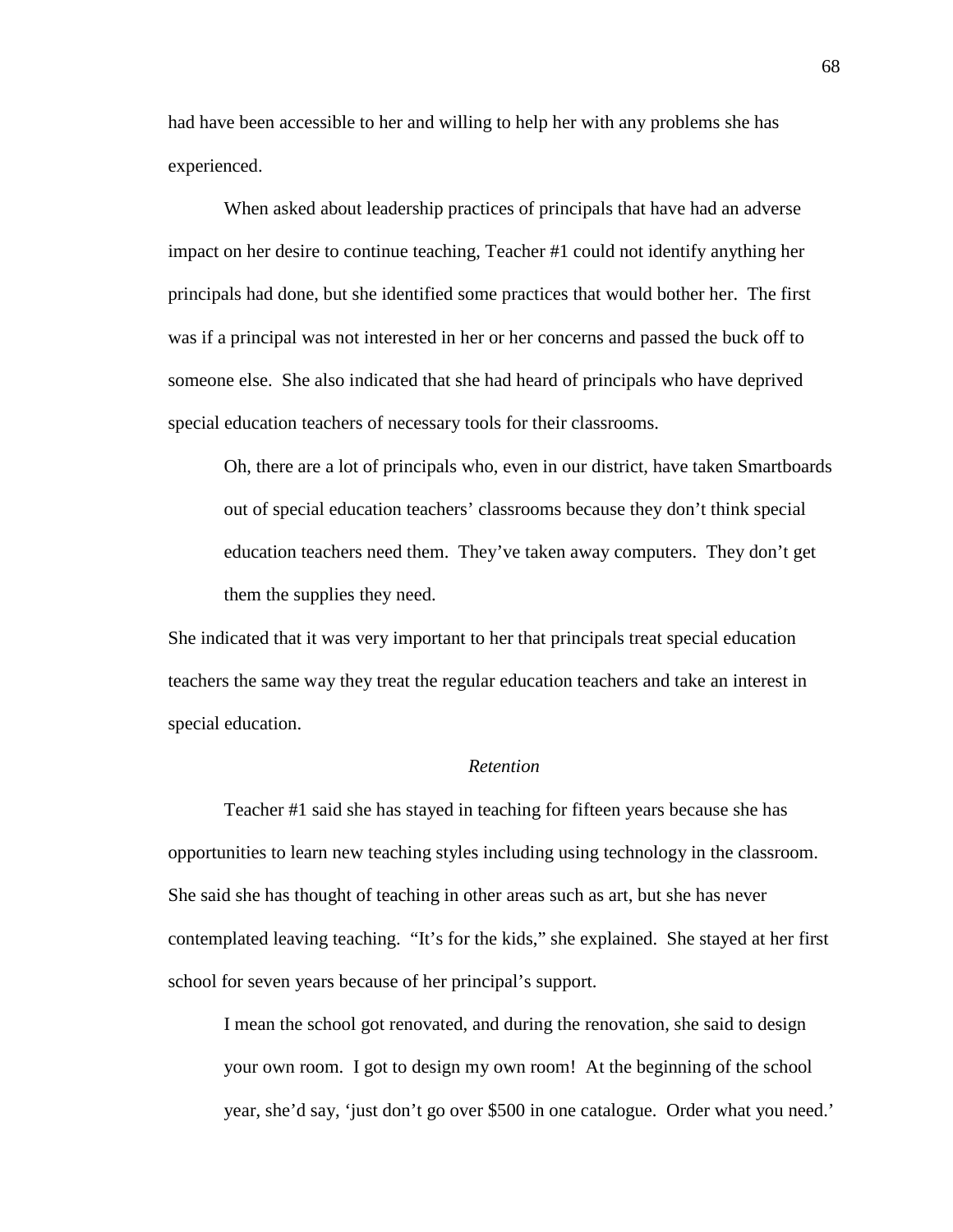had have been accessible to her and willing to help her with any problems she has experienced.

When asked about leadership practices of principals that have had an adverse impact on her desire to continue teaching, Teacher #1 could not identify anything her principals had done, but she identified some practices that would bother her. The first was if a principal was not interested in her or her concerns and passed the buck off to someone else. She also indicated that she had heard of principals who have deprived special education teachers of necessary tools for their classrooms.

> Oh, there are a lot of principals who, even in our district, have taken Smartboards out of special education teachers' classrooms because they don't think special education teachers need them. They've taken away computers. They don't get them the supplies they need.

She indicated that it was very important to her that principals treat special education teachers the same way they treat the regular education teachers and take an interest in special education.

### *Retention*

Teacher #1 said she has stayed in teaching for fifteen years because she has opportunities to learn new teaching styles including using technology in the classroom. She said she has thought of teaching in other areas such as art, but she has never contemplated leaving teaching. "It's for the kids," she explained. She stayed at her first school for seven years because of her principal's support.

> I mean the school got renovated, and during the renovation, she said to design your own room. I got to design my own room! At the beginning of the school year, she'd say, 'just don't go over $500 in one catalogue. Order what you need.'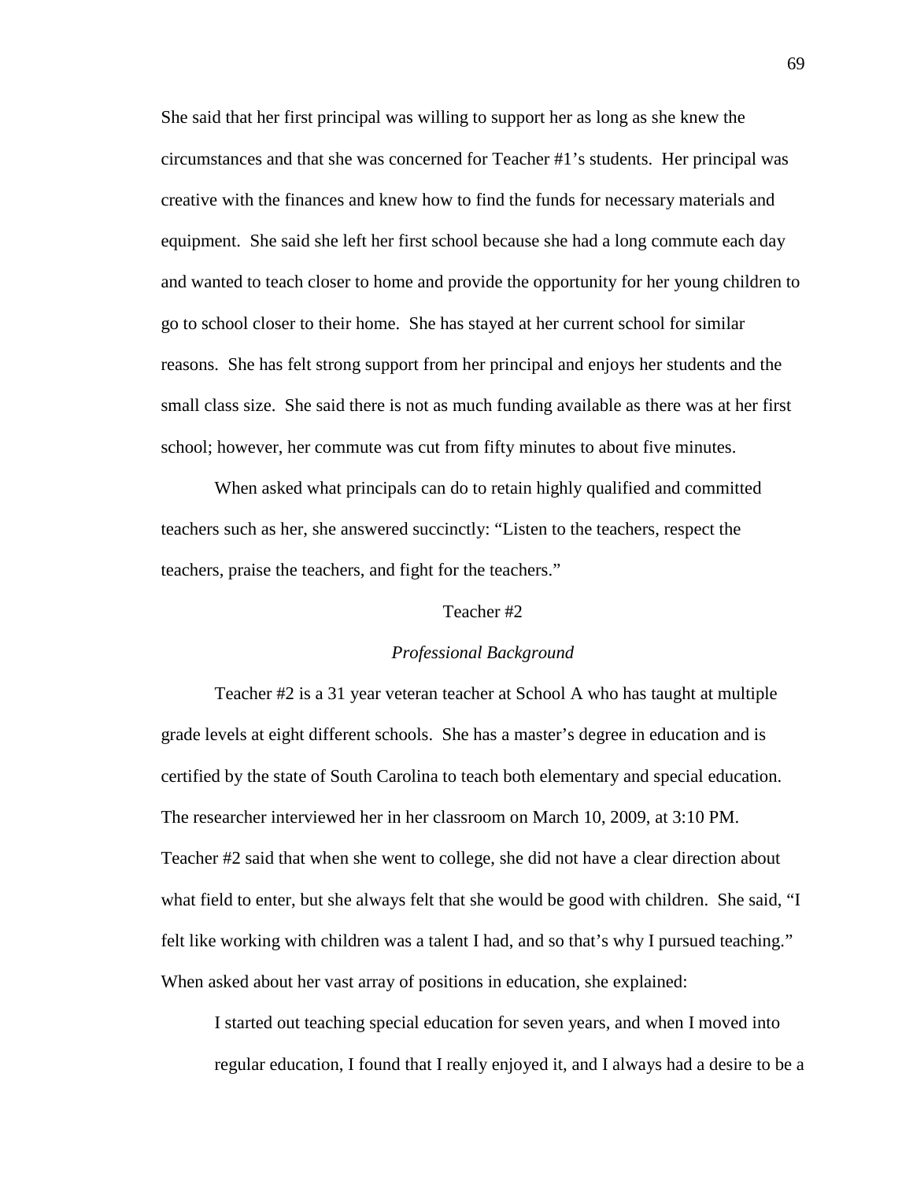She said that her first principal was willing to support her as long as she knew the circumstances and that she was concerned for Teacher #1's students. Her principal was creative with the finances and knew how to find the funds for necessary materials and equipment. She said she left her first school because she had a long commute each day and wanted to teach closer to home and provide the opportunity for her young children to go to school closer to their home. She has stayed at her current school for similar reasons. She has felt strong support from her principal and enjoys her students and the small class size. She said there is not as much funding available as there was at her first school; however, her commute was cut from fifty minutes to about five minutes.

When asked what principals can do to retain highly qualified and committed teachers such as her, she answered succinctly: "Listen to the teachers, respect the teachers, praise the teachers, and fight for the teachers."

## Teacher #2

### *Professional Background*

Teacher #2 is a 31 year veteran teacher at School A who has taught at multiple grade levels at eight different schools. She has a master's degree in education and is certified by the state of South Carolina to teach both elementary and special education. The researcher interviewed her in her classroom on March 10, 2009, at 3:10 PM. Teacher #2 said that when she went to college, she did not have a clear direction about what field to enter, but she always felt that she would be good with children. She said, "I felt like working with children was a talent I had, and so that's why I pursued teaching." When asked about her vast array of positions in education, she explained:

> I started out teaching special education for seven years, and when I moved into regular education, I found that I really enjoyed it, and I always had a desire to be a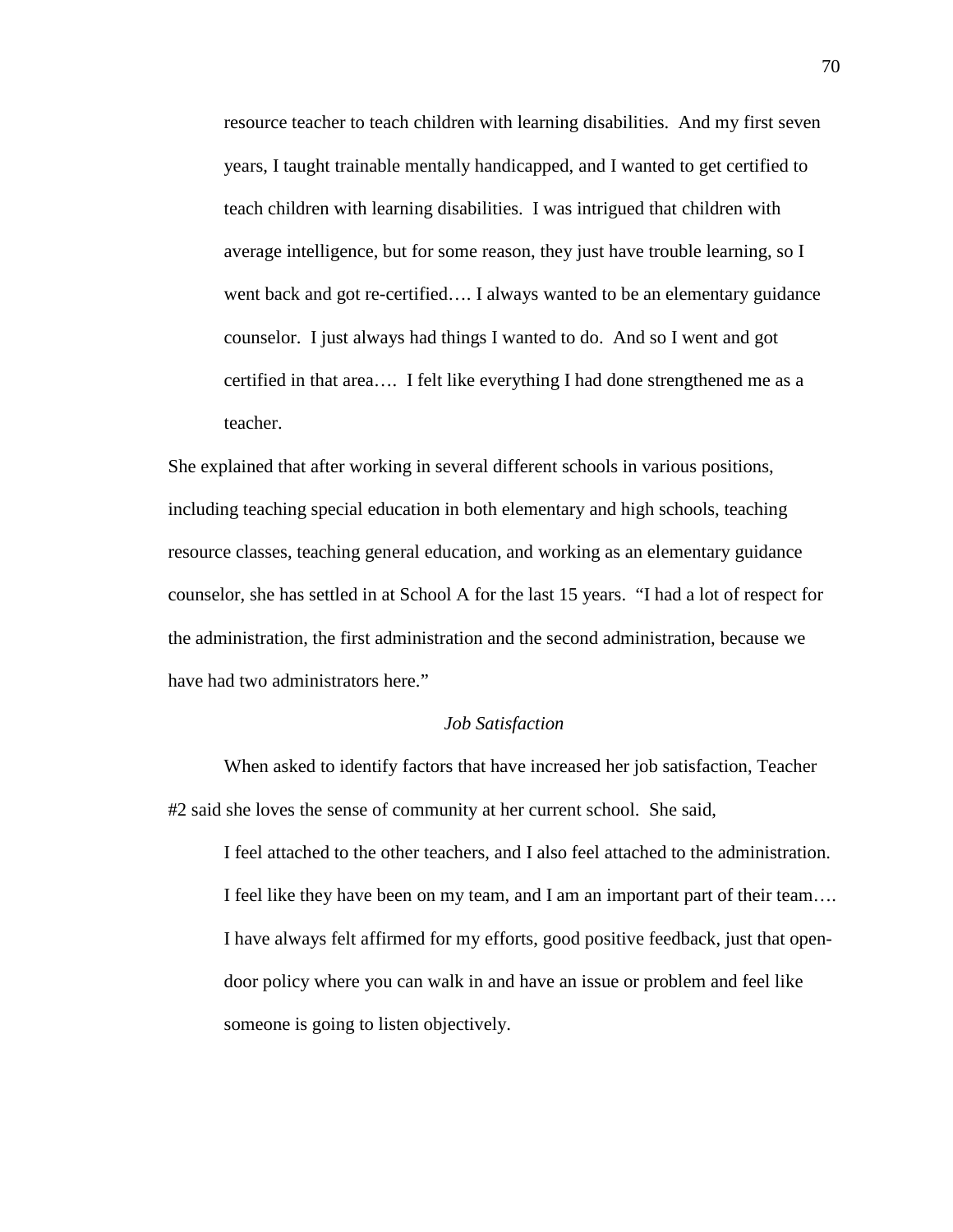> resource teacher to teach children with learning disabilities. And my first seven years, I taught trainable mentally handicapped, and I wanted to get certified to teach children with learning disabilities. I was intrigued that children with average intelligence, but for some reason, they just have trouble learning, so I went back and got re-certified…. I always wanted to be an elementary guidance counselor. I just always had things I wanted to do. And so I went and got certified in that area…. I felt like everything I had done strengthened me as a teacher.

She explained that after working in several different schools in various positions, including teaching special education in both elementary and high schools, teaching resource classes, teaching general education, and working as an elementary guidance counselor, she has settled in at School A for the last 15 years. "I had a lot of respect for the administration, the first administration and the second administration, because we have had two administrators here."

*Job Satisfaction*

When asked to identify factors that have increased her job satisfaction, Teacher #2 said she loves the sense of community at her current school. She said,

> I feel attached to the other teachers, and I also feel attached to the administration. I feel like they have been on my team, and I am an important part of their team…. I have always felt affirmed for my efforts, good positive feedback, just that open-door policy where you can walk in and have an issue or problem and feel like someone is going to listen objectively.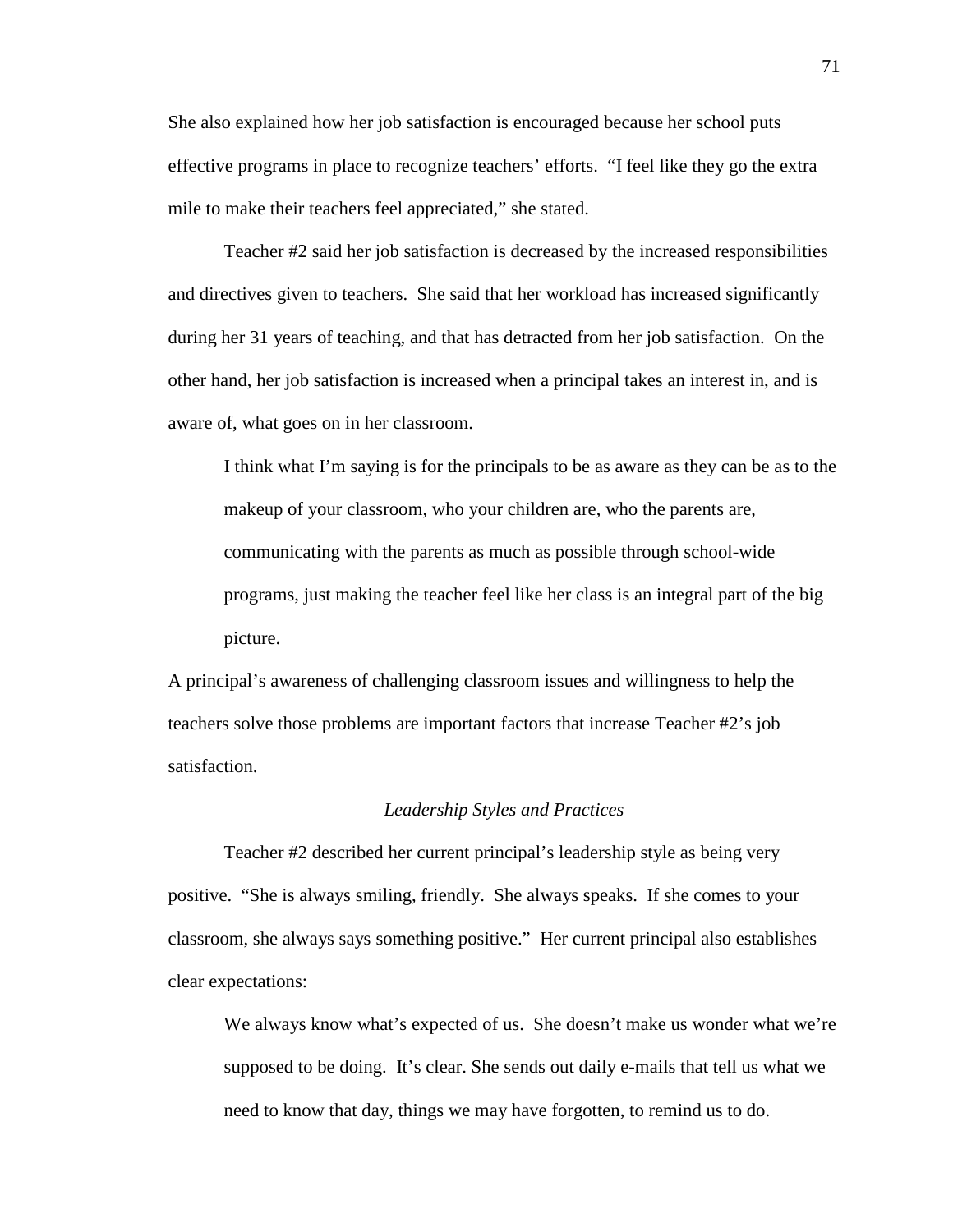She also explained how her job satisfaction is encouraged because her school puts effective programs in place to recognize teachers' efforts. "I feel like they go the extra mile to make their teachers feel appreciated," she stated.

Teacher #2 said her job satisfaction is decreased by the increased responsibilities and directives given to teachers. She said that her workload has increased significantly during her 31 years of teaching, and that has detracted from her job satisfaction. On the other hand, her job satisfaction is increased when a principal takes an interest in, and is aware of, what goes on in her classroom.

> I think what I'm saying is for the principals to be as aware as they can be as to the makeup of your classroom, who your children are, who the parents are, communicating with the parents as much as possible through school-wide programs, just making the teacher feel like her class is an integral part of the big picture.

A principal's awareness of challenging classroom issues and willingness to help the teachers solve those problems are important factors that increase Teacher #2's job satisfaction.

*Leadership Styles and Practices*

Teacher #2 described her current principal's leadership style as being very positive. "She is always smiling, friendly. She always speaks. If she comes to your classroom, she always says something positive." Her current principal also establishes clear expectations:

> We always know what's expected of us. She doesn't make us wonder what we're supposed to be doing. It's clear. She sends out daily e-mails that tell us what we need to know that day, things we may have forgotten, to remind us to do.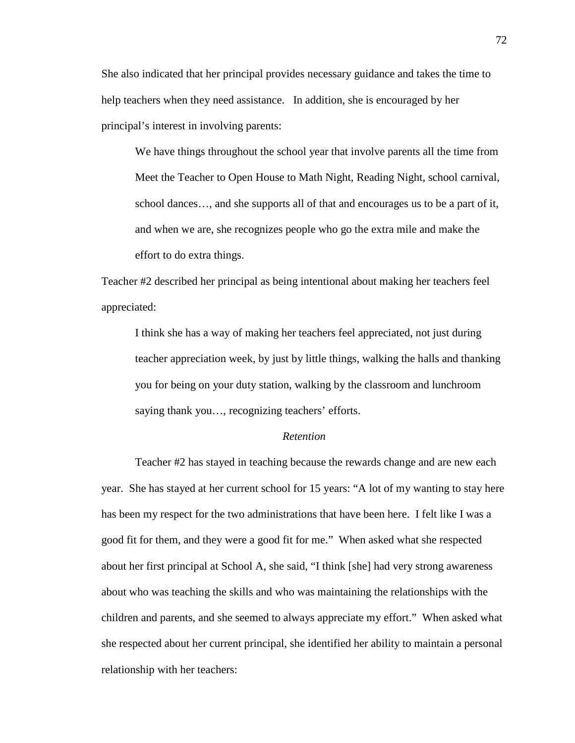She also indicated that her principal provides necessary guidance and takes the time to help teachers when they need assistance. In addition, she is encouraged by her principal's interest in involving parents:

> We have things throughout the school year that involve parents all the time from Meet the Teacher to Open House to Math Night, Reading Night, school carnival, school dances…, and she supports all of that and encourages us to be a part of it, and when we are, she recognizes people who go the extra mile and make the effort to do extra things.

Teacher #2 described her principal as being intentional about making her teachers feel appreciated:

> I think she has a way of making her teachers feel appreciated, not just during teacher appreciation week, by just by little things, walking the halls and thanking you for being on your duty station, walking by the classroom and lunchroom saying thank you…, recognizing teachers' efforts.

*Retention*

Teacher #2 has stayed in teaching because the rewards change and are new each year. She has stayed at her current school for 15 years: "A lot of my wanting to stay here has been my respect for the two administrations that have been here. I felt like I was a good fit for them, and they were a good fit for me." When asked what she respected about her first principal at School A, she said, "I think [she] had very strong awareness about who was teaching the skills and who was maintaining the relationships with the children and parents, and she seemed to always appreciate my effort." When asked what she respected about her current principal, she identified her ability to maintain a personal relationship with her teachers: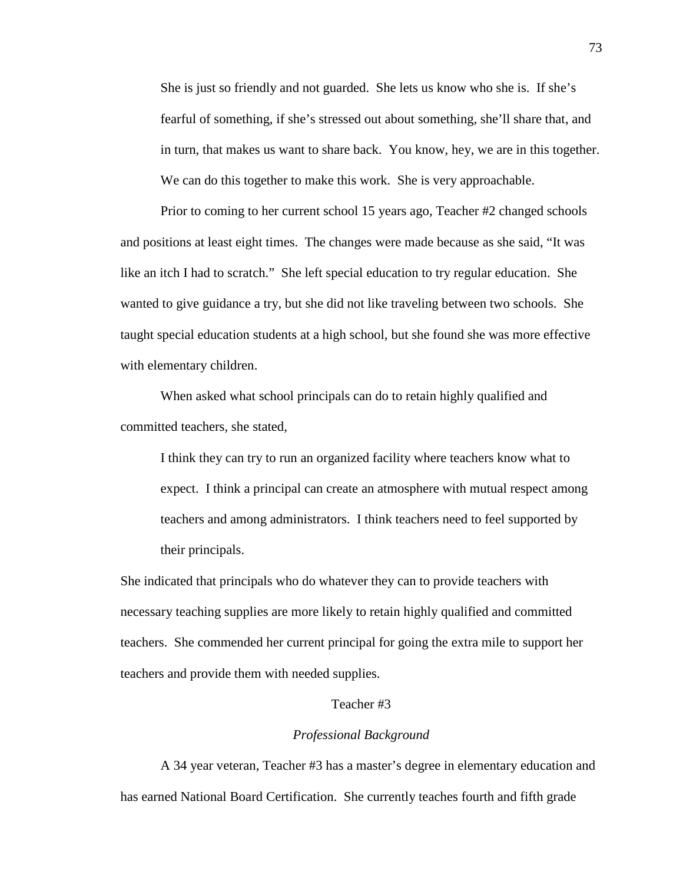> She is just so friendly and not guarded. She lets us know who she is. If she's fearful of something, if she's stressed out about something, she'll share that, and in turn, that makes us want to share back. You know, hey, we are in this together. We can do this together to make this work. She is very approachable.

Prior to coming to her current school 15 years ago, Teacher #2 changed schools and positions at least eight times. The changes were made because as she said, "It was like an itch I had to scratch." She left special education to try regular education. She wanted to give guidance a try, but she did not like traveling between two schools. She taught special education students at a high school, but she found she was more effective with elementary children.

When asked what school principals can do to retain highly qualified and committed teachers, she stated,

> I think they can try to run an organized facility where teachers know what to expect. I think a principal can create an atmosphere with mutual respect among teachers and among administrators. I think teachers need to feel supported by their principals.

She indicated that principals who do whatever they can to provide teachers with necessary teaching supplies are more likely to retain highly qualified and committed teachers. She commended her current principal for going the extra mile to support her teachers and provide them with needed supplies.

## Teacher #3

### *Professional Background*

A 34 year veteran, Teacher #3 has a master's degree in elementary education and has earned National Board Certification. She currently teaches fourth and fifth grade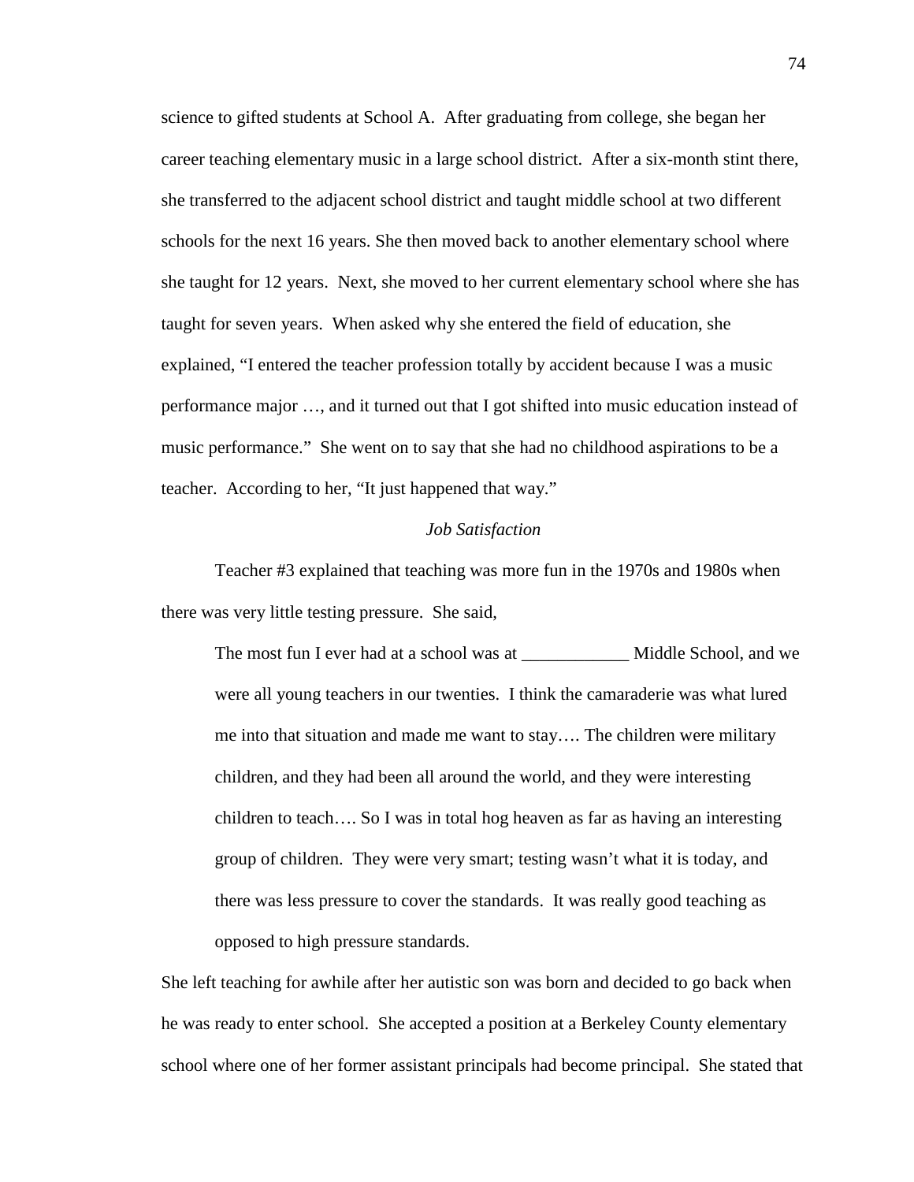science to gifted students at School A. After graduating from college, she began her career teaching elementary music in a large school district. After a six-month stint there, she transferred to the adjacent school district and taught middle school at two different schools for the next 16 years. She then moved back to another elementary school where she taught for 12 years. Next, she moved to her current elementary school where she has taught for seven years. When asked why she entered the field of education, she explained, "I entered the teacher profession totally by accident because I was a music performance major …, and it turned out that I got shifted into music education instead of music performance." She went on to say that she had no childhood aspirations to be a teacher. According to her, "It just happened that way."

### *Job Satisfaction*

Teacher #3 explained that teaching was more fun in the 1970s and 1980s when there was very little testing pressure. She said,

> The most fun I ever had at a school was at ____________ Middle School, and we were all young teachers in our twenties. I think the camaraderie was what lured me into that situation and made me want to stay…. The children were military children, and they had been all around the world, and they were interesting children to teach…. So I was in total hog heaven as far as having an interesting group of children. They were very smart; testing wasn't what it is today, and there was less pressure to cover the standards. It was really good teaching as opposed to high pressure standards.

She left teaching for awhile after her autistic son was born and decided to go back when he was ready to enter school. She accepted a position at a Berkeley County elementary school where one of her former assistant principals had become principal. She stated that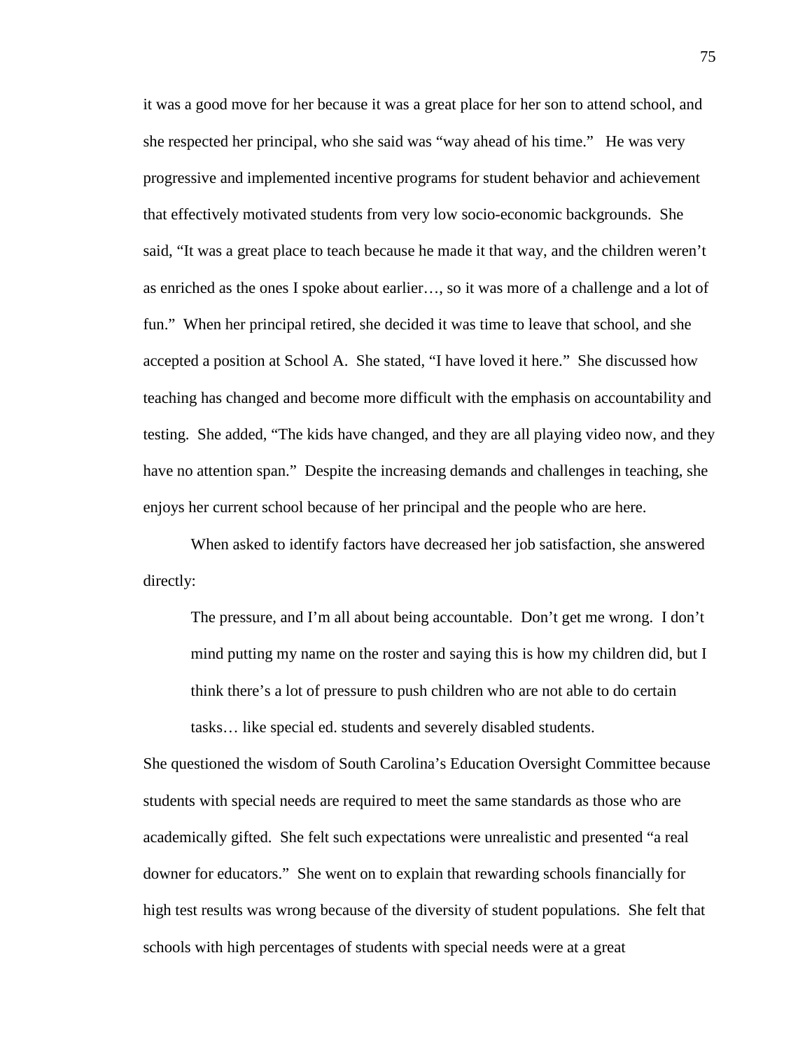it was a good move for her because it was a great place for her son to attend school, and she respected her principal, who she said was "way ahead of his time." He was very progressive and implemented incentive programs for student behavior and achievement that effectively motivated students from very low socio-economic backgrounds. She said, "It was a great place to teach because he made it that way, and the children weren't as enriched as the ones I spoke about earlier…, so it was more of a challenge and a lot of fun." When her principal retired, she decided it was time to leave that school, and she accepted a position at School A. She stated, "I have loved it here." She discussed how teaching has changed and become more difficult with the emphasis on accountability and testing. She added, "The kids have changed, and they are all playing video now, and they have no attention span." Despite the increasing demands and challenges in teaching, she enjoys her current school because of her principal and the people who are here.

When asked to identify factors have decreased her job satisfaction, she answered directly:

> The pressure, and I'm all about being accountable. Don't get me wrong. I don't mind putting my name on the roster and saying this is how my children did, but I think there's a lot of pressure to push children who are not able to do certain tasks… like special ed. students and severely disabled students.

She questioned the wisdom of South Carolina's Education Oversight Committee because students with special needs are required to meet the same standards as those who are academically gifted. She felt such expectations were unrealistic and presented "a real downer for educators." She went on to explain that rewarding schools financially for high test results was wrong because of the diversity of student populations. She felt that schools with high percentages of students with special needs were at a great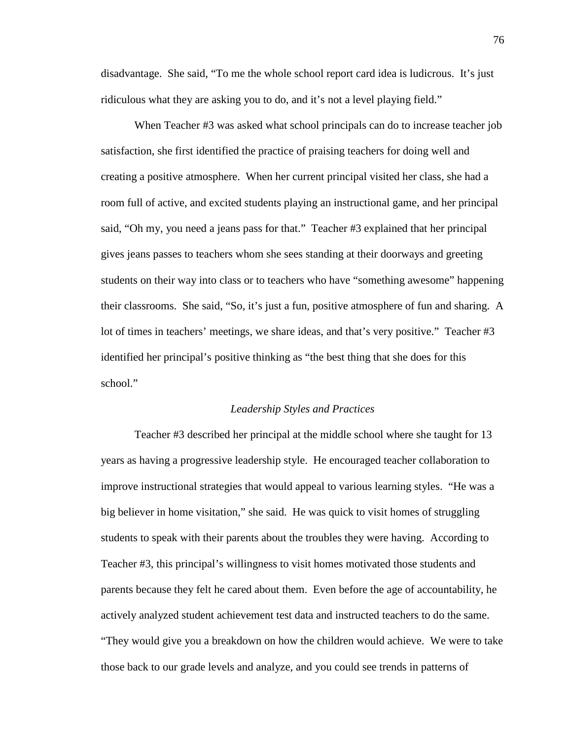disadvantage. She said, "To me the whole school report card idea is ludicrous. It's just ridiculous what they are asking you to do, and it's not a level playing field."

When Teacher #3 was asked what school principals can do to increase teacher job satisfaction, she first identified the practice of praising teachers for doing well and creating a positive atmosphere. When her current principal visited her class, she had a room full of active, and excited students playing an instructional game, and her principal said, "Oh my, you need a jeans pass for that." Teacher #3 explained that her principal gives jeans passes to teachers whom she sees standing at their doorways and greeting students on their way into class or to teachers who have "something awesome" happening their classrooms. She said, "So, it's just a fun, positive atmosphere of fun and sharing. A lot of times in teachers' meetings, we share ideas, and that's very positive." Teacher #3 identified her principal's positive thinking as "the best thing that she does for this school."

### *Leadership Styles and Practices*

Teacher #3 described her principal at the middle school where she taught for 13 years as having a progressive leadership style. He encouraged teacher collaboration to improve instructional strategies that would appeal to various learning styles. "He was a big believer in home visitation," she said. He was quick to visit homes of struggling students to speak with their parents about the troubles they were having. According to Teacher #3, this principal's willingness to visit homes motivated those students and parents because they felt he cared about them. Even before the age of accountability, he actively analyzed student achievement test data and instructed teachers to do the same. "They would give you a breakdown on how the children would achieve. We were to take those back to our grade levels and analyze, and you could see trends in patterns of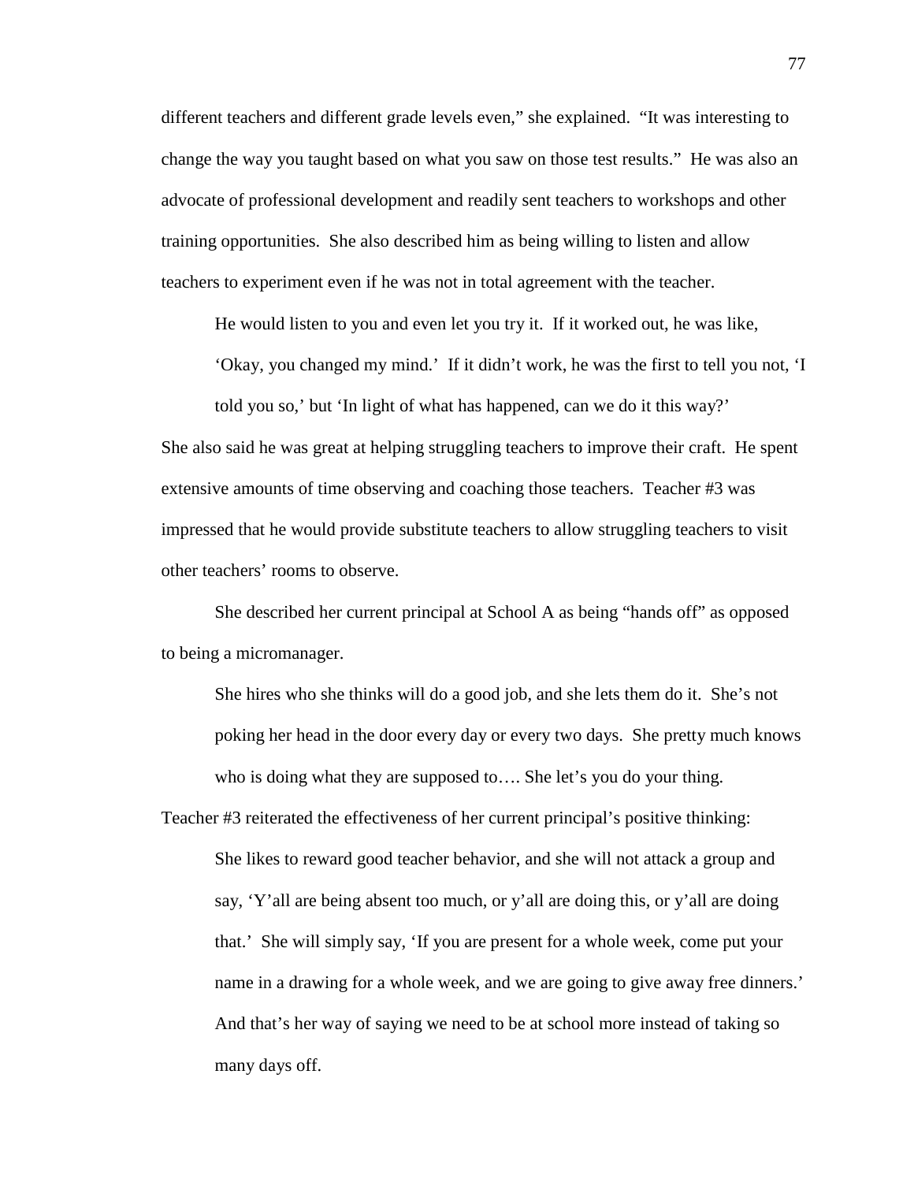different teachers and different grade levels even," she explained. "It was interesting to change the way you taught based on what you saw on those test results." He was also an advocate of professional development and readily sent teachers to workshops and other training opportunities. She also described him as being willing to listen and allow teachers to experiment even if he was not in total agreement with the teacher.

> He would listen to you and even let you try it. If it worked out, he was like, 'Okay, you changed my mind.' If it didn't work, he was the first to tell you not, 'I told you so,' but 'In light of what has happened, can we do it this way?'

She also said he was great at helping struggling teachers to improve their craft. He spent extensive amounts of time observing and coaching those teachers. Teacher #3 was impressed that he would provide substitute teachers to allow struggling teachers to visit other teachers' rooms to observe.

She described her current principal at School A as being "hands off" as opposed to being a micromanager.

> She hires who she thinks will do a good job, and she lets them do it. She's not poking her head in the door every day or every two days. She pretty much knows who is doing what they are supposed to…. She let's you do your thing.

Teacher #3 reiterated the effectiveness of her current principal's positive thinking:

> She likes to reward good teacher behavior, and she will not attack a group and say, 'Y'all are being absent too much, or y'all are doing this, or y'all are doing that.' She will simply say, 'If you are present for a whole week, come put your name in a drawing for a whole week, and we are going to give away free dinners.' And that's her way of saying we need to be at school more instead of taking so many days off.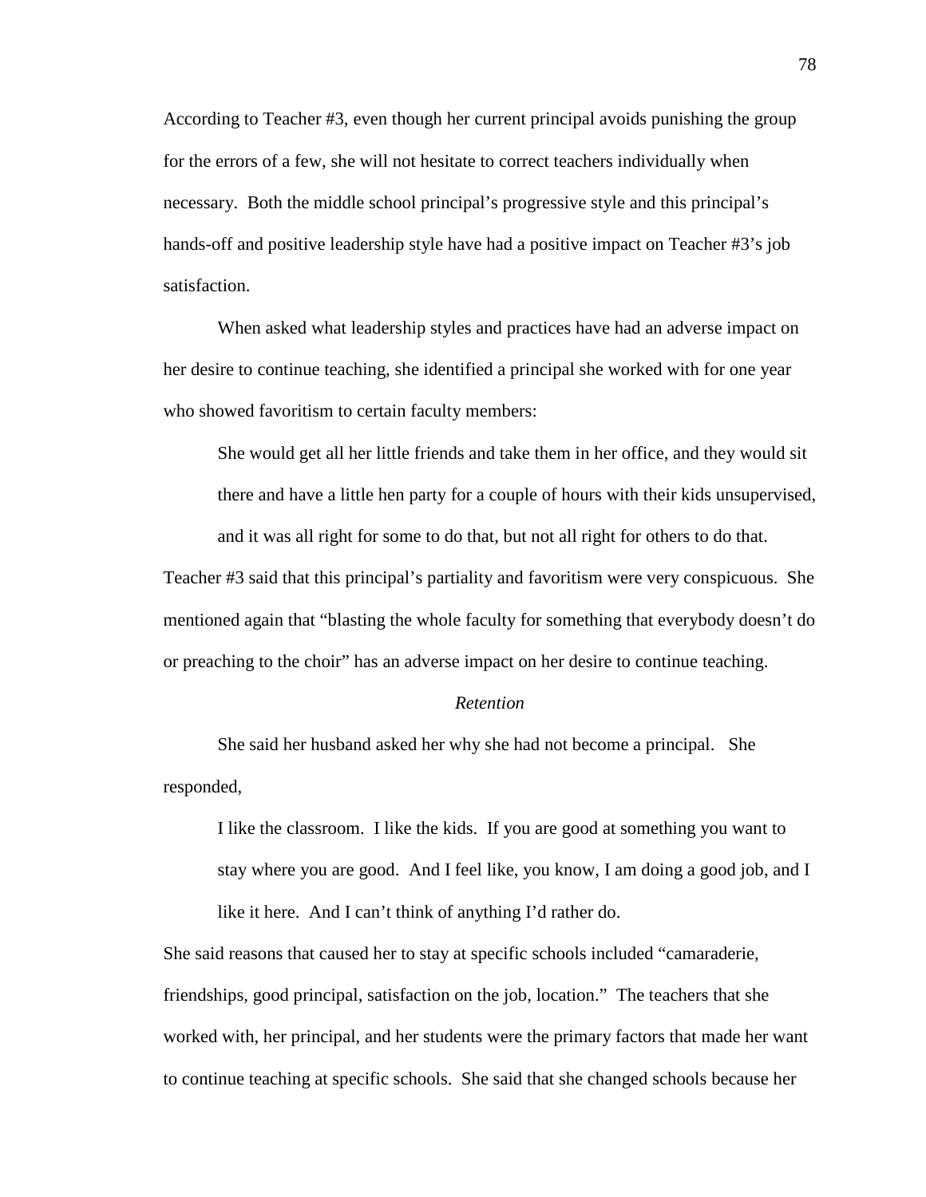According to Teacher #3, even though her current principal avoids punishing the group for the errors of a few, she will not hesitate to correct teachers individually when necessary. Both the middle school principal's progressive style and this principal's hands-off and positive leadership style have had a positive impact on Teacher #3's job satisfaction.

When asked what leadership styles and practices have had an adverse impact on her desire to continue teaching, she identified a principal she worked with for one year who showed favoritism to certain faculty members:

> She would get all her little friends and take them in her office, and they would sit there and have a little hen party for a couple of hours with their kids unsupervised, and it was all right for some to do that, but not all right for others to do that.

Teacher #3 said that this principal's partiality and favoritism were very conspicuous. She mentioned again that "blasting the whole faculty for something that everybody doesn't do or preaching to the choir" has an adverse impact on her desire to continue teaching.

*Retention*

She said her husband asked her why she had not become a principal. She responded,

> I like the classroom. I like the kids. If you are good at something you want to stay where you are good. And I feel like, you know, I am doing a good job, and I like it here. And I can't think of anything I'd rather do.

She said reasons that caused her to stay at specific schools included "camaraderie, friendships, good principal, satisfaction on the job, location." The teachers that she worked with, her principal, and her students were the primary factors that made her want to continue teaching at specific schools. She said that she changed schools because her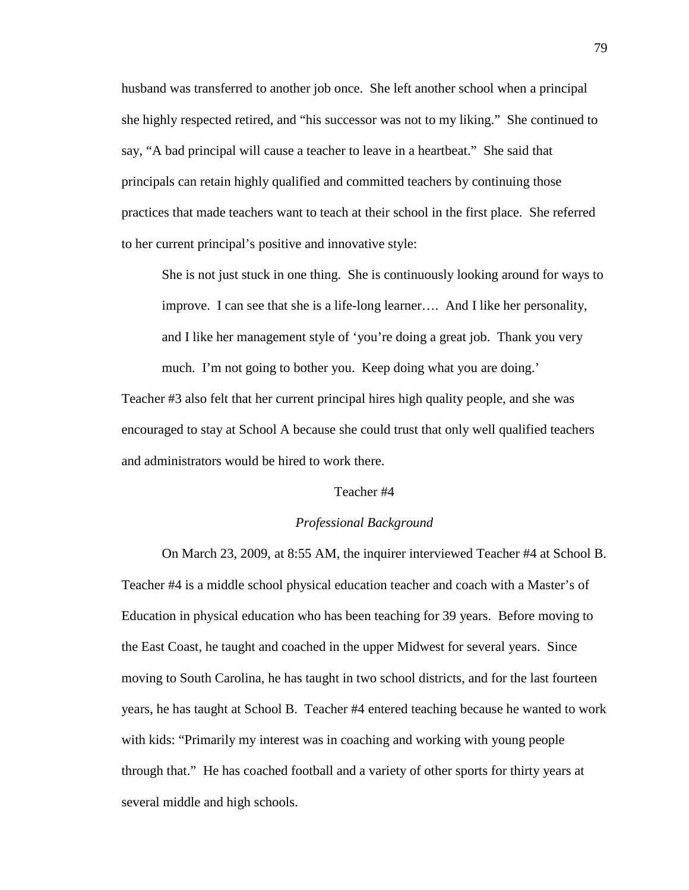husband was transferred to another job once. She left another school when a principal she highly respected retired, and "his successor was not to my liking." She continued to say, "A bad principal will cause a teacher to leave in a heartbeat." She said that principals can retain highly qualified and committed teachers by continuing those practices that made teachers want to teach at their school in the first place. She referred to her current principal's positive and innovative style:

> She is not just stuck in one thing. She is continuously looking around for ways to improve. I can see that she is a life-long learner…. And I like her personality, and I like her management style of 'you're doing a great job. Thank you very much. I'm not going to bother you. Keep doing what you are doing.'

Teacher #3 also felt that her current principal hires high quality people, and she was encouraged to stay at School A because she could trust that only well qualified teachers and administrators would be hired to work there.

## Teacher #4

### *Professional Background*

On March 23, 2009, at 8:55 AM, the inquirer interviewed Teacher #4 at School B. Teacher #4 is a middle school physical education teacher and coach with a Master's of Education in physical education who has been teaching for 39 years. Before moving to the East Coast, he taught and coached in the upper Midwest for several years. Since moving to South Carolina, he has taught in two school districts, and for the last fourteen years, he has taught at School B. Teacher #4 entered teaching because he wanted to work with kids: "Primarily my interest was in coaching and working with young people through that." He has coached football and a variety of other sports for thirty years at several middle and high schools.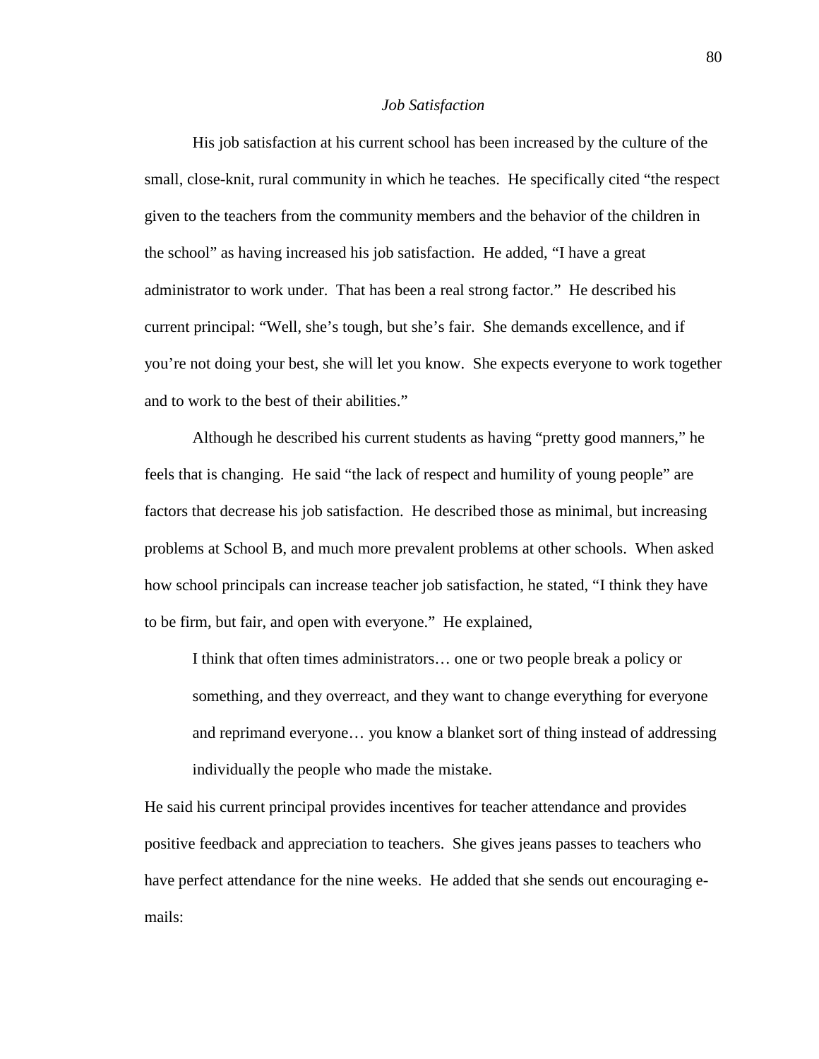*Job Satisfaction*

His job satisfaction at his current school has been increased by the culture of the small, close-knit, rural community in which he teaches. He specifically cited "the respect given to the teachers from the community members and the behavior of the children in the school" as having increased his job satisfaction. He added, "I have a great administrator to work under. That has been a real strong factor." He described his current principal: "Well, she's tough, but she's fair. She demands excellence, and if you're not doing your best, she will let you know. She expects everyone to work together and to work to the best of their abilities."

Although he described his current students as having "pretty good manners," he feels that is changing. He said "the lack of respect and humility of young people" are factors that decrease his job satisfaction. He described those as minimal, but increasing problems at School B, and much more prevalent problems at other schools. When asked how school principals can increase teacher job satisfaction, he stated, "I think they have to be firm, but fair, and open with everyone." He explained,

> I think that often times administrators… one or two people break a policy or something, and they overreact, and they want to change everything for everyone and reprimand everyone… you know a blanket sort of thing instead of addressing individually the people who made the mistake.

He said his current principal provides incentives for teacher attendance and provides positive feedback and appreciation to teachers. She gives jeans passes to teachers who have perfect attendance for the nine weeks. He added that she sends out encouraging e-mails: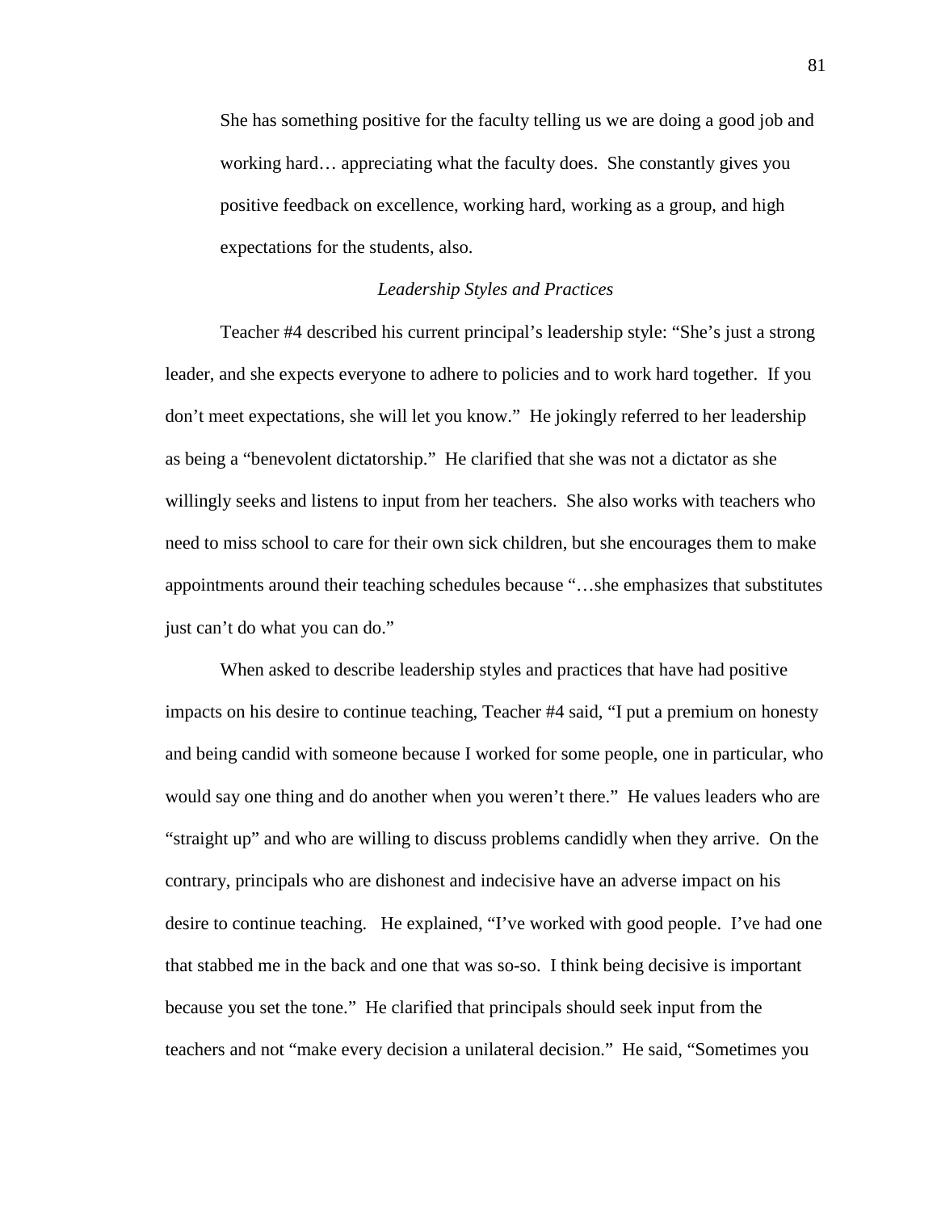> She has something positive for the faculty telling us we are doing a good job and working hard… appreciating what the faculty does. She constantly gives you positive feedback on excellence, working hard, working as a group, and high expectations for the students, also.

### *Leadership Styles and Practices*

Teacher #4 described his current principal's leadership style: "She's just a strong leader, and she expects everyone to adhere to policies and to work hard together. If you don't meet expectations, she will let you know." He jokingly referred to her leadership as being a "benevolent dictatorship." He clarified that she was not a dictator as she willingly seeks and listens to input from her teachers. She also works with teachers who need to miss school to care for their own sick children, but she encourages them to make appointments around their teaching schedules because "…she emphasizes that substitutes just can't do what you can do."

When asked to describe leadership styles and practices that have had positive impacts on his desire to continue teaching, Teacher #4 said, "I put a premium on honesty and being candid with someone because I worked for some people, one in particular, who would say one thing and do another when you weren't there." He values leaders who are "straight up" and who are willing to discuss problems candidly when they arrive. On the contrary, principals who are dishonest and indecisive have an adverse impact on his desire to continue teaching. He explained, "I've worked with good people. I've had one that stabbed me in the back and one that was so-so. I think being decisive is important because you set the tone." He clarified that principals should seek input from the teachers and not "make every decision a unilateral decision." He said, "Sometimes you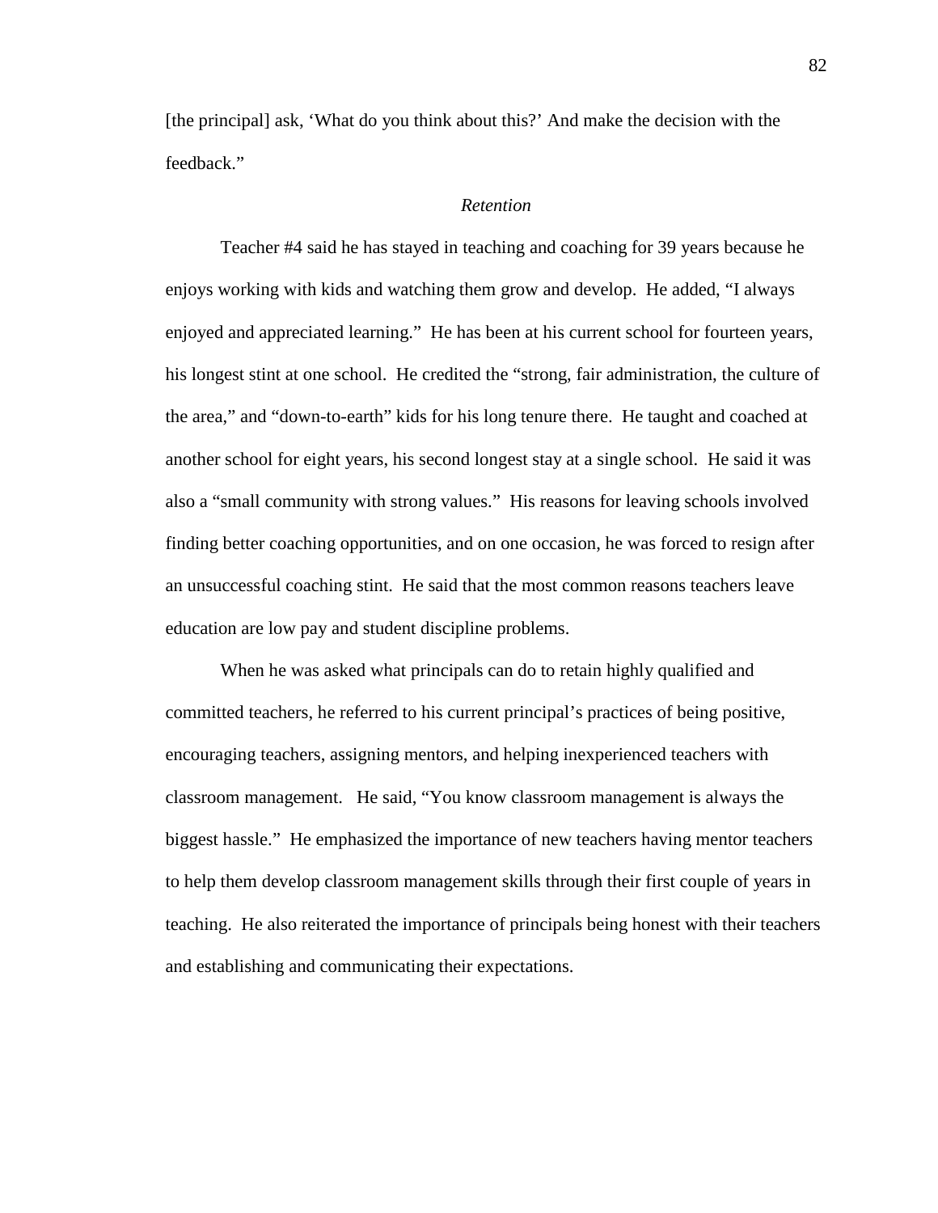[the principal] ask, 'What do you think about this?' And make the decision with the feedback."

### *Retention*

Teacher #4 said he has stayed in teaching and coaching for 39 years because he enjoys working with kids and watching them grow and develop. He added, "I always enjoyed and appreciated learning." He has been at his current school for fourteen years, his longest stint at one school. He credited the "strong, fair administration, the culture of the area," and "down-to-earth" kids for his long tenure there. He taught and coached at another school for eight years, his second longest stay at a single school. He said it was also a "small community with strong values." His reasons for leaving schools involved finding better coaching opportunities, and on one occasion, he was forced to resign after an unsuccessful coaching stint. He said that the most common reasons teachers leave education are low pay and student discipline problems.

When he was asked what principals can do to retain highly qualified and committed teachers, he referred to his current principal's practices of being positive, encouraging teachers, assigning mentors, and helping inexperienced teachers with classroom management. He said, "You know classroom management is always the biggest hassle." He emphasized the importance of new teachers having mentor teachers to help them develop classroom management skills through their first couple of years in teaching. He also reiterated the importance of principals being honest with their teachers and establishing and communicating their expectations.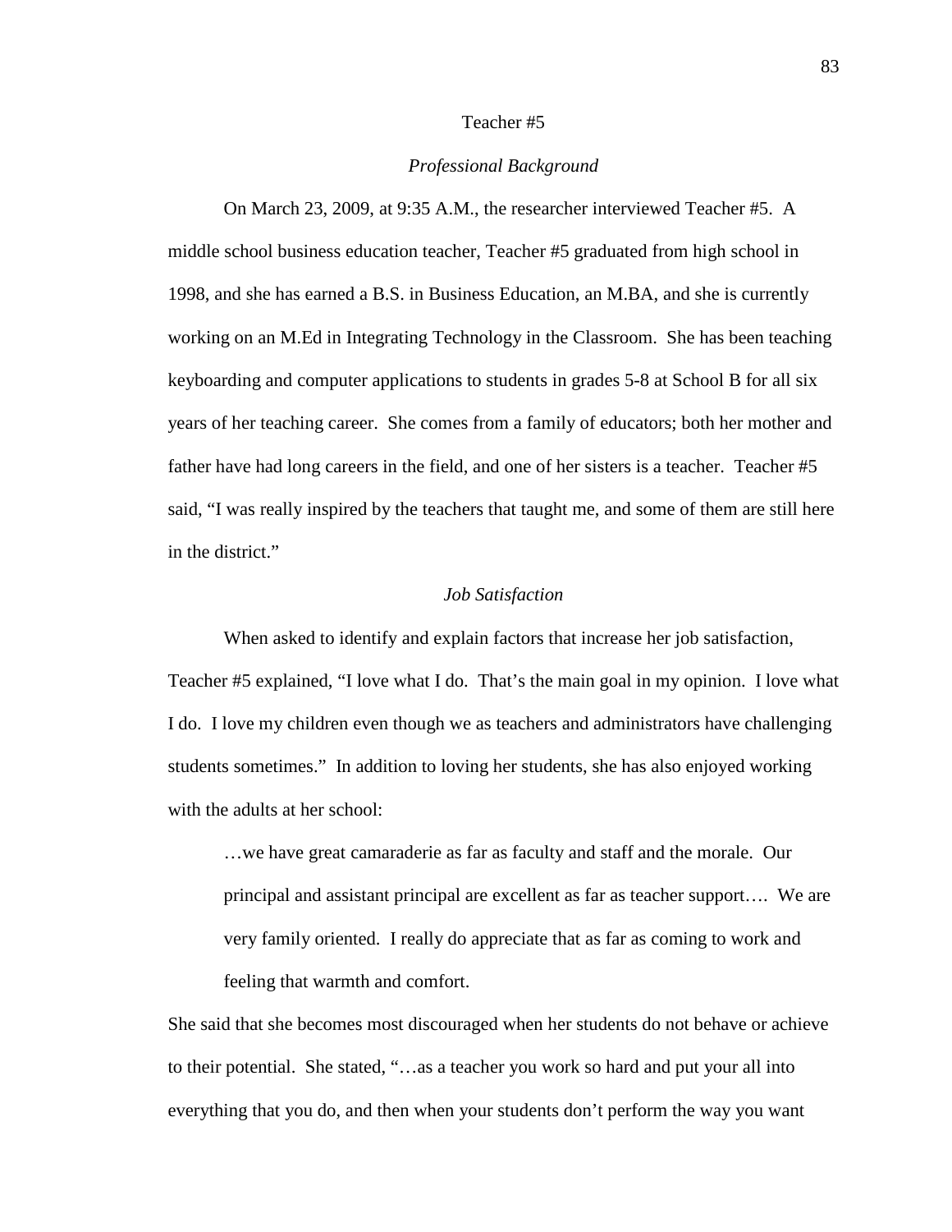Teacher #5

*Professional Background*

On March 23, 2009, at 9:35 A.M., the researcher interviewed Teacher #5. A middle school business education teacher, Teacher #5 graduated from high school in 1998, and she has earned a B.S. in Business Education, an M.BA, and she is currently working on an M.Ed in Integrating Technology in the Classroom. She has been teaching keyboarding and computer applications to students in grades 5-8 at School B for all six years of her teaching career. She comes from a family of educators; both her mother and father have had long careers in the field, and one of her sisters is a teacher. Teacher #5 said, "I was really inspired by the teachers that taught me, and some of them are still here in the district."

*Job Satisfaction*

When asked to identify and explain factors that increase her job satisfaction, Teacher #5 explained, "I love what I do. That's the main goal in my opinion. I love what I do. I love my children even though we as teachers and administrators have challenging students sometimes." In addition to loving her students, she has also enjoyed working with the adults at her school:

> …we have great camaraderie as far as faculty and staff and the morale. Our principal and assistant principal are excellent as far as teacher support…. We are very family oriented. I really do appreciate that as far as coming to work and feeling that warmth and comfort.

She said that she becomes most discouraged when her students do not behave or achieve to their potential. She stated, "…as a teacher you work so hard and put your all into everything that you do, and then when your students don't perform the way you want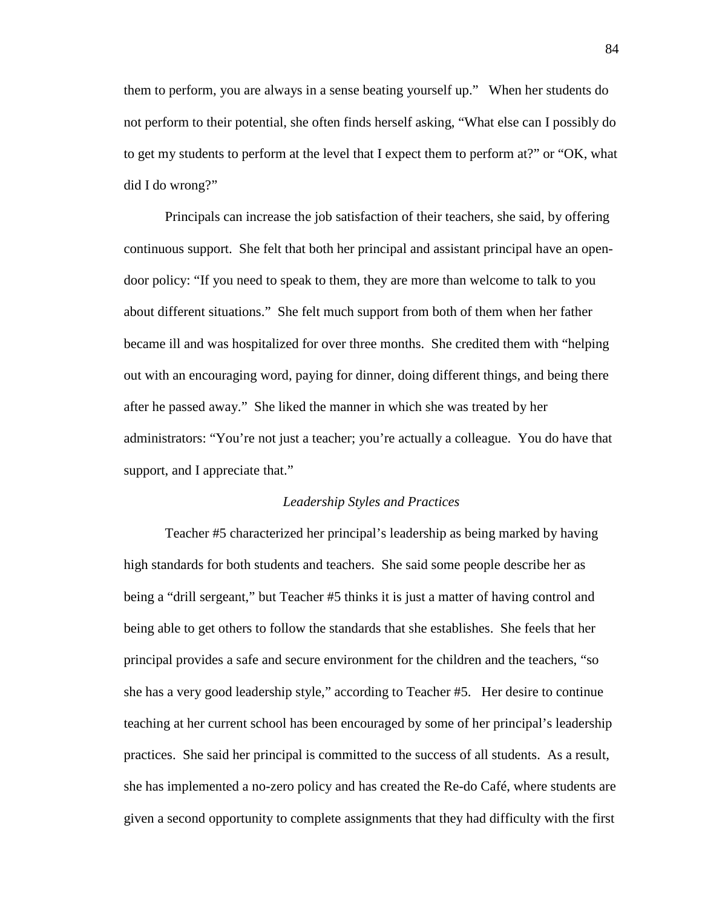them to perform, you are always in a sense beating yourself up." When her students do not perform to their potential, she often finds herself asking, "What else can I possibly do to get my students to perform at the level that I expect them to perform at?" or "OK, what did I do wrong?"

Principals can increase the job satisfaction of their teachers, she said, by offering continuous support. She felt that both her principal and assistant principal have an open-door policy: "If you need to speak to them, they are more than welcome to talk to you about different situations." She felt much support from both of them when her father became ill and was hospitalized for over three months. She credited them with "helping out with an encouraging word, paying for dinner, doing different things, and being there after he passed away." She liked the manner in which she was treated by her administrators: "You're not just a teacher; you're actually a colleague. You do have that support, and I appreciate that."

*Leadership Styles and Practices*

Teacher #5 characterized her principal's leadership as being marked by having high standards for both students and teachers. She said some people describe her as being a "drill sergeant," but Teacher #5 thinks it is just a matter of having control and being able to get others to follow the standards that she establishes. She feels that her principal provides a safe and secure environment for the children and the teachers, "so she has a very good leadership style," according to Teacher #5. Her desire to continue teaching at her current school has been encouraged by some of her principal's leadership practices. She said her principal is committed to the success of all students. As a result, she has implemented a no-zero policy and has created the Re-do Café, where students are given a second opportunity to complete assignments that they had difficulty with the first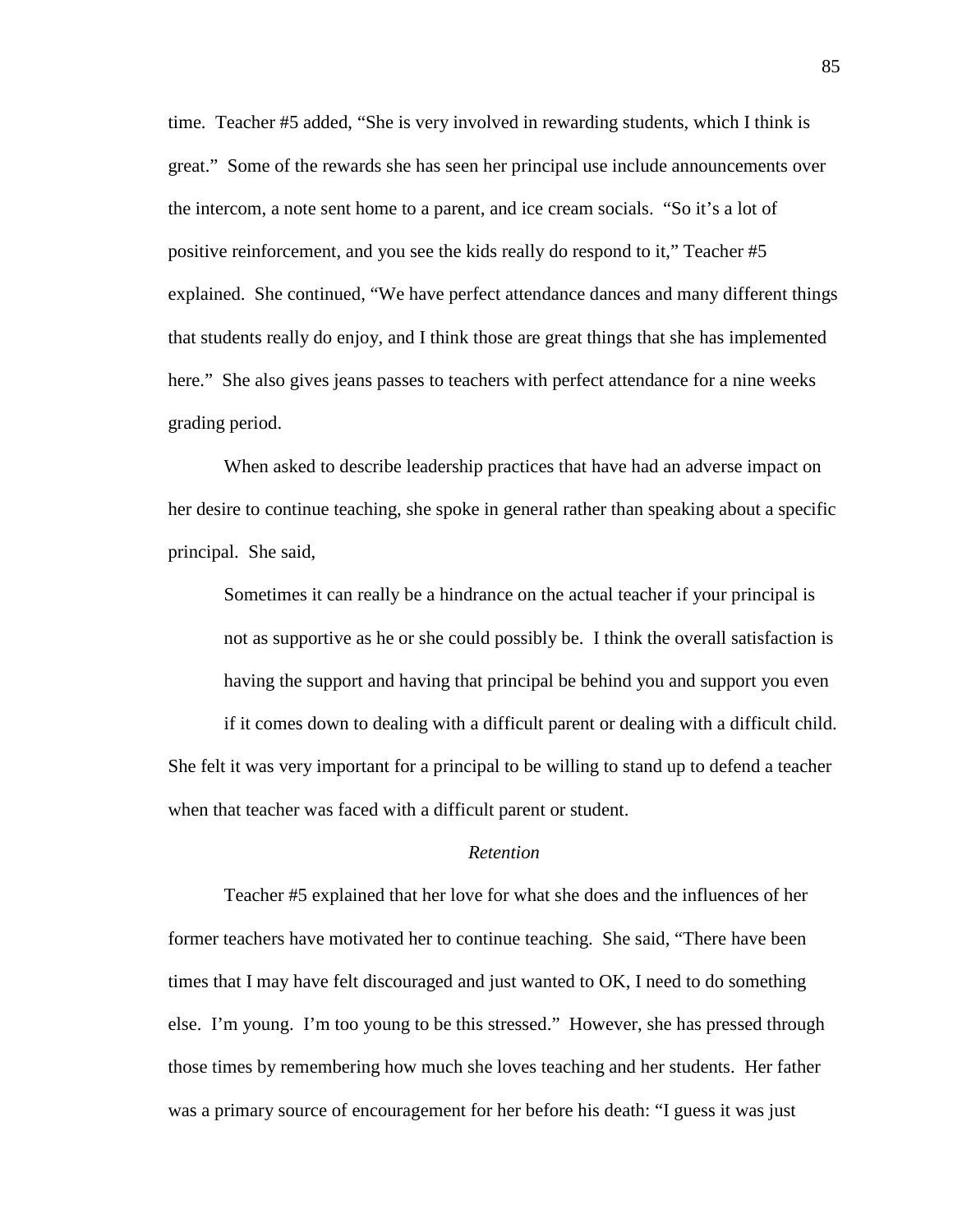time. Teacher #5 added, "She is very involved in rewarding students, which I think is great." Some of the rewards she has seen her principal use include announcements over the intercom, a note sent home to a parent, and ice cream socials. "So it's a lot of positive reinforcement, and you see the kids really do respond to it," Teacher #5 explained. She continued, "We have perfect attendance dances and many different things that students really do enjoy, and I think those are great things that she has implemented here." She also gives jeans passes to teachers with perfect attendance for a nine weeks grading period.

When asked to describe leadership practices that have had an adverse impact on her desire to continue teaching, she spoke in general rather than speaking about a specific principal. She said,

> Sometimes it can really be a hindrance on the actual teacher if your principal is not as supportive as he or she could possibly be. I think the overall satisfaction is having the support and having that principal be behind you and support you even if it comes down to dealing with a difficult parent or dealing with a difficult child.

She felt it was very important for a principal to be willing to stand up to defend a teacher when that teacher was faced with a difficult parent or student.

*Retention*

Teacher #5 explained that her love for what she does and the influences of her former teachers have motivated her to continue teaching. She said, "There have been times that I may have felt discouraged and just wanted to OK, I need to do something else. I'm young. I'm too young to be this stressed." However, she has pressed through those times by remembering how much she loves teaching and her students. Her father was a primary source of encouragement for her before his death: "I guess it was just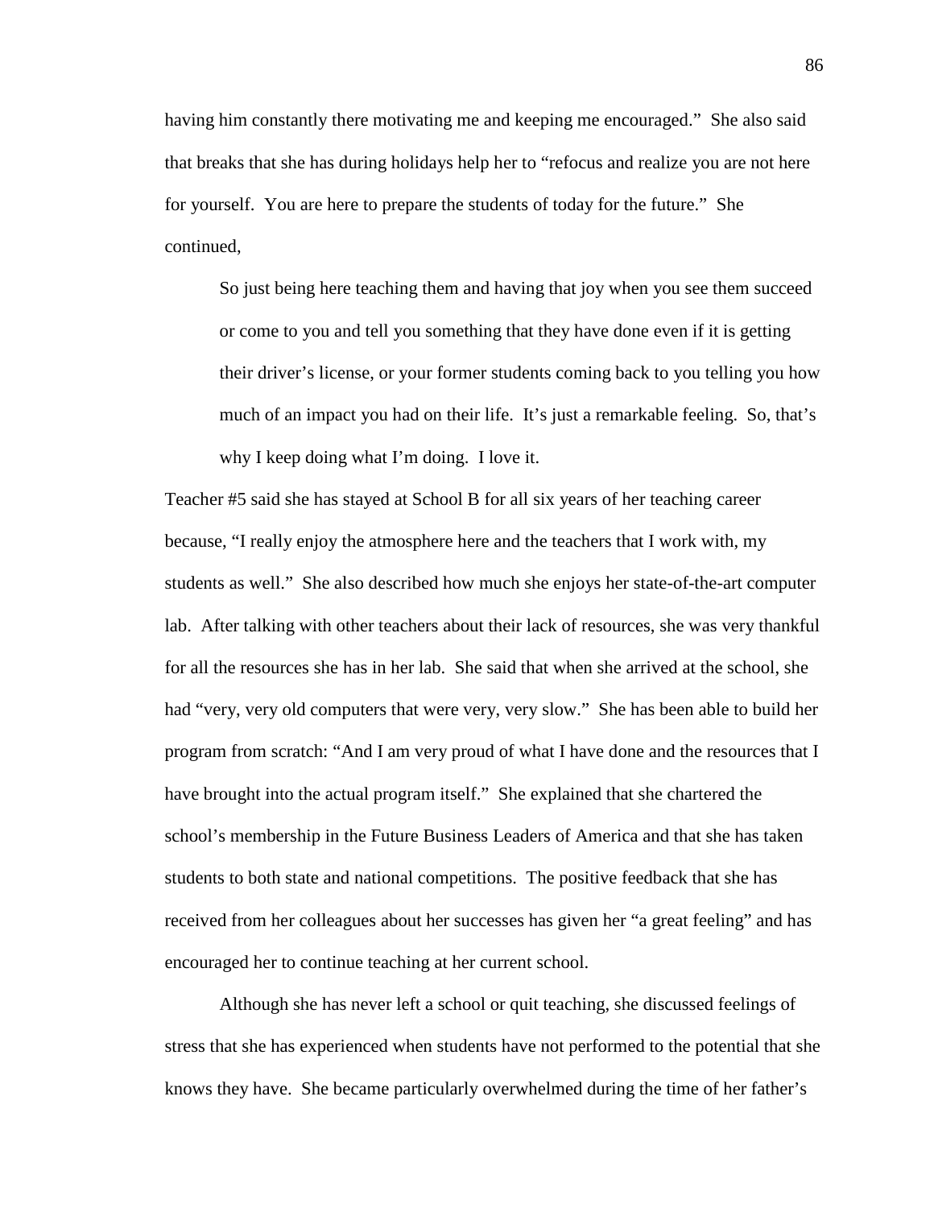having him constantly there motivating me and keeping me encouraged." She also said that breaks that she has during holidays help her to "refocus and realize you are not here for yourself. You are here to prepare the students of today for the future." She continued,

> So just being here teaching them and having that joy when you see them succeed or come to you and tell you something that they have done even if it is getting their driver's license, or your former students coming back to you telling you how much of an impact you had on their life. It's just a remarkable feeling. So, that's why I keep doing what I'm doing. I love it.

Teacher #5 said she has stayed at School B for all six years of her teaching career because, "I really enjoy the atmosphere here and the teachers that I work with, my students as well." She also described how much she enjoys her state-of-the-art computer lab. After talking with other teachers about their lack of resources, she was very thankful for all the resources she has in her lab. She said that when she arrived at the school, she had "very, very old computers that were very, very slow." She has been able to build her program from scratch: "And I am very proud of what I have done and the resources that I have brought into the actual program itself." She explained that she chartered the school's membership in the Future Business Leaders of America and that she has taken students to both state and national competitions. The positive feedback that she has received from her colleagues about her successes has given her "a great feeling" and has encouraged her to continue teaching at her current school.

Although she has never left a school or quit teaching, she discussed feelings of stress that she has experienced when students have not performed to the potential that she knows they have. She became particularly overwhelmed during the time of her father's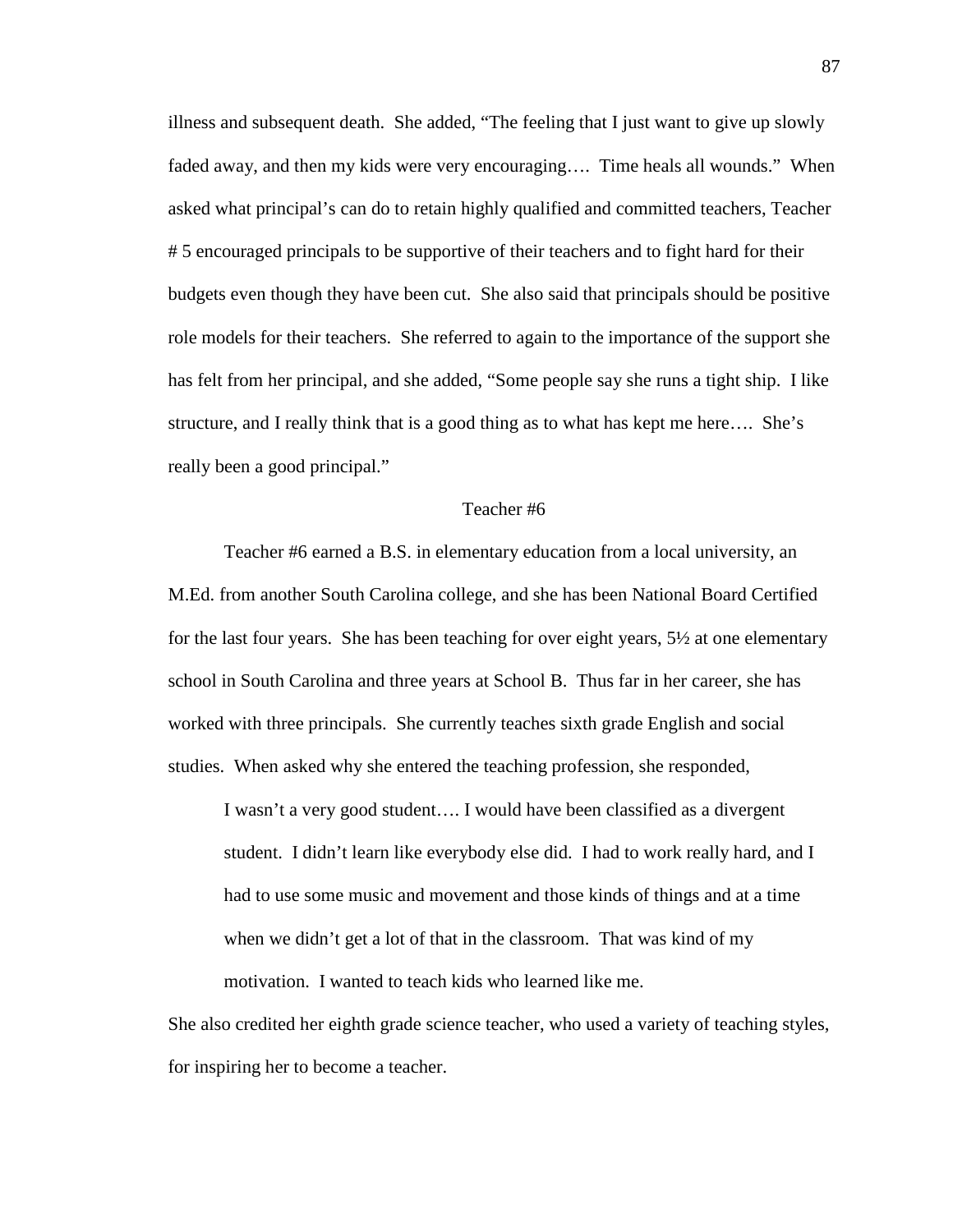illness and subsequent death. She added, "The feeling that I just want to give up slowly faded away, and then my kids were very encouraging…. Time heals all wounds." When asked what principal's can do to retain highly qualified and committed teachers, Teacher # 5 encouraged principals to be supportive of their teachers and to fight hard for their budgets even though they have been cut. She also said that principals should be positive role models for their teachers. She referred to again to the importance of the support she has felt from her principal, and she added, "Some people say she runs a tight ship. I like structure, and I really think that is a good thing as to what has kept me here…. She's really been a good principal."

### Teacher #6

Teacher #6 earned a B.S. in elementary education from a local university, an M.Ed. from another South Carolina college, and she has been National Board Certified for the last four years. She has been teaching for over eight years, 5½ at one elementary school in South Carolina and three years at School B. Thus far in her career, she has worked with three principals. She currently teaches sixth grade English and social studies. When asked why she entered the teaching profession, she responded,

> I wasn't a very good student…. I would have been classified as a divergent student. I didn't learn like everybody else did. I had to work really hard, and I had to use some music and movement and those kinds of things and at a time when we didn't get a lot of that in the classroom. That was kind of my motivation. I wanted to teach kids who learned like me.

She also credited her eighth grade science teacher, who used a variety of teaching styles, for inspiring her to become a teacher.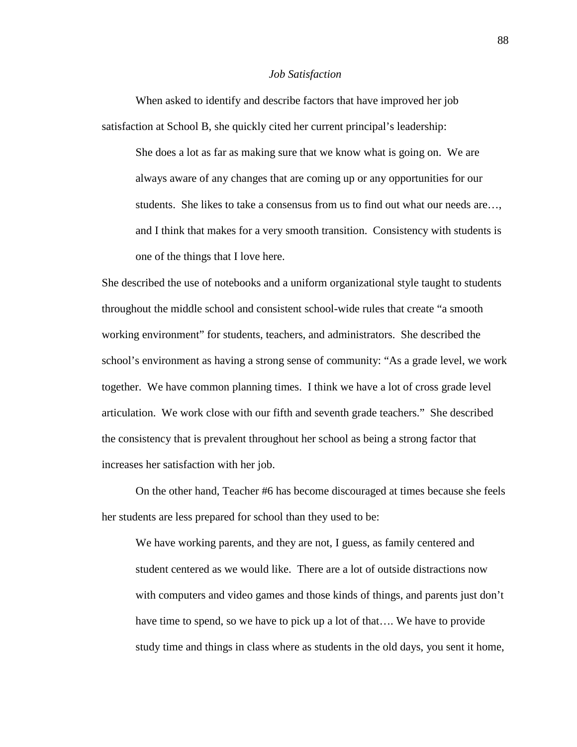*Job Satisfaction*

When asked to identify and describe factors that have improved her job satisfaction at School B, she quickly cited her current principal's leadership:

> She does a lot as far as making sure that we know what is going on. We are always aware of any changes that are coming up or any opportunities for our students. She likes to take a consensus from us to find out what our needs are…, and I think that makes for a very smooth transition. Consistency with students is one of the things that I love here.

She described the use of notebooks and a uniform organizational style taught to students throughout the middle school and consistent school-wide rules that create "a smooth working environment" for students, teachers, and administrators. She described the school's environment as having a strong sense of community: "As a grade level, we work together. We have common planning times. I think we have a lot of cross grade level articulation. We work close with our fifth and seventh grade teachers." She described the consistency that is prevalent throughout her school as being a strong factor that increases her satisfaction with her job.

On the other hand, Teacher #6 has become discouraged at times because she feels her students are less prepared for school than they used to be:

> We have working parents, and they are not, I guess, as family centered and student centered as we would like. There are a lot of outside distractions now with computers and video games and those kinds of things, and parents just don't have time to spend, so we have to pick up a lot of that…. We have to provide study time and things in class where as students in the old days, you sent it home,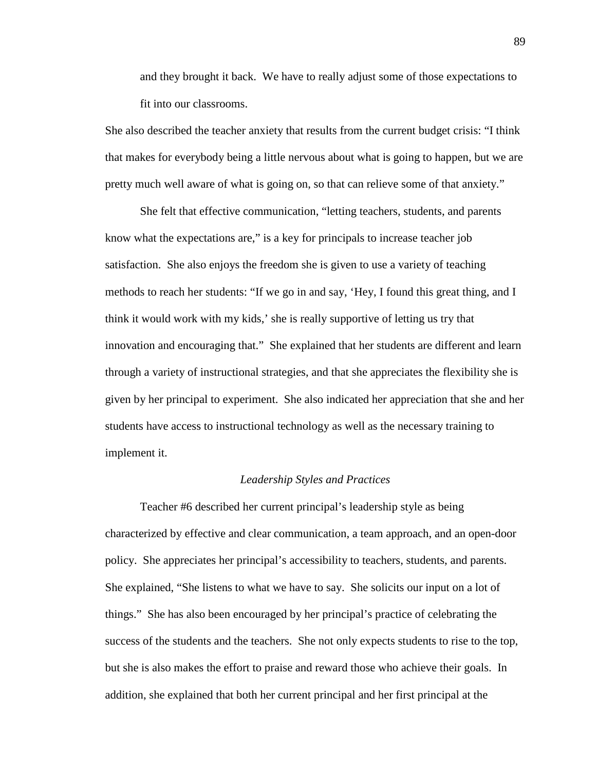> and they brought it back.  We have to really adjust some of those expectations to fit into our classrooms.

She also described the teacher anxiety that results from the current budget crisis: "I think that makes for everybody being a little nervous about what is going to happen, but we are pretty much well aware of what is going on, so that can relieve some of that anxiety."

She felt that effective communication, "letting teachers, students, and parents know what the expectations are," is a key for principals to increase teacher job satisfaction.  She also enjoys the freedom she is given to use a variety of teaching methods to reach her students: "If we go in and say, 'Hey, I found this great thing, and I think it would work with my kids,' she is really supportive of letting us try that innovation and encouraging that."  She explained that her students are different and learn through a variety of instructional strategies, and that she appreciates the flexibility she is given by her principal to experiment.  She also indicated her appreciation that she and her students have access to instructional technology as well as the necessary training to implement it.

### *Leadership Styles and Practices*

Teacher #6 described her current principal's leadership style as being characterized by effective and clear communication, a team approach, and an open-door policy.  She appreciates her principal's accessibility to teachers, students, and parents. She explained, "She listens to what we have to say.  She solicits our input on a lot of things."  She has also been encouraged by her principal's practice of celebrating the success of the students and the teachers.  She not only expects students to rise to the top, but she is also makes the effort to praise and reward those who achieve their goals.  In addition, she explained that both her current principal and her first principal at the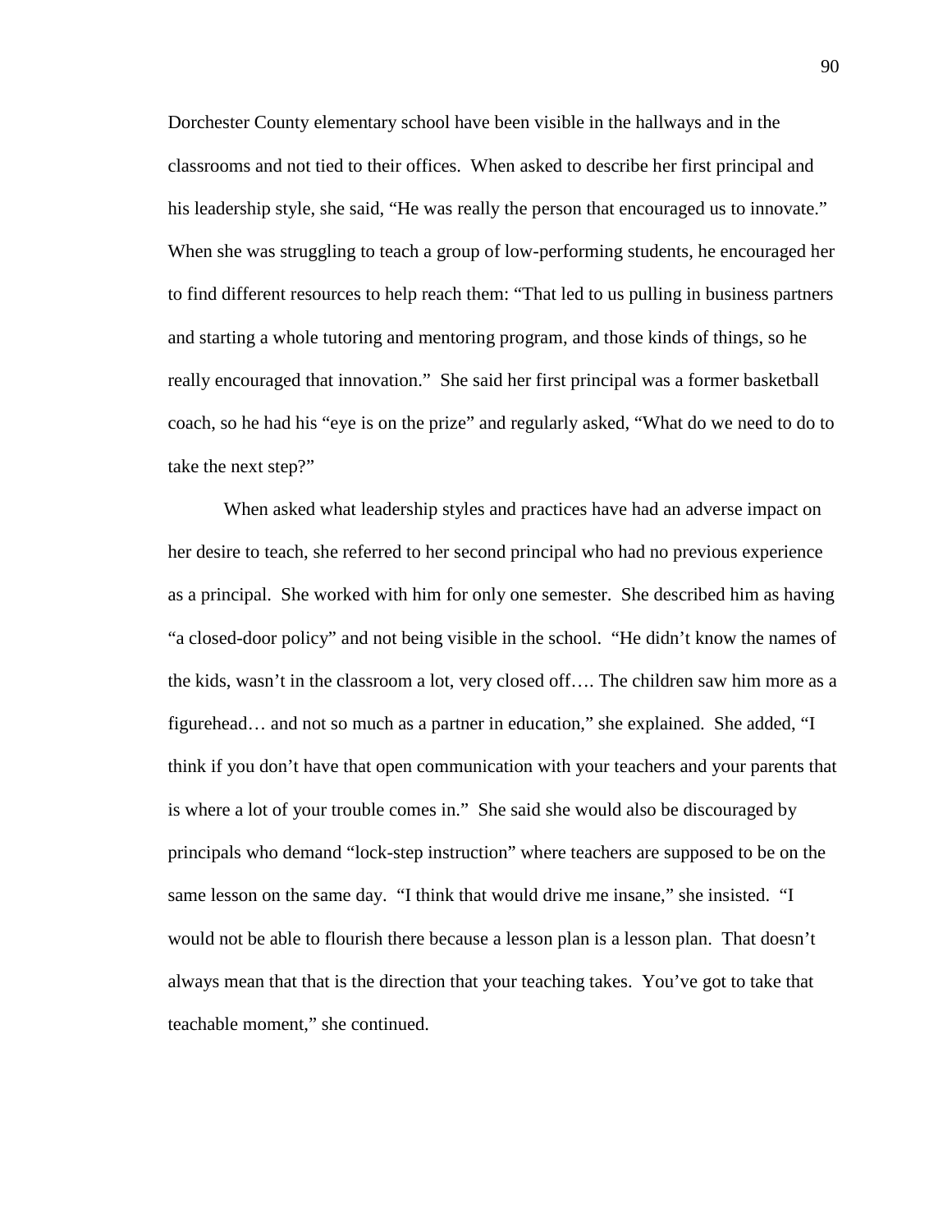Dorchester County elementary school have been visible in the hallways and in the classrooms and not tied to their offices. When asked to describe her first principal and his leadership style, she said, "He was really the person that encouraged us to innovate." When she was struggling to teach a group of low-performing students, he encouraged her to find different resources to help reach them: "That led to us pulling in business partners and starting a whole tutoring and mentoring program, and those kinds of things, so he really encouraged that innovation." She said her first principal was a former basketball coach, so he had his "eye is on the prize" and regularly asked, "What do we need to do to take the next step?"

When asked what leadership styles and practices have had an adverse impact on her desire to teach, she referred to her second principal who had no previous experience as a principal. She worked with him for only one semester. She described him as having "a closed-door policy" and not being visible in the school. "He didn't know the names of the kids, wasn't in the classroom a lot, very closed off…. The children saw him more as a figurehead… and not so much as a partner in education," she explained. She added, "I think if you don't have that open communication with your teachers and your parents that is where a lot of your trouble comes in." She said she would also be discouraged by principals who demand "lock-step instruction" where teachers are supposed to be on the same lesson on the same day. "I think that would drive me insane," she insisted. "I would not be able to flourish there because a lesson plan is a lesson plan. That doesn't always mean that that is the direction that your teaching takes. You've got to take that teachable moment," she continued.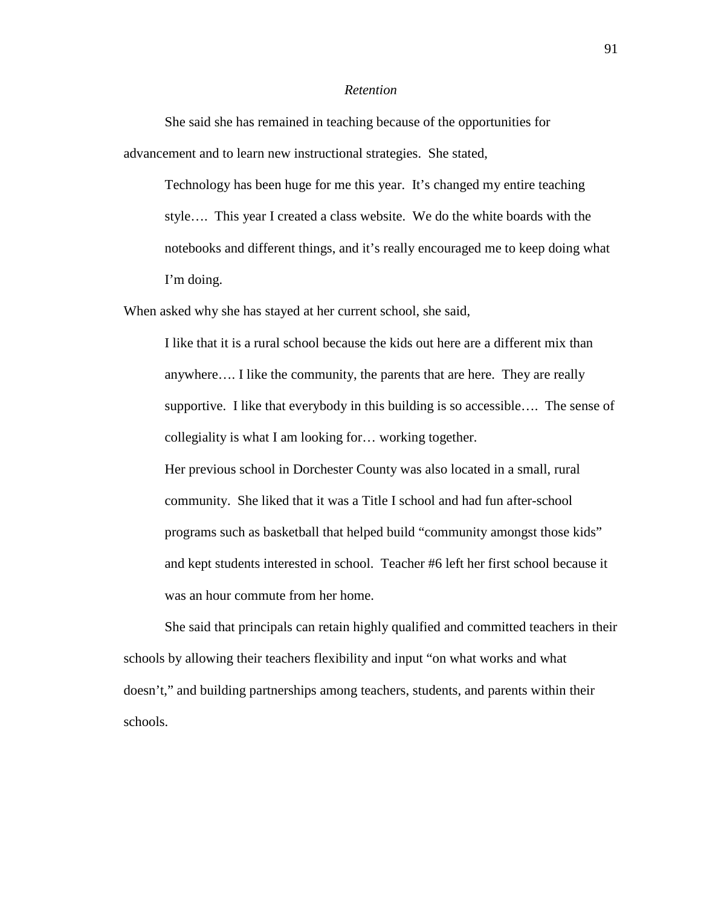*Retention*

She said she has remained in teaching because of the opportunities for advancement and to learn new instructional strategies. She stated,

> Technology has been huge for me this year. It's changed my entire teaching style…. This year I created a class website. We do the white boards with the notebooks and different things, and it's really encouraged me to keep doing what I'm doing.

When asked why she has stayed at her current school, she said,

> I like that it is a rural school because the kids out here are a different mix than anywhere…. I like the community, the parents that are here. They are really supportive. I like that everybody in this building is so accessible…. The sense of collegiality is what I am looking for… working together.
>
> Her previous school in Dorchester County was also located in a small, rural community. She liked that it was a Title I school and had fun after-school programs such as basketball that helped build "community amongst those kids" and kept students interested in school. Teacher #6 left her first school because it was an hour commute from her home.

She said that principals can retain highly qualified and committed teachers in their schools by allowing their teachers flexibility and input "on what works and what doesn't," and building partnerships among teachers, students, and parents within their schools.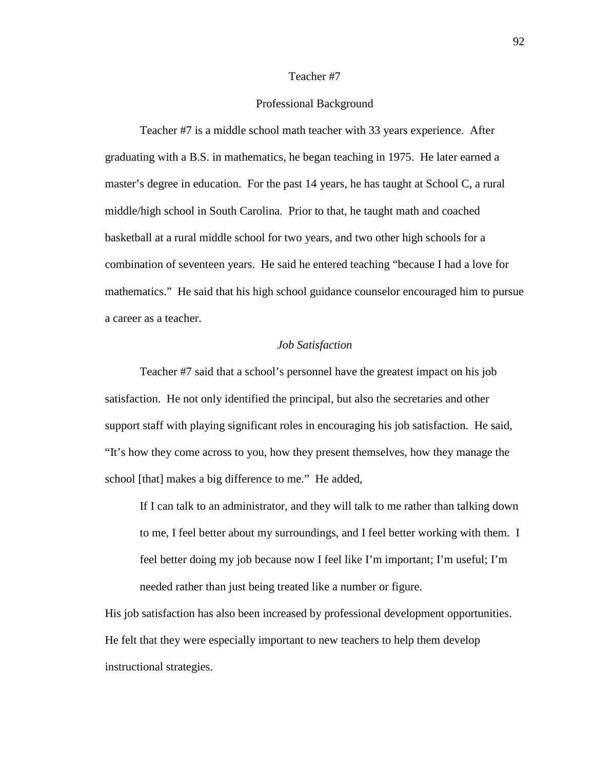## Teacher #7

### Professional Background

Teacher #7 is a middle school math teacher with 33 years experience. After graduating with a B.S. in mathematics, he began teaching in 1975. He later earned a master's degree in education. For the past 14 years, he has taught at School C, a rural middle/high school in South Carolina. Prior to that, he taught math and coached basketball at a rural middle school for two years, and two other high schools for a combination of seventeen years. He said he entered teaching "because I had a love for mathematics." He said that his high school guidance counselor encouraged him to pursue a career as a teacher.

#### *Job Satisfaction*

Teacher #7 said that a school's personnel have the greatest impact on his job satisfaction. He not only identified the principal, but also the secretaries and other support staff with playing significant roles in encouraging his job satisfaction. He said, "It's how they come across to you, how they present themselves, how they manage the school [that] makes a big difference to me." He added,

> If I can talk to an administrator, and they will talk to me rather than talking down to me, I feel better about my surroundings, and I feel better working with them. I feel better doing my job because now I feel like I'm important; I'm useful; I'm needed rather than just being treated like a number or figure.

His job satisfaction has also been increased by professional development opportunities. He felt that they were especially important to new teachers to help them develop instructional strategies.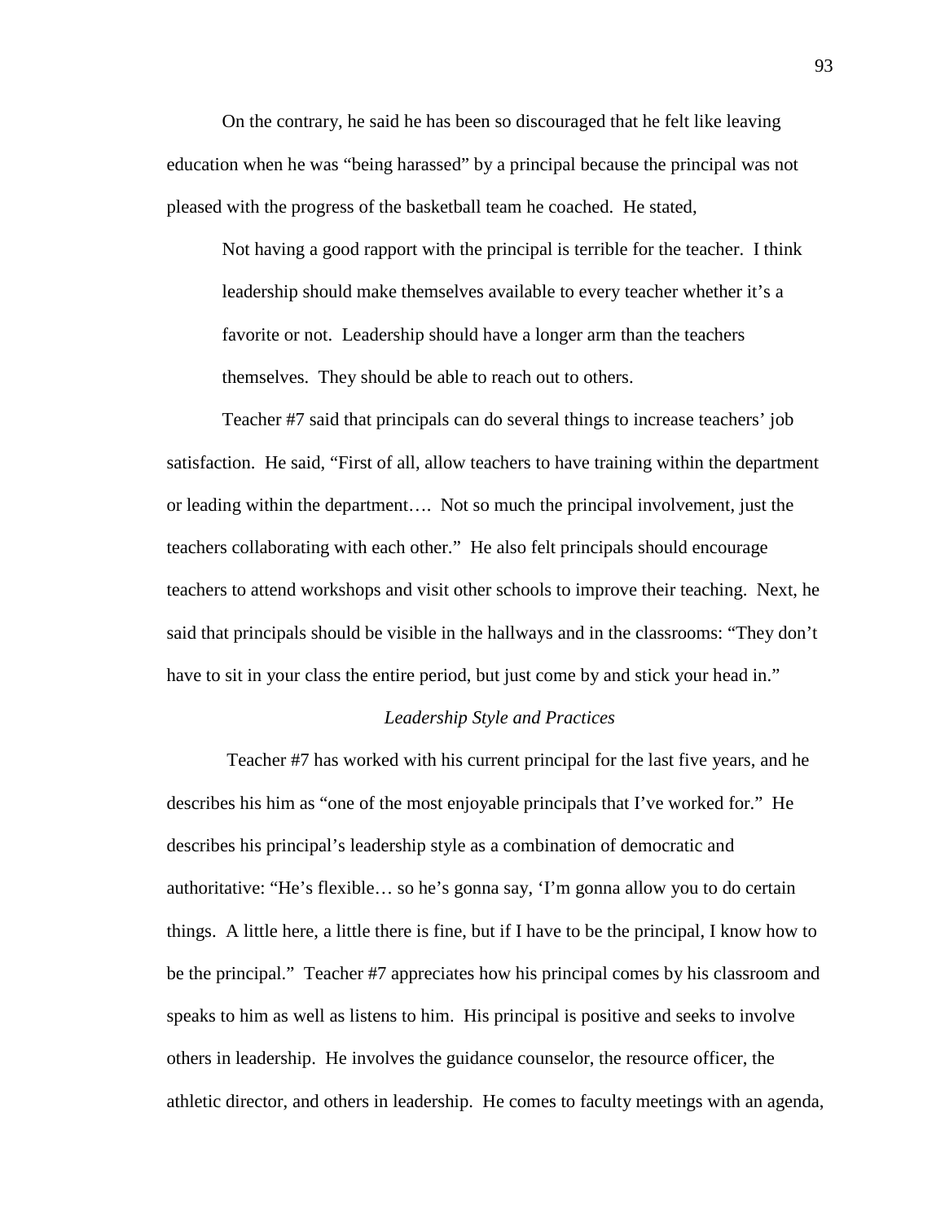On the contrary, he said he has been so discouraged that he felt like leaving education when he was "being harassed" by a principal because the principal was not pleased with the progress of the basketball team he coached. He stated,

> Not having a good rapport with the principal is terrible for the teacher. I think leadership should make themselves available to every teacher whether it's a favorite or not. Leadership should have a longer arm than the teachers themselves. They should be able to reach out to others.

Teacher #7 said that principals can do several things to increase teachers' job satisfaction. He said, "First of all, allow teachers to have training within the department or leading within the department…. Not so much the principal involvement, just the teachers collaborating with each other." He also felt principals should encourage teachers to attend workshops and visit other schools to improve their teaching. Next, he said that principals should be visible in the hallways and in the classrooms: "They don't have to sit in your class the entire period, but just come by and stick your head in."

*Leadership Style and Practices*

Teacher #7 has worked with his current principal for the last five years, and he describes his him as "one of the most enjoyable principals that I've worked for." He describes his principal's leadership style as a combination of democratic and authoritative: "He's flexible… so he's gonna say, 'I'm gonna allow you to do certain things. A little here, a little there is fine, but if I have to be the principal, I know how to be the principal." Teacher #7 appreciates how his principal comes by his classroom and speaks to him as well as listens to him. His principal is positive and seeks to involve others in leadership. He involves the guidance counselor, the resource officer, the athletic director, and others in leadership. He comes to faculty meetings with an agenda,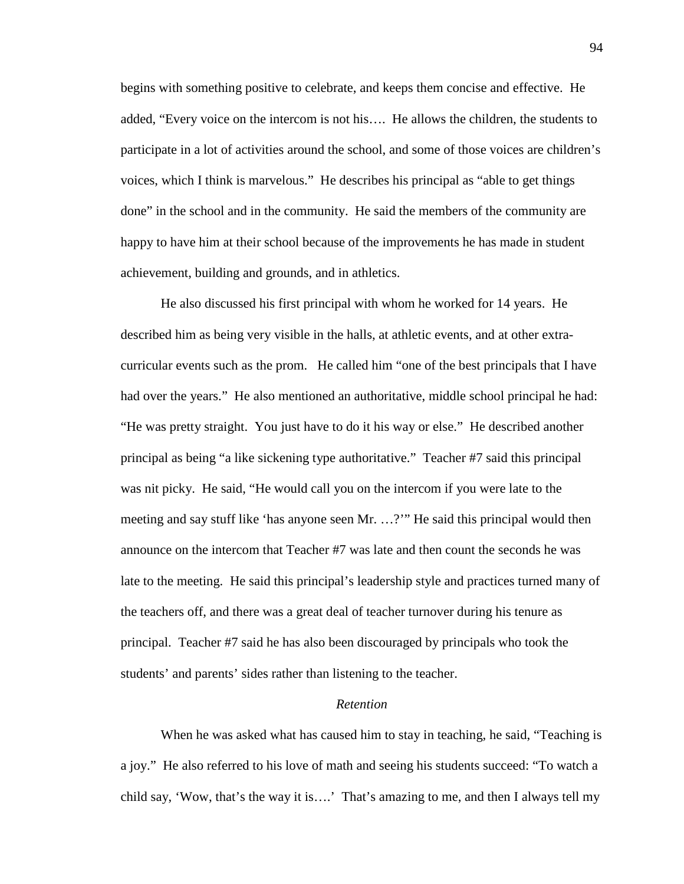begins with something positive to celebrate, and keeps them concise and effective. He added, "Every voice on the intercom is not his…. He allows the children, the students to participate in a lot of activities around the school, and some of those voices are children's voices, which I think is marvelous." He describes his principal as "able to get things done" in the school and in the community. He said the members of the community are happy to have him at their school because of the improvements he has made in student achievement, building and grounds, and in athletics.

He also discussed his first principal with whom he worked for 14 years. He described him as being very visible in the halls, at athletic events, and at other extra-curricular events such as the prom. He called him "one of the best principals that I have had over the years." He also mentioned an authoritative, middle school principal he had: "He was pretty straight. You just have to do it his way or else." He described another principal as being "a like sickening type authoritative." Teacher #7 said this principal was nit picky. He said, "He would call you on the intercom if you were late to the meeting and say stuff like 'has anyone seen Mr. …?'" He said this principal would then announce on the intercom that Teacher #7 was late and then count the seconds he was late to the meeting. He said this principal's leadership style and practices turned many of the teachers off, and there was a great deal of teacher turnover during his tenure as principal. Teacher #7 said he has also been discouraged by principals who took the students' and parents' sides rather than listening to the teacher.

*Retention*

When he was asked what has caused him to stay in teaching, he said, "Teaching is a joy." He also referred to his love of math and seeing his students succeed: "To watch a child say, 'Wow, that's the way it is….' That's amazing to me, and then I always tell my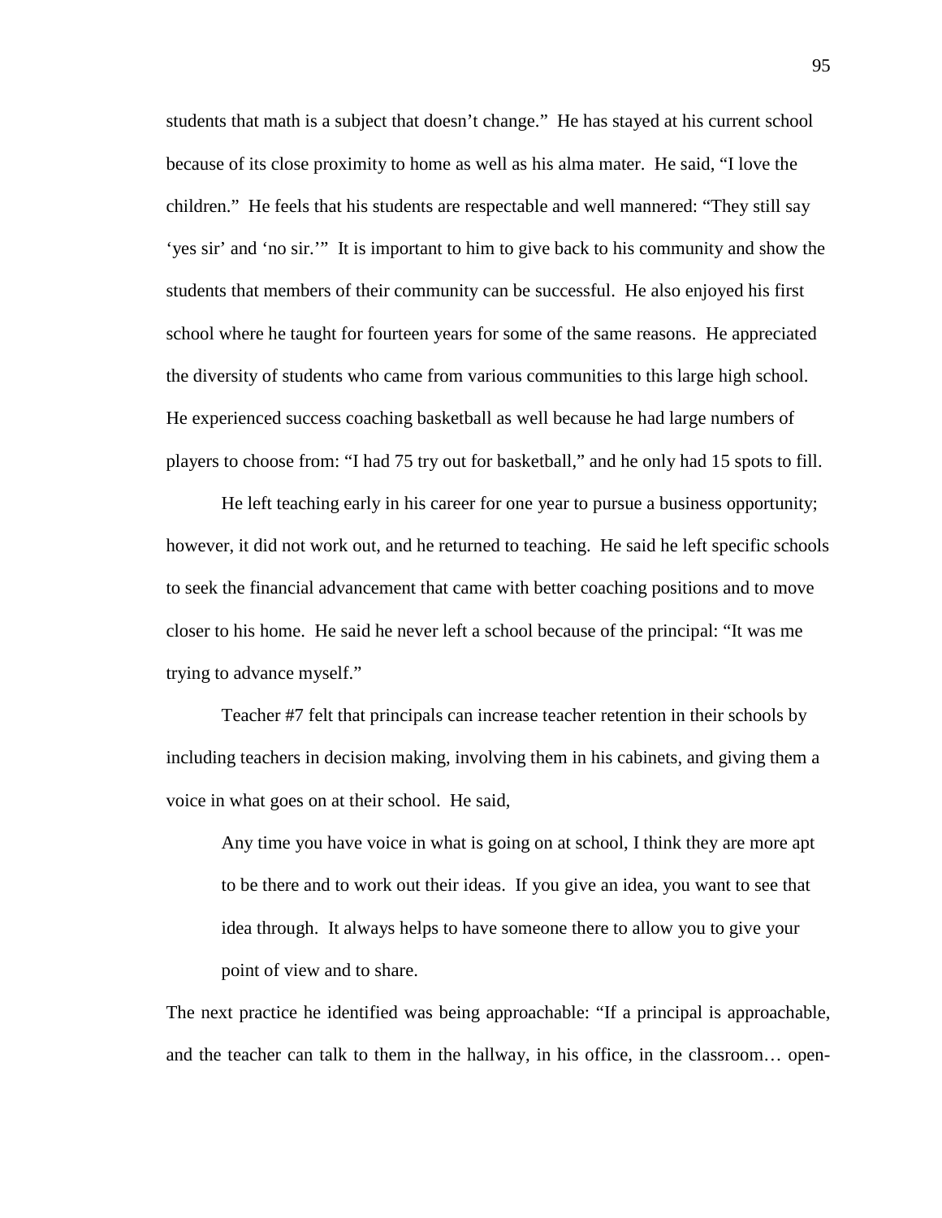students that math is a subject that doesn't change." He has stayed at his current school because of its close proximity to home as well as his alma mater. He said, "I love the children." He feels that his students are respectable and well mannered: "They still say 'yes sir' and 'no sir.'" It is important to him to give back to his community and show the students that members of their community can be successful. He also enjoyed his first school where he taught for fourteen years for some of the same reasons. He appreciated the diversity of students who came from various communities to this large high school. He experienced success coaching basketball as well because he had large numbers of players to choose from: "I had 75 try out for basketball," and he only had 15 spots to fill.

He left teaching early in his career for one year to pursue a business opportunity; however, it did not work out, and he returned to teaching. He said he left specific schools to seek the financial advancement that came with better coaching positions and to move closer to his home. He said he never left a school because of the principal: "It was me trying to advance myself."

Teacher #7 felt that principals can increase teacher retention in their schools by including teachers in decision making, involving them in his cabinets, and giving them a voice in what goes on at their school. He said,

> Any time you have voice in what is going on at school, I think they are more apt to be there and to work out their ideas. If you give an idea, you want to see that idea through. It always helps to have someone there to allow you to give your point of view and to share.

The next practice he identified was being approachable: "If a principal is approachable, and the teacher can talk to them in the hallway, in his office, in the classroom… open-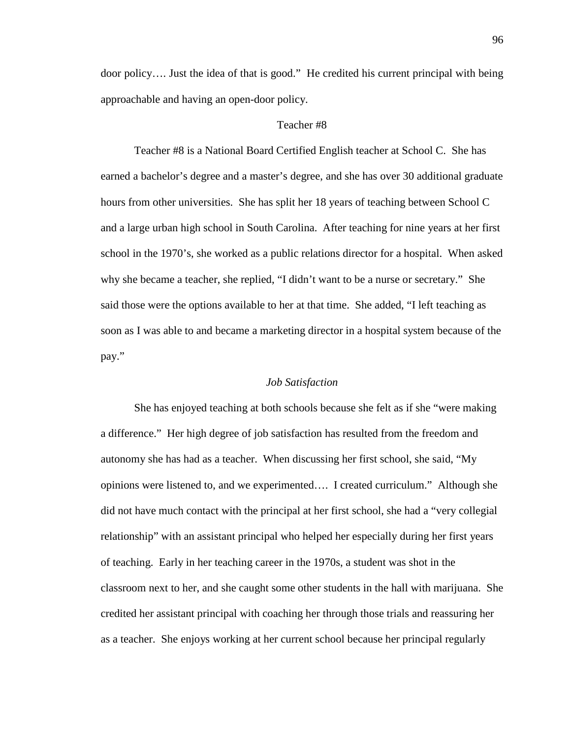door policy…. Just the idea of that is good." He credited his current principal with being approachable and having an open-door policy.

## Teacher #8

Teacher #8 is a National Board Certified English teacher at School C. She has earned a bachelor's degree and a master's degree, and she has over 30 additional graduate hours from other universities. She has split her 18 years of teaching between School C and a large urban high school in South Carolina. After teaching for nine years at her first school in the 1970's, she worked as a public relations director for a hospital. When asked why she became a teacher, she replied, "I didn't want to be a nurse or secretary." She said those were the options available to her at that time. She added, "I left teaching as soon as I was able to and became a marketing director in a hospital system because of the pay."

### *Job Satisfaction*

She has enjoyed teaching at both schools because she felt as if she "were making a difference." Her high degree of job satisfaction has resulted from the freedom and autonomy she has had as a teacher. When discussing her first school, she said, "My opinions were listened to, and we experimented…. I created curriculum." Although she did not have much contact with the principal at her first school, she had a "very collegial relationship" with an assistant principal who helped her especially during her first years of teaching. Early in her teaching career in the 1970s, a student was shot in the classroom next to her, and she caught some other students in the hall with marijuana. She credited her assistant principal with coaching her through those trials and reassuring her as a teacher. She enjoys working at her current school because her principal regularly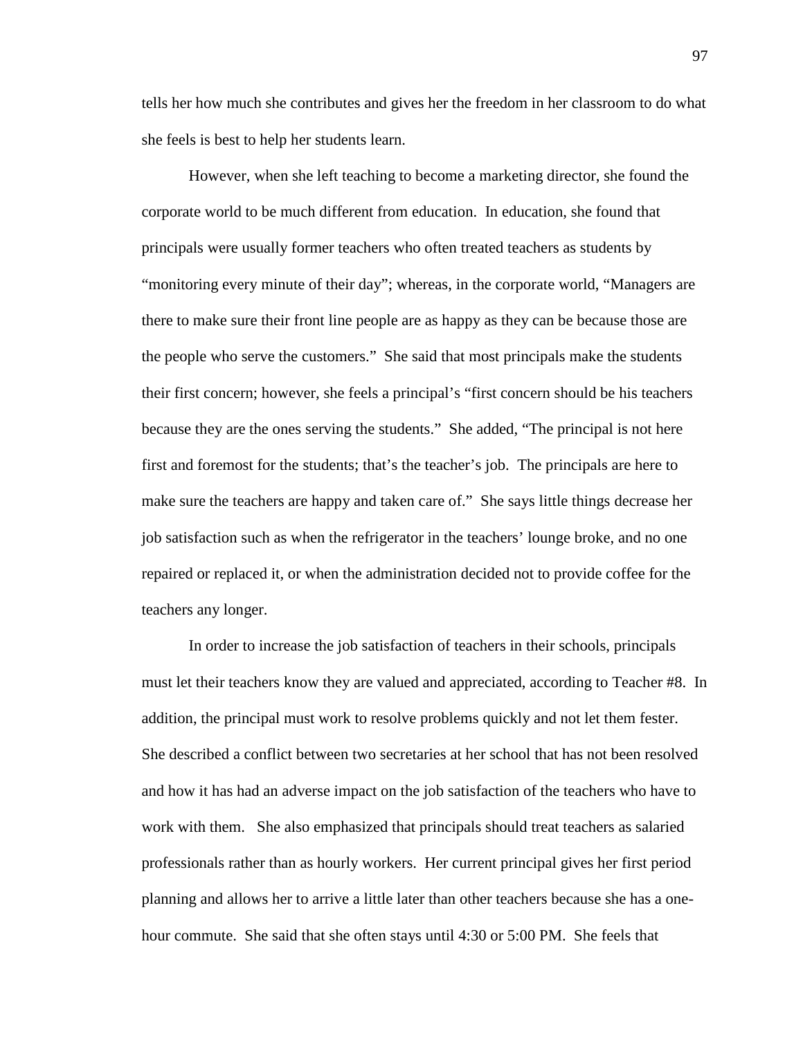tells her how much she contributes and gives her the freedom in her classroom to do what she feels is best to help her students learn.

However, when she left teaching to become a marketing director, she found the corporate world to be much different from education. In education, she found that principals were usually former teachers who often treated teachers as students by "monitoring every minute of their day"; whereas, in the corporate world, "Managers are there to make sure their front line people are as happy as they can be because those are the people who serve the customers." She said that most principals make the students their first concern; however, she feels a principal's "first concern should be his teachers because they are the ones serving the students." She added, "The principal is not here first and foremost for the students; that's the teacher's job. The principals are here to make sure the teachers are happy and taken care of." She says little things decrease her job satisfaction such as when the refrigerator in the teachers' lounge broke, and no one repaired or replaced it, or when the administration decided not to provide coffee for the teachers any longer.

In order to increase the job satisfaction of teachers in their schools, principals must let their teachers know they are valued and appreciated, according to Teacher #8. In addition, the principal must work to resolve problems quickly and not let them fester. She described a conflict between two secretaries at her school that has not been resolved and how it has had an adverse impact on the job satisfaction of the teachers who have to work with them. She also emphasized that principals should treat teachers as salaried professionals rather than as hourly workers. Her current principal gives her first period planning and allows her to arrive a little later than other teachers because she has a one-hour commute. She said that she often stays until 4:30 or 5:00 PM. She feels that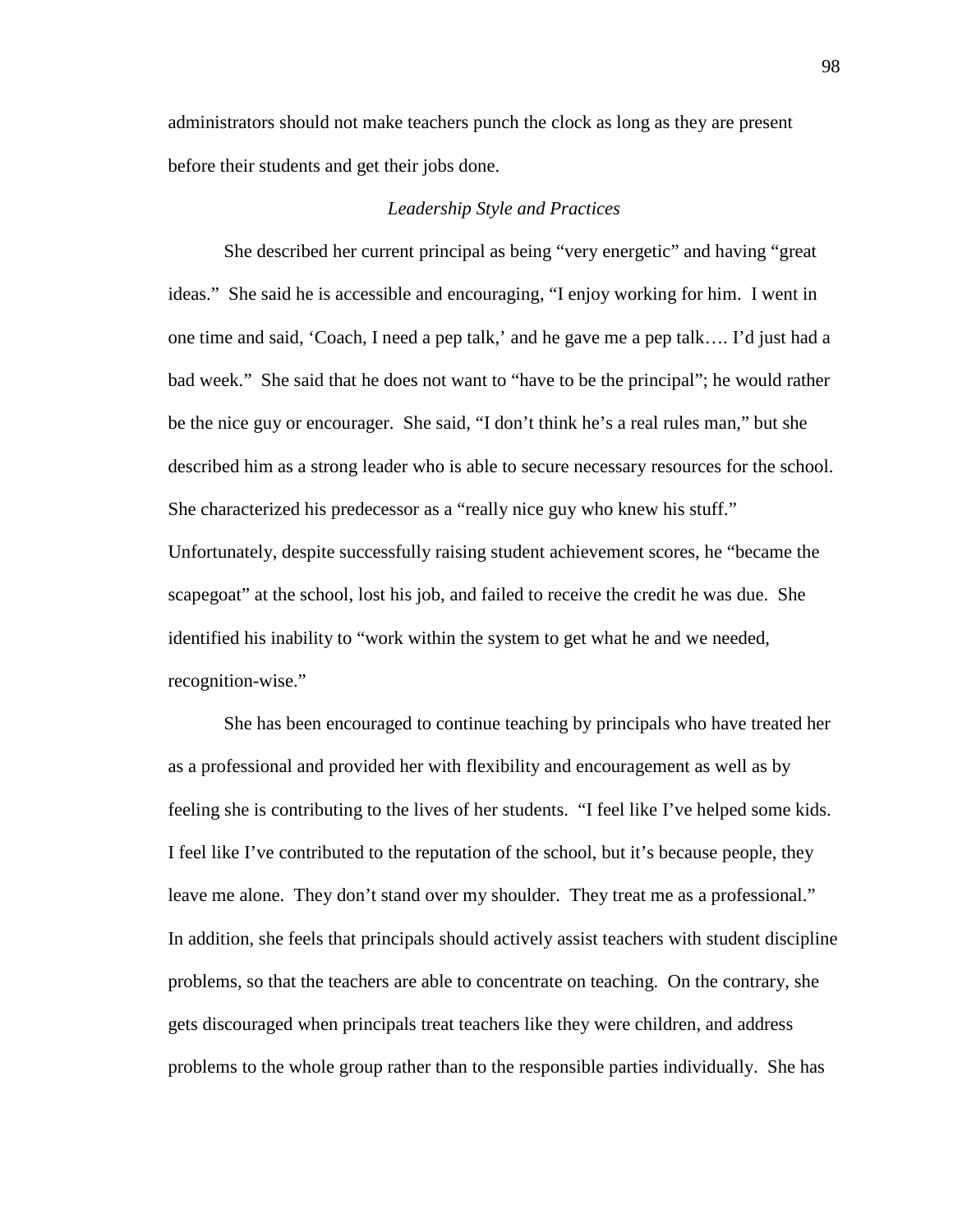administrators should not make teachers punch the clock as long as they are present before their students and get their jobs done.

*Leadership Style and Practices*

She described her current principal as being "very energetic" and having "great ideas." She said he is accessible and encouraging, "I enjoy working for him. I went in one time and said, 'Coach, I need a pep talk,' and he gave me a pep talk…. I'd just had a bad week." She said that he does not want to "have to be the principal"; he would rather be the nice guy or encourager. She said, "I don't think he's a real rules man," but she described him as a strong leader who is able to secure necessary resources for the school. She characterized his predecessor as a "really nice guy who knew his stuff." Unfortunately, despite successfully raising student achievement scores, he "became the scapegoat" at the school, lost his job, and failed to receive the credit he was due. She identified his inability to "work within the system to get what he and we needed, recognition-wise."

She has been encouraged to continue teaching by principals who have treated her as a professional and provided her with flexibility and encouragement as well as by feeling she is contributing to the lives of her students. "I feel like I've helped some kids. I feel like I've contributed to the reputation of the school, but it's because people, they leave me alone. They don't stand over my shoulder. They treat me as a professional." In addition, she feels that principals should actively assist teachers with student discipline problems, so that the teachers are able to concentrate on teaching. On the contrary, she gets discouraged when principals treat teachers like they were children, and address problems to the whole group rather than to the responsible parties individually. She has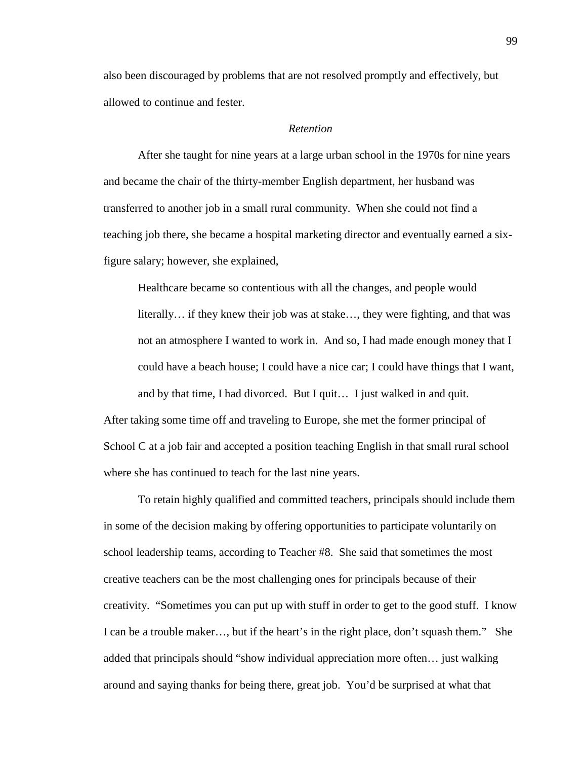also been discouraged by problems that are not resolved promptly and effectively, but allowed to continue and fester.

*Retention*

After she taught for nine years at a large urban school in the 1970s for nine years and became the chair of the thirty-member English department, her husband was transferred to another job in a small rural community. When she could not find a teaching job there, she became a hospital marketing director and eventually earned a six-figure salary; however, she explained,

> Healthcare became so contentious with all the changes, and people would literally… if they knew their job was at stake…, they were fighting, and that was not an atmosphere I wanted to work in. And so, I had made enough money that I could have a beach house; I could have a nice car; I could have things that I want, and by that time, I had divorced. But I quit… I just walked in and quit.

After taking some time off and traveling to Europe, she met the former principal of School C at a job fair and accepted a position teaching English in that small rural school where she has continued to teach for the last nine years.

To retain highly qualified and committed teachers, principals should include them in some of the decision making by offering opportunities to participate voluntarily on school leadership teams, according to Teacher #8. She said that sometimes the most creative teachers can be the most challenging ones for principals because of their creativity. "Sometimes you can put up with stuff in order to get to the good stuff. I know I can be a trouble maker…, but if the heart's in the right place, don't squash them." She added that principals should "show individual appreciation more often… just walking around and saying thanks for being there, great job. You'd be surprised at what that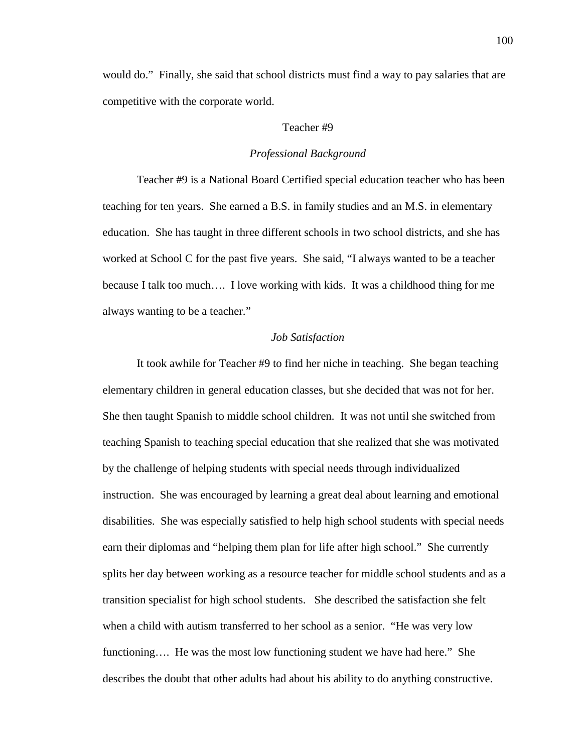would do." Finally, she said that school districts must find a way to pay salaries that are competitive with the corporate world.

## Teacher #9

### *Professional Background*

Teacher #9 is a National Board Certified special education teacher who has been teaching for ten years. She earned a B.S. in family studies and an M.S. in elementary education. She has taught in three different schools in two school districts, and she has worked at School C for the past five years. She said, "I always wanted to be a teacher because I talk too much…. I love working with kids. It was a childhood thing for me always wanting to be a teacher."

### *Job Satisfaction*

It took awhile for Teacher #9 to find her niche in teaching. She began teaching elementary children in general education classes, but she decided that was not for her. She then taught Spanish to middle school children. It was not until she switched from teaching Spanish to teaching special education that she realized that she was motivated by the challenge of helping students with special needs through individualized instruction. She was encouraged by learning a great deal about learning and emotional disabilities. She was especially satisfied to help high school students with special needs earn their diplomas and "helping them plan for life after high school." She currently splits her day between working as a resource teacher for middle school students and as a transition specialist for high school students. She described the satisfaction she felt when a child with autism transferred to her school as a senior. "He was very low functioning…. He was the most low functioning student we have had here." She describes the doubt that other adults had about his ability to do anything constructive.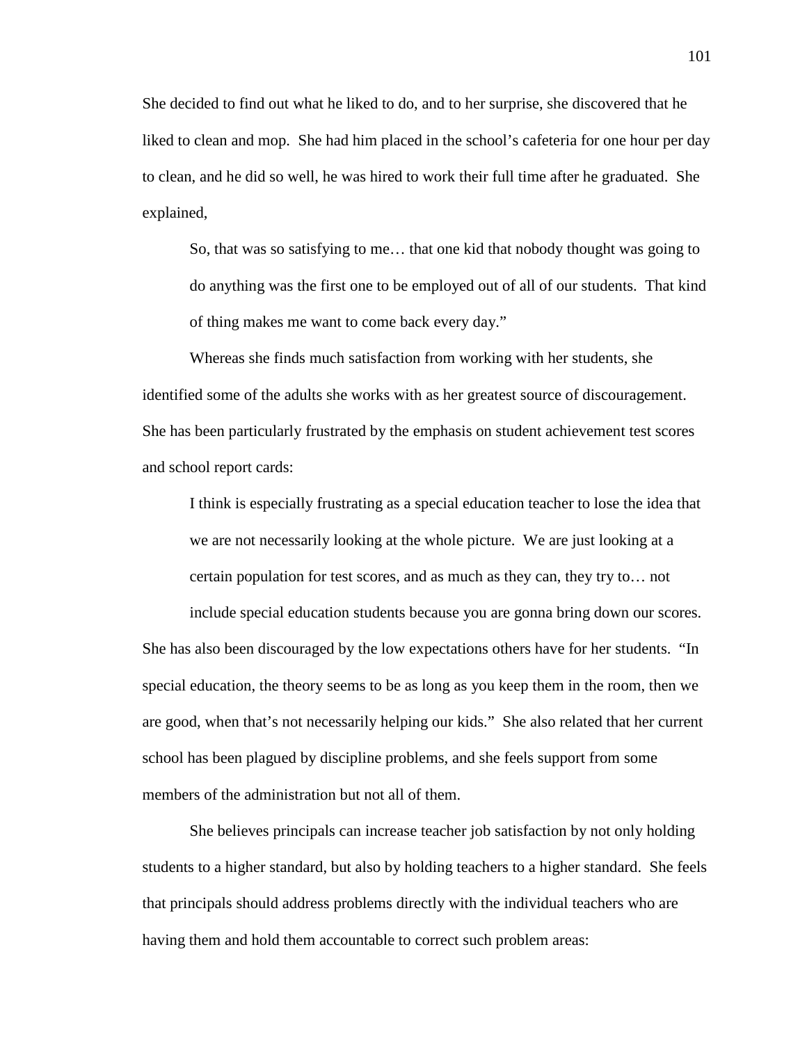She decided to find out what he liked to do, and to her surprise, she discovered that he liked to clean and mop. She had him placed in the school's cafeteria for one hour per day to clean, and he did so well, he was hired to work their full time after he graduated. She explained,

> So, that was so satisfying to me… that one kid that nobody thought was going to do anything was the first one to be employed out of all of our students. That kind of thing makes me want to come back every day."

Whereas she finds much satisfaction from working with her students, she identified some of the adults she works with as her greatest source of discouragement. She has been particularly frustrated by the emphasis on student achievement test scores and school report cards:

> I think is especially frustrating as a special education teacher to lose the idea that we are not necessarily looking at the whole picture. We are just looking at a certain population for test scores, and as much as they can, they try to… not include special education students because you are gonna bring down our scores.

She has also been discouraged by the low expectations others have for her students. "In special education, the theory seems to be as long as you keep them in the room, then we are good, when that's not necessarily helping our kids." She also related that her current school has been plagued by discipline problems, and she feels support from some members of the administration but not all of them.

She believes principals can increase teacher job satisfaction by not only holding students to a higher standard, but also by holding teachers to a higher standard. She feels that principals should address problems directly with the individual teachers who are having them and hold them accountable to correct such problem areas: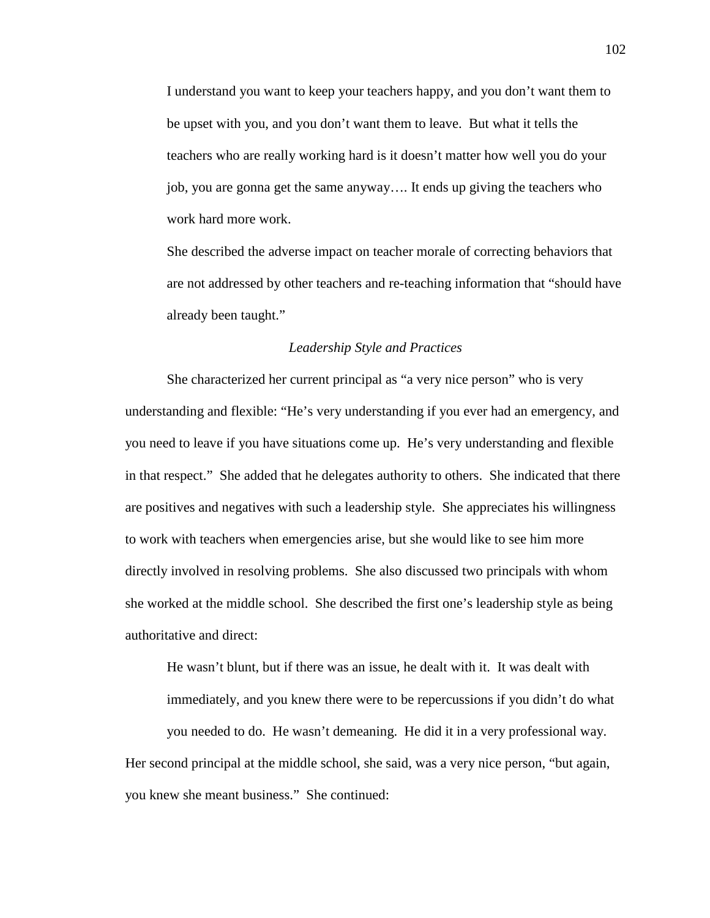> I understand you want to keep your teachers happy, and you don't want them to be upset with you, and you don't want them to leave. But what it tells the teachers who are really working hard is it doesn't matter how well you do your job, you are gonna get the same anyway…. It ends up giving the teachers who work hard more work.

She described the adverse impact on teacher morale of correcting behaviors that are not addressed by other teachers and re-teaching information that "should have already been taught."

### *Leadership Style and Practices*

She characterized her current principal as "a very nice person" who is very understanding and flexible: "He's very understanding if you ever had an emergency, and you need to leave if you have situations come up. He's very understanding and flexible in that respect." She added that he delegates authority to others. She indicated that there are positives and negatives with such a leadership style. She appreciates his willingness to work with teachers when emergencies arise, but she would like to see him more directly involved in resolving problems. She also discussed two principals with whom she worked at the middle school. She described the first one's leadership style as being authoritative and direct:

> He wasn't blunt, but if there was an issue, he dealt with it. It was dealt with immediately, and you knew there were to be repercussions if you didn't do what you needed to do. He wasn't demeaning. He did it in a very professional way.

Her second principal at the middle school, she said, was a very nice person, "but again, you knew she meant business." She continued: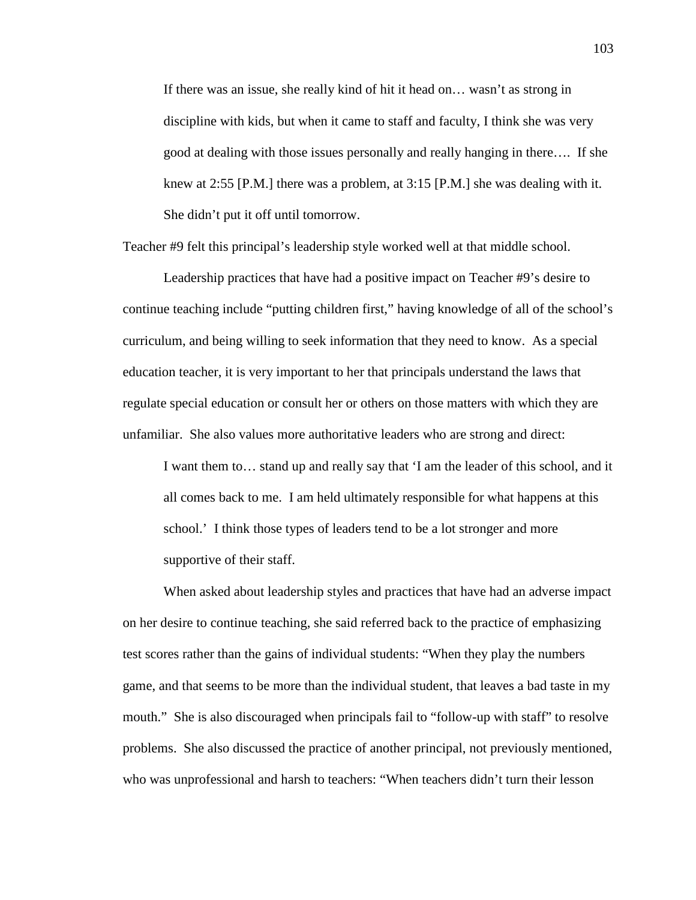> If there was an issue, she really kind of hit it head on… wasn't as strong in discipline with kids, but when it came to staff and faculty, I think she was very good at dealing with those issues personally and really hanging in there…. If she knew at 2:55 [P.M.] there was a problem, at 3:15 [P.M.] she was dealing with it. She didn't put it off until tomorrow.

Teacher #9 felt this principal's leadership style worked well at that middle school.

Leadership practices that have had a positive impact on Teacher #9's desire to continue teaching include "putting children first," having knowledge of all of the school's curriculum, and being willing to seek information that they need to know. As a special education teacher, it is very important to her that principals understand the laws that regulate special education or consult her or others on those matters with which they are unfamiliar. She also values more authoritative leaders who are strong and direct:

> I want them to… stand up and really say that 'I am the leader of this school, and it all comes back to me. I am held ultimately responsible for what happens at this school.' I think those types of leaders tend to be a lot stronger and more supportive of their staff.

When asked about leadership styles and practices that have had an adverse impact on her desire to continue teaching, she said referred back to the practice of emphasizing test scores rather than the gains of individual students: "When they play the numbers game, and that seems to be more than the individual student, that leaves a bad taste in my mouth." She is also discouraged when principals fail to "follow-up with staff" to resolve problems. She also discussed the practice of another principal, not previously mentioned, who was unprofessional and harsh to teachers: "When teachers didn't turn their lesson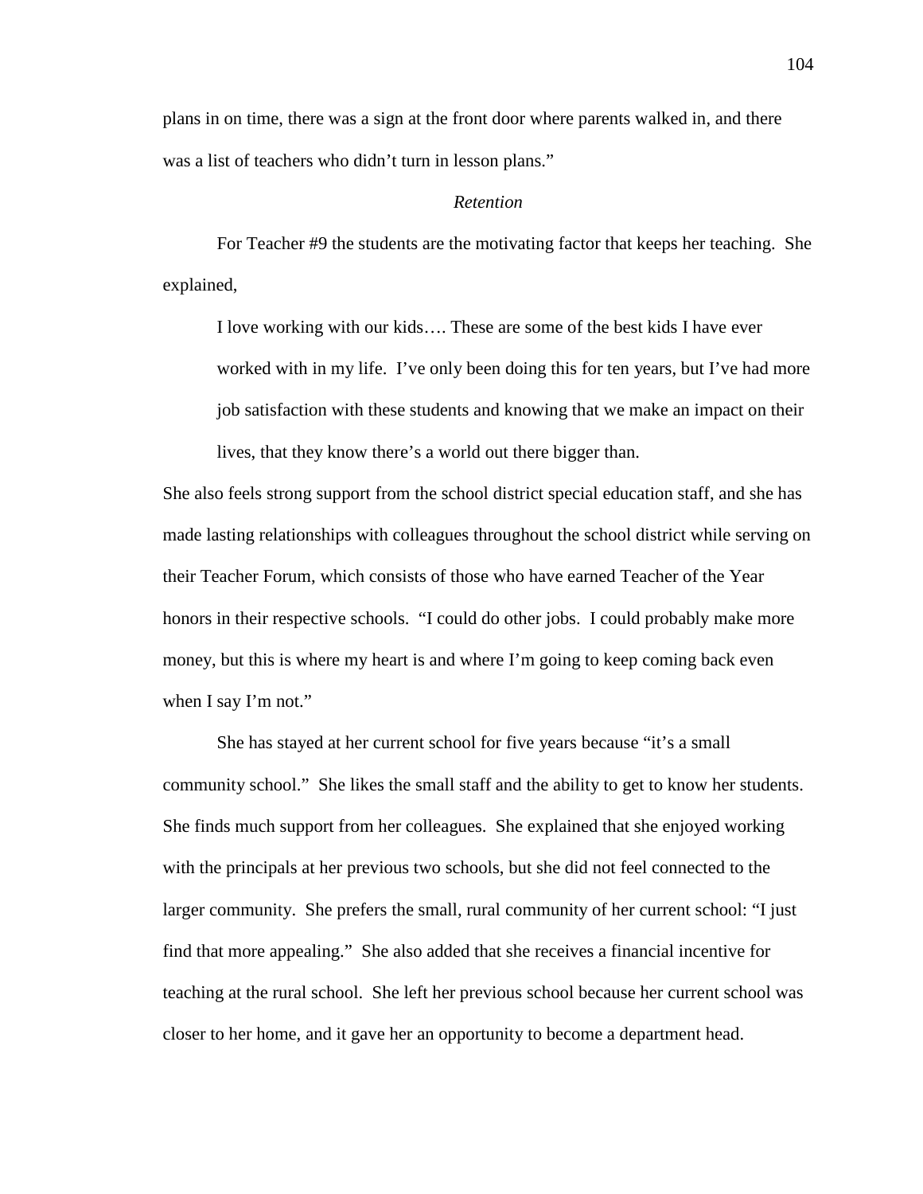plans in on time, there was a sign at the front door where parents walked in, and there was a list of teachers who didn't turn in lesson plans."

*Retention*

For Teacher #9 the students are the motivating factor that keeps her teaching. She explained,

> I love working with our kids…. These are some of the best kids I have ever worked with in my life. I've only been doing this for ten years, but I've had more job satisfaction with these students and knowing that we make an impact on their lives, that they know there's a world out there bigger than.

She also feels strong support from the school district special education staff, and she has made lasting relationships with colleagues throughout the school district while serving on their Teacher Forum, which consists of those who have earned Teacher of the Year honors in their respective schools. "I could do other jobs. I could probably make more money, but this is where my heart is and where I'm going to keep coming back even when I say I'm not."

She has stayed at her current school for five years because "it's a small community school." She likes the small staff and the ability to get to know her students. She finds much support from her colleagues. She explained that she enjoyed working with the principals at her previous two schools, but she did not feel connected to the larger community. She prefers the small, rural community of her current school: "I just find that more appealing." She also added that she receives a financial incentive for teaching at the rural school. She left her previous school because her current school was closer to her home, and it gave her an opportunity to become a department head.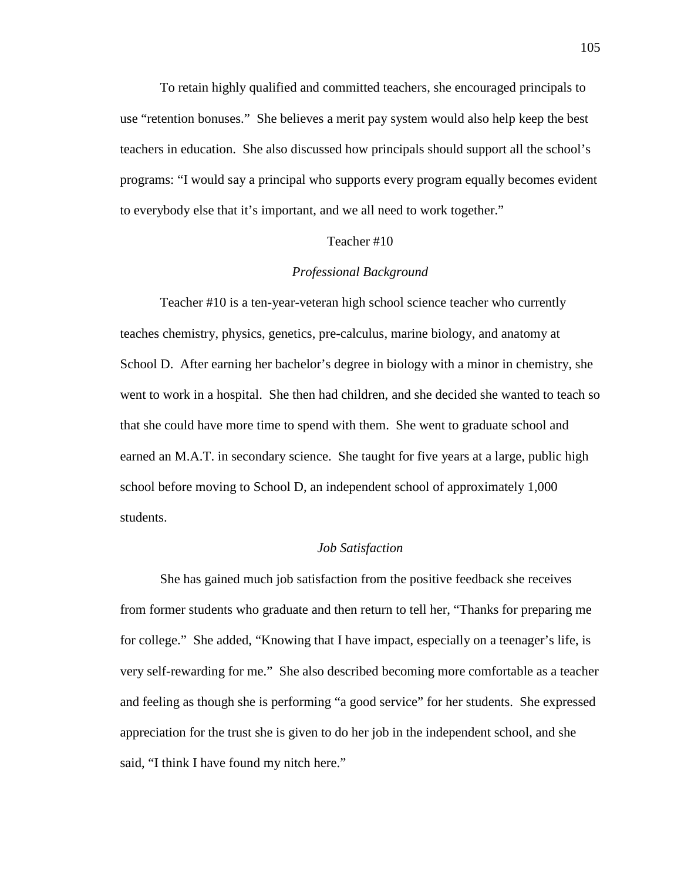To retain highly qualified and committed teachers, she encouraged principals to use "retention bonuses." She believes a merit pay system would also help keep the best teachers in education. She also discussed how principals should support all the school's programs: "I would say a principal who supports every program equally becomes evident to everybody else that it's important, and we all need to work together."

## Teacher #10

### *Professional Background*

Teacher #10 is a ten-year-veteran high school science teacher who currently teaches chemistry, physics, genetics, pre-calculus, marine biology, and anatomy at School D. After earning her bachelor's degree in biology with a minor in chemistry, she went to work in a hospital. She then had children, and she decided she wanted to teach so that she could have more time to spend with them. She went to graduate school and earned an M.A.T. in secondary science. She taught for five years at a large, public high school before moving to School D, an independent school of approximately 1,000 students.

### *Job Satisfaction*

She has gained much job satisfaction from the positive feedback she receives from former students who graduate and then return to tell her, "Thanks for preparing me for college." She added, "Knowing that I have impact, especially on a teenager's life, is very self-rewarding for me." She also described becoming more comfortable as a teacher and feeling as though she is performing "a good service" for her students. She expressed appreciation for the trust she is given to do her job in the independent school, and she said, "I think I have found my nitch here."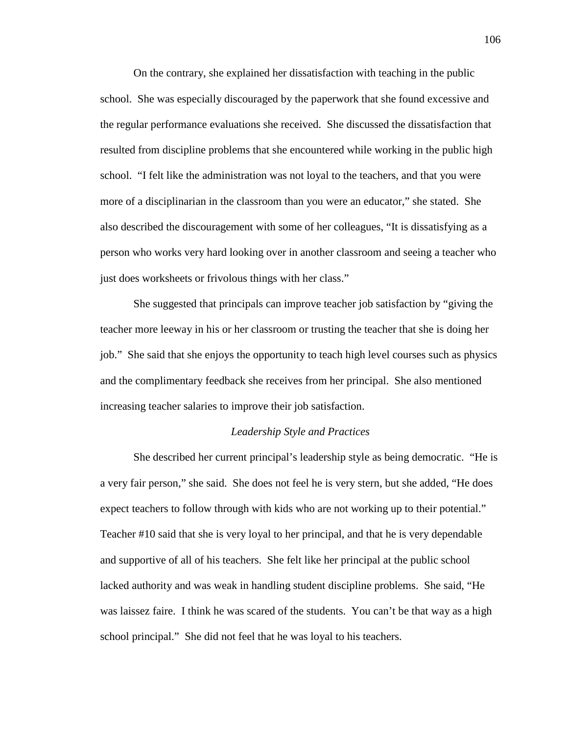On the contrary, she explained her dissatisfaction with teaching in the public school. She was especially discouraged by the paperwork that she found excessive and the regular performance evaluations she received. She discussed the dissatisfaction that resulted from discipline problems that she encountered while working in the public high school. "I felt like the administration was not loyal to the teachers, and that you were more of a disciplinarian in the classroom than you were an educator," she stated. She also described the discouragement with some of her colleagues, "It is dissatisfying as a person who works very hard looking over in another classroom and seeing a teacher who just does worksheets or frivolous things with her class."

She suggested that principals can improve teacher job satisfaction by "giving the teacher more leeway in his or her classroom or trusting the teacher that she is doing her job." She said that she enjoys the opportunity to teach high level courses such as physics and the complimentary feedback she receives from her principal. She also mentioned increasing teacher salaries to improve their job satisfaction.

### *Leadership Style and Practices*

She described her current principal's leadership style as being democratic. "He is a very fair person," she said. She does not feel he is very stern, but she added, "He does expect teachers to follow through with kids who are not working up to their potential." Teacher #10 said that she is very loyal to her principal, and that he is very dependable and supportive of all of his teachers. She felt like her principal at the public school lacked authority and was weak in handling student discipline problems. She said, "He was laissez faire. I think he was scared of the students. You can't be that way as a high school principal." She did not feel that he was loyal to his teachers.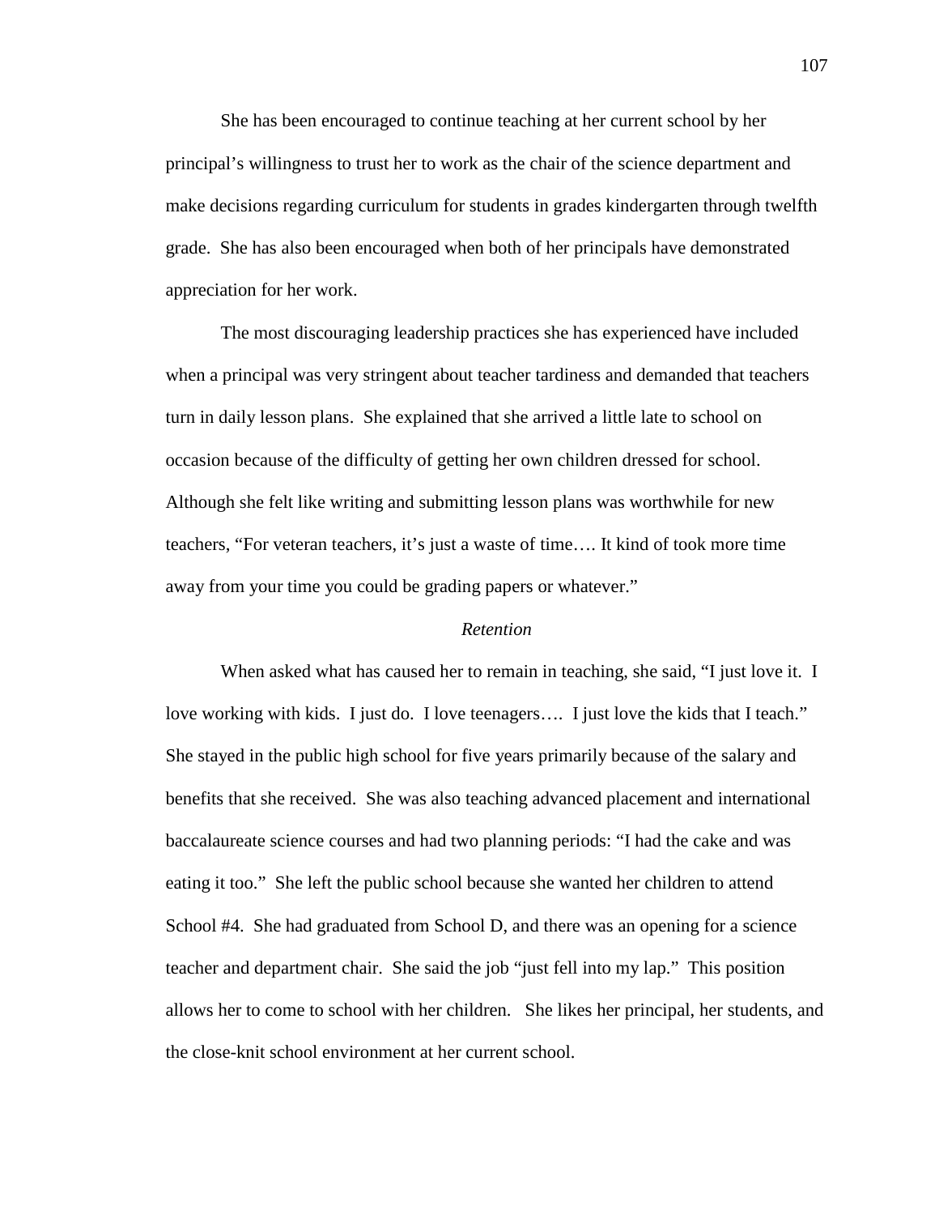She has been encouraged to continue teaching at her current school by her principal's willingness to trust her to work as the chair of the science department and make decisions regarding curriculum for students in grades kindergarten through twelfth grade. She has also been encouraged when both of her principals have demonstrated appreciation for her work.

The most discouraging leadership practices she has experienced have included when a principal was very stringent about teacher tardiness and demanded that teachers turn in daily lesson plans. She explained that she arrived a little late to school on occasion because of the difficulty of getting her own children dressed for school. Although she felt like writing and submitting lesson plans was worthwhile for new teachers, "For veteran teachers, it's just a waste of time…. It kind of took more time away from your time you could be grading papers or whatever."

*Retention*

When asked what has caused her to remain in teaching, she said, "I just love it. I love working with kids. I just do. I love teenagers…. I just love the kids that I teach." She stayed in the public high school for five years primarily because of the salary and benefits that she received. She was also teaching advanced placement and international baccalaureate science courses and had two planning periods: "I had the cake and was eating it too." She left the public school because she wanted her children to attend School #4. She had graduated from School D, and there was an opening for a science teacher and department chair. She said the job "just fell into my lap." This position allows her to come to school with her children. She likes her principal, her students, and the close-knit school environment at her current school.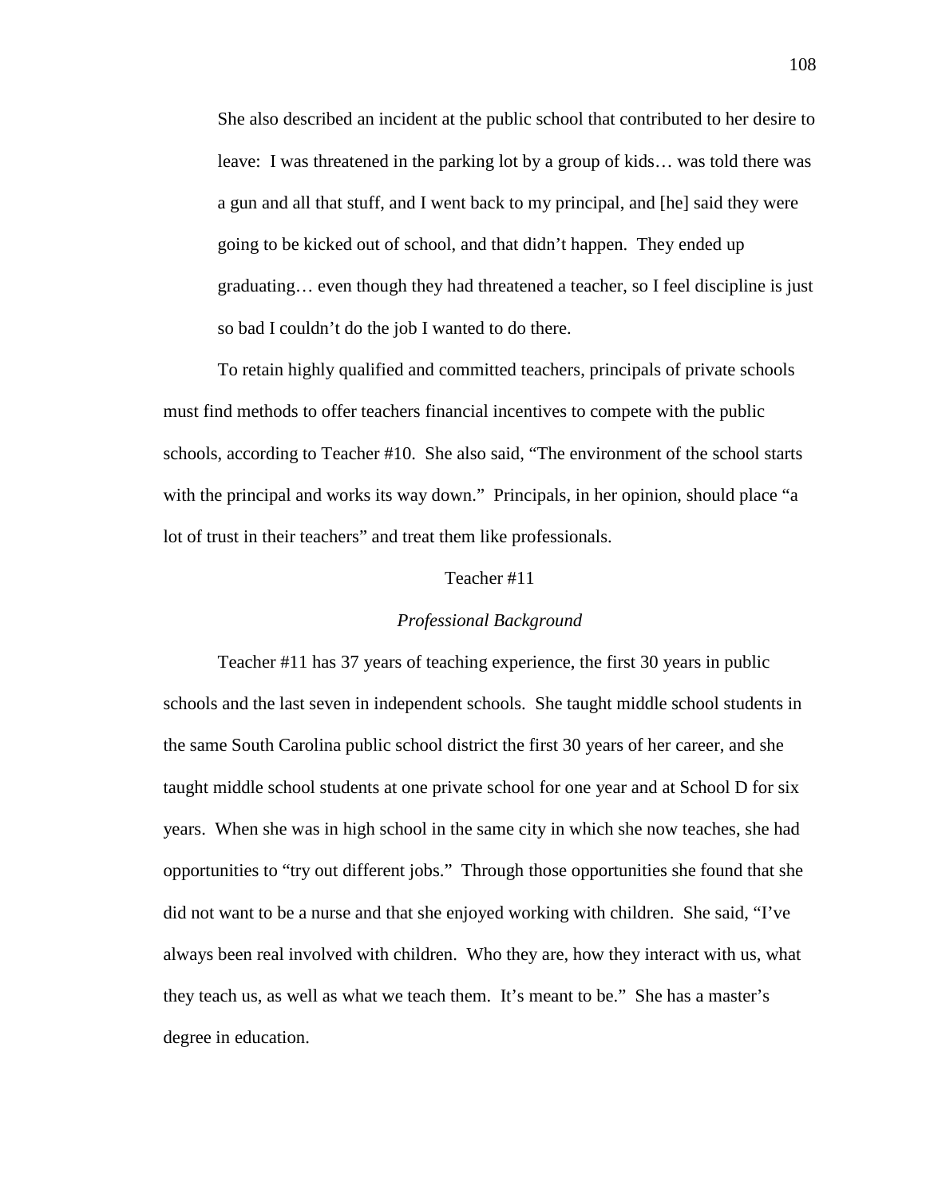She also described an incident at the public school that contributed to her desire to leave: I was threatened in the parking lot by a group of kids… was told there was a gun and all that stuff, and I went back to my principal, and [he] said they were going to be kicked out of school, and that didn't happen. They ended up graduating… even though they had threatened a teacher, so I feel discipline is just so bad I couldn't do the job I wanted to do there.

To retain highly qualified and committed teachers, principals of private schools must find methods to offer teachers financial incentives to compete with the public schools, according to Teacher #10. She also said, "The environment of the school starts with the principal and works its way down." Principals, in her opinion, should place "a lot of trust in their teachers" and treat them like professionals.

## Teacher #11

### *Professional Background*

Teacher #11 has 37 years of teaching experience, the first 30 years in public schools and the last seven in independent schools. She taught middle school students in the same South Carolina public school district the first 30 years of her career, and she taught middle school students at one private school for one year and at School D for six years. When she was in high school in the same city in which she now teaches, she had opportunities to "try out different jobs." Through those opportunities she found that she did not want to be a nurse and that she enjoyed working with children. She said, "I've always been real involved with children. Who they are, how they interact with us, what they teach us, as well as what we teach them. It's meant to be." She has a master's degree in education.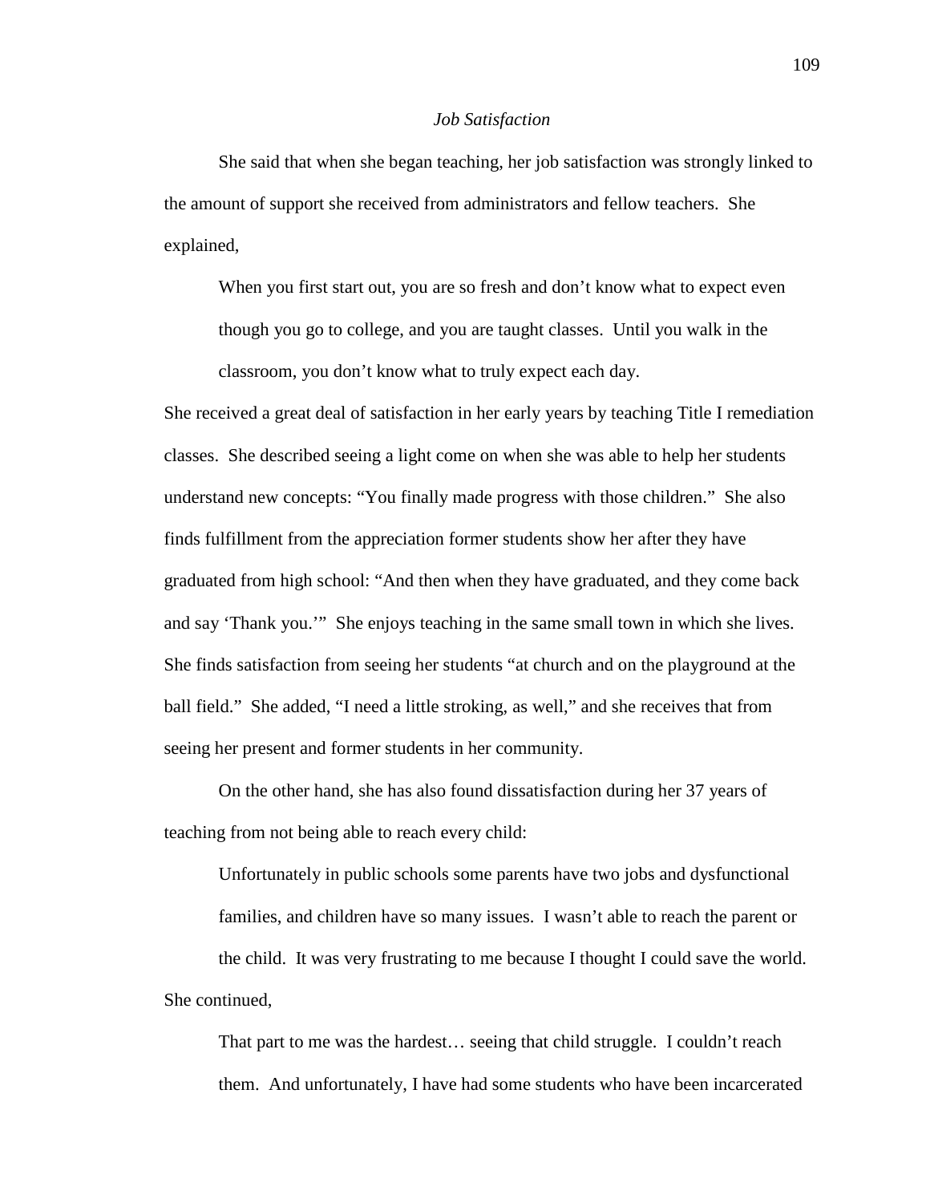*Job Satisfaction*

She said that when she began teaching, her job satisfaction was strongly linked to the amount of support she received from administrators and fellow teachers. She explained,

> When you first start out, you are so fresh and don't know what to expect even though you go to college, and you are taught classes. Until you walk in the classroom, you don't know what to truly expect each day.

She received a great deal of satisfaction in her early years by teaching Title I remediation classes. She described seeing a light come on when she was able to help her students understand new concepts: "You finally made progress with those children." She also finds fulfillment from the appreciation former students show her after they have graduated from high school: "And then when they have graduated, and they come back and say 'Thank you.'" She enjoys teaching in the same small town in which she lives. She finds satisfaction from seeing her students "at church and on the playground at the ball field." She added, "I need a little stroking, as well," and she receives that from seeing her present and former students in her community.

On the other hand, she has also found dissatisfaction during her 37 years of teaching from not being able to reach every child:

> Unfortunately in public schools some parents have two jobs and dysfunctional families, and children have so many issues. I wasn't able to reach the parent or the child. It was very frustrating to me because I thought I could save the world.

She continued,

> That part to me was the hardest… seeing that child struggle. I couldn't reach them. And unfortunately, I have had some students who have been incarcerated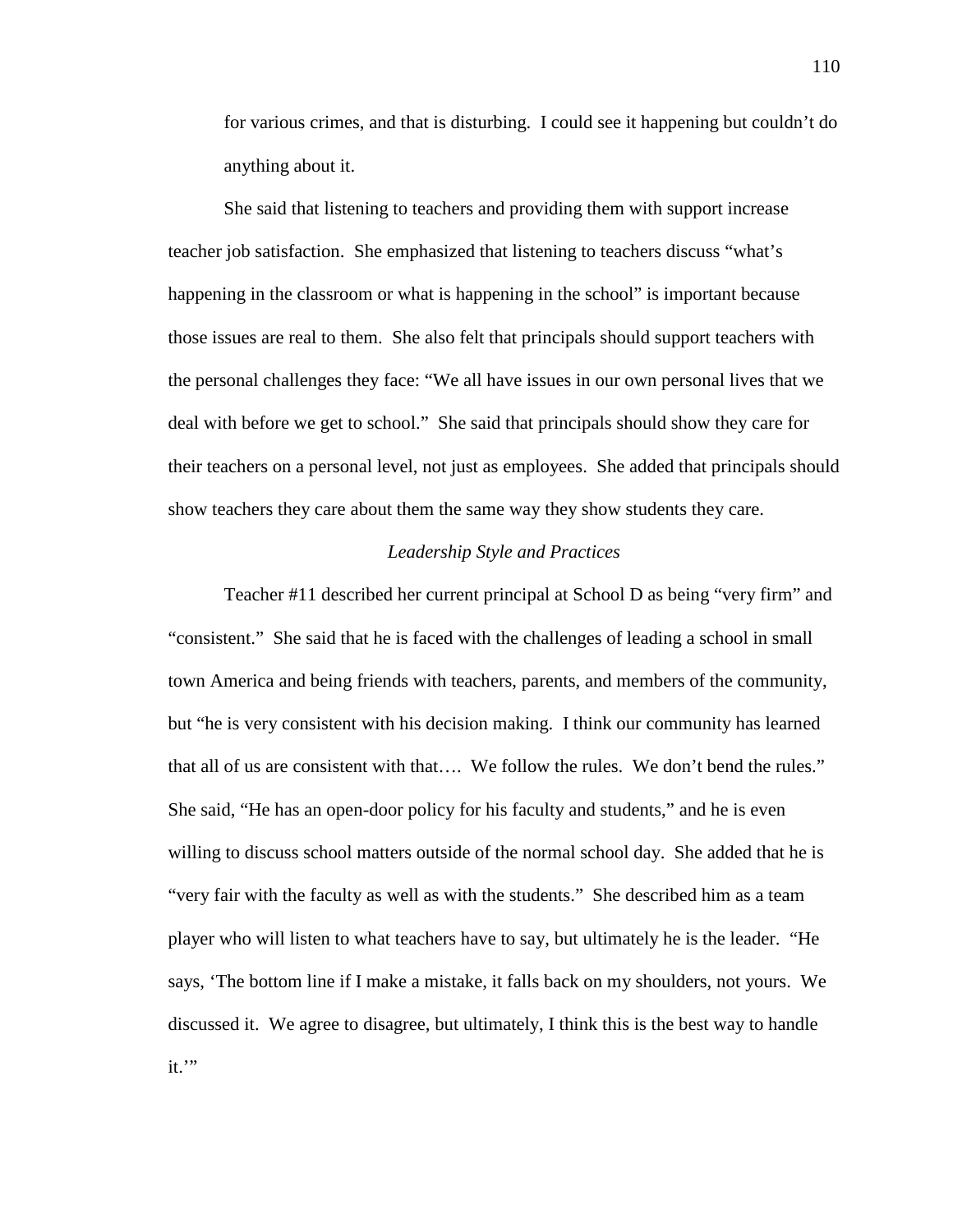for various crimes, and that is disturbing. I could see it happening but couldn't do anything about it.

She said that listening to teachers and providing them with support increase teacher job satisfaction. She emphasized that listening to teachers discuss "what's happening in the classroom or what is happening in the school" is important because those issues are real to them. She also felt that principals should support teachers with the personal challenges they face: "We all have issues in our own personal lives that we deal with before we get to school." She said that principals should show they care for their teachers on a personal level, not just as employees. She added that principals should show teachers they care about them the same way they show students they care.

*Leadership Style and Practices*

Teacher #11 described her current principal at School D as being "very firm" and "consistent." She said that he is faced with the challenges of leading a school in small town America and being friends with teachers, parents, and members of the community, but "he is very consistent with his decision making. I think our community has learned that all of us are consistent with that…. We follow the rules. We don't bend the rules." She said, "He has an open-door policy for his faculty and students," and he is even willing to discuss school matters outside of the normal school day. She added that he is "very fair with the faculty as well as with the students." She described him as a team player who will listen to what teachers have to say, but ultimately he is the leader. "He says, 'The bottom line if I make a mistake, it falls back on my shoulders, not yours. We discussed it. We agree to disagree, but ultimately, I think this is the best way to handle it.'"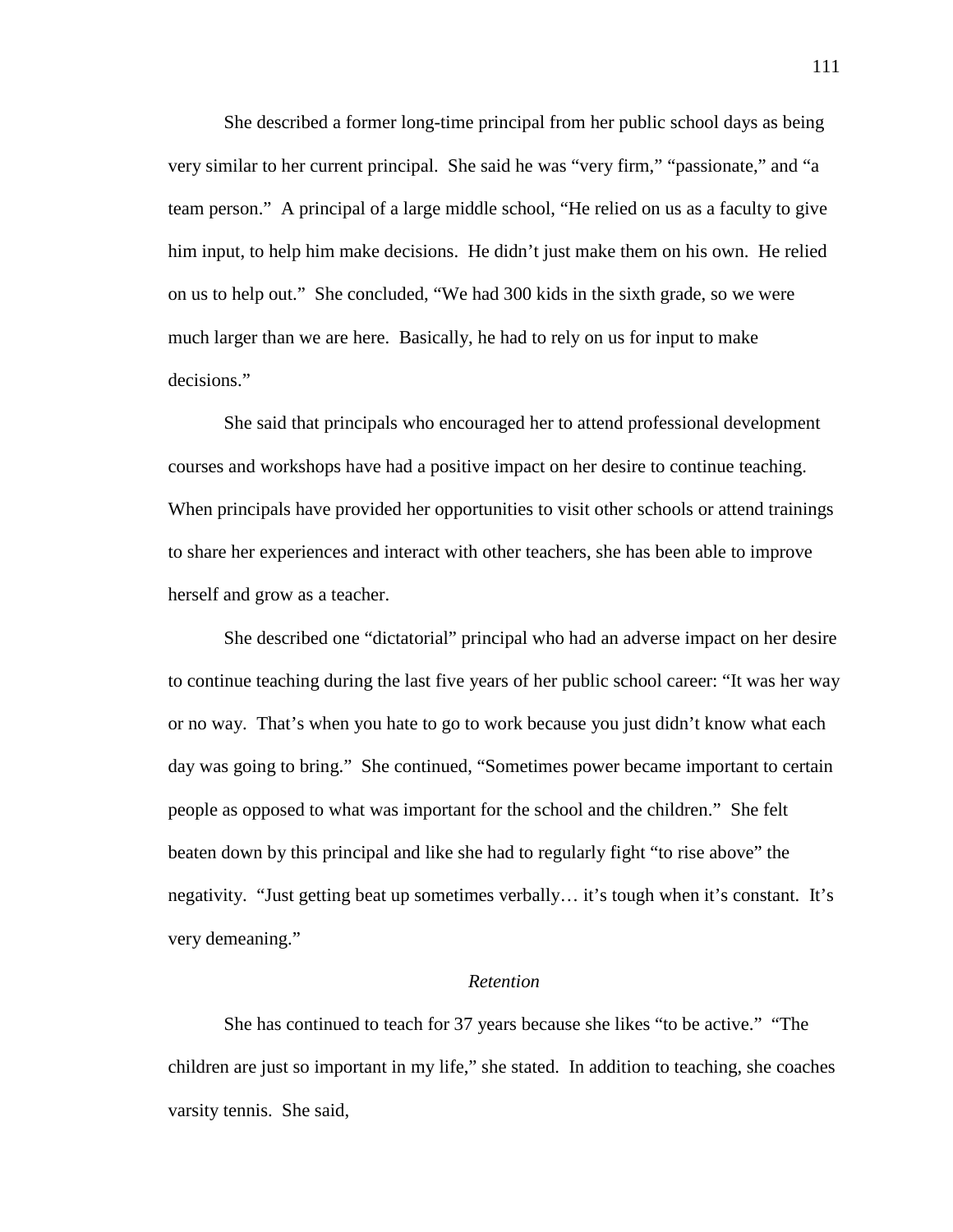She described a former long-time principal from her public school days as being very similar to her current principal. She said he was "very firm," "passionate," and "a team person." A principal of a large middle school, "He relied on us as a faculty to give him input, to help him make decisions. He didn't just make them on his own. He relied on us to help out." She concluded, "We had 300 kids in the sixth grade, so we were much larger than we are here. Basically, he had to rely on us for input to make decisions."

She said that principals who encouraged her to attend professional development courses and workshops have had a positive impact on her desire to continue teaching. When principals have provided her opportunities to visit other schools or attend trainings to share her experiences and interact with other teachers, she has been able to improve herself and grow as a teacher.

She described one "dictatorial" principal who had an adverse impact on her desire to continue teaching during the last five years of her public school career: "It was her way or no way. That's when you hate to go to work because you just didn't know what each day was going to bring." She continued, "Sometimes power became important to certain people as opposed to what was important for the school and the children." She felt beaten down by this principal and like she had to regularly fight "to rise above" the negativity. "Just getting beat up sometimes verbally… it's tough when it's constant. It's very demeaning."

### *Retention*

She has continued to teach for 37 years because she likes "to be active." "The children are just so important in my life," she stated. In addition to teaching, she coaches varsity tennis. She said,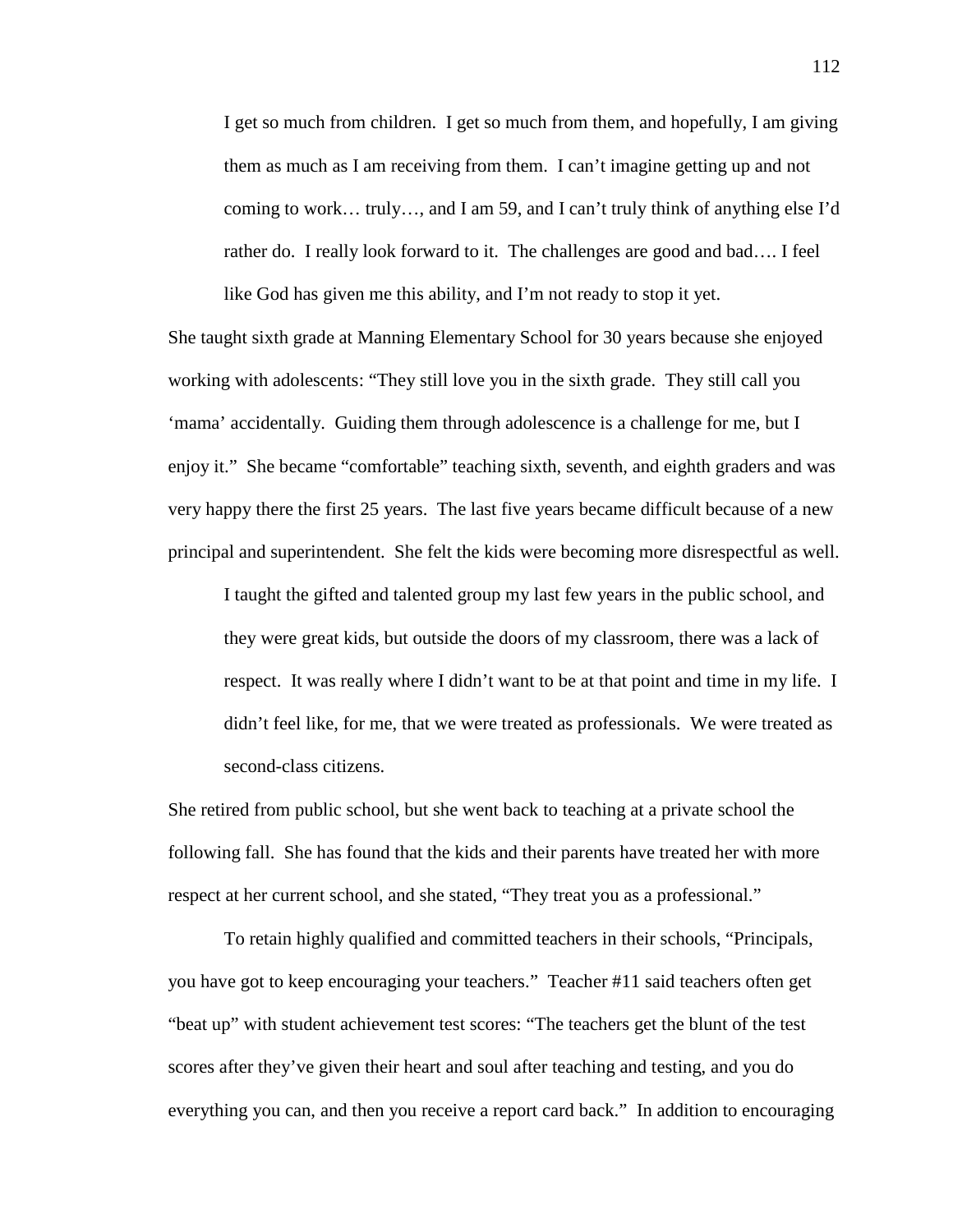> I get so much from children. I get so much from them, and hopefully, I am giving them as much as I am receiving from them. I can't imagine getting up and not coming to work… truly…, and I am 59, and I can't truly think of anything else I'd rather do. I really look forward to it. The challenges are good and bad…. I feel like God has given me this ability, and I'm not ready to stop it yet.

She taught sixth grade at Manning Elementary School for 30 years because she enjoyed working with adolescents: "They still love you in the sixth grade. They still call you 'mama' accidentally. Guiding them through adolescence is a challenge for me, but I enjoy it." She became "comfortable" teaching sixth, seventh, and eighth graders and was very happy there the first 25 years. The last five years became difficult because of a new principal and superintendent. She felt the kids were becoming more disrespectful as well.

> I taught the gifted and talented group my last few years in the public school, and they were great kids, but outside the doors of my classroom, there was a lack of respect. It was really where I didn't want to be at that point and time in my life. I didn't feel like, for me, that we were treated as professionals. We were treated as second-class citizens.

She retired from public school, but she went back to teaching at a private school the following fall. She has found that the kids and their parents have treated her with more respect at her current school, and she stated, "They treat you as a professional."

To retain highly qualified and committed teachers in their schools, "Principals, you have got to keep encouraging your teachers." Teacher #11 said teachers often get "beat up" with student achievement test scores: "The teachers get the blunt of the test scores after they've given their heart and soul after teaching and testing, and you do everything you can, and then you receive a report card back." In addition to encouraging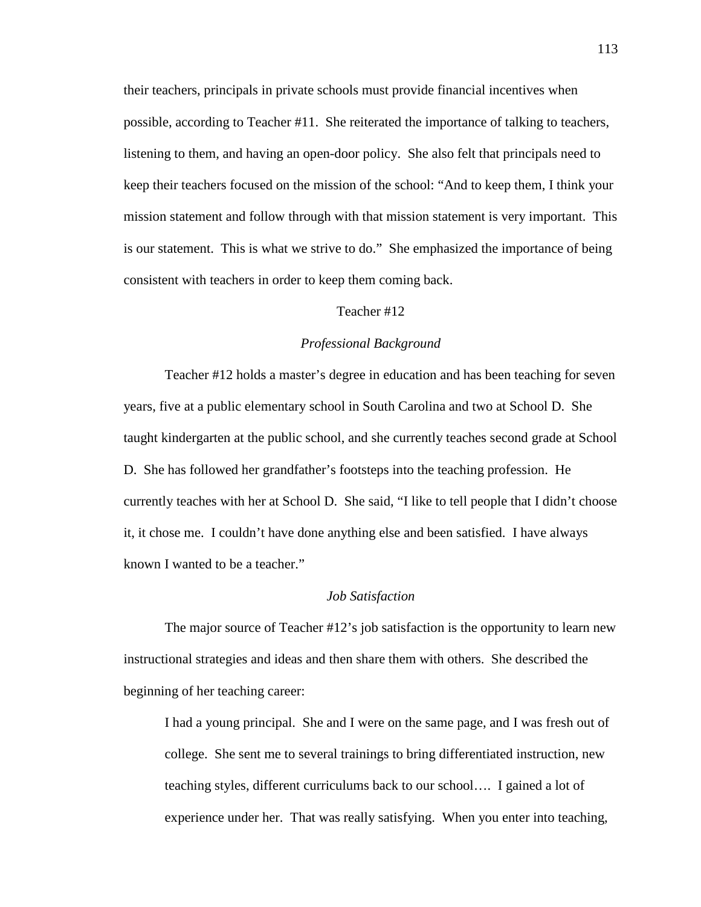their teachers, principals in private schools must provide financial incentives when possible, according to Teacher #11. She reiterated the importance of talking to teachers, listening to them, and having an open-door policy. She also felt that principals need to keep their teachers focused on the mission of the school: "And to keep them, I think your mission statement and follow through with that mission statement is very important. This is our statement. This is what we strive to do." She emphasized the importance of being consistent with teachers in order to keep them coming back.

## Teacher #12

### *Professional Background*

Teacher #12 holds a master's degree in education and has been teaching for seven years, five at a public elementary school in South Carolina and two at School D. She taught kindergarten at the public school, and she currently teaches second grade at School D. She has followed her grandfather's footsteps into the teaching profession. He currently teaches with her at School D. She said, "I like to tell people that I didn't choose it, it chose me. I couldn't have done anything else and been satisfied. I have always known I wanted to be a teacher."

### *Job Satisfaction*

The major source of Teacher #12's job satisfaction is the opportunity to learn new instructional strategies and ideas and then share them with others. She described the beginning of her teaching career:

> I had a young principal. She and I were on the same page, and I was fresh out of college. She sent me to several trainings to bring differentiated instruction, new teaching styles, different curriculums back to our school…. I gained a lot of experience under her. That was really satisfying. When you enter into teaching,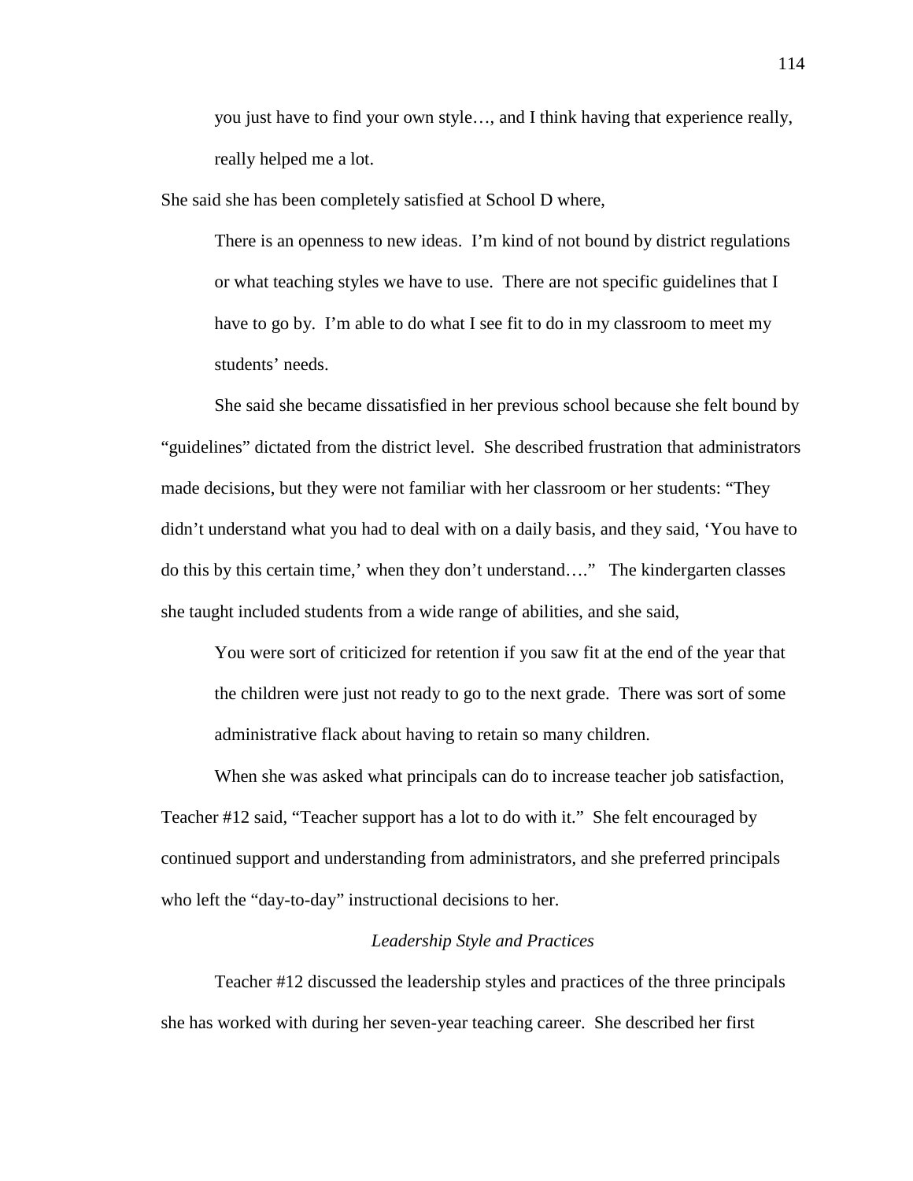> you just have to find your own style…, and I think having that experience really, really helped me a lot.

She said she has been completely satisfied at School D where,

> There is an openness to new ideas. I'm kind of not bound by district regulations or what teaching styles we have to use. There are not specific guidelines that I have to go by. I'm able to do what I see fit to do in my classroom to meet my students' needs.

She said she became dissatisfied in her previous school because she felt bound by "guidelines" dictated from the district level. She described frustration that administrators made decisions, but they were not familiar with her classroom or her students: "They didn't understand what you had to deal with on a daily basis, and they said, 'You have to do this by this certain time,' when they don't understand…." The kindergarten classes she taught included students from a wide range of abilities, and she said,

> You were sort of criticized for retention if you saw fit at the end of the year that the children were just not ready to go to the next grade. There was sort of some administrative flack about having to retain so many children.

When she was asked what principals can do to increase teacher job satisfaction, Teacher #12 said, "Teacher support has a lot to do with it." She felt encouraged by continued support and understanding from administrators, and she preferred principals who left the "day-to-day" instructional decisions to her.

*Leadership Style and Practices*

Teacher #12 discussed the leadership styles and practices of the three principals she has worked with during her seven-year teaching career. She described her first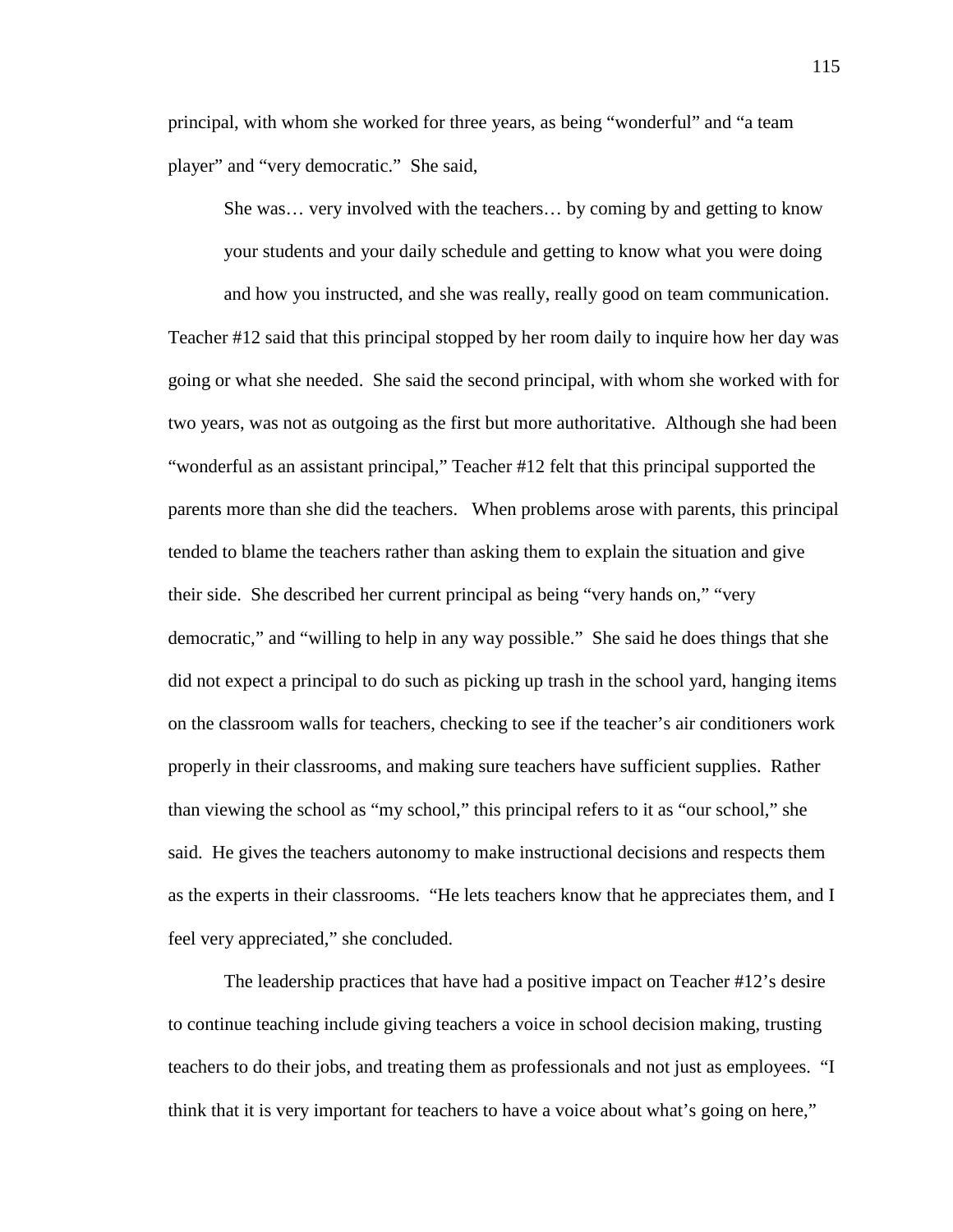principal, with whom she worked for three years, as being "wonderful" and "a team player" and "very democratic." She said,

> She was… very involved with the teachers… by coming by and getting to know your students and your daily schedule and getting to know what you were doing and how you instructed, and she was really, really good on team communication.

Teacher #12 said that this principal stopped by her room daily to inquire how her day was going or what she needed. She said the second principal, with whom she worked with for two years, was not as outgoing as the first but more authoritative. Although she had been "wonderful as an assistant principal," Teacher #12 felt that this principal supported the parents more than she did the teachers. When problems arose with parents, this principal tended to blame the teachers rather than asking them to explain the situation and give their side. She described her current principal as being "very hands on," "very democratic," and "willing to help in any way possible." She said he does things that she did not expect a principal to do such as picking up trash in the school yard, hanging items on the classroom walls for teachers, checking to see if the teacher's air conditioners work properly in their classrooms, and making sure teachers have sufficient supplies. Rather than viewing the school as "my school," this principal refers to it as "our school," she said. He gives the teachers autonomy to make instructional decisions and respects them as the experts in their classrooms. "He lets teachers know that he appreciates them, and I feel very appreciated," she concluded.

The leadership practices that have had a positive impact on Teacher #12's desire to continue teaching include giving teachers a voice in school decision making, trusting teachers to do their jobs, and treating them as professionals and not just as employees. "I think that it is very important for teachers to have a voice about what's going on here,"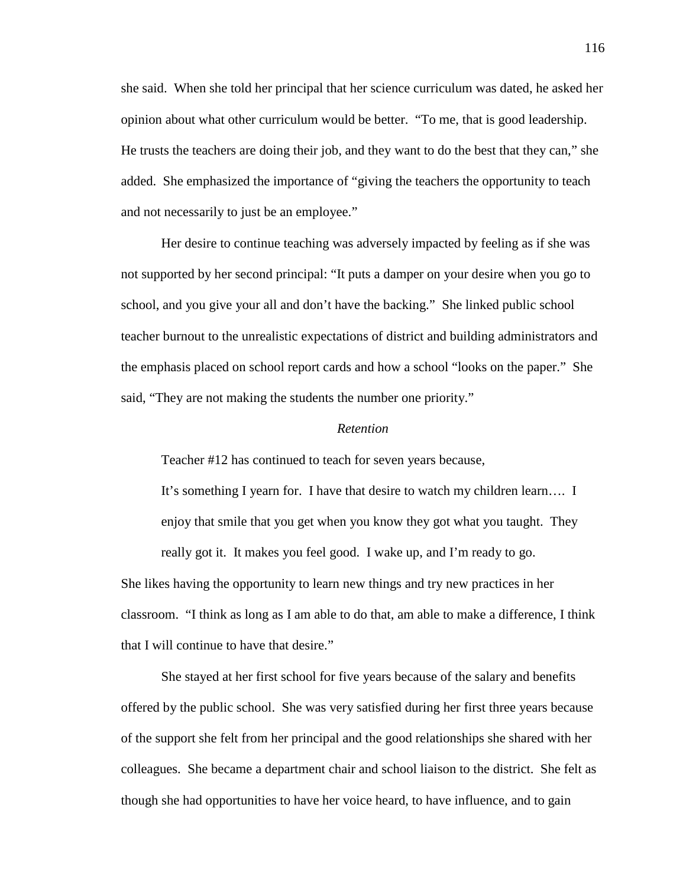she said. When she told her principal that her science curriculum was dated, he asked her opinion about what other curriculum would be better. "To me, that is good leadership. He trusts the teachers are doing their job, and they want to do the best that they can," she added. She emphasized the importance of "giving the teachers the opportunity to teach and not necessarily to just be an employee."

Her desire to continue teaching was adversely impacted by feeling as if she was not supported by her second principal: "It puts a damper on your desire when you go to school, and you give your all and don't have the backing." She linked public school teacher burnout to the unrealistic expectations of district and building administrators and the emphasis placed on school report cards and how a school "looks on the paper." She said, "They are not making the students the number one priority."

### *Retention*

Teacher #12 has continued to teach for seven years because,

> It's something I yearn for. I have that desire to watch my children learn…. I enjoy that smile that you get when you know they got what you taught. They really got it. It makes you feel good. I wake up, and I'm ready to go.

She likes having the opportunity to learn new things and try new practices in her classroom. "I think as long as I am able to do that, am able to make a difference, I think that I will continue to have that desire."

She stayed at her first school for five years because of the salary and benefits offered by the public school. She was very satisfied during her first three years because of the support she felt from her principal and the good relationships she shared with her colleagues. She became a department chair and school liaison to the district. She felt as though she had opportunities to have her voice heard, to have influence, and to gain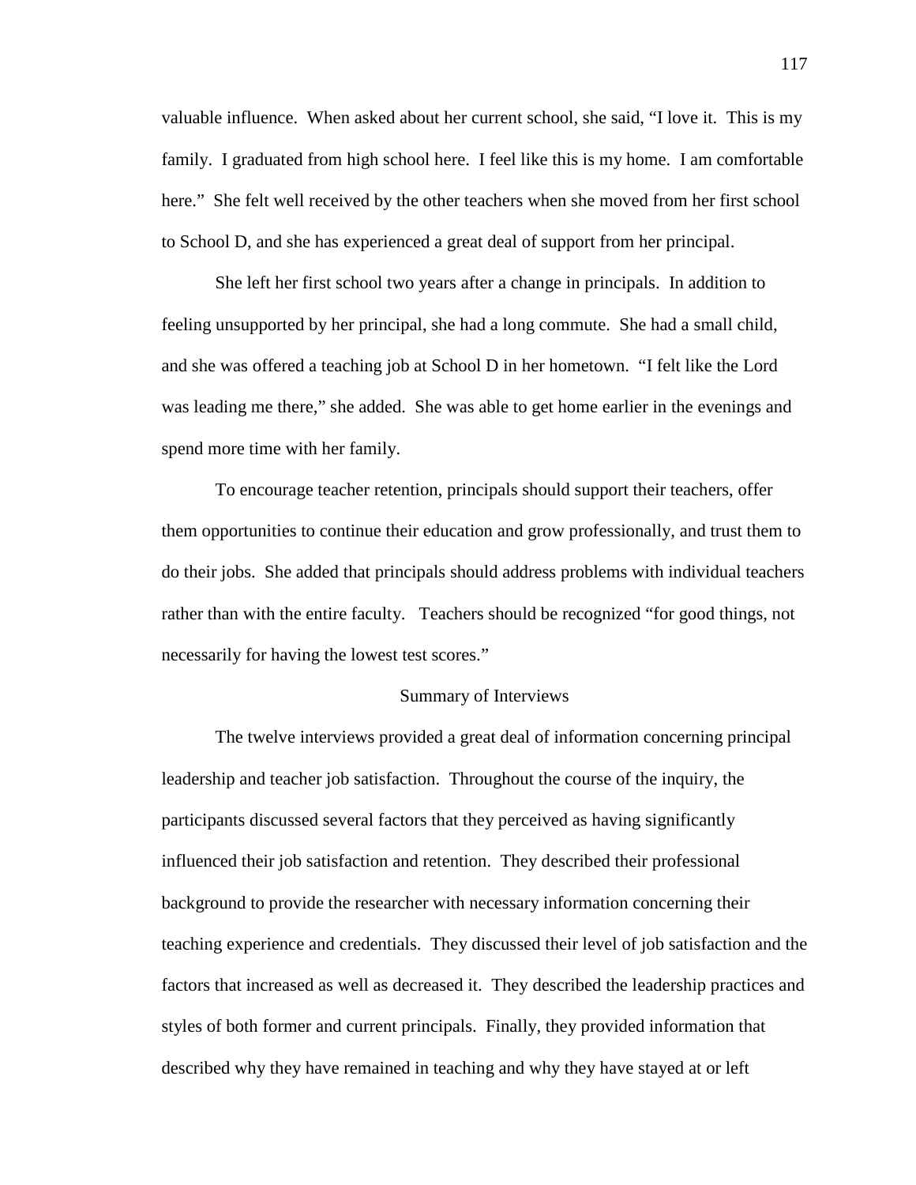valuable influence. When asked about her current school, she said, "I love it. This is my family. I graduated from high school here. I feel like this is my home. I am comfortable here." She felt well received by the other teachers when she moved from her first school to School D, and she has experienced a great deal of support from her principal.

She left her first school two years after a change in principals. In addition to feeling unsupported by her principal, she had a long commute. She had a small child, and she was offered a teaching job at School D in her hometown. "I felt like the Lord was leading me there," she added. She was able to get home earlier in the evenings and spend more time with her family.

To encourage teacher retention, principals should support their teachers, offer them opportunities to continue their education and grow professionally, and trust them to do their jobs. She added that principals should address problems with individual teachers rather than with the entire faculty. Teachers should be recognized "for good things, not necessarily for having the lowest test scores."

## Summary of Interviews

The twelve interviews provided a great deal of information concerning principal leadership and teacher job satisfaction. Throughout the course of the inquiry, the participants discussed several factors that they perceived as having significantly influenced their job satisfaction and retention. They described their professional background to provide the researcher with necessary information concerning their teaching experience and credentials. They discussed their level of job satisfaction and the factors that increased as well as decreased it. They described the leadership practices and styles of both former and current principals. Finally, they provided information that described why they have remained in teaching and why they have stayed at or left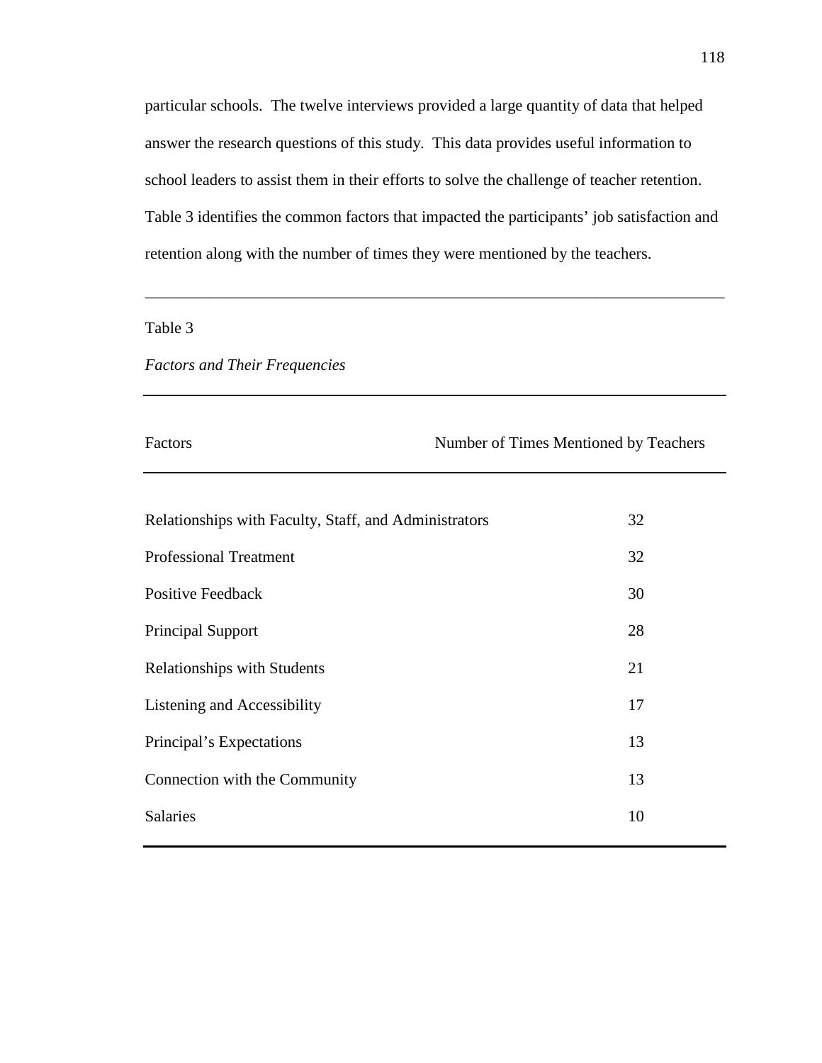particular schools. The twelve interviews provided a large quantity of data that helped answer the research questions of this study. This data provides useful information to school leaders to assist them in their efforts to solve the challenge of teacher retention. Table 3 identifies the common factors that impacted the participants' job satisfaction and retention along with the number of times they were mentioned by the teachers.

---

Table 3

*Factors and Their Frequencies*

| Factors | Number of Times Mentioned by Teachers |
|---|---|
| Relationships with Faculty, Staff, and Administrators | 32 |
| Professional Treatment | 32 |
| Positive Feedback | 30 |
| Principal Support | 28 |
| Relationships with Students | 21 |
| Listening and Accessibility | 17 |
| Principal's Expectations | 13 |
| Connection with the Community | 13 |
| Salaries | 10 |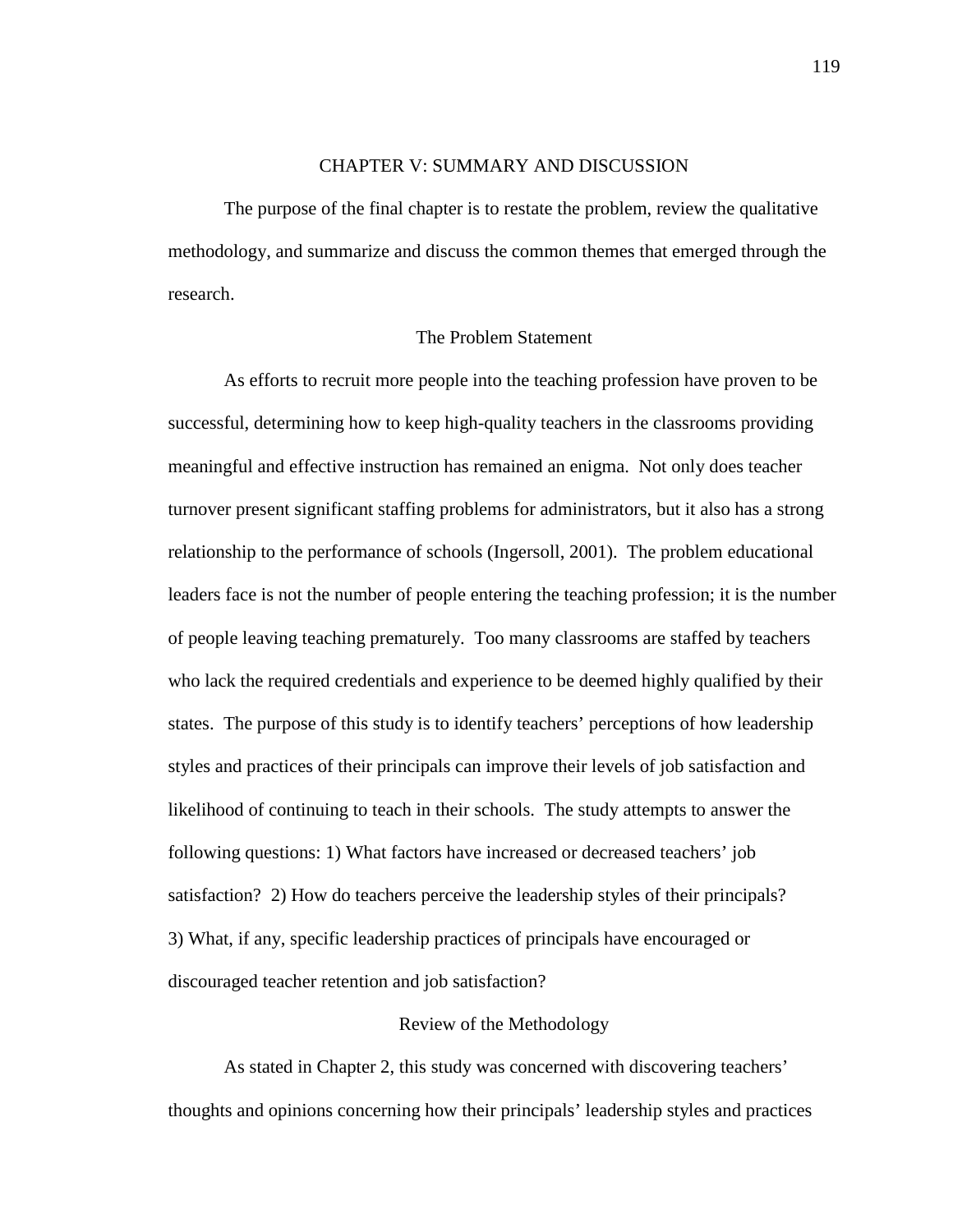# CHAPTER V: SUMMARY AND DISCUSSION

The purpose of the final chapter is to restate the problem, review the qualitative methodology, and summarize and discuss the common themes that emerged through the research.

## The Problem Statement

As efforts to recruit more people into the teaching profession have proven to be successful, determining how to keep high-quality teachers in the classrooms providing meaningful and effective instruction has remained an enigma. Not only does teacher turnover present significant staffing problems for administrators, but it also has a strong relationship to the performance of schools (Ingersoll, 2001). The problem educational leaders face is not the number of people entering the teaching profession; it is the number of people leaving teaching prematurely. Too many classrooms are staffed by teachers who lack the required credentials and experience to be deemed highly qualified by their states. The purpose of this study is to identify teachers' perceptions of how leadership styles and practices of their principals can improve their levels of job satisfaction and likelihood of continuing to teach in their schools. The study attempts to answer the following questions: 1) What factors have increased or decreased teachers' job satisfaction? 2) How do teachers perceive the leadership styles of their principals? 3) What, if any, specific leadership practices of principals have encouraged or discouraged teacher retention and job satisfaction?

## Review of the Methodology

As stated in Chapter 2, this study was concerned with discovering teachers' thoughts and opinions concerning how their principals' leadership styles and practices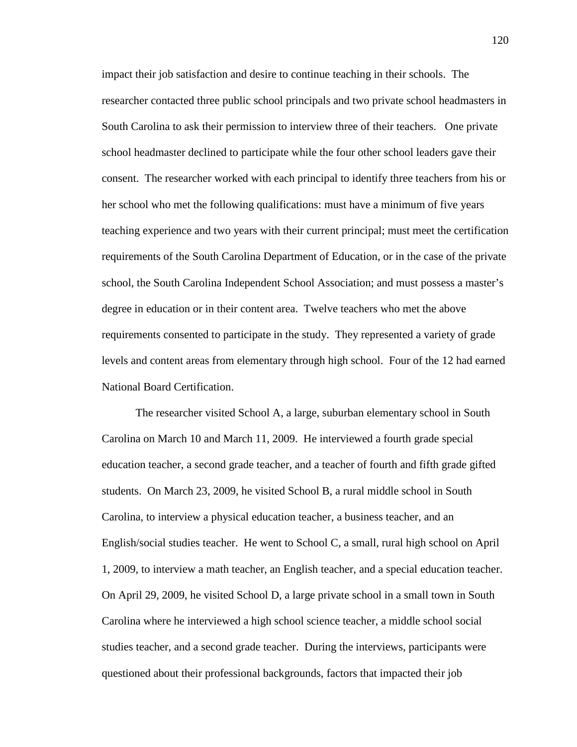impact their job satisfaction and desire to continue teaching in their schools. The researcher contacted three public school principals and two private school headmasters in South Carolina to ask their permission to interview three of their teachers. One private school headmaster declined to participate while the four other school leaders gave their consent. The researcher worked with each principal to identify three teachers from his or her school who met the following qualifications: must have a minimum of five years teaching experience and two years with their current principal; must meet the certification requirements of the South Carolina Department of Education, or in the case of the private school, the South Carolina Independent School Association; and must possess a master's degree in education or in their content area. Twelve teachers who met the above requirements consented to participate in the study. They represented a variety of grade levels and content areas from elementary through high school. Four of the 12 had earned National Board Certification.

The researcher visited School A, a large, suburban elementary school in South Carolina on March 10 and March 11, 2009. He interviewed a fourth grade special education teacher, a second grade teacher, and a teacher of fourth and fifth grade gifted students. On March 23, 2009, he visited School B, a rural middle school in South Carolina, to interview a physical education teacher, a business teacher, and an English/social studies teacher. He went to School C, a small, rural high school on April 1, 2009, to interview a math teacher, an English teacher, and a special education teacher. On April 29, 2009, he visited School D, a large private school in a small town in South Carolina where he interviewed a high school science teacher, a middle school social studies teacher, and a second grade teacher. During the interviews, participants were questioned about their professional backgrounds, factors that impacted their job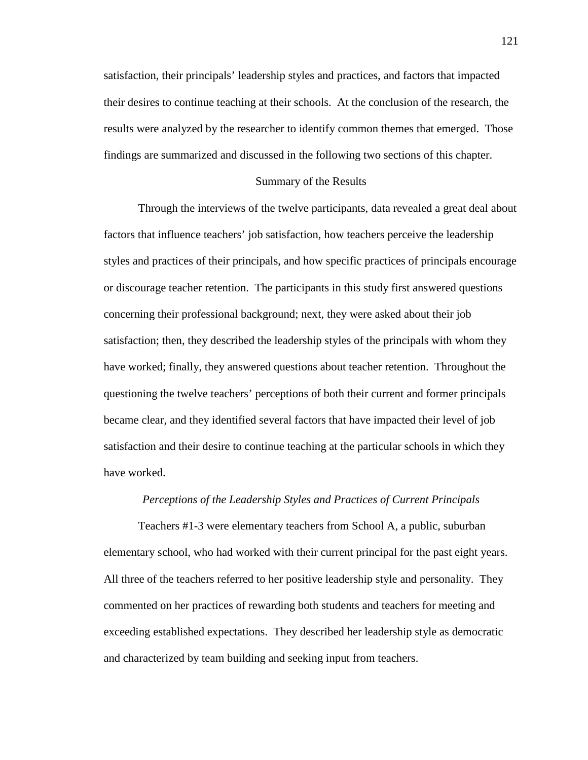satisfaction, their principals' leadership styles and practices, and factors that impacted their desires to continue teaching at their schools. At the conclusion of the research, the results were analyzed by the researcher to identify common themes that emerged. Those findings are summarized and discussed in the following two sections of this chapter.

## Summary of the Results

Through the interviews of the twelve participants, data revealed a great deal about factors that influence teachers' job satisfaction, how teachers perceive the leadership styles and practices of their principals, and how specific practices of principals encourage or discourage teacher retention. The participants in this study first answered questions concerning their professional background; next, they were asked about their job satisfaction; then, they described the leadership styles of the principals with whom they have worked; finally, they answered questions about teacher retention. Throughout the questioning the twelve teachers' perceptions of both their current and former principals became clear, and they identified several factors that have impacted their level of job satisfaction and their desire to continue teaching at the particular schools in which they have worked.

### *Perceptions of the Leadership Styles and Practices of Current Principals*

Teachers #1-3 were elementary teachers from School A, a public, suburban elementary school, who had worked with their current principal for the past eight years. All three of the teachers referred to her positive leadership style and personality. They commented on her practices of rewarding both students and teachers for meeting and exceeding established expectations. They described her leadership style as democratic and characterized by team building and seeking input from teachers.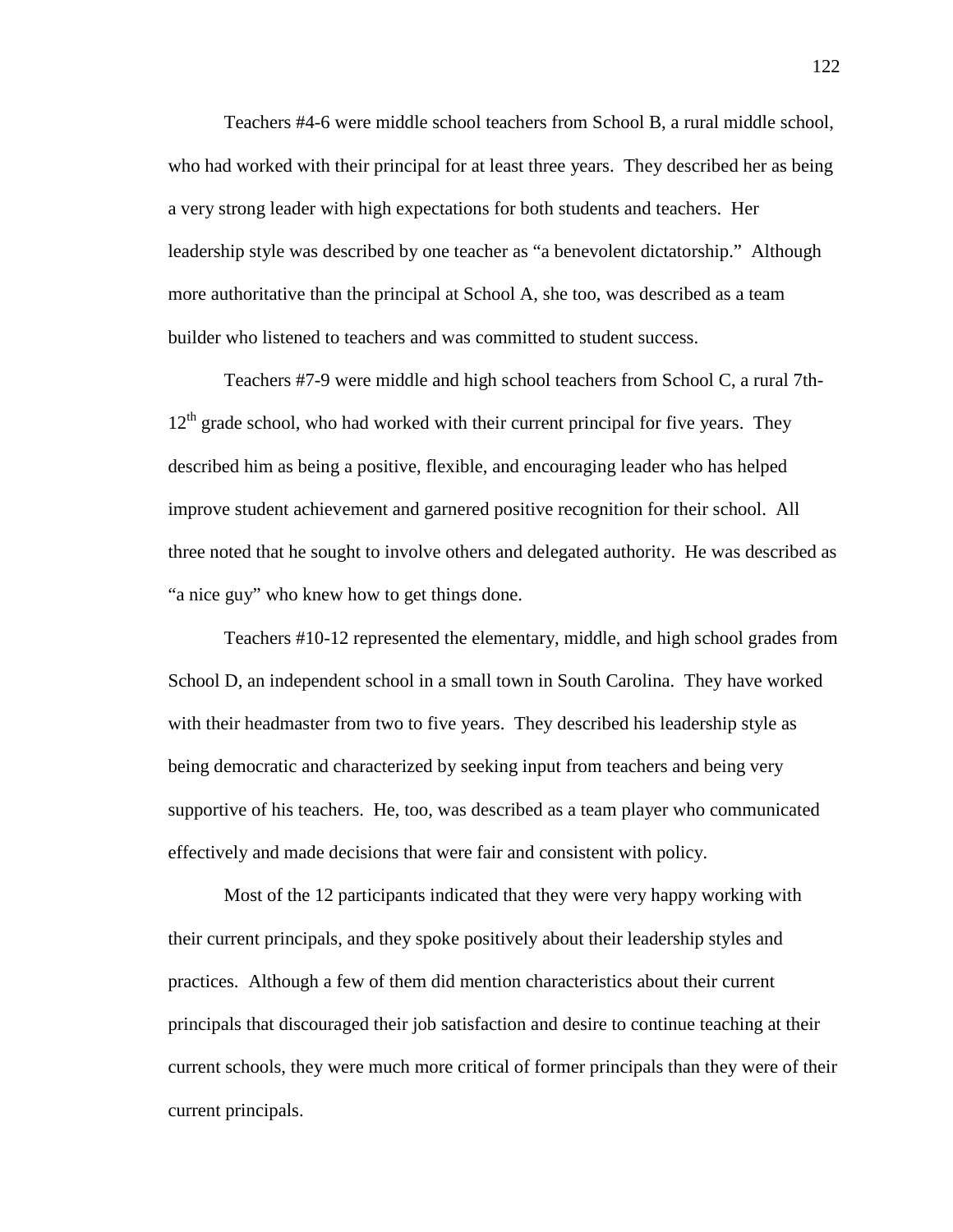Teachers #4-6 were middle school teachers from School B, a rural middle school, who had worked with their principal for at least three years. They described her as being a very strong leader with high expectations for both students and teachers. Her leadership style was described by one teacher as "a benevolent dictatorship." Although more authoritative than the principal at School A, she too, was described as a team builder who listened to teachers and was committed to student success.

Teachers #7-9 were middle and high school teachers from School C, a rural 7th-12th grade school, who had worked with their current principal for five years. They described him as being a positive, flexible, and encouraging leader who has helped improve student achievement and garnered positive recognition for their school. All three noted that he sought to involve others and delegated authority. He was described as "a nice guy" who knew how to get things done.

Teachers #10-12 represented the elementary, middle, and high school grades from School D, an independent school in a small town in South Carolina. They have worked with their headmaster from two to five years. They described his leadership style as being democratic and characterized by seeking input from teachers and being very supportive of his teachers. He, too, was described as a team player who communicated effectively and made decisions that were fair and consistent with policy.

Most of the 12 participants indicated that they were very happy working with their current principals, and they spoke positively about their leadership styles and practices. Although a few of them did mention characteristics about their current principals that discouraged their job satisfaction and desire to continue teaching at their current schools, they were much more critical of former principals than they were of their current principals.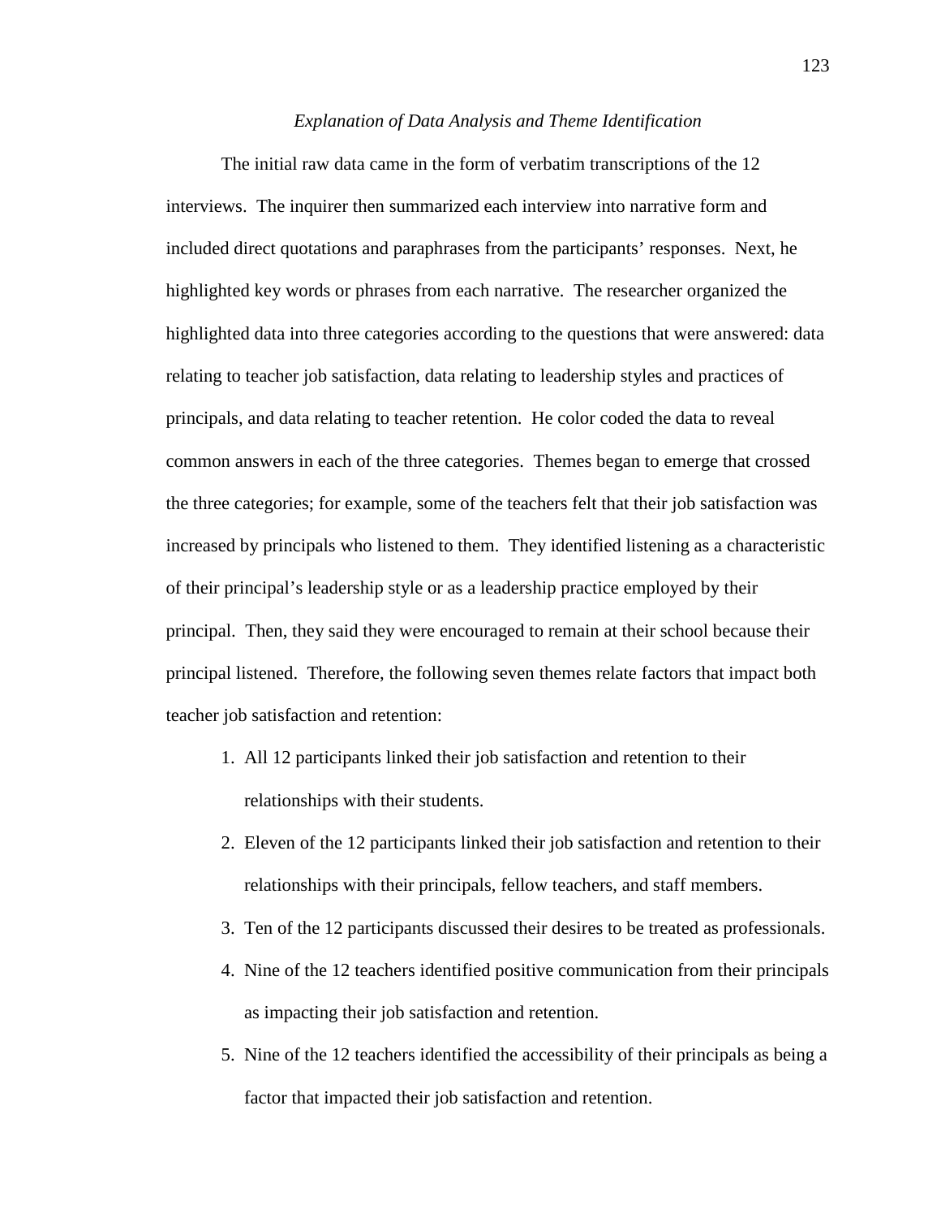*Explanation of Data Analysis and Theme Identification*

The initial raw data came in the form of verbatim transcriptions of the 12 interviews. The inquirer then summarized each interview into narrative form and included direct quotations and paraphrases from the participants' responses. Next, he highlighted key words or phrases from each narrative. The researcher organized the highlighted data into three categories according to the questions that were answered: data relating to teacher job satisfaction, data relating to leadership styles and practices of principals, and data relating to teacher retention. He color coded the data to reveal common answers in each of the three categories. Themes began to emerge that crossed the three categories; for example, some of the teachers felt that their job satisfaction was increased by principals who listened to them. They identified listening as a characteristic of their principal's leadership style or as a leadership practice employed by their principal. Then, they said they were encouraged to remain at their school because their principal listened. Therefore, the following seven themes relate factors that impact both teacher job satisfaction and retention:

1. All 12 participants linked their job satisfaction and retention to their relationships with their students.
2. Eleven of the 12 participants linked their job satisfaction and retention to their relationships with their principals, fellow teachers, and staff members.
3. Ten of the 12 participants discussed their desires to be treated as professionals.
4. Nine of the 12 teachers identified positive communication from their principals as impacting their job satisfaction and retention.
5. Nine of the 12 teachers identified the accessibility of their principals as being a factor that impacted their job satisfaction and retention.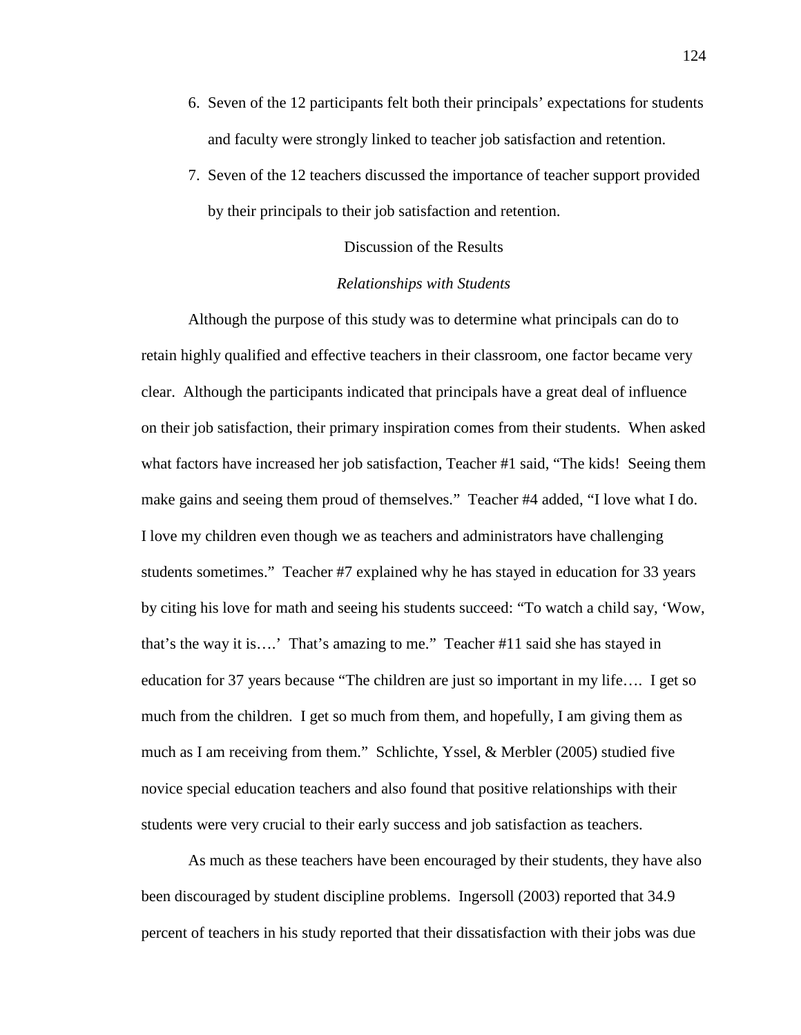6. Seven of the 12 participants felt both their principals' expectations for students and faculty were strongly linked to teacher job satisfaction and retention.
7. Seven of the 12 teachers discussed the importance of teacher support provided by their principals to their job satisfaction and retention.

## Discussion of the Results

### *Relationships with Students*

Although the purpose of this study was to determine what principals can do to retain highly qualified and effective teachers in their classroom, one factor became very clear. Although the participants indicated that principals have a great deal of influence on their job satisfaction, their primary inspiration comes from their students. When asked what factors have increased her job satisfaction, Teacher #1 said, "The kids! Seeing them make gains and seeing them proud of themselves." Teacher #4 added, "I love what I do. I love my children even though we as teachers and administrators have challenging students sometimes." Teacher #7 explained why he has stayed in education for 33 years by citing his love for math and seeing his students succeed: "To watch a child say, 'Wow, that's the way it is….' That's amazing to me." Teacher #11 said she has stayed in education for 37 years because "The children are just so important in my life…. I get so much from the children. I get so much from them, and hopefully, I am giving them as much as I am receiving from them." Schlichte, Yssel, & Merbler (2005) studied five novice special education teachers and also found that positive relationships with their students were very crucial to their early success and job satisfaction as teachers.

As much as these teachers have been encouraged by their students, they have also been discouraged by student discipline problems. Ingersoll (2003) reported that 34.9 percent of teachers in his study reported that their dissatisfaction with their jobs was due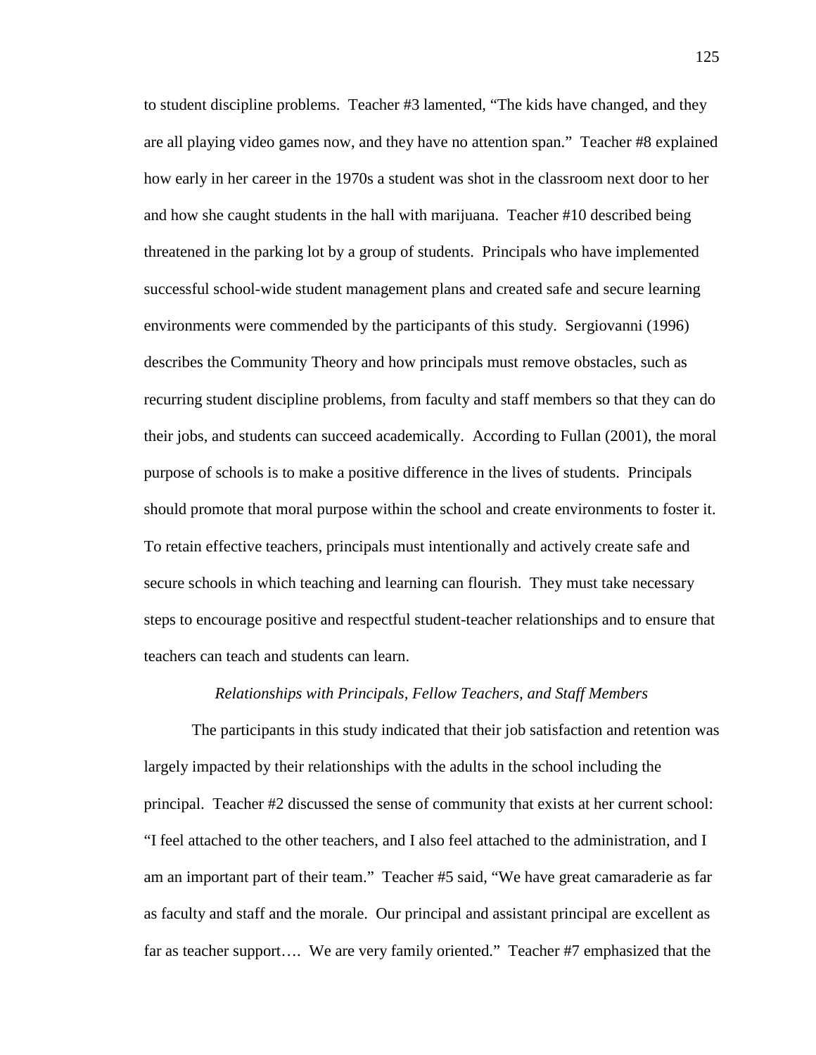to student discipline problems. Teacher #3 lamented, "The kids have changed, and they are all playing video games now, and they have no attention span." Teacher #8 explained how early in her career in the 1970s a student was shot in the classroom next door to her and how she caught students in the hall with marijuana. Teacher #10 described being threatened in the parking lot by a group of students. Principals who have implemented successful school-wide student management plans and created safe and secure learning environments were commended by the participants of this study. Sergiovanni (1996) describes the Community Theory and how principals must remove obstacles, such as recurring student discipline problems, from faculty and staff members so that they can do their jobs, and students can succeed academically. According to Fullan (2001), the moral purpose of schools is to make a positive difference in the lives of students. Principals should promote that moral purpose within the school and create environments to foster it. To retain effective teachers, principals must intentionally and actively create safe and secure schools in which teaching and learning can flourish. They must take necessary steps to encourage positive and respectful student-teacher relationships and to ensure that teachers can teach and students can learn.

*Relationships with Principals, Fellow Teachers, and Staff Members*

The participants in this study indicated that their job satisfaction and retention was largely impacted by their relationships with the adults in the school including the principal. Teacher #2 discussed the sense of community that exists at her current school: "I feel attached to the other teachers, and I also feel attached to the administration, and I am an important part of their team." Teacher #5 said, "We have great camaraderie as far as faculty and staff and the morale. Our principal and assistant principal are excellent as far as teacher support…. We are very family oriented." Teacher #7 emphasized that the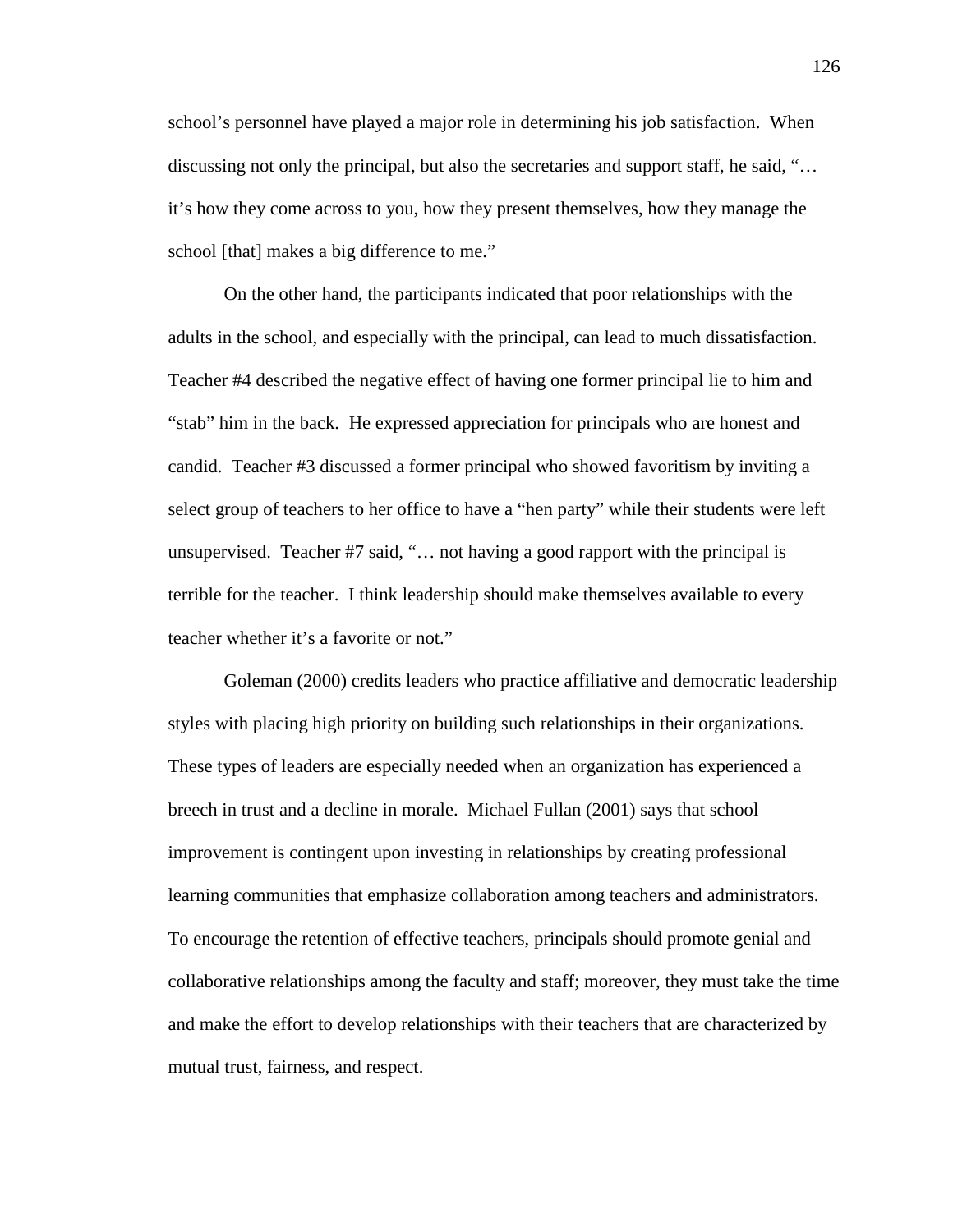school's personnel have played a major role in determining his job satisfaction. When discussing not only the principal, but also the secretaries and support staff, he said, "… it's how they come across to you, how they present themselves, how they manage the school [that] makes a big difference to me."

On the other hand, the participants indicated that poor relationships with the adults in the school, and especially with the principal, can lead to much dissatisfaction. Teacher #4 described the negative effect of having one former principal lie to him and "stab" him in the back. He expressed appreciation for principals who are honest and candid. Teacher #3 discussed a former principal who showed favoritism by inviting a select group of teachers to her office to have a "hen party" while their students were left unsupervised. Teacher #7 said, "… not having a good rapport with the principal is terrible for the teacher. I think leadership should make themselves available to every teacher whether it's a favorite or not."

Goleman (2000) credits leaders who practice affiliative and democratic leadership styles with placing high priority on building such relationships in their organizations. These types of leaders are especially needed when an organization has experienced a breech in trust and a decline in morale. Michael Fullan (2001) says that school improvement is contingent upon investing in relationships by creating professional learning communities that emphasize collaboration among teachers and administrators. To encourage the retention of effective teachers, principals should promote genial and collaborative relationships among the faculty and staff; moreover, they must take the time and make the effort to develop relationships with their teachers that are characterized by mutual trust, fairness, and respect.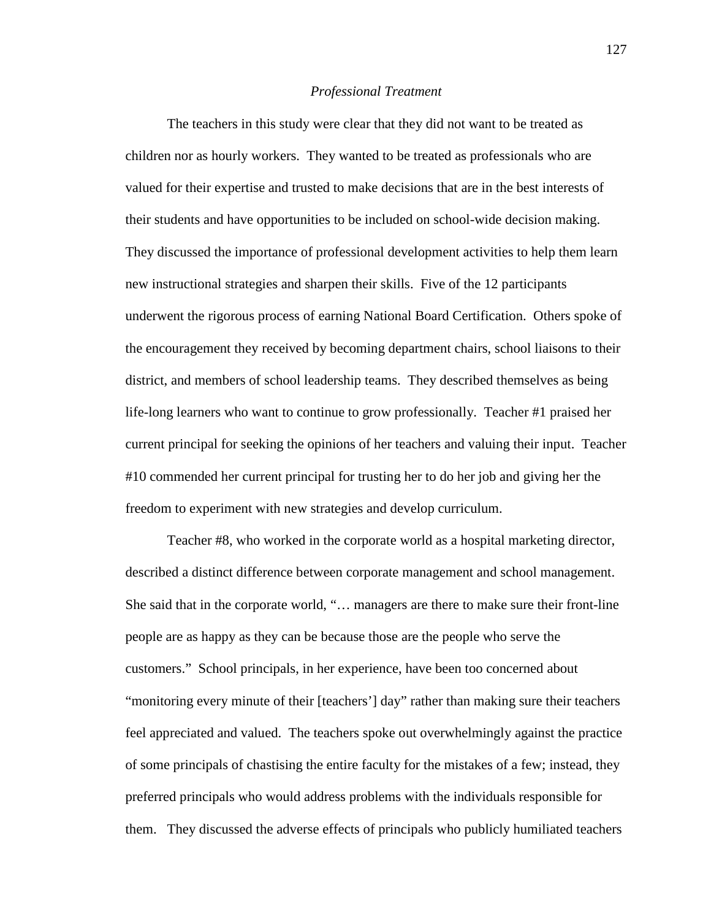*Professional Treatment*

The teachers in this study were clear that they did not want to be treated as children nor as hourly workers. They wanted to be treated as professionals who are valued for their expertise and trusted to make decisions that are in the best interests of their students and have opportunities to be included on school-wide decision making. They discussed the importance of professional development activities to help them learn new instructional strategies and sharpen their skills. Five of the 12 participants underwent the rigorous process of earning National Board Certification. Others spoke of the encouragement they received by becoming department chairs, school liaisons to their district, and members of school leadership teams. They described themselves as being life-long learners who want to continue to grow professionally. Teacher #1 praised her current principal for seeking the opinions of her teachers and valuing their input. Teacher #10 commended her current principal for trusting her to do her job and giving her the freedom to experiment with new strategies and develop curriculum.

Teacher #8, who worked in the corporate world as a hospital marketing director, described a distinct difference between corporate management and school management. She said that in the corporate world, "… managers are there to make sure their front-line people are as happy as they can be because those are the people who serve the customers." School principals, in her experience, have been too concerned about "monitoring every minute of their [teachers'] day" rather than making sure their teachers feel appreciated and valued. The teachers spoke out overwhelmingly against the practice of some principals of chastising the entire faculty for the mistakes of a few; instead, they preferred principals who would address problems with the individuals responsible for them. They discussed the adverse effects of principals who publicly humiliated teachers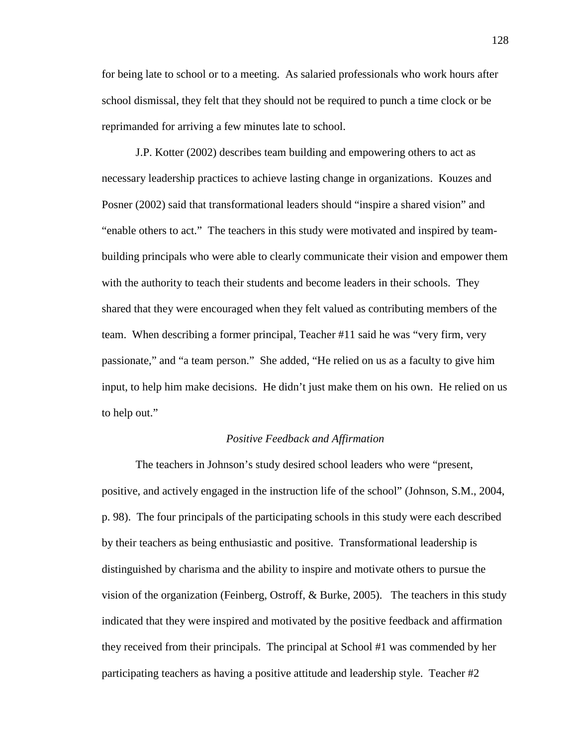for being late to school or to a meeting. As salaried professionals who work hours after school dismissal, they felt that they should not be required to punch a time clock or be reprimanded for arriving a few minutes late to school.

J.P. Kotter (2002) describes team building and empowering others to act as necessary leadership practices to achieve lasting change in organizations. Kouzes and Posner (2002) said that transformational leaders should "inspire a shared vision" and "enable others to act." The teachers in this study were motivated and inspired by team-building principals who were able to clearly communicate their vision and empower them with the authority to teach their students and become leaders in their schools. They shared that they were encouraged when they felt valued as contributing members of the team. When describing a former principal, Teacher #11 said he was "very firm, very passionate," and "a team person." She added, "He relied on us as a faculty to give him input, to help him make decisions. He didn't just make them on his own. He relied on us to help out."

*Positive Feedback and Affirmation*

The teachers in Johnson's study desired school leaders who were "present, positive, and actively engaged in the instruction life of the school" (Johnson, S.M., 2004, p. 98). The four principals of the participating schools in this study were each described by their teachers as being enthusiastic and positive. Transformational leadership is distinguished by charisma and the ability to inspire and motivate others to pursue the vision of the organization (Feinberg, Ostroff, & Burke, 2005). The teachers in this study indicated that they were inspired and motivated by the positive feedback and affirmation they received from their principals. The principal at School #1 was commended by her participating teachers as having a positive attitude and leadership style. Teacher #2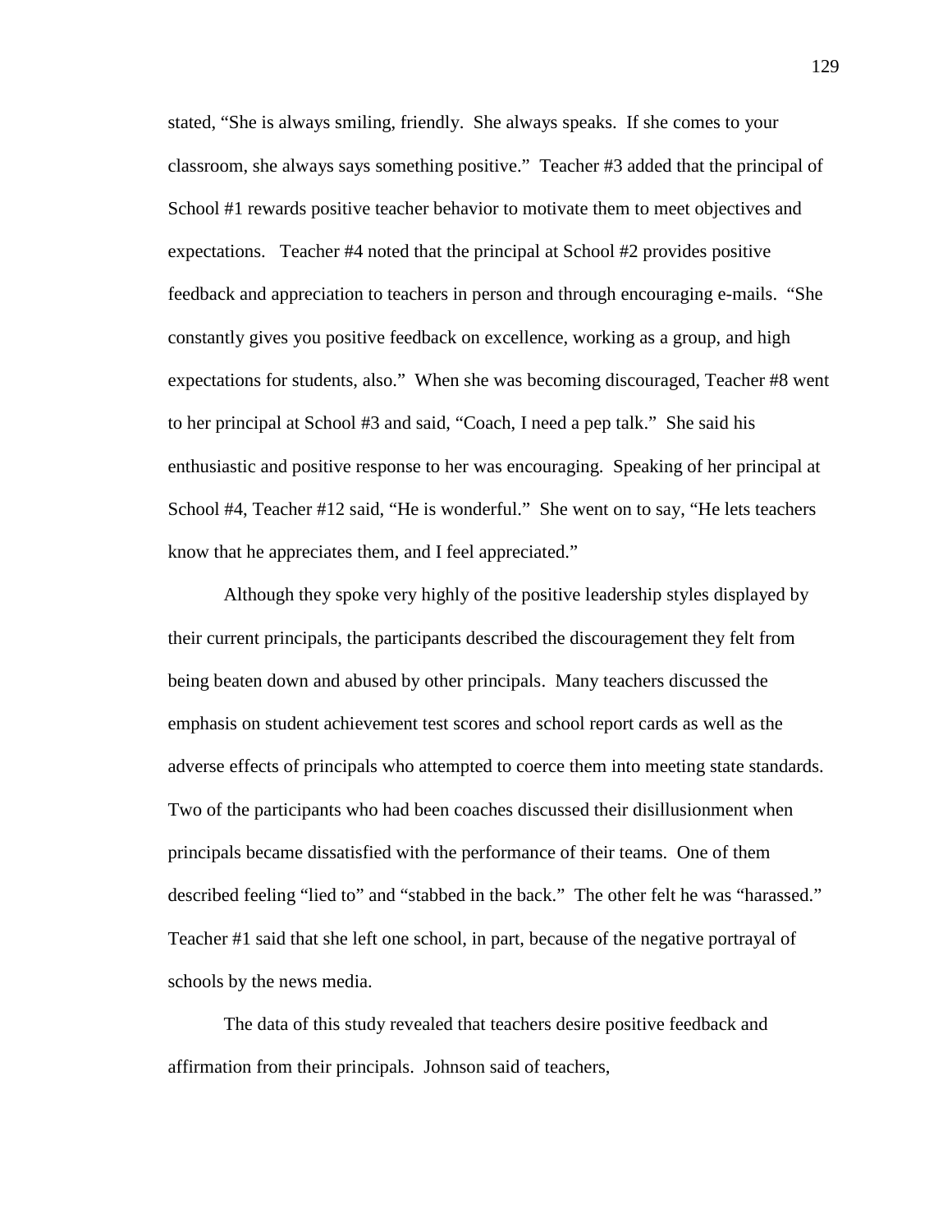stated, "She is always smiling, friendly. She always speaks. If she comes to your classroom, she always says something positive." Teacher #3 added that the principal of School #1 rewards positive teacher behavior to motivate them to meet objectives and expectations. Teacher #4 noted that the principal at School #2 provides positive feedback and appreciation to teachers in person and through encouraging e-mails. "She constantly gives you positive feedback on excellence, working as a group, and high expectations for students, also." When she was becoming discouraged, Teacher #8 went to her principal at School #3 and said, "Coach, I need a pep talk." She said his enthusiastic and positive response to her was encouraging. Speaking of her principal at School #4, Teacher #12 said, "He is wonderful." She went on to say, "He lets teachers know that he appreciates them, and I feel appreciated."

Although they spoke very highly of the positive leadership styles displayed by their current principals, the participants described the discouragement they felt from being beaten down and abused by other principals. Many teachers discussed the emphasis on student achievement test scores and school report cards as well as the adverse effects of principals who attempted to coerce them into meeting state standards. Two of the participants who had been coaches discussed their disillusionment when principals became dissatisfied with the performance of their teams. One of them described feeling "lied to" and "stabbed in the back." The other felt he was "harassed." Teacher #1 said that she left one school, in part, because of the negative portrayal of schools by the news media.

The data of this study revealed that teachers desire positive feedback and affirmation from their principals. Johnson said of teachers,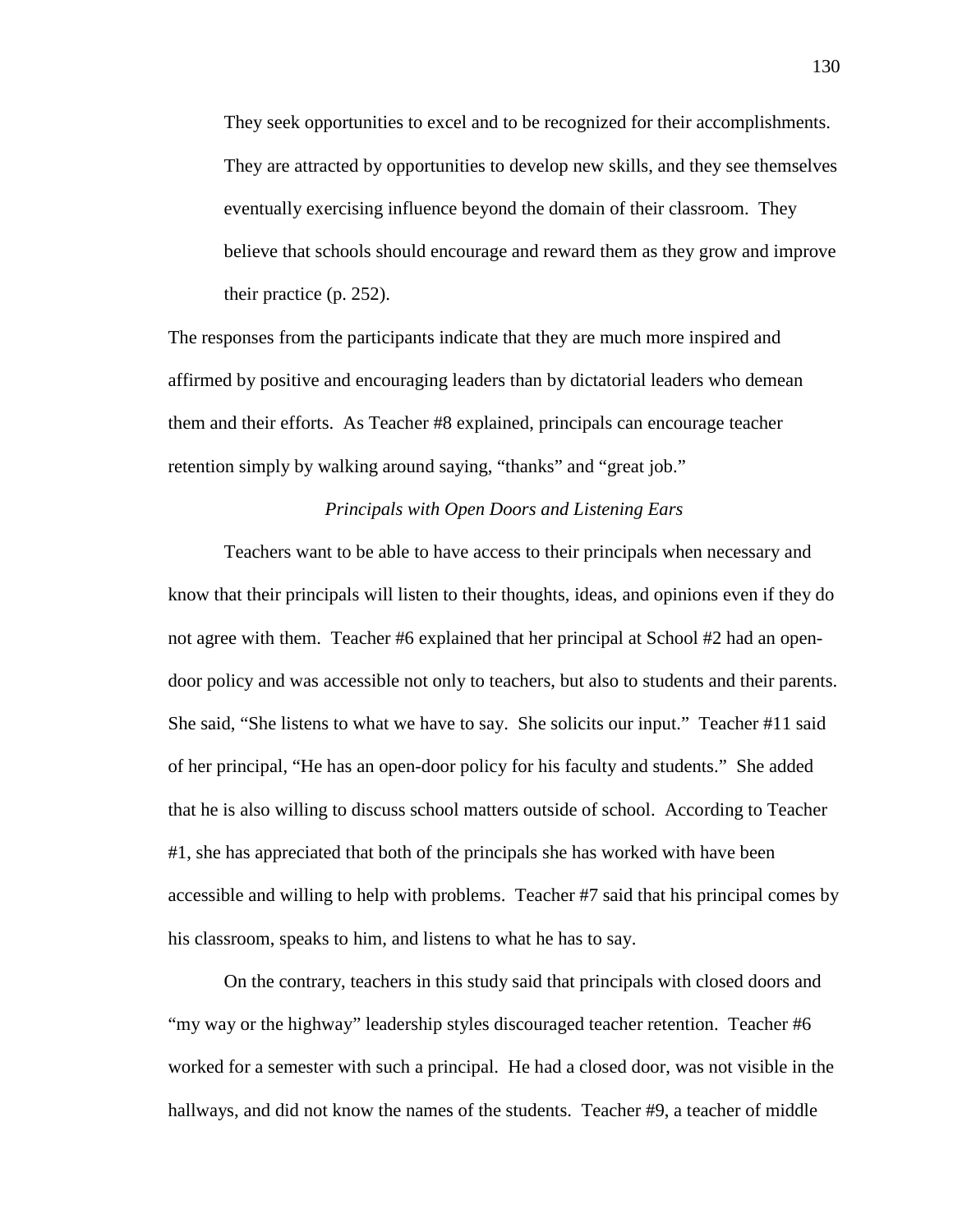> They seek opportunities to excel and to be recognized for their accomplishments. They are attracted by opportunities to develop new skills, and they see themselves eventually exercising influence beyond the domain of their classroom. They believe that schools should encourage and reward them as they grow and improve their practice (p. 252).

The responses from the participants indicate that they are much more inspired and affirmed by positive and encouraging leaders than by dictatorial leaders who demean them and their efforts. As Teacher #8 explained, principals can encourage teacher retention simply by walking around saying, "thanks" and "great job."

*Principals with Open Doors and Listening Ears*

Teachers want to be able to have access to their principals when necessary and know that their principals will listen to their thoughts, ideas, and opinions even if they do not agree with them. Teacher #6 explained that her principal at School #2 had an open-door policy and was accessible not only to teachers, but also to students and their parents. She said, "She listens to what we have to say. She solicits our input." Teacher #11 said of her principal, "He has an open-door policy for his faculty and students." She added that he is also willing to discuss school matters outside of school. According to Teacher #1, she has appreciated that both of the principals she has worked with have been accessible and willing to help with problems. Teacher #7 said that his principal comes by his classroom, speaks to him, and listens to what he has to say.

On the contrary, teachers in this study said that principals with closed doors and "my way or the highway" leadership styles discouraged teacher retention. Teacher #6 worked for a semester with such a principal. He had a closed door, was not visible in the hallways, and did not know the names of the students. Teacher #9, a teacher of middle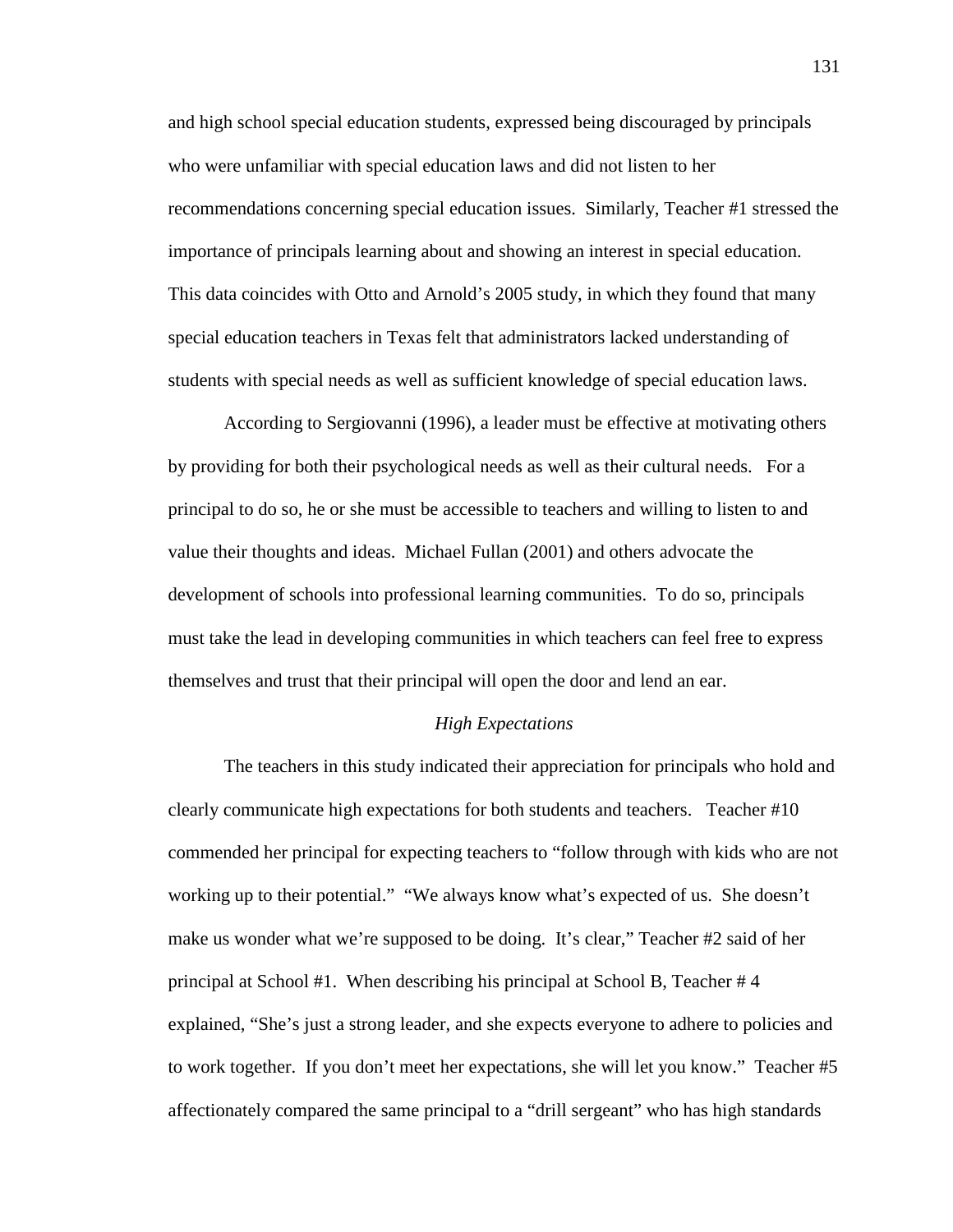and high school special education students, expressed being discouraged by principals who were unfamiliar with special education laws and did not listen to her recommendations concerning special education issues. Similarly, Teacher #1 stressed the importance of principals learning about and showing an interest in special education. This data coincides with Otto and Arnold's 2005 study, in which they found that many special education teachers in Texas felt that administrators lacked understanding of students with special needs as well as sufficient knowledge of special education laws.

According to Sergiovanni (1996), a leader must be effective at motivating others by providing for both their psychological needs as well as their cultural needs. For a principal to do so, he or she must be accessible to teachers and willing to listen to and value their thoughts and ideas. Michael Fullan (2001) and others advocate the development of schools into professional learning communities. To do so, principals must take the lead in developing communities in which teachers can feel free to express themselves and trust that their principal will open the door and lend an ear.

### *High Expectations*

The teachers in this study indicated their appreciation for principals who hold and clearly communicate high expectations for both students and teachers. Teacher #10 commended her principal for expecting teachers to "follow through with kids who are not working up to their potential." "We always know what's expected of us. She doesn't make us wonder what we're supposed to be doing. It's clear," Teacher #2 said of her principal at School #1. When describing his principal at School B, Teacher # 4 explained, "She's just a strong leader, and she expects everyone to adhere to policies and to work together. If you don't meet her expectations, she will let you know." Teacher #5 affectionately compared the same principal to a "drill sergeant" who has high standards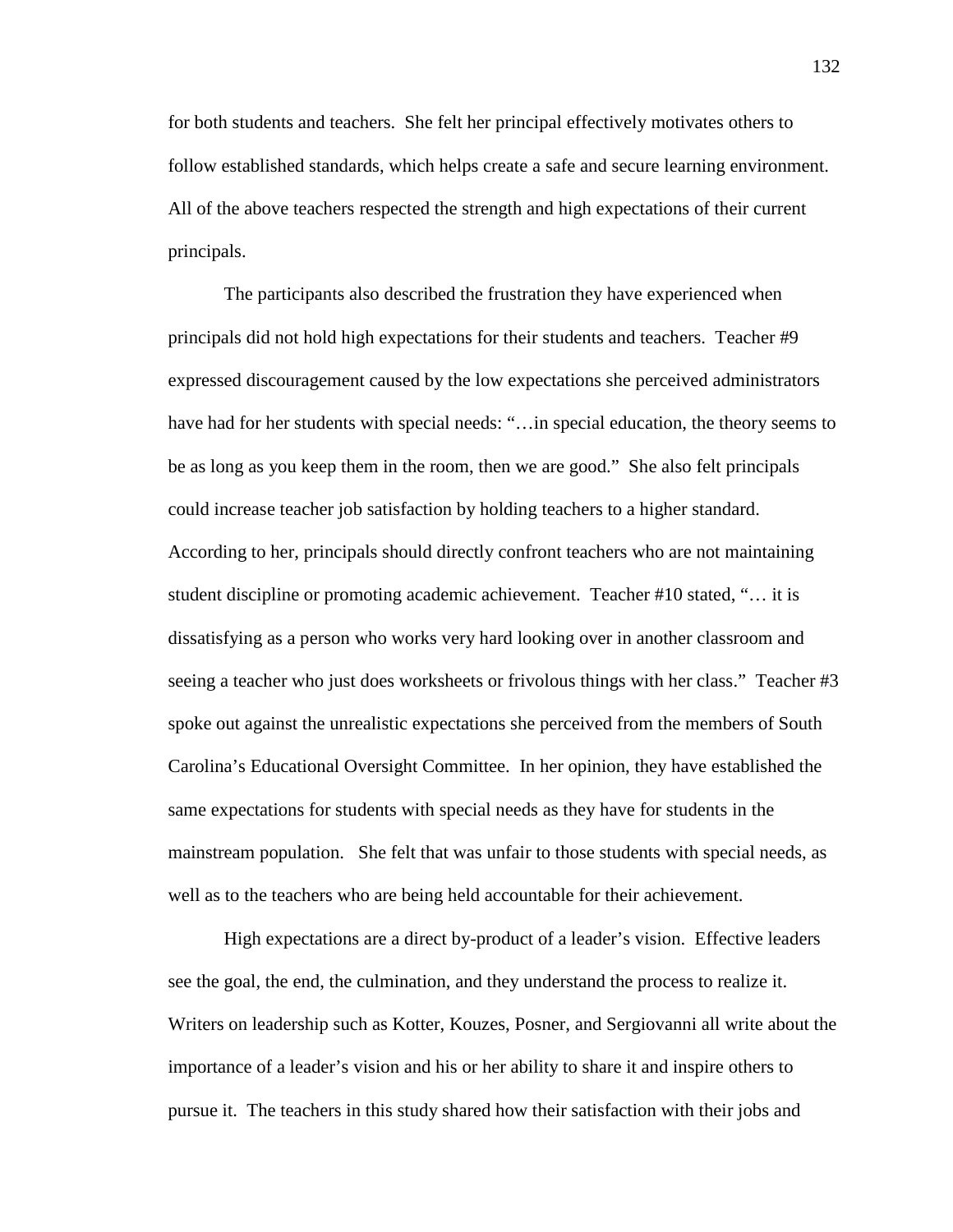for both students and teachers. She felt her principal effectively motivates others to follow established standards, which helps create a safe and secure learning environment. All of the above teachers respected the strength and high expectations of their current principals.

The participants also described the frustration they have experienced when principals did not hold high expectations for their students and teachers. Teacher #9 expressed discouragement caused by the low expectations she perceived administrators have had for her students with special needs: "…in special education, the theory seems to be as long as you keep them in the room, then we are good." She also felt principals could increase teacher job satisfaction by holding teachers to a higher standard. According to her, principals should directly confront teachers who are not maintaining student discipline or promoting academic achievement. Teacher #10 stated, "… it is dissatisfying as a person who works very hard looking over in another classroom and seeing a teacher who just does worksheets or frivolous things with her class." Teacher #3 spoke out against the unrealistic expectations she perceived from the members of South Carolina's Educational Oversight Committee. In her opinion, they have established the same expectations for students with special needs as they have for students in the mainstream population. She felt that was unfair to those students with special needs, as well as to the teachers who are being held accountable for their achievement.

High expectations are a direct by-product of a leader's vision. Effective leaders see the goal, the end, the culmination, and they understand the process to realize it. Writers on leadership such as Kotter, Kouzes, Posner, and Sergiovanni all write about the importance of a leader's vision and his or her ability to share it and inspire others to pursue it. The teachers in this study shared how their satisfaction with their jobs and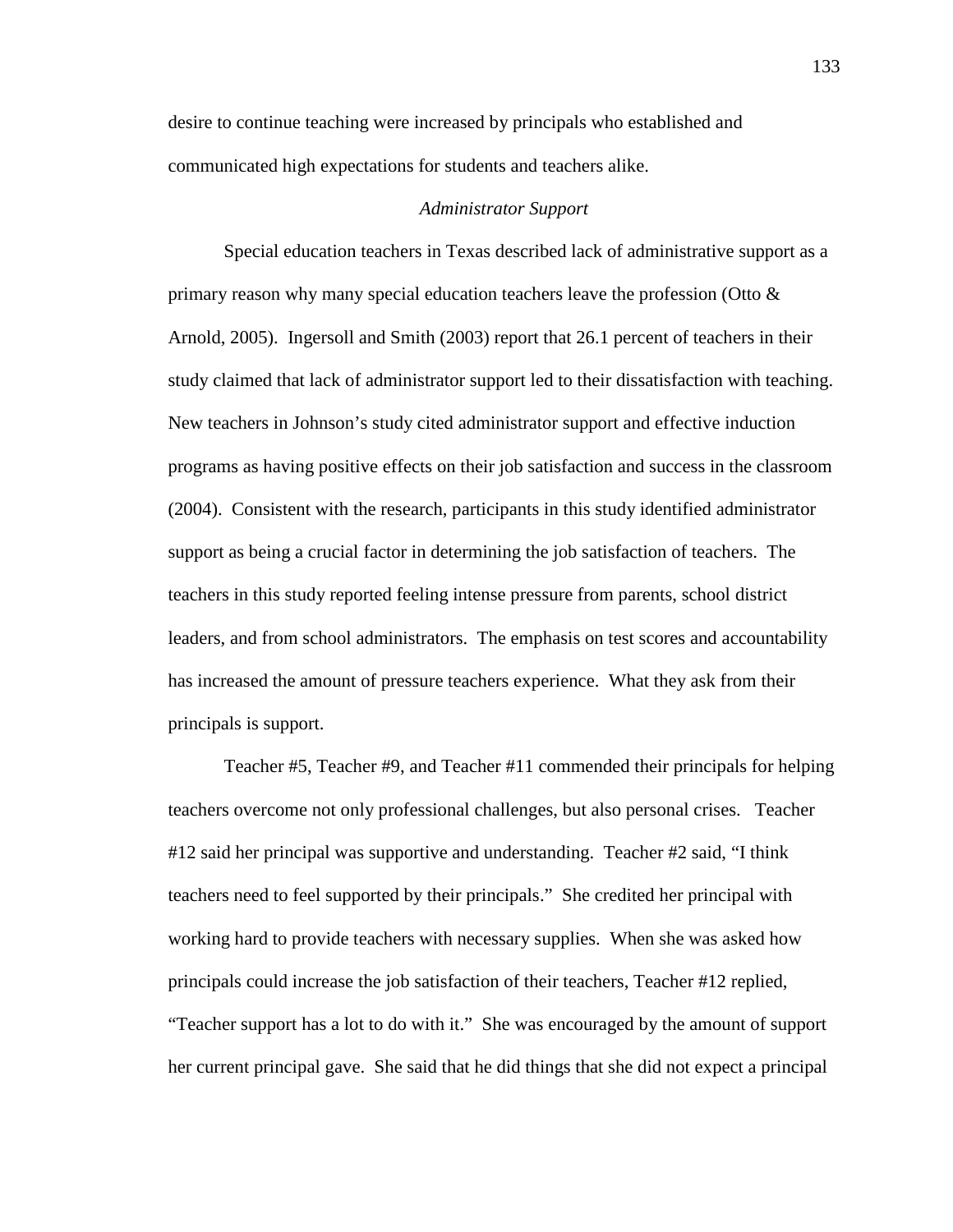desire to continue teaching were increased by principals who established and communicated high expectations for students and teachers alike.

### *Administrator Support*

Special education teachers in Texas described lack of administrative support as a primary reason why many special education teachers leave the profession (Otto & Arnold, 2005). Ingersoll and Smith (2003) report that 26.1 percent of teachers in their study claimed that lack of administrator support led to their dissatisfaction with teaching. New teachers in Johnson's study cited administrator support and effective induction programs as having positive effects on their job satisfaction and success in the classroom (2004). Consistent with the research, participants in this study identified administrator support as being a crucial factor in determining the job satisfaction of teachers. The teachers in this study reported feeling intense pressure from parents, school district leaders, and from school administrators. The emphasis on test scores and accountability has increased the amount of pressure teachers experience. What they ask from their principals is support.

Teacher #5, Teacher #9, and Teacher #11 commended their principals for helping teachers overcome not only professional challenges, but also personal crises. Teacher #12 said her principal was supportive and understanding. Teacher #2 said, "I think teachers need to feel supported by their principals." She credited her principal with working hard to provide teachers with necessary supplies. When she was asked how principals could increase the job satisfaction of their teachers, Teacher #12 replied, "Teacher support has a lot to do with it." She was encouraged by the amount of support her current principal gave. She said that he did things that she did not expect a principal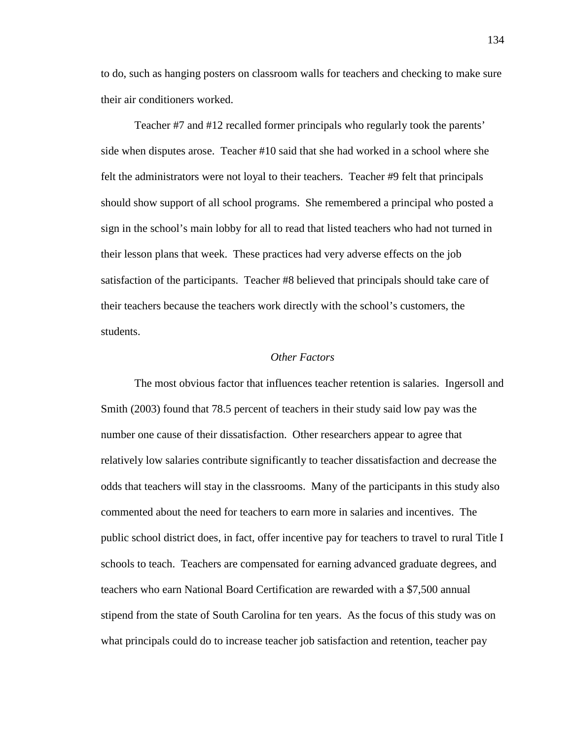to do, such as hanging posters on classroom walls for teachers and checking to make sure their air conditioners worked.

Teacher #7 and #12 recalled former principals who regularly took the parents' side when disputes arose. Teacher #10 said that she had worked in a school where she felt the administrators were not loyal to their teachers. Teacher #9 felt that principals should show support of all school programs. She remembered a principal who posted a sign in the school's main lobby for all to read that listed teachers who had not turned in their lesson plans that week. These practices had very adverse effects on the job satisfaction of the participants. Teacher #8 believed that principals should take care of their teachers because the teachers work directly with the school's customers, the students.

### *Other Factors*

The most obvious factor that influences teacher retention is salaries. Ingersoll and Smith (2003) found that 78.5 percent of teachers in their study said low pay was the number one cause of their dissatisfaction. Other researchers appear to agree that relatively low salaries contribute significantly to teacher dissatisfaction and decrease the odds that teachers will stay in the classrooms. Many of the participants in this study also commented about the need for teachers to earn more in salaries and incentives. The public school district does, in fact, offer incentive pay for teachers to travel to rural Title I schools to teach. Teachers are compensated for earning advanced graduate degrees, and teachers who earn National Board Certification are rewarded with a $7,500 annual stipend from the state of South Carolina for ten years. As the focus of this study was on what principals could do to increase teacher job satisfaction and retention, teacher pay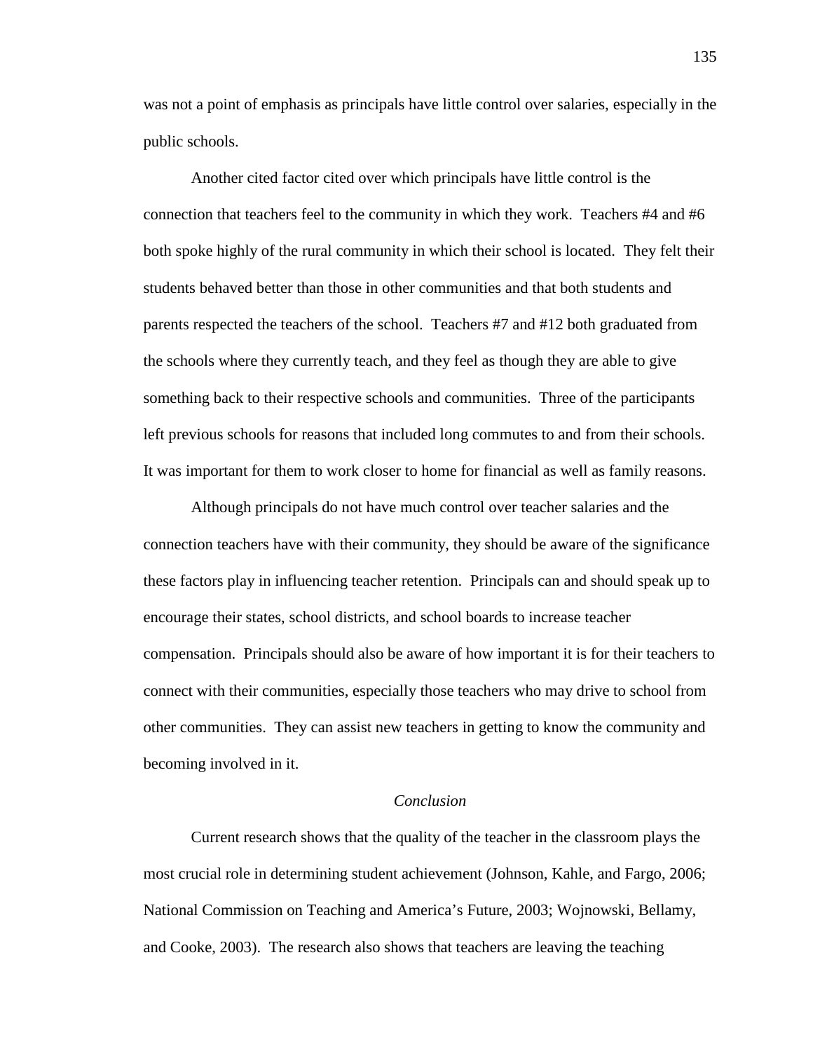was not a point of emphasis as principals have little control over salaries, especially in the public schools.

Another cited factor cited over which principals have little control is the connection that teachers feel to the community in which they work. Teachers #4 and #6 both spoke highly of the rural community in which their school is located. They felt their students behaved better than those in other communities and that both students and parents respected the teachers of the school. Teachers #7 and #12 both graduated from the schools where they currently teach, and they feel as though they are able to give something back to their respective schools and communities. Three of the participants left previous schools for reasons that included long commutes to and from their schools. It was important for them to work closer to home for financial as well as family reasons.

Although principals do not have much control over teacher salaries and the connection teachers have with their community, they should be aware of the significance these factors play in influencing teacher retention. Principals can and should speak up to encourage their states, school districts, and school boards to increase teacher compensation. Principals should also be aware of how important it is for their teachers to connect with their communities, especially those teachers who may drive to school from other communities. They can assist new teachers in getting to know the community and becoming involved in it.

### *Conclusion*

Current research shows that the quality of the teacher in the classroom plays the most crucial role in determining student achievement (Johnson, Kahle, and Fargo, 2006; National Commission on Teaching and America's Future, 2003; Wojnowski, Bellamy, and Cooke, 2003). The research also shows that teachers are leaving the teaching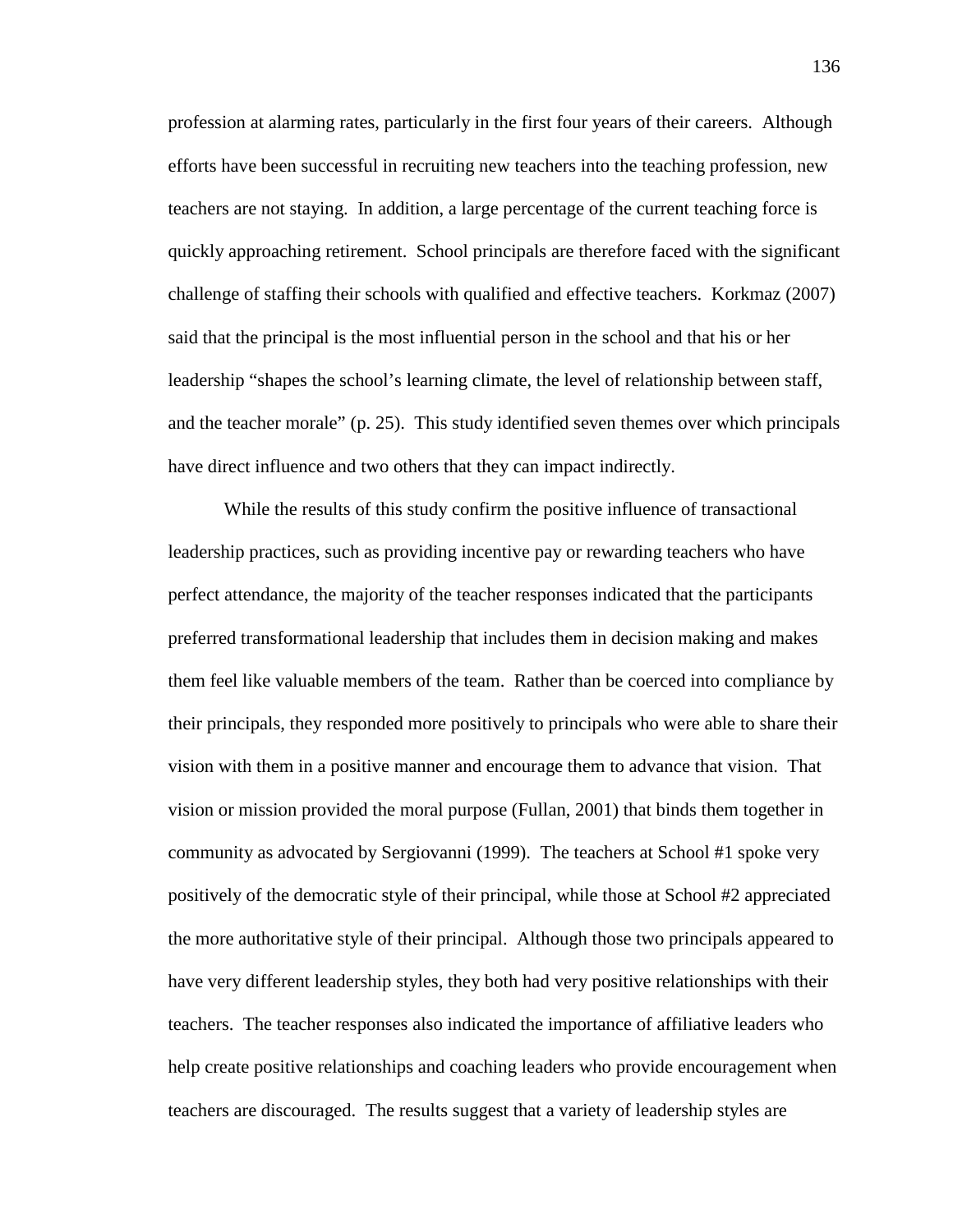profession at alarming rates, particularly in the first four years of their careers. Although efforts have been successful in recruiting new teachers into the teaching profession, new teachers are not staying. In addition, a large percentage of the current teaching force is quickly approaching retirement. School principals are therefore faced with the significant challenge of staffing their schools with qualified and effective teachers. Korkmaz (2007) said that the principal is the most influential person in the school and that his or her leadership "shapes the school's learning climate, the level of relationship between staff, and the teacher morale" (p. 25). This study identified seven themes over which principals have direct influence and two others that they can impact indirectly.

While the results of this study confirm the positive influence of transactional leadership practices, such as providing incentive pay or rewarding teachers who have perfect attendance, the majority of the teacher responses indicated that the participants preferred transformational leadership that includes them in decision making and makes them feel like valuable members of the team. Rather than be coerced into compliance by their principals, they responded more positively to principals who were able to share their vision with them in a positive manner and encourage them to advance that vision. That vision or mission provided the moral purpose (Fullan, 2001) that binds them together in community as advocated by Sergiovanni (1999). The teachers at School #1 spoke very positively of the democratic style of their principal, while those at School #2 appreciated the more authoritative style of their principal. Although those two principals appeared to have very different leadership styles, they both had very positive relationships with their teachers. The teacher responses also indicated the importance of affiliative leaders who help create positive relationships and coaching leaders who provide encouragement when teachers are discouraged. The results suggest that a variety of leadership styles are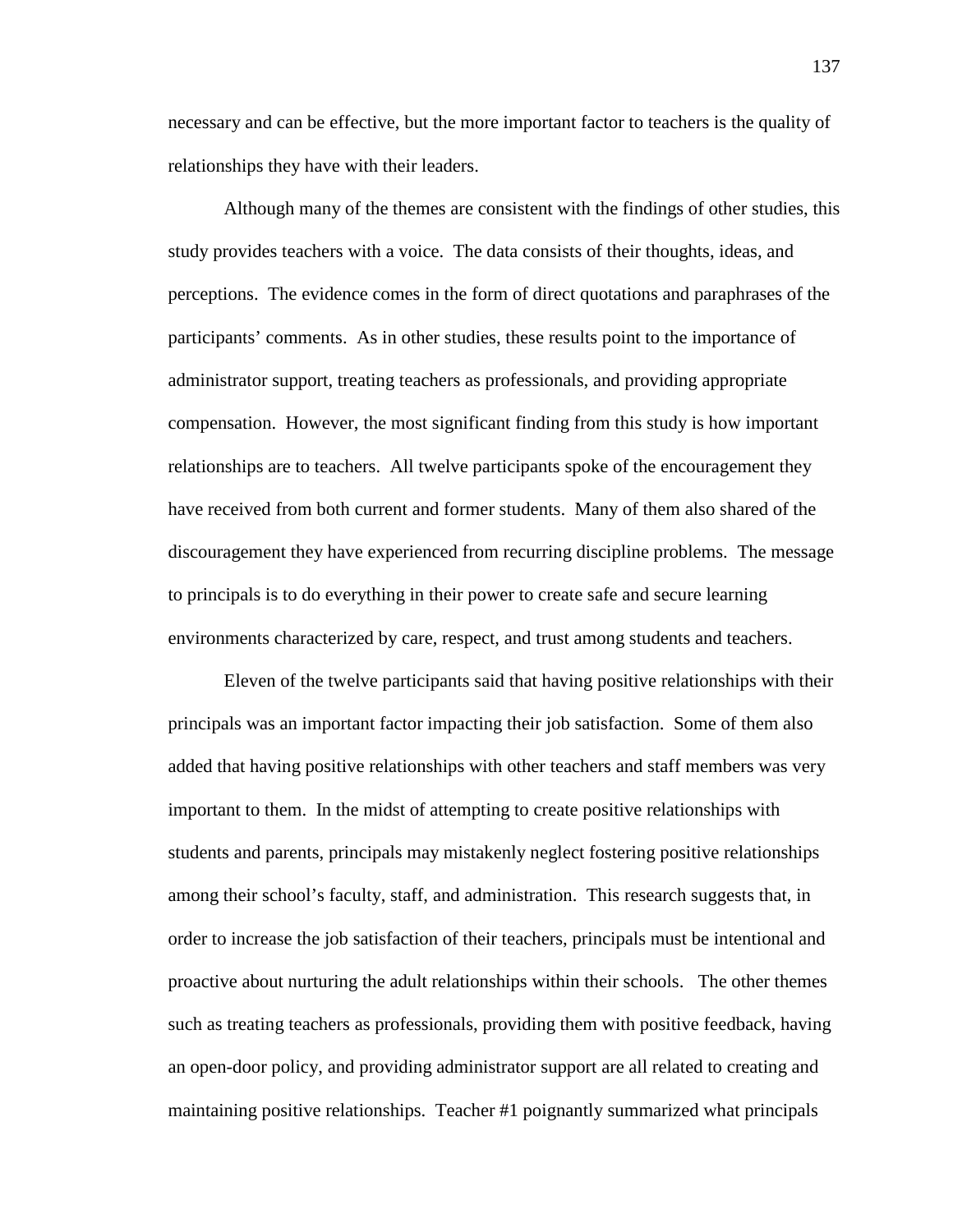necessary and can be effective, but the more important factor to teachers is the quality of relationships they have with their leaders.

Although many of the themes are consistent with the findings of other studies, this study provides teachers with a voice. The data consists of their thoughts, ideas, and perceptions. The evidence comes in the form of direct quotations and paraphrases of the participants' comments. As in other studies, these results point to the importance of administrator support, treating teachers as professionals, and providing appropriate compensation. However, the most significant finding from this study is how important relationships are to teachers. All twelve participants spoke of the encouragement they have received from both current and former students. Many of them also shared of the discouragement they have experienced from recurring discipline problems. The message to principals is to do everything in their power to create safe and secure learning environments characterized by care, respect, and trust among students and teachers.

Eleven of the twelve participants said that having positive relationships with their principals was an important factor impacting their job satisfaction. Some of them also added that having positive relationships with other teachers and staff members was very important to them. In the midst of attempting to create positive relationships with students and parents, principals may mistakenly neglect fostering positive relationships among their school's faculty, staff, and administration. This research suggests that, in order to increase the job satisfaction of their teachers, principals must be intentional and proactive about nurturing the adult relationships within their schools. The other themes such as treating teachers as professionals, providing them with positive feedback, having an open-door policy, and providing administrator support are all related to creating and maintaining positive relationships. Teacher #1 poignantly summarized what principals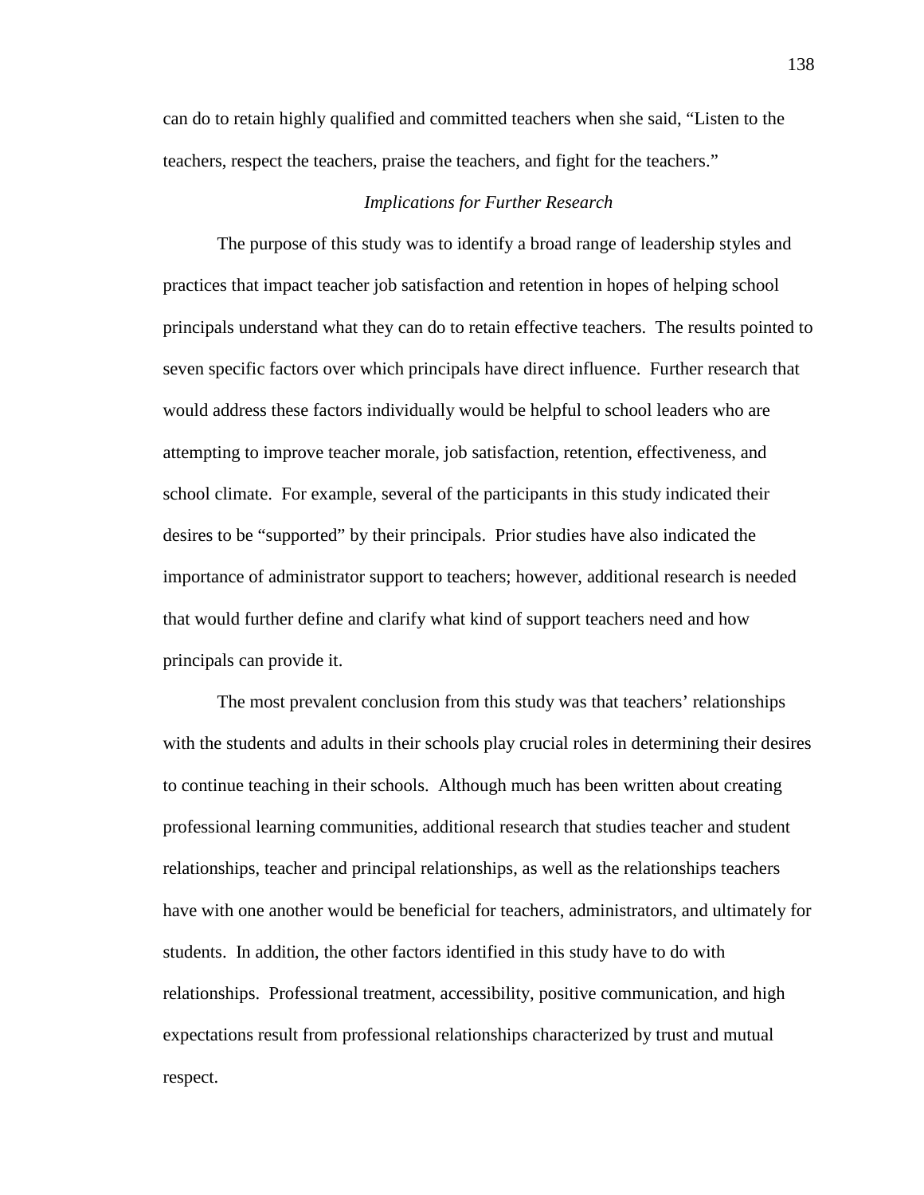can do to retain highly qualified and committed teachers when she said, "Listen to the teachers, respect the teachers, praise the teachers, and fight for the teachers."

### *Implications for Further Research*

The purpose of this study was to identify a broad range of leadership styles and practices that impact teacher job satisfaction and retention in hopes of helping school principals understand what they can do to retain effective teachers. The results pointed to seven specific factors over which principals have direct influence. Further research that would address these factors individually would be helpful to school leaders who are attempting to improve teacher morale, job satisfaction, retention, effectiveness, and school climate. For example, several of the participants in this study indicated their desires to be "supported" by their principals. Prior studies have also indicated the importance of administrator support to teachers; however, additional research is needed that would further define and clarify what kind of support teachers need and how principals can provide it.

The most prevalent conclusion from this study was that teachers' relationships with the students and adults in their schools play crucial roles in determining their desires to continue teaching in their schools. Although much has been written about creating professional learning communities, additional research that studies teacher and student relationships, teacher and principal relationships, as well as the relationships teachers have with one another would be beneficial for teachers, administrators, and ultimately for students. In addition, the other factors identified in this study have to do with relationships. Professional treatment, accessibility, positive communication, and high expectations result from professional relationships characterized by trust and mutual respect.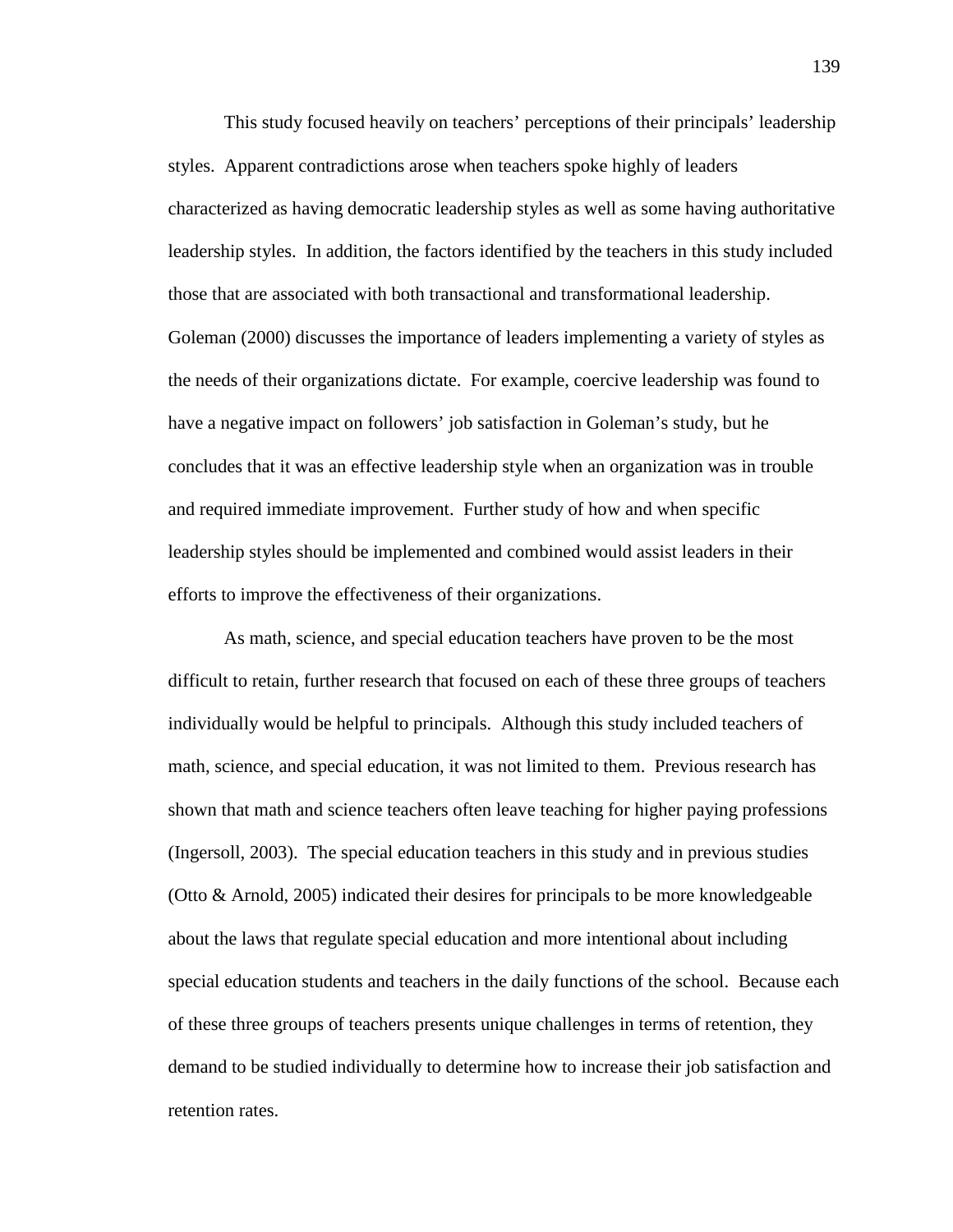This study focused heavily on teachers' perceptions of their principals' leadership styles. Apparent contradictions arose when teachers spoke highly of leaders characterized as having democratic leadership styles as well as some having authoritative leadership styles. In addition, the factors identified by the teachers in this study included those that are associated with both transactional and transformational leadership. Goleman (2000) discusses the importance of leaders implementing a variety of styles as the needs of their organizations dictate. For example, coercive leadership was found to have a negative impact on followers' job satisfaction in Goleman's study, but he concludes that it was an effective leadership style when an organization was in trouble and required immediate improvement. Further study of how and when specific leadership styles should be implemented and combined would assist leaders in their efforts to improve the effectiveness of their organizations.

As math, science, and special education teachers have proven to be the most difficult to retain, further research that focused on each of these three groups of teachers individually would be helpful to principals. Although this study included teachers of math, science, and special education, it was not limited to them. Previous research has shown that math and science teachers often leave teaching for higher paying professions (Ingersoll, 2003). The special education teachers in this study and in previous studies (Otto & Arnold, 2005) indicated their desires for principals to be more knowledgeable about the laws that regulate special education and more intentional about including special education students and teachers in the daily functions of the school. Because each of these three groups of teachers presents unique challenges in terms of retention, they demand to be studied individually to determine how to increase their job satisfaction and retention rates.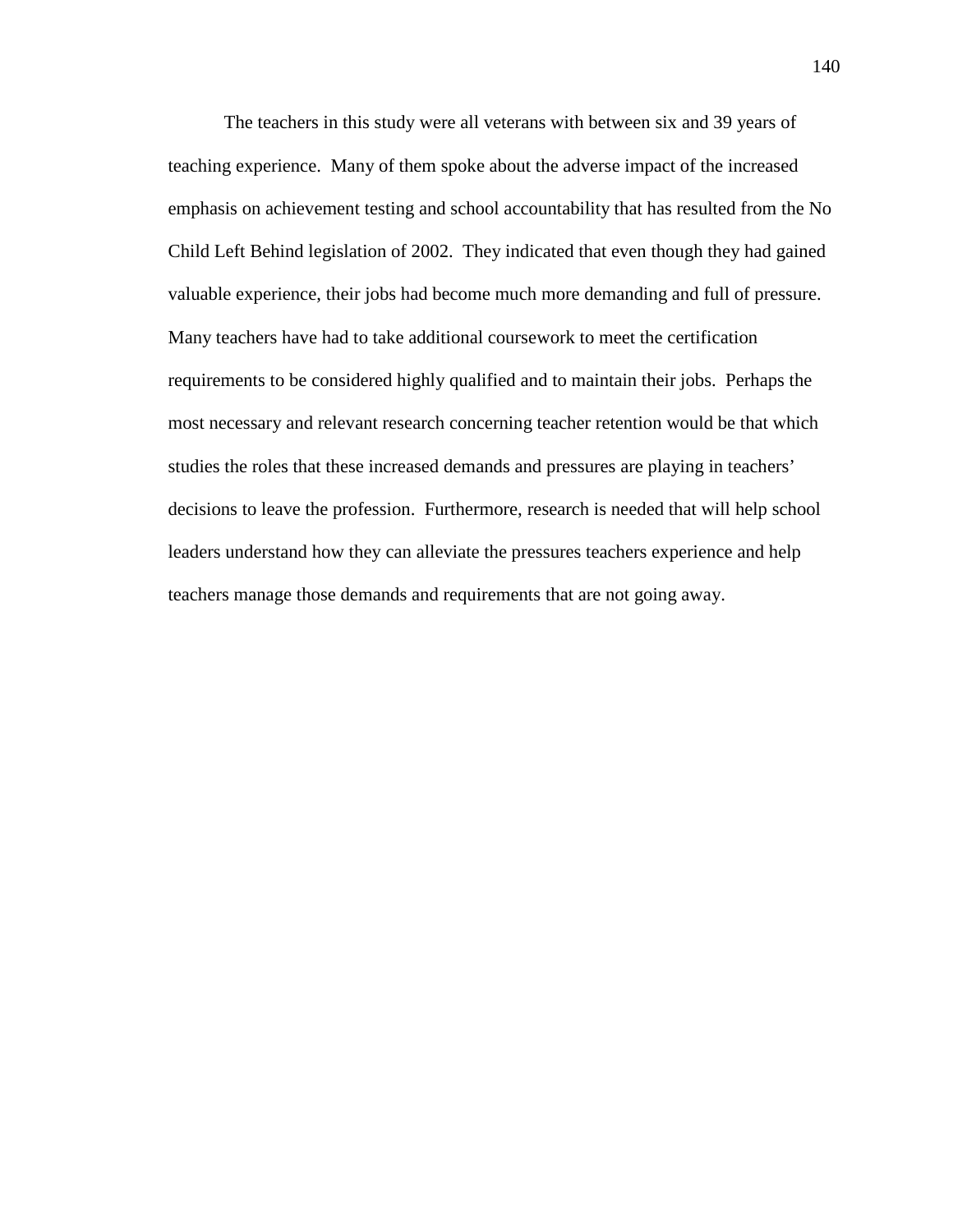The teachers in this study were all veterans with between six and 39 years of teaching experience. Many of them spoke about the adverse impact of the increased emphasis on achievement testing and school accountability that has resulted from the No Child Left Behind legislation of 2002. They indicated that even though they had gained valuable experience, their jobs had become much more demanding and full of pressure. Many teachers have had to take additional coursework to meet the certification requirements to be considered highly qualified and to maintain their jobs. Perhaps the most necessary and relevant research concerning teacher retention would be that which studies the roles that these increased demands and pressures are playing in teachers' decisions to leave the profession. Furthermore, research is needed that will help school leaders understand how they can alleviate the pressures teachers experience and help teachers manage those demands and requirements that are not going away.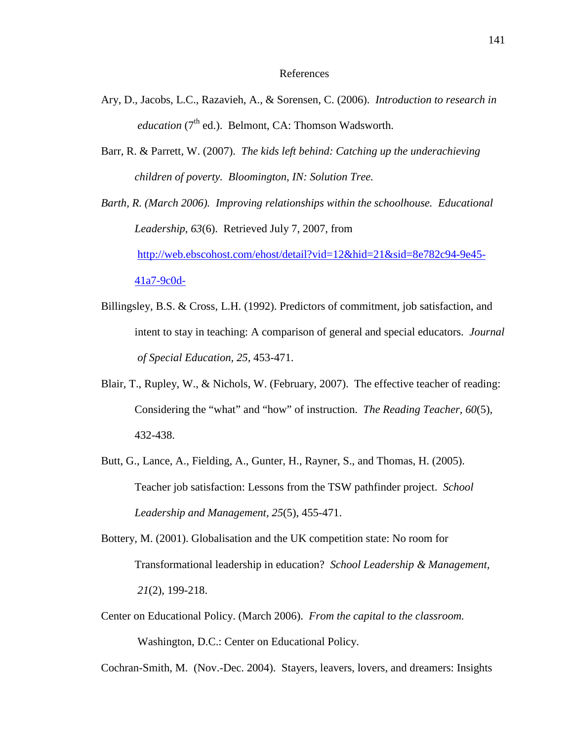# References

Ary, D., Jacobs, L.C., Razavieh, A., & Sorensen, C. (2006). *Introduction to research in education* (7th ed.). Belmont, CA: Thomson Wadsworth.

Barr, R. & Parrett, W. (2007). *The kids left behind: Catching up the underachieving children of poverty. Bloomington, IN: Solution Tree.*

*Barth, R. (March 2006). Improving relationships within the schoolhouse. Educational Leadership, 63*(6). Retrieved July 7, 2007, from http://web.ebscohost.com/ehost/detail?vid=12&hid=21&sid=8e782c94-9e45-41a7-9c0d-

Billingsley, B.S. & Cross, L.H. (1992). Predictors of commitment, job satisfaction, and intent to stay in teaching: A comparison of general and special educators. *Journal of Special Education, 25,* 453-471.

Blair, T., Rupley, W., & Nichols, W. (February, 2007). The effective teacher of reading: Considering the "what" and "how" of instruction. *The Reading Teacher, 60*(5), 432-438.

Butt, G., Lance, A., Fielding, A., Gunter, H., Rayner, S., and Thomas, H. (2005). Teacher job satisfaction: Lessons from the TSW pathfinder project. *School Leadership and Management, 25*(5), 455-471.

Bottery, M. (2001). Globalisation and the UK competition state: No room for Transformational leadership in education? *School Leadership & Management, 21*(2), 199-218.

Center on Educational Policy. (March 2006). *From the capital to the classroom.* Washington, D.C.: Center on Educational Policy.

Cochran-Smith, M. (Nov.-Dec. 2004). Stayers, leavers, lovers, and dreamers: Insights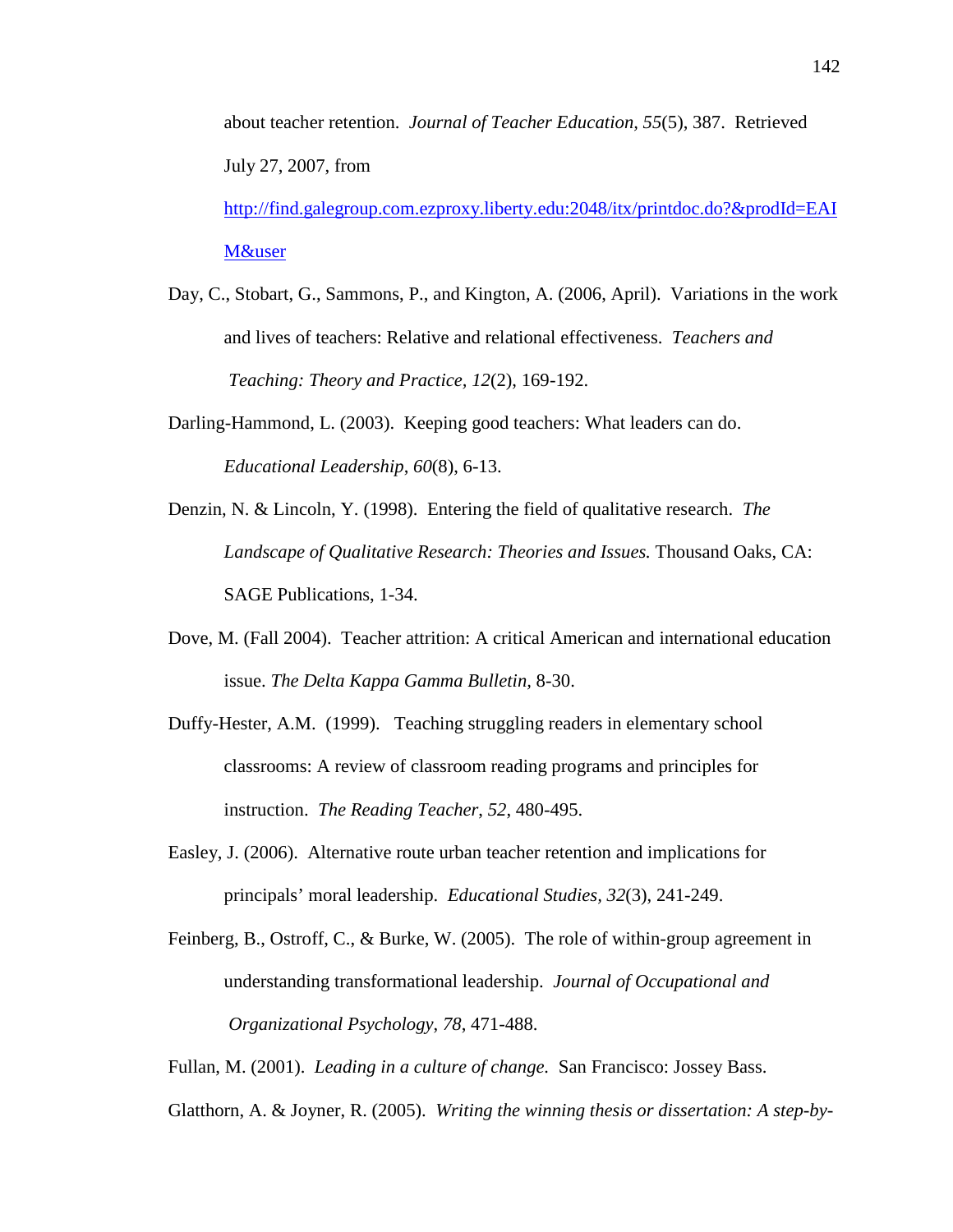about teacher retention. *Journal of Teacher Education, 55*(5), 387. Retrieved July 27, 2007, from [http://find.galegroup.com.ezproxy.liberty.edu:2048/itx/printdoc.do?&prodId=EAIM&user](http://find.galegroup.com.ezproxy.liberty.edu:2048/itx/printdoc.do?&prodId=EAIM&user)

Day, C., Stobart, G., Sammons, P., and Kington, A. (2006, April). Variations in the work and lives of teachers: Relative and relational effectiveness. *Teachers and Teaching: Theory and Practice, 12*(2), 169-192.

Darling-Hammond, L. (2003). Keeping good teachers: What leaders can do. *Educational Leadership*, *60*(8), 6-13.

Denzin, N. & Lincoln, Y. (1998). Entering the field of qualitative research. *The Landscape of Qualitative Research: Theories and Issues.* Thousand Oaks, CA: SAGE Publications, 1-34.

Dove, M. (Fall 2004). Teacher attrition: A critical American and international education issue. *The Delta Kappa Gamma Bulletin,* 8-30.

Duffy-Hester, A.M. (1999). Teaching struggling readers in elementary school classrooms: A review of classroom reading programs and principles for instruction. *The Reading Teacher*, *52*, 480-495.

Easley, J. (2006). Alternative route urban teacher retention and implications for principals' moral leadership. *Educational Studies*, *32*(3), 241-249.

Feinberg, B., Ostroff, C., & Burke, W. (2005). The role of within-group agreement in understanding transformational leadership. *Journal of Occupational and Organizational Psychology*, *78*, 471-488.

Fullan, M. (2001). *Leading in a culture of change.* San Francisco: Jossey Bass.

Glatthorn, A. & Joyner, R. (2005). *Writing the winning thesis or dissertation: A step-by-*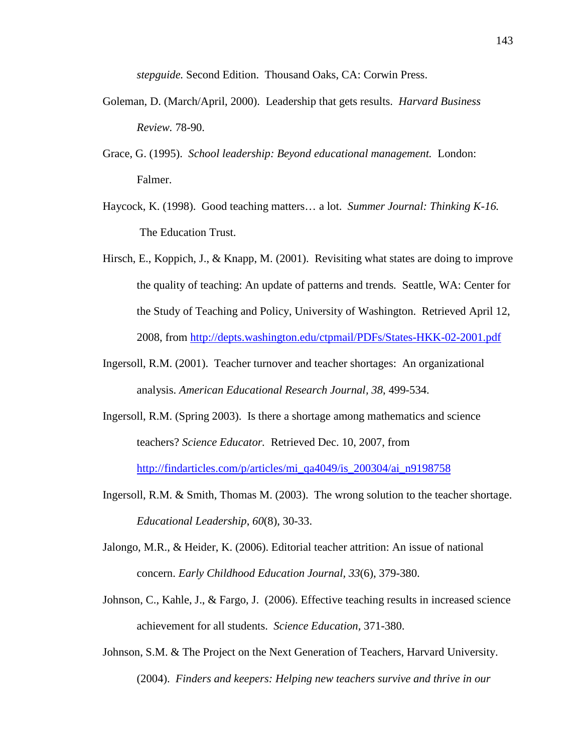*stepguide.* Second Edition. Thousand Oaks, CA: Corwin Press.

Goleman, D. (March/April, 2000). Leadership that gets results. *Harvard Business Review.* 78-90.

Grace, G. (1995). *School leadership: Beyond educational management.* London: Falmer.

Haycock, K. (1998). Good teaching matters… a lot. *Summer Journal: Thinking K-16.* The Education Trust.

Hirsch, E., Koppich, J., & Knapp, M. (2001). Revisiting what states are doing to improve the quality of teaching: An update of patterns and trends. Seattle, WA: Center for the Study of Teaching and Policy, University of Washington. Retrieved April 12, 2008, from http://depts.washington.edu/ctpmail/PDFs/States-HKK-02-2001.pdf

Ingersoll, R.M. (2001). Teacher turnover and teacher shortages: An organizational analysis. *American Educational Research Journal, 38,* 499-534.

Ingersoll, R.M. (Spring 2003). Is there a shortage among mathematics and science teachers? *Science Educator.* Retrieved Dec. 10, 2007, from http://findarticles.com/p/articles/mi_qa4049/is_200304/ai_n9198758

Ingersoll, R.M. & Smith, Thomas M. (2003). The wrong solution to the teacher shortage. *Educational Leadership*, *60*(8), 30-33.

Jalongo, M.R., & Heider, K. (2006). Editorial teacher attrition: An issue of national concern. *Early Childhood Education Journal, 33*(6), 379-380.

Johnson, C., Kahle, J., & Fargo, J. (2006). Effective teaching results in increased science achievement for all students. *Science Education,* 371-380.

Johnson, S.M. & The Project on the Next Generation of Teachers, Harvard University. (2004). *Finders and keepers: Helping new teachers survive and thrive in our*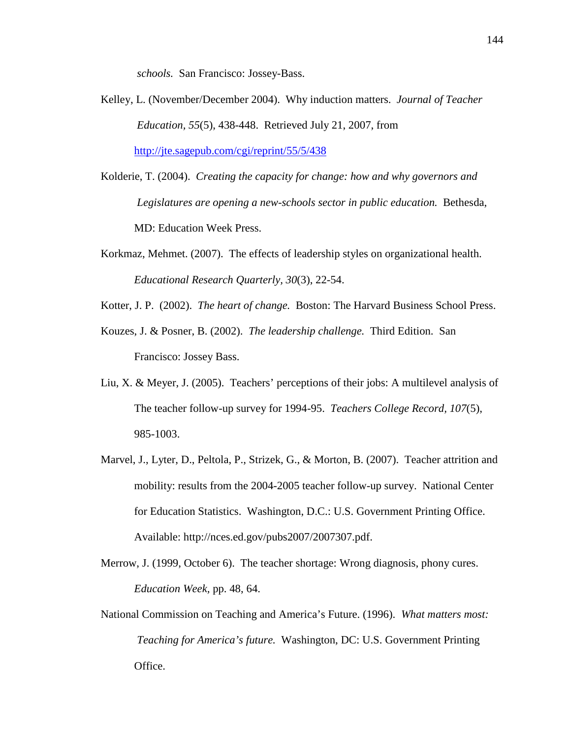*schools.* San Francisco: Jossey-Bass.

Kelley, L. (November/December 2004). Why induction matters. *Journal of Teacher Education, 55*(5), 438-448. Retrieved July 21, 2007, from http://jte.sagepub.com/cgi/reprint/55/5/438

Kolderie, T. (2004). *Creating the capacity for change: how and why governors and Legislatures are opening a new-schools sector in public education.* Bethesda, MD: Education Week Press.

Korkmaz, Mehmet. (2007). The effects of leadership styles on organizational health. *Educational Research Quarterly, 30*(3), 22-54.

Kotter, J. P. (2002). *The heart of change.* Boston: The Harvard Business School Press.

Kouzes, J. & Posner, B. (2002). *The leadership challenge.* Third Edition. San Francisco: Jossey Bass.

Liu, X. & Meyer, J. (2005). Teachers' perceptions of their jobs: A multilevel analysis of The teacher follow-up survey for 1994-95. *Teachers College Record, 107*(5), 985-1003.

Marvel, J., Lyter, D., Peltola, P., Strizek, G., & Morton, B. (2007). Teacher attrition and mobility: results from the 2004-2005 teacher follow-up survey. National Center for Education Statistics. Washington, D.C.: U.S. Government Printing Office. Available: http://nces.ed.gov/pubs2007/2007307.pdf.

Merrow, J. (1999, October 6). The teacher shortage: Wrong diagnosis, phony cures. *Education Week*, pp. 48, 64.

National Commission on Teaching and America's Future. (1996). *What matters most: Teaching for America's future.* Washington, DC: U.S. Government Printing Office.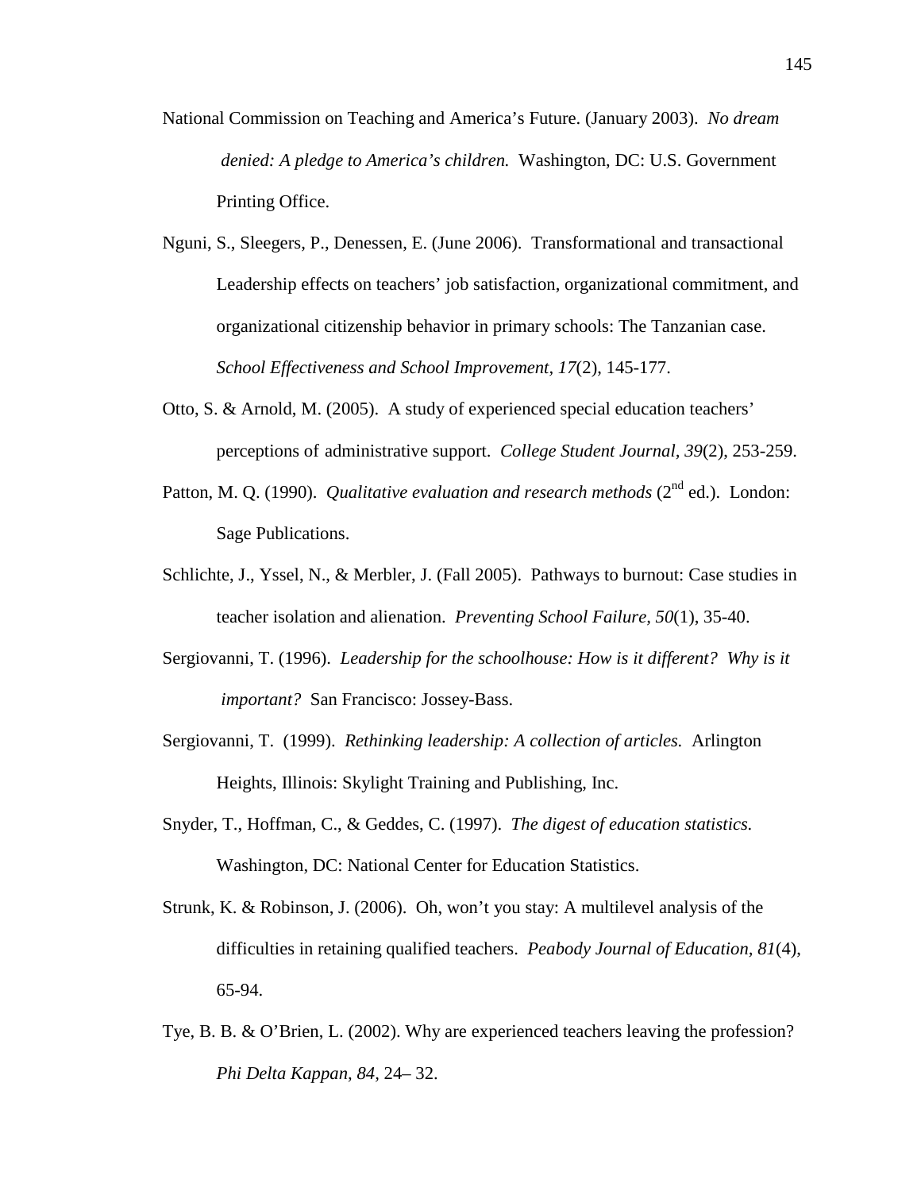National Commission on Teaching and America's Future. (January 2003). *No dream denied: A pledge to America's children.* Washington, DC: U.S. Government Printing Office.

Nguni, S., Sleegers, P., Denessen, E. (June 2006). Transformational and transactional Leadership effects on teachers' job satisfaction, organizational commitment, and organizational citizenship behavior in primary schools: The Tanzanian case. *School Effectiveness and School Improvement, 17*(2), 145-177.

Otto, S. & Arnold, M. (2005). A study of experienced special education teachers' perceptions of administrative support. *College Student Journal*, *39*(2), 253-259.

Patton, M. Q. (1990). *Qualitative evaluation and research methods* (2nd ed.). London: Sage Publications.

Schlichte, J., Yssel, N., & Merbler, J. (Fall 2005). Pathways to burnout: Case studies in teacher isolation and alienation. *Preventing School Failure, 50*(1), 35-40.

Sergiovanni, T. (1996). *Leadership for the schoolhouse: How is it different? Why is it important?* San Francisco: Jossey-Bass.

Sergiovanni, T. (1999). *Rethinking leadership: A collection of articles.* Arlington Heights, Illinois: Skylight Training and Publishing, Inc.

Snyder, T., Hoffman, C., & Geddes, C. (1997). *The digest of education statistics.* Washington, DC: National Center for Education Statistics.

Strunk, K. & Robinson, J. (2006). Oh, won't you stay: A multilevel analysis of the difficulties in retaining qualified teachers. *Peabody Journal of Education, 81*(4), 65-94.

Tye, B. B. & O'Brien, L. (2002). Why are experienced teachers leaving the profession? *Phi Delta Kappan, 84,* 24– 32.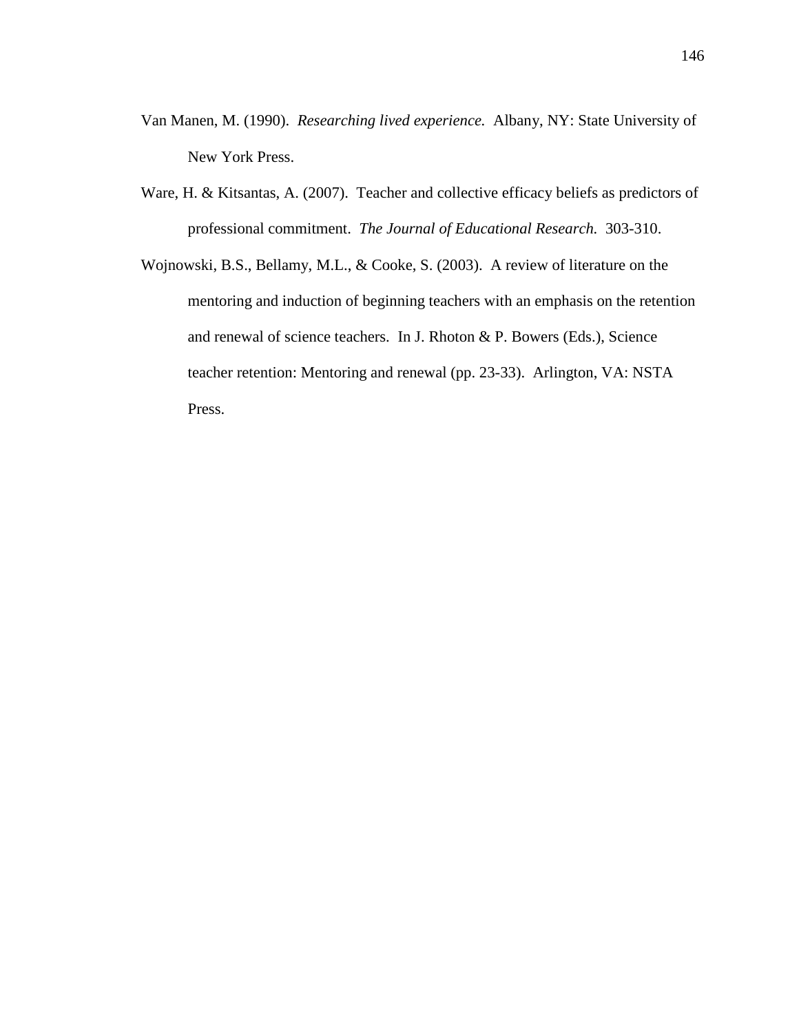Van Manen, M. (1990). *Researching lived experience.* Albany, NY: State University of New York Press.

Ware, H. & Kitsantas, A. (2007). Teacher and collective efficacy beliefs as predictors of professional commitment. *The Journal of Educational Research.* 303-310.

Wojnowski, B.S., Bellamy, M.L., & Cooke, S. (2003). A review of literature on the mentoring and induction of beginning teachers with an emphasis on the retention and renewal of science teachers. In J. Rhoton & P. Bowers (Eds.), Science teacher retention: Mentoring and renewal (pp. 23-33). Arlington, VA: NSTA Press.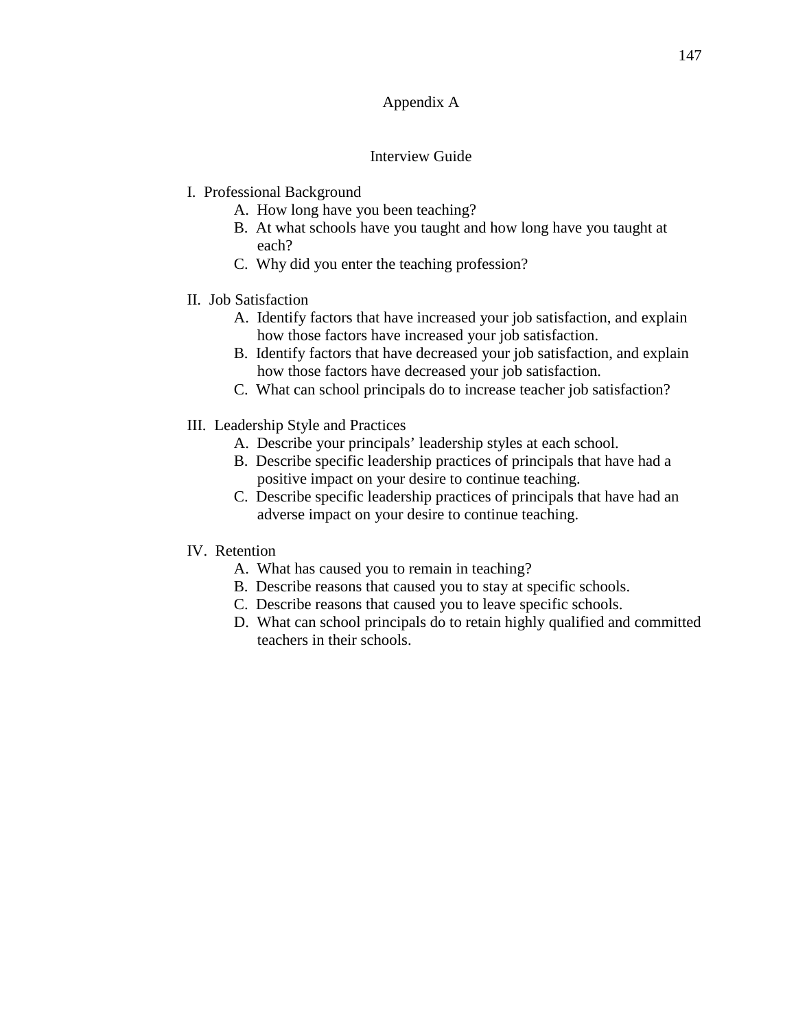# Appendix A

## Interview Guide

I. Professional Background

- A. How long have you been teaching?
- B. At what schools have you taught and how long have you taught at each?
- C. Why did you enter the teaching profession?

II. Job Satisfaction

- A. Identify factors that have increased your job satisfaction, and explain how those factors have increased your job satisfaction.
- B. Identify factors that have decreased your job satisfaction, and explain how those factors have decreased your job satisfaction.
- C. What can school principals do to increase teacher job satisfaction?

III. Leadership Style and Practices

- A. Describe your principals' leadership styles at each school.
- B. Describe specific leadership practices of principals that have had a positive impact on your desire to continue teaching.
- C. Describe specific leadership practices of principals that have had an adverse impact on your desire to continue teaching.

IV. Retention

- A. What has caused you to remain in teaching?
- B. Describe reasons that caused you to stay at specific schools.
- C. Describe reasons that caused you to leave specific schools.
- D. What can school principals do to retain highly qualified and committed teachers in their schools.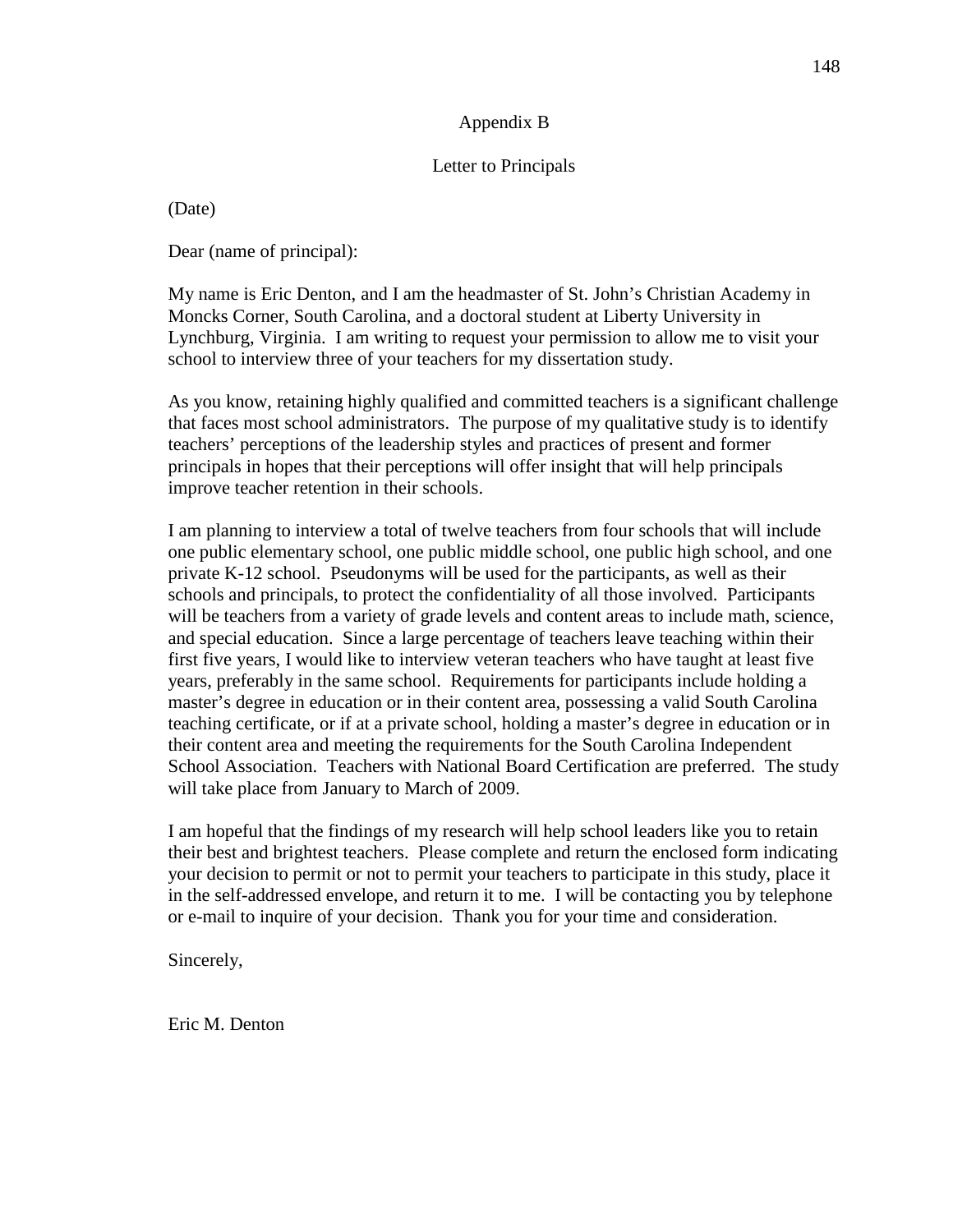# Appendix B

## Letter to Principals

(Date)

Dear (name of principal):

My name is Eric Denton, and I am the headmaster of St. John's Christian Academy in Moncks Corner, South Carolina, and a doctoral student at Liberty University in Lynchburg, Virginia. I am writing to request your permission to allow me to visit your school to interview three of your teachers for my dissertation study.

As you know, retaining highly qualified and committed teachers is a significant challenge that faces most school administrators. The purpose of my qualitative study is to identify teachers' perceptions of the leadership styles and practices of present and former principals in hopes that their perceptions will offer insight that will help principals improve teacher retention in their schools.

I am planning to interview a total of twelve teachers from four schools that will include one public elementary school, one public middle school, one public high school, and one private K-12 school. Pseudonyms will be used for the participants, as well as their schools and principals, to protect the confidentiality of all those involved. Participants will be teachers from a variety of grade levels and content areas to include math, science, and special education. Since a large percentage of teachers leave teaching within their first five years, I would like to interview veteran teachers who have taught at least five years, preferably in the same school. Requirements for participants include holding a master's degree in education or in their content area, possessing a valid South Carolina teaching certificate, or if at a private school, holding a master's degree in education or in their content area and meeting the requirements for the South Carolina Independent School Association. Teachers with National Board Certification are preferred. The study will take place from January to March of 2009.

I am hopeful that the findings of my research will help school leaders like you to retain their best and brightest teachers. Please complete and return the enclosed form indicating your decision to permit or not to permit your teachers to participate in this study, place it in the self-addressed envelope, and return it to me. I will be contacting you by telephone or e-mail to inquire of your decision. Thank you for your time and consideration.

Sincerely,

Eric M. Denton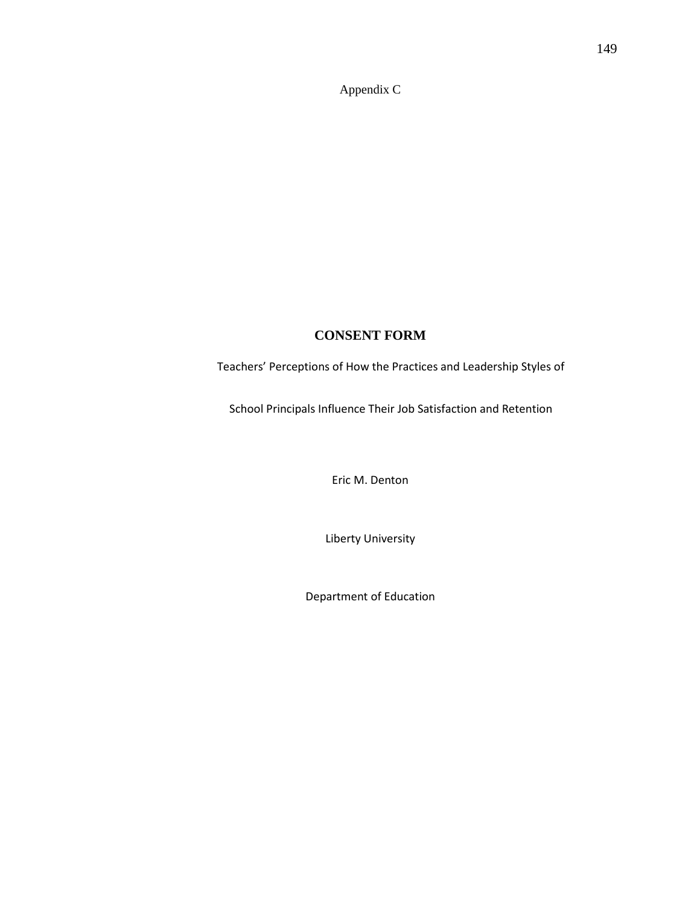Appendix C

# CONSENT FORM

Teachers' Perceptions of How the Practices and Leadership Styles of

School Principals Influence Their Job Satisfaction and Retention

Eric M. Denton

Liberty University

Department of Education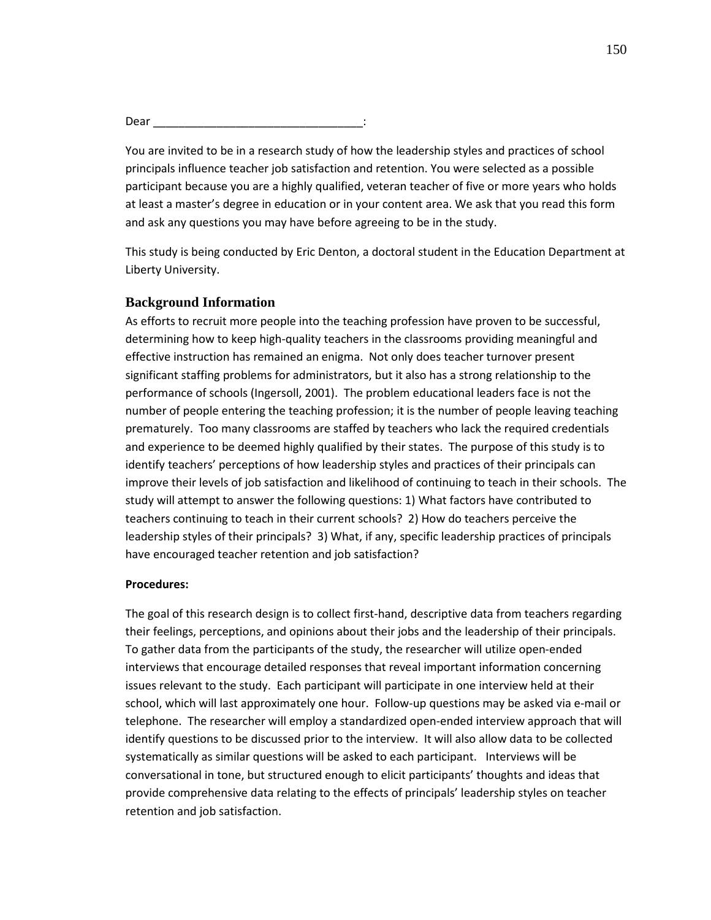Dear ________________________________:

You are invited to be in a research study of how the leadership styles and practices of school principals influence teacher job satisfaction and retention. You were selected as a possible participant because you are a highly qualified, veteran teacher of five or more years who holds at least a master's degree in education or in your content area. We ask that you read this form and ask any questions you may have before agreeing to be in the study.

This study is being conducted by Eric Denton, a doctoral student in the Education Department at Liberty University.

## Background Information

As efforts to recruit more people into the teaching profession have proven to be successful, determining how to keep high-quality teachers in the classrooms providing meaningful and effective instruction has remained an enigma. Not only does teacher turnover present significant staffing problems for administrators, but it also has a strong relationship to the performance of schools (Ingersoll, 2001). The problem educational leaders face is not the number of people entering the teaching profession; it is the number of people leaving teaching prematurely. Too many classrooms are staffed by teachers who lack the required credentials and experience to be deemed highly qualified by their states. The purpose of this study is to identify teachers' perceptions of how leadership styles and practices of their principals can improve their levels of job satisfaction and likelihood of continuing to teach in their schools. The study will attempt to answer the following questions: 1) What factors have contributed to teachers continuing to teach in their current schools? 2) How do teachers perceive the leadership styles of their principals? 3) What, if any, specific leadership practices of principals have encouraged teacher retention and job satisfaction?

**Procedures:**

The goal of this research design is to collect first-hand, descriptive data from teachers regarding their feelings, perceptions, and opinions about their jobs and the leadership of their principals. To gather data from the participants of the study, the researcher will utilize open-ended interviews that encourage detailed responses that reveal important information concerning issues relevant to the study. Each participant will participate in one interview held at their school, which will last approximately one hour. Follow-up questions may be asked via e-mail or telephone. The researcher will employ a standardized open-ended interview approach that will identify questions to be discussed prior to the interview. It will also allow data to be collected systematically as similar questions will be asked to each participant. Interviews will be conversational in tone, but structured enough to elicit participants' thoughts and ideas that provide comprehensive data relating to the effects of principals' leadership styles on teacher retention and job satisfaction.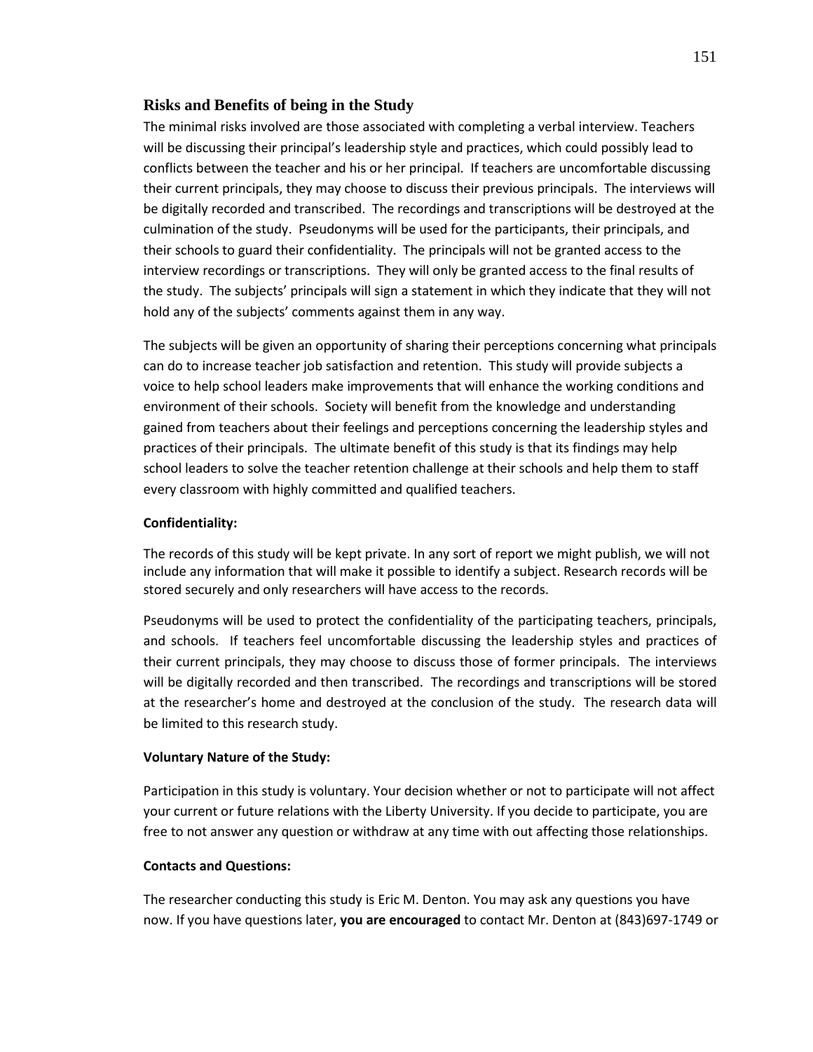## Risks and Benefits of being in the Study

The minimal risks involved are those associated with completing a verbal interview. Teachers will be discussing their principal's leadership style and practices, which could possibly lead to conflicts between the teacher and his or her principal. If teachers are uncomfortable discussing their current principals, they may choose to discuss their previous principals. The interviews will be digitally recorded and transcribed. The recordings and transcriptions will be destroyed at the culmination of the study. Pseudonyms will be used for the participants, their principals, and their schools to guard their confidentiality. The principals will not be granted access to the interview recordings or transcriptions. They will only be granted access to the final results of the study. The subjects' principals will sign a statement in which they indicate that they will not hold any of the subjects' comments against them in any way.

The subjects will be given an opportunity of sharing their perceptions concerning what principals can do to increase teacher job satisfaction and retention. This study will provide subjects a voice to help school leaders make improvements that will enhance the working conditions and environment of their schools. Society will benefit from the knowledge and understanding gained from teachers about their feelings and perceptions concerning the leadership styles and practices of their principals. The ultimate benefit of this study is that its findings may help school leaders to solve the teacher retention challenge at their schools and help them to staff every classroom with highly committed and qualified teachers.

**Confidentiality:**

The records of this study will be kept private. In any sort of report we might publish, we will not include any information that will make it possible to identify a subject. Research records will be stored securely and only researchers will have access to the records.

Pseudonyms will be used to protect the confidentiality of the participating teachers, principals, and schools. If teachers feel uncomfortable discussing the leadership styles and practices of their current principals, they may choose to discuss those of former principals. The interviews will be digitally recorded and then transcribed. The recordings and transcriptions will be stored at the researcher's home and destroyed at the conclusion of the study. The research data will be limited to this research study.

**Voluntary Nature of the Study:**

Participation in this study is voluntary. Your decision whether or not to participate will not affect your current or future relations with the Liberty University. If you decide to participate, you are free to not answer any question or withdraw at any time with out affecting those relationships.

**Contacts and Questions:**

The researcher conducting this study is Eric M. Denton. You may ask any questions you have now. If you have questions later, **you are encouraged** to contact Mr. Denton at (843)697-1749 or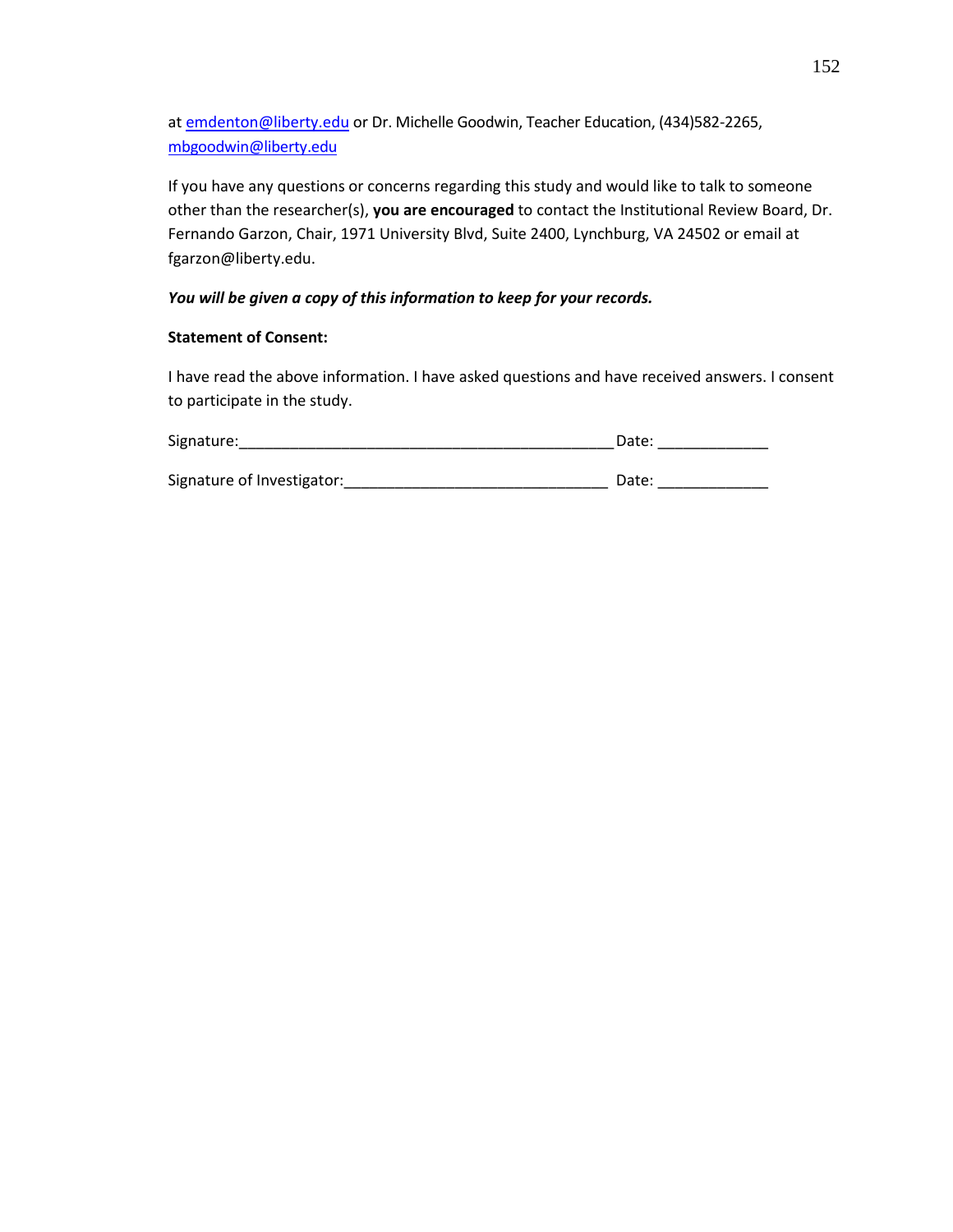at emdenton@liberty.edu or Dr. Michelle Goodwin, Teacher Education, (434)582-2265, mbgoodwin@liberty.edu

If you have any questions or concerns regarding this study and would like to talk to someone other than the researcher(s), **you are encouraged** to contact the Institutional Review Board, Dr. Fernando Garzon, Chair, 1971 University Blvd, Suite 2400, Lynchburg, VA 24502 or email at fgarzon@liberty.edu.

***You will be given a copy of this information to keep for your records.***

**Statement of Consent:**

I have read the above information. I have asked questions and have received answers. I consent to participate in the study.

Signature:_____________________________________________ Date: _____________

Signature of Investigator:_______________________________ Date: _____________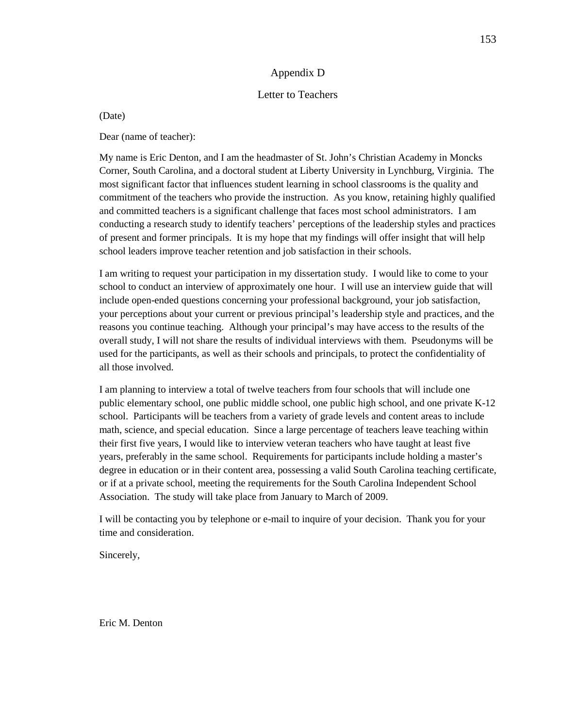# Appendix D

## Letter to Teachers

(Date)

Dear (name of teacher):

My name is Eric Denton, and I am the headmaster of St. John's Christian Academy in Moncks Corner, South Carolina, and a doctoral student at Liberty University in Lynchburg, Virginia. The most significant factor that influences student learning in school classrooms is the quality and commitment of the teachers who provide the instruction. As you know, retaining highly qualified and committed teachers is a significant challenge that faces most school administrators. I am conducting a research study to identify teachers' perceptions of the leadership styles and practices of present and former principals. It is my hope that my findings will offer insight that will help school leaders improve teacher retention and job satisfaction in their schools.

I am writing to request your participation in my dissertation study. I would like to come to your school to conduct an interview of approximately one hour. I will use an interview guide that will include open-ended questions concerning your professional background, your job satisfaction, your perceptions about your current or previous principal's leadership style and practices, and the reasons you continue teaching. Although your principal's may have access to the results of the overall study, I will not share the results of individual interviews with them. Pseudonyms will be used for the participants, as well as their schools and principals, to protect the confidentiality of all those involved.

I am planning to interview a total of twelve teachers from four schools that will include one public elementary school, one public middle school, one public high school, and one private K-12 school. Participants will be teachers from a variety of grade levels and content areas to include math, science, and special education. Since a large percentage of teachers leave teaching within their first five years, I would like to interview veteran teachers who have taught at least five years, preferably in the same school. Requirements for participants include holding a master's degree in education or in their content area, possessing a valid South Carolina teaching certificate, or if at a private school, meeting the requirements for the South Carolina Independent School Association. The study will take place from January to March of 2009.

I will be contacting you by telephone or e-mail to inquire of your decision. Thank you for your time and consideration.

Sincerely,

Eric M. Denton